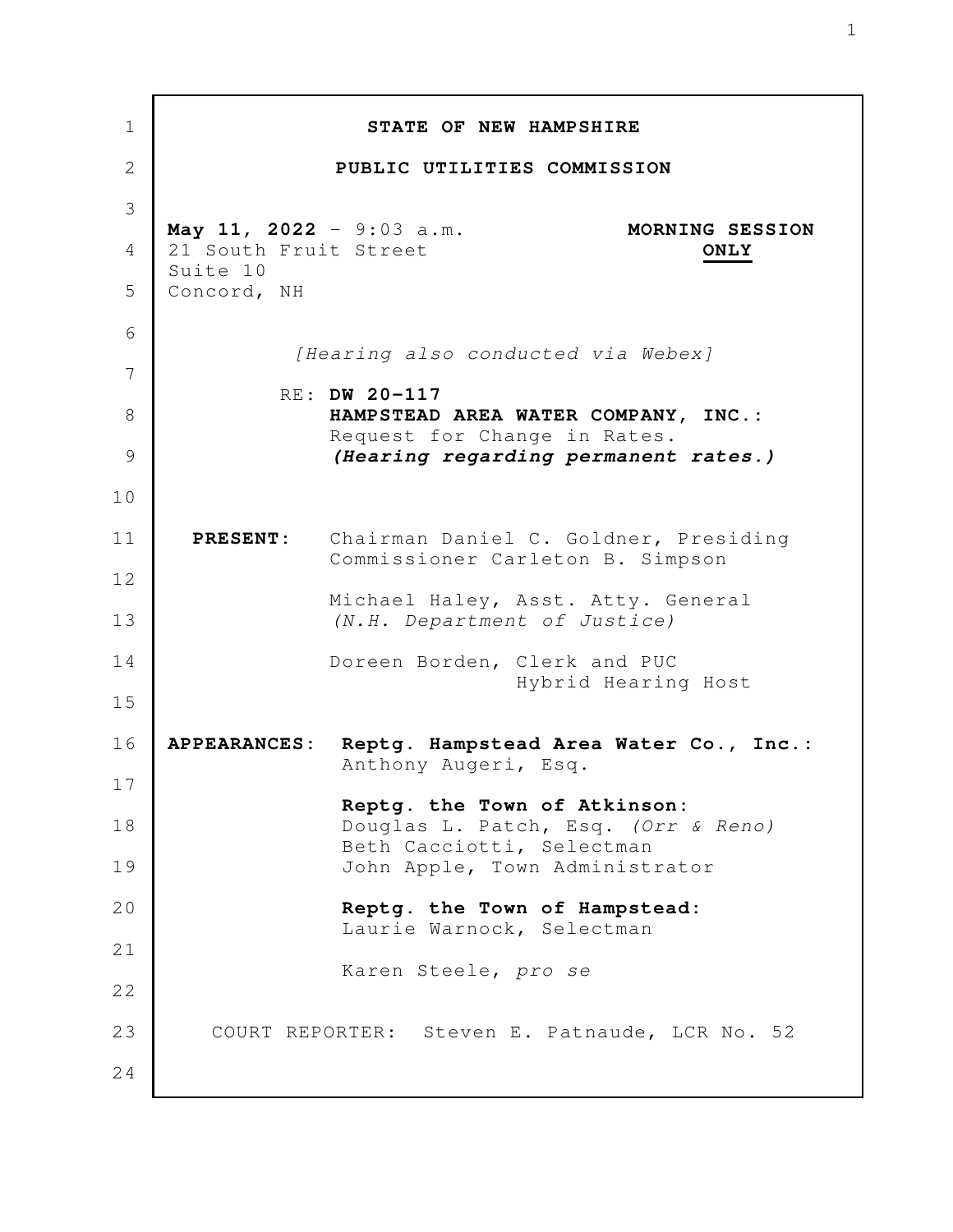**STATE OF NEW HAMPSHIRE**

**PUBLIC UTILITIES COMMISSION**

**May 11, 2022** - 9:03 a.m. **MORNING SESSION ONLY**
21 South Fruit Street
Suite 10
Concord, NH

*[Hearing also conducted via Webex]*

RE: **DW 20-117**
**HAMPSTEAD AREA WATER COMPANY, INC.:**
Request for Change in Rates.
***(Hearing regarding permanent rates.)***

**PRESENT:** Chairman Daniel C. Goldner, Presiding
Commissioner Carleton B. Simpson

Michael Haley, Asst. Atty. General
*(N.H. Department of Justice)*

Doreen Borden, Clerk and PUC Hybrid Hearing Host

**APPEARANCES:** **Reptg. Hampstead Area Water Co., Inc.:**
Anthony Augeri, Esq.

**Reptg. the Town of Atkinson:**
Douglas L. Patch, Esq. *(Orr & Reno)*
Beth Cacciotti, Selectman
John Apple, Town Administrator

**Reptg. the Town of Hampstead:**
Laurie Warnock, Selectman

Karen Steele, *pro se*

COURT REPORTER: Steven E. Patnaude, LCR No. 52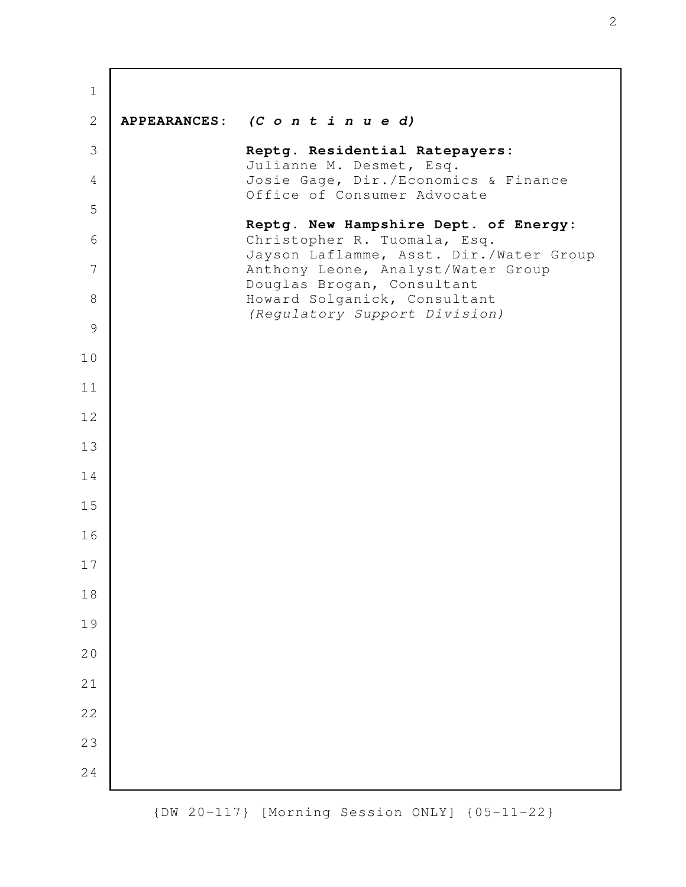**APPEARANCES:** ***(C o n t i n u e d)***

**Reptg. Residential Ratepayers:**
Julianne M. Desmet, Esq.
Josie Gage, Dir./Economics & Finance
Office of Consumer Advocate

**Reptg. New Hampshire Dept. of Energy:**
Christopher R. Tuomala, Esq.
Jayson Laflamme, Asst. Dir./Water Group
Anthony Leone, Analyst/Water Group
Douglas Brogan, Consultant
Howard Solganick, Consultant
*(Regulatory Support Division)*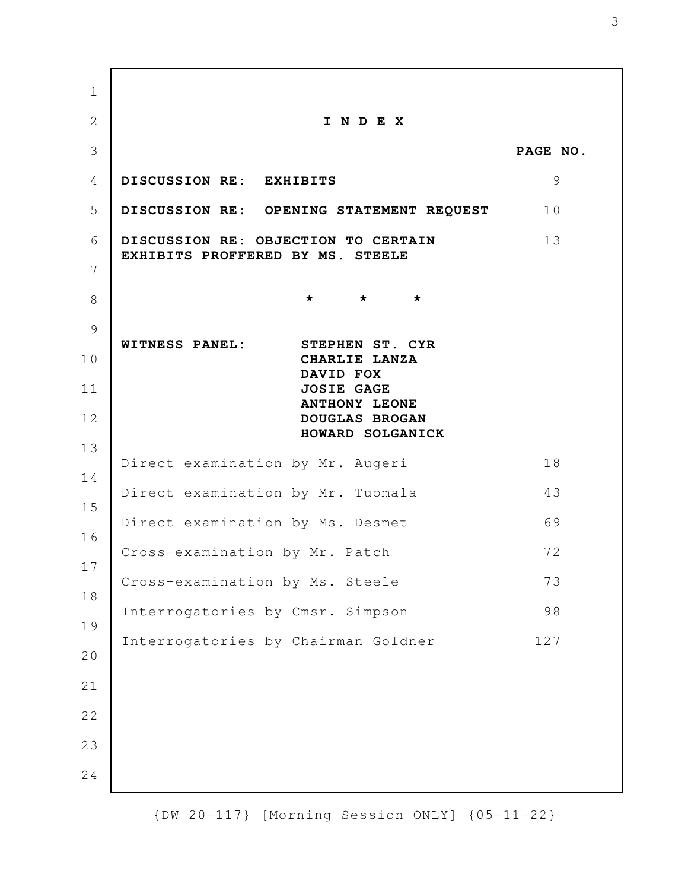# I N D E X

| | PAGE NO. |
|---|---|
| **DISCUSSION RE: EXHIBITS** | 9 |
| **DISCUSSION RE: OPENING STATEMENT REQUEST** | 10 |
| **DISCUSSION RE: OBJECTION TO CERTAIN EXHIBITS PROFFERED BY MS. STEELE** | 13 |

\* \* \*

**WITNESS PANEL:** **STEPHEN ST. CYR**
**CHARLIE LANZA**
**DAVID FOX**
**JOSIE GAGE**
**ANTHONY LEONE**
**DOUGLAS BROGAN**
**HOWARD SOLGANICK**

| | |
|---|---|
| Direct examination by Mr. Augeri | 18 |
| Direct examination by Mr. Tuomala | 43 |
| Direct examination by Ms. Desmet | 69 |
| Cross-examination by Mr. Patch | 72 |
| Cross-examination by Ms. Steele | 73 |
| Interrogatories by Cmsr. Simpson | 98 |
| Interrogatories by Chairman Goldner | 127 |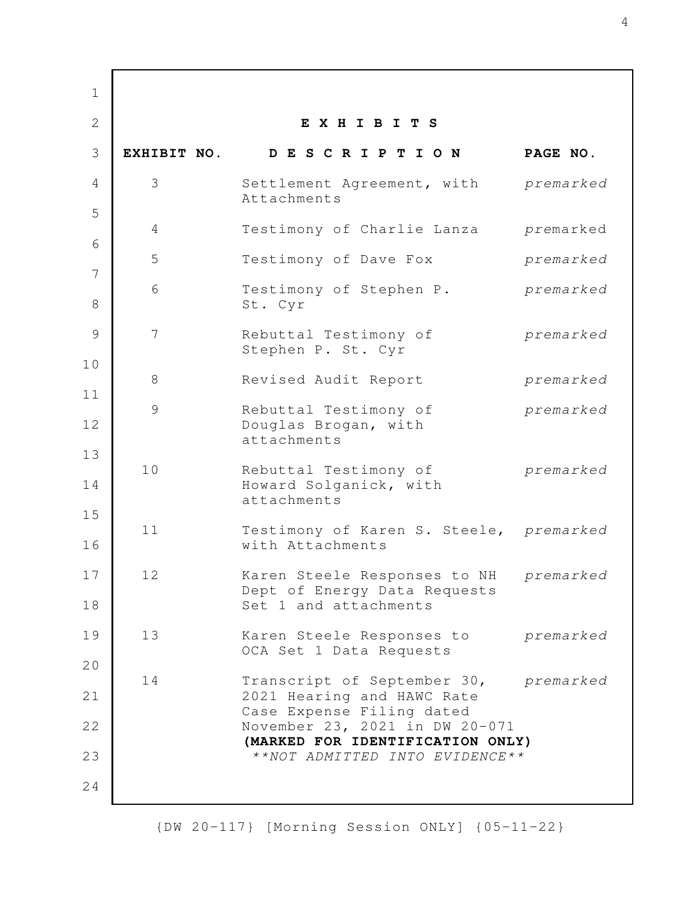## E X H I B I T S

| EXHIBIT NO. | D E S C R I P T I O N | PAGE NO. |
|---|---|---|
| 3 | Settlement Agreement, with Attachments | *premarked* |
| 4 | Testimony of Charlie Lanza | *premarked* |
| 5 | Testimony of Dave Fox | *premarked* |
| 6 | Testimony of Stephen P. St. Cyr | *premarked* |
| 7 | Rebuttal Testimony of Stephen P. St. Cyr | *premarked* |
| 8 | Revised Audit Report | *premarked* |
| 9 | Rebuttal Testimony of Douglas Brogan, with attachments | *premarked* |
| 10 | Rebuttal Testimony of Howard Solganick, with attachments | *premarked* |
| 11 | Testimony of Karen S. Steele, with Attachments | *premarked* |
| 12 | Karen Steele Responses to NH Dept of Energy Data Requests Set 1 and attachments | *premarked* |
| 13 | Karen Steele Responses to OCA Set 1 Data Requests | *premarked* |
| 14 | Transcript of September 30, 2021 Hearing and HAWC Rate Case Expense Filing dated November 23, 2021 in DW 20-071 **(MARKED FOR IDENTIFICATION ONLY)** *\*\*NOT ADMITTED INTO EVIDENCE\*\** | *premarked* |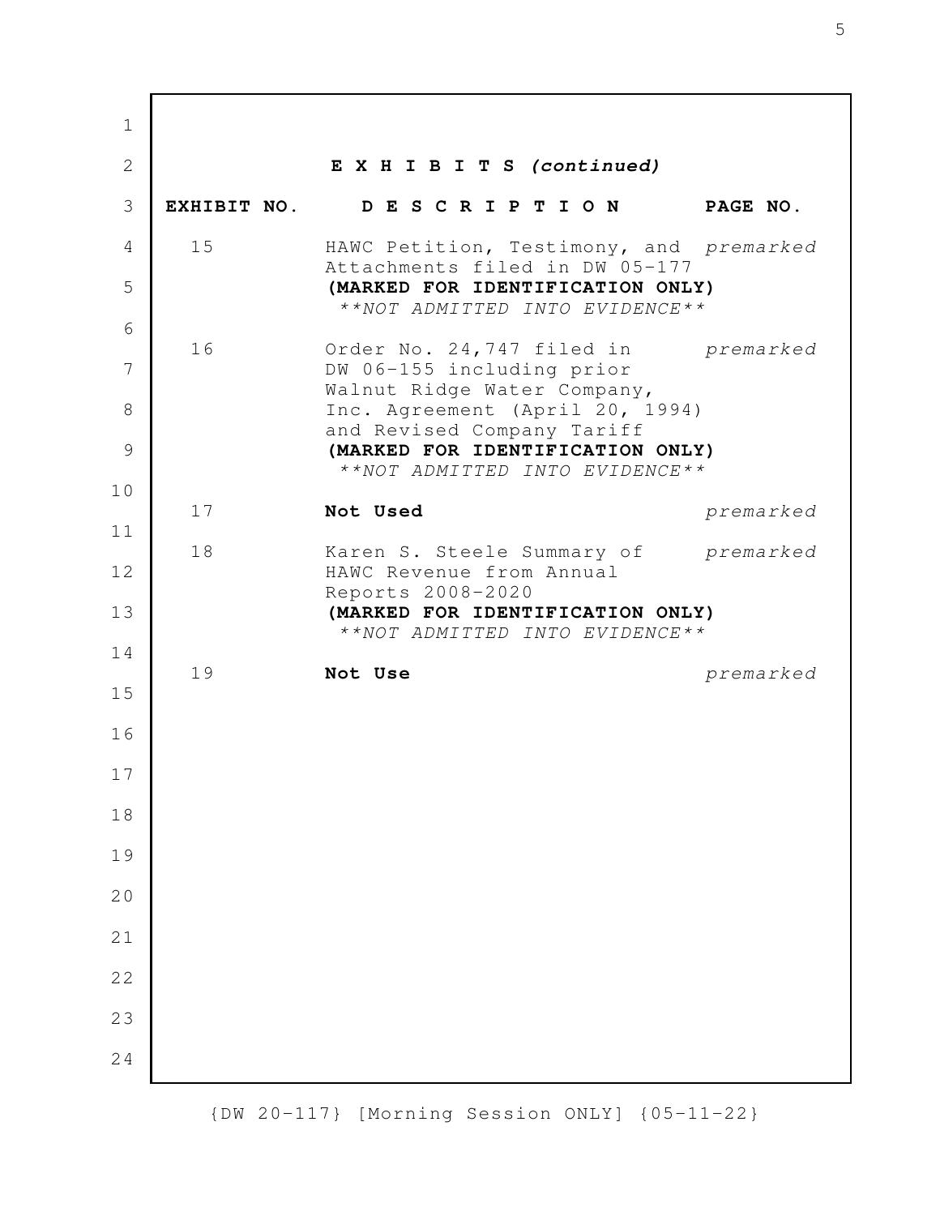**E X H I B I T S *(continued)***

| EXHIBIT NO. | D E S C R I P T I O N | PAGE NO. |
|---|---|---|
| 15 | HAWC Petition, Testimony, and Attachments filed in DW 05-177 **(MARKED FOR IDENTIFICATION ONLY)** ***\*\*NOT ADMITTED INTO EVIDENCE\*\**** | *premarked* |
| 16 | Order No. 24,747 filed in DW 06-155 including prior Walnut Ridge Water Company, Inc. Agreement (April 20, 1994) and Revised Company Tariff **(MARKED FOR IDENTIFICATION ONLY)** ***\*\*NOT ADMITTED INTO EVIDENCE\*\**** | *premarked* |
| 17 | **Not Used** | *premarked* |
| 18 | Karen S. Steele Summary of HAWC Revenue from Annual Reports 2008-2020 **(MARKED FOR IDENTIFICATION ONLY)** ***\*\*NOT ADMITTED INTO EVIDENCE\*\**** | *premarked* |
| 19 | **Not Use** | *premarked* |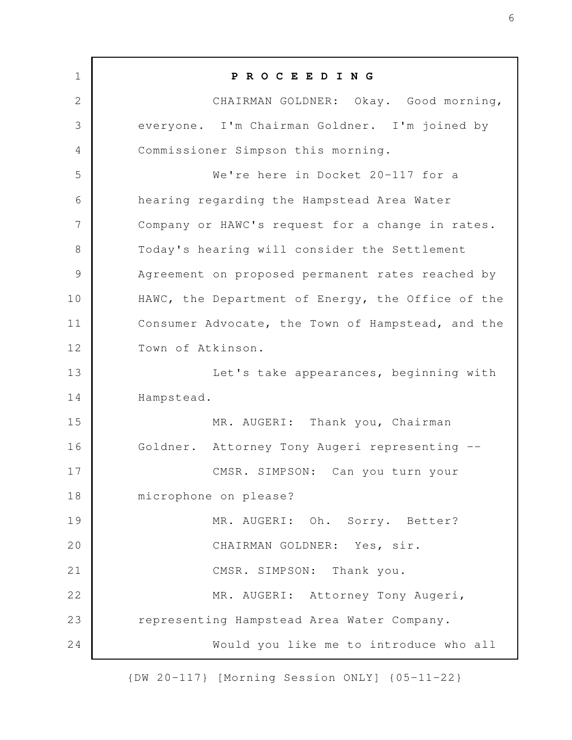**P R O C E E D I N G**

CHAIRMAN GOLDNER: Okay. Good morning, everyone. I'm Chairman Goldner. I'm joined by Commissioner Simpson this morning.

We're here in Docket 20-117 for a hearing regarding the Hampstead Area Water Company or HAWC's request for a change in rates. Today's hearing will consider the Settlement Agreement on proposed permanent rates reached by HAWC, the Department of Energy, the Office of the Consumer Advocate, the Town of Hampstead, and the Town of Atkinson.

Let's take appearances, beginning with Hampstead.

MR. AUGERI: Thank you, Chairman Goldner. Attorney Tony Augeri representing --

CMSR. SIMPSON: Can you turn your microphone on please?

MR. AUGERI: Oh. Sorry. Better?

CHAIRMAN GOLDNER: Yes, sir.

CMSR. SIMPSON: Thank you.

MR. AUGERI: Attorney Tony Augeri, representing Hampstead Area Water Company.

Would you like me to introduce who all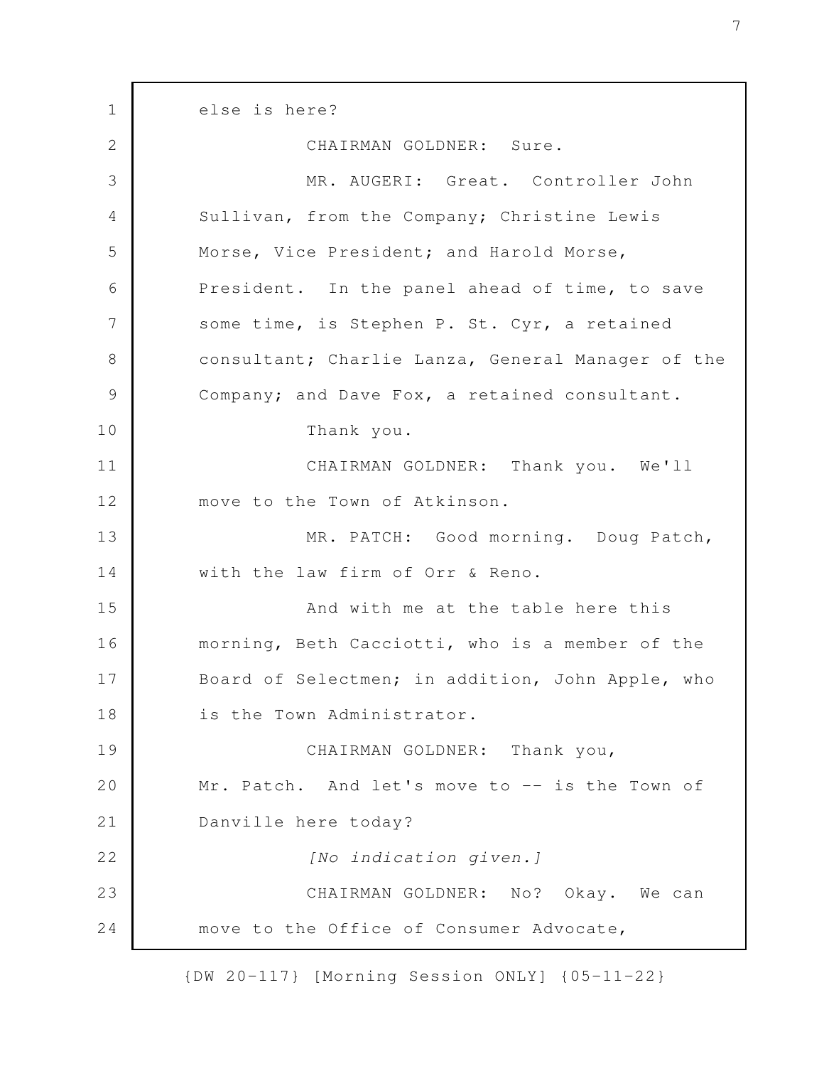else is here?

CHAIRMAN GOLDNER: Sure.

MR. AUGERI: Great. Controller John Sullivan, from the Company; Christine Lewis Morse, Vice President; and Harold Morse, President. In the panel ahead of time, to save some time, is Stephen P. St. Cyr, a retained consultant; Charlie Lanza, General Manager of the Company; and Dave Fox, a retained consultant.

Thank you.

CHAIRMAN GOLDNER: Thank you. We'll move to the Town of Atkinson.

MR. PATCH: Good morning. Doug Patch, with the law firm of Orr & Reno.

And with me at the table here this morning, Beth Cacciotti, who is a member of the Board of Selectmen; in addition, John Apple, who is the Town Administrator.

CHAIRMAN GOLDNER: Thank you, Mr. Patch. And let's move to -- is the Town of Danville here today?

*[No indication given.]*

CHAIRMAN GOLDNER: No? Okay. We can move to the Office of Consumer Advocate,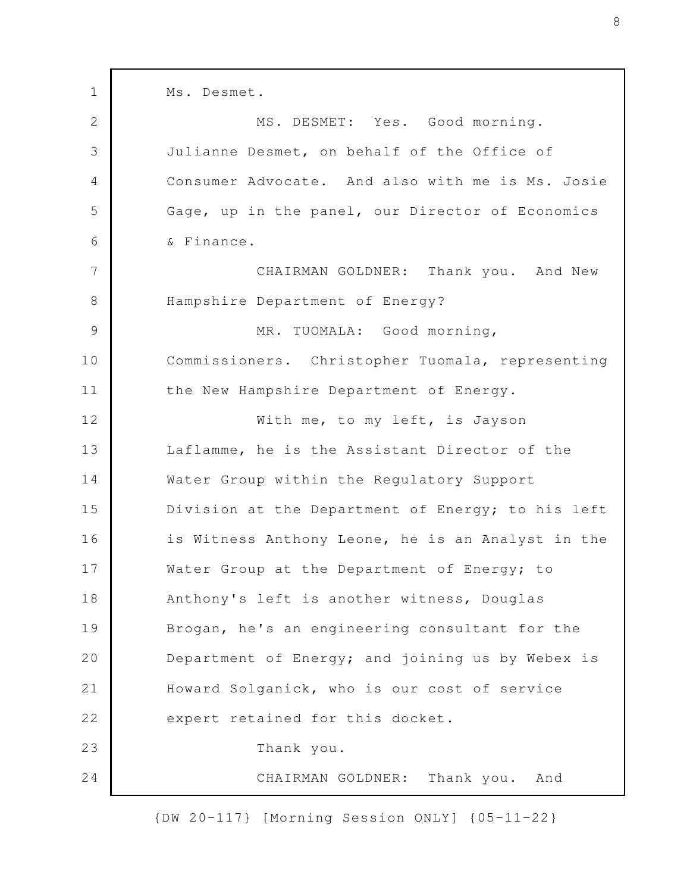Ms. Desmet.

MS. DESMET: Yes. Good morning. Julianne Desmet, on behalf of the Office of Consumer Advocate. And also with me is Ms. Josie Gage, up in the panel, our Director of Economics & Finance.

CHAIRMAN GOLDNER: Thank you. And New Hampshire Department of Energy?

MR. TUOMALA: Good morning, Commissioners. Christopher Tuomala, representing the New Hampshire Department of Energy.

With me, to my left, is Jayson Laflamme, he is the Assistant Director of the Water Group within the Regulatory Support Division at the Department of Energy; to his left is Witness Anthony Leone, he is an Analyst in the Water Group at the Department of Energy; to Anthony's left is another witness, Douglas Brogan, he's an engineering consultant for the Department of Energy; and joining us by Webex is Howard Solganick, who is our cost of service expert retained for this docket.

Thank you.

CHAIRMAN GOLDNER: Thank you. And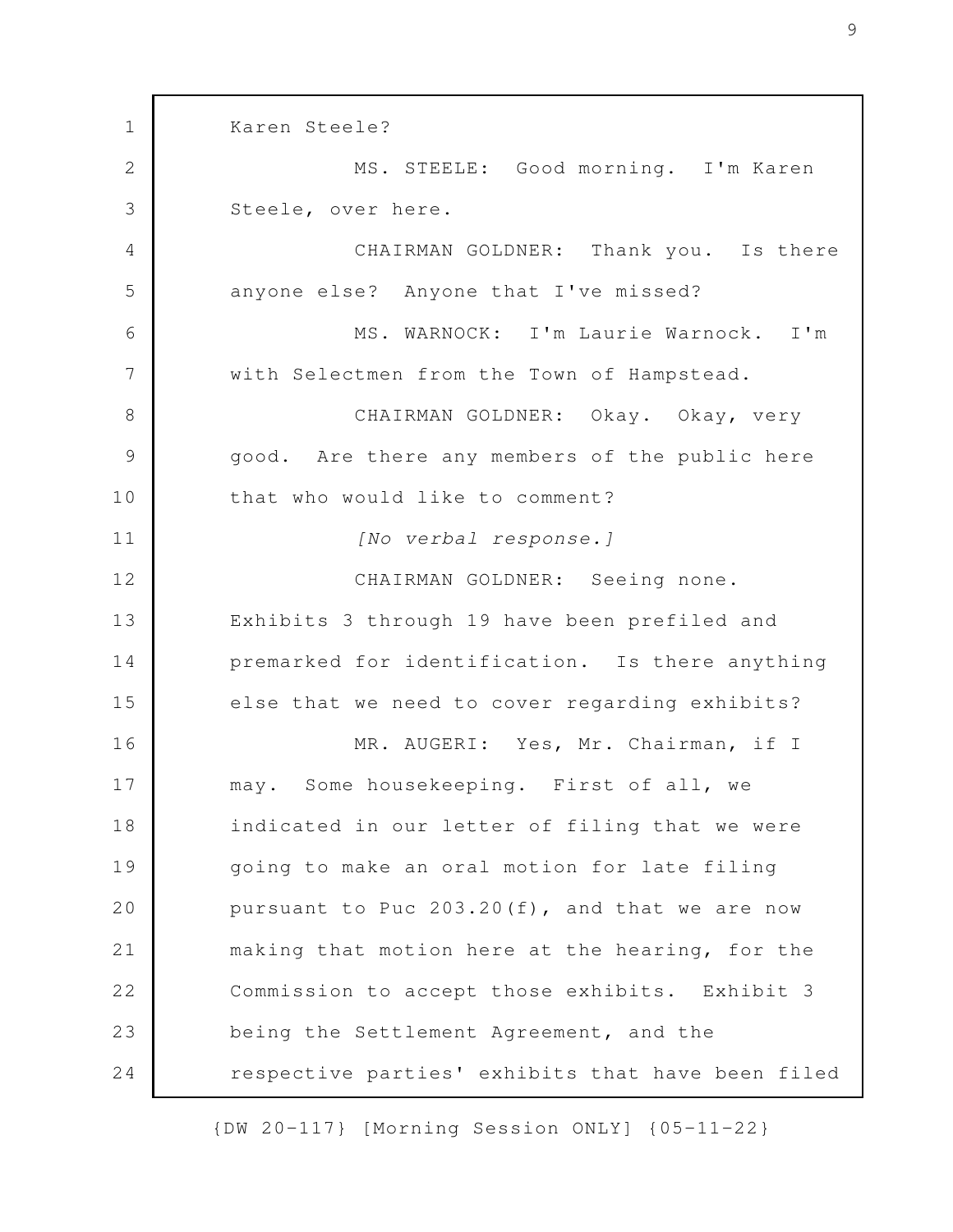Karen Steele?

MS. STEELE: Good morning. I'm Karen Steele, over here.

CHAIRMAN GOLDNER: Thank you. Is there anyone else? Anyone that I've missed?

MS. WARNOCK: I'm Laurie Warnock. I'm with Selectmen from the Town of Hampstead.

CHAIRMAN GOLDNER: Okay. Okay, very good. Are there any members of the public here that who would like to comment?

*[No verbal response.]*

CHAIRMAN GOLDNER: Seeing none. Exhibits 3 through 19 have been prefiled and premarked for identification. Is there anything else that we need to cover regarding exhibits?

MR. AUGERI: Yes, Mr. Chairman, if I may. Some housekeeping. First of all, we indicated in our letter of filing that we were going to make an oral motion for late filing pursuant to Puc 203.20(f), and that we are now making that motion here at the hearing, for the Commission to accept those exhibits. Exhibit 3 being the Settlement Agreement, and the respective parties' exhibits that have been filed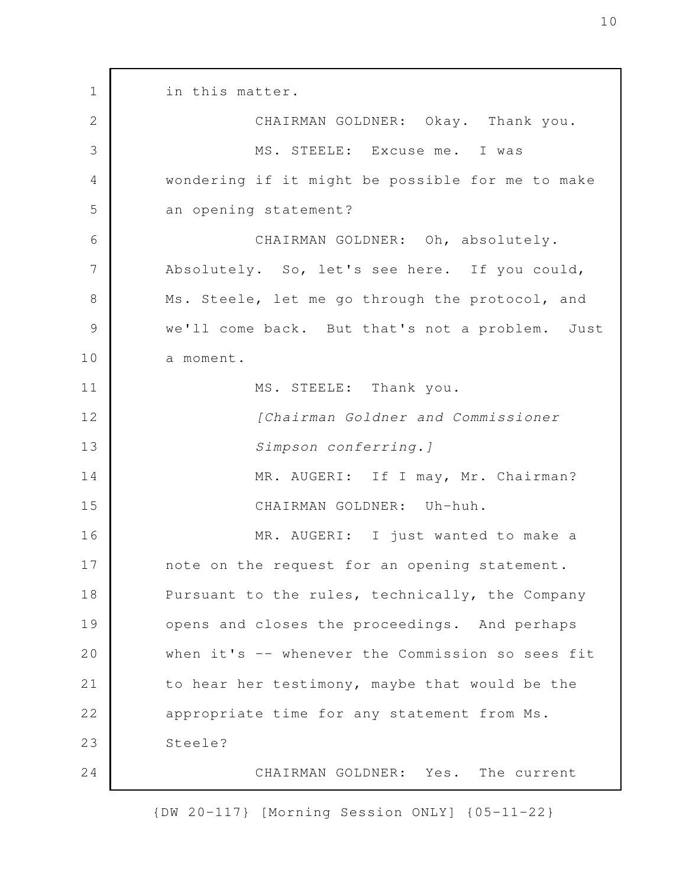in this matter.

CHAIRMAN GOLDNER: Okay. Thank you.

MS. STEELE: Excuse me. I was wondering if it might be possible for me to make an opening statement?

CHAIRMAN GOLDNER: Oh, absolutely. Absolutely. So, let's see here. If you could, Ms. Steele, let me go through the protocol, and we'll come back. But that's not a problem. Just a moment.

MS. STEELE: Thank you.

*[Chairman Goldner and Commissioner Simpson conferring.]*

MR. AUGERI: If I may, Mr. Chairman?

CHAIRMAN GOLDNER: Uh-huh.

MR. AUGERI: I just wanted to make a note on the request for an opening statement. Pursuant to the rules, technically, the Company opens and closes the proceedings. And perhaps when it's -- whenever the Commission so sees fit to hear her testimony, maybe that would be the appropriate time for any statement from Ms. Steele?

CHAIRMAN GOLDNER: Yes. The current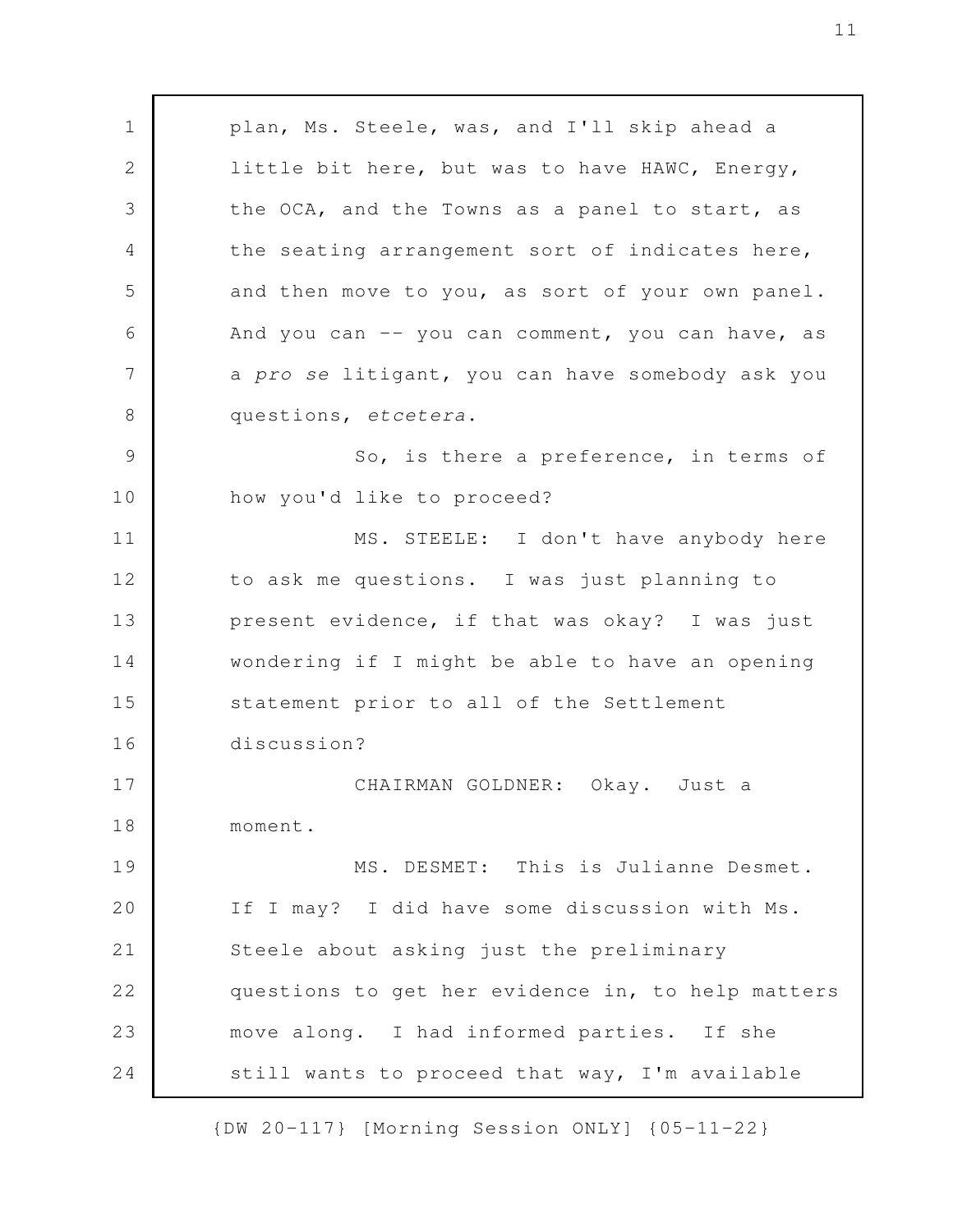plan, Ms. Steele, was, and I'll skip ahead a little bit here, but was to have HAWC, Energy, the OCA, and the Towns as a panel to start, as the seating arrangement sort of indicates here, and then move to you, as sort of your own panel. And you can -- you can comment, you can have, as a *pro se* litigant, you can have somebody ask you questions, *etcetera*.

So, is there a preference, in terms of how you'd like to proceed?

MS. STEELE: I don't have anybody here to ask me questions. I was just planning to present evidence, if that was okay? I was just wondering if I might be able to have an opening statement prior to all of the Settlement discussion?

CHAIRMAN GOLDNER: Okay. Just a moment.

MS. DESMET: This is Julianne Desmet. If I may? I did have some discussion with Ms. Steele about asking just the preliminary questions to get her evidence in, to help matters move along. I had informed parties. If she still wants to proceed that way, I'm available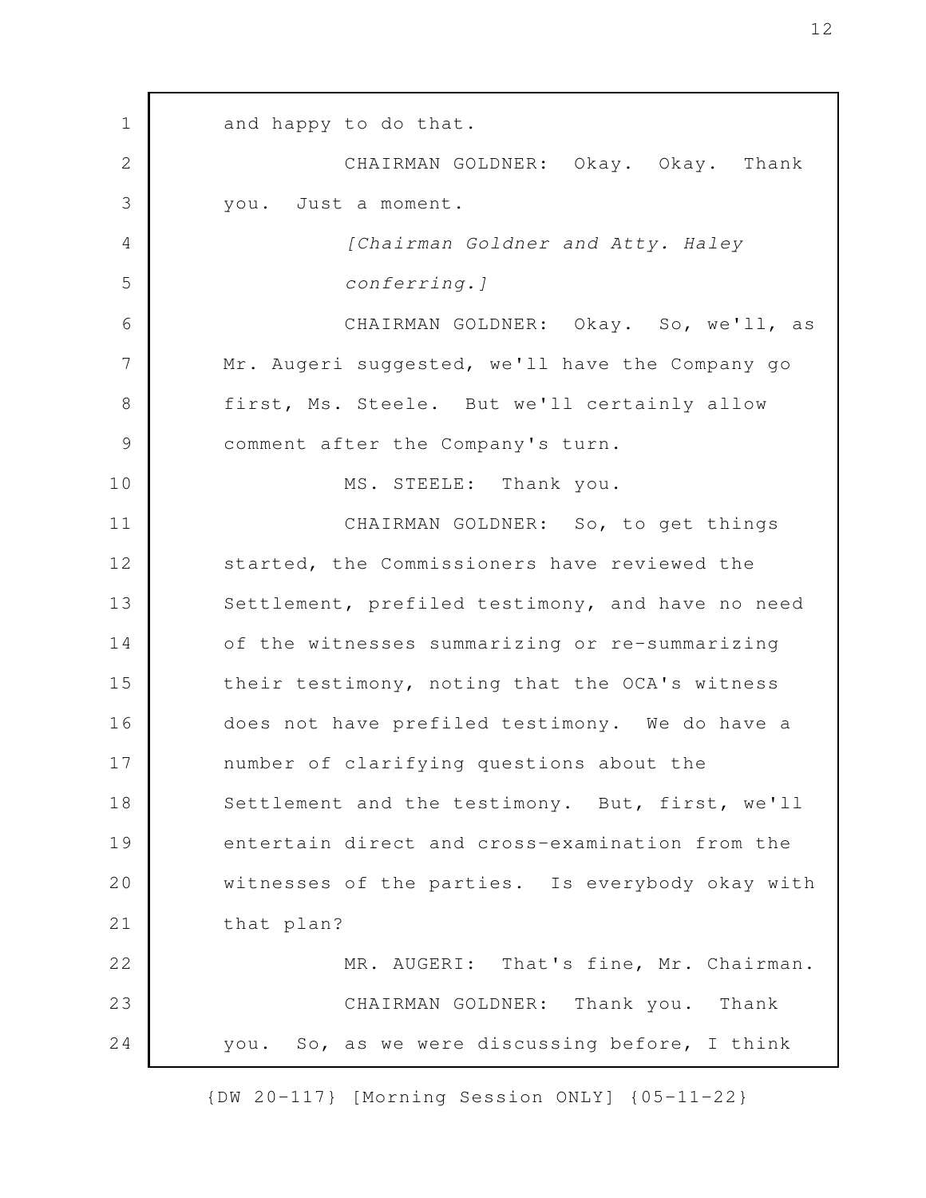and happy to do that.

CHAIRMAN GOLDNER: Okay. Okay. Thank you. Just a moment.

*[Chairman Goldner and Atty. Haley conferring.]*

CHAIRMAN GOLDNER: Okay. So, we'll, as Mr. Augeri suggested, we'll have the Company go first, Ms. Steele. But we'll certainly allow comment after the Company's turn.

MS. STEELE: Thank you.

CHAIRMAN GOLDNER: So, to get things started, the Commissioners have reviewed the Settlement, prefiled testimony, and have no need of the witnesses summarizing or re-summarizing their testimony, noting that the OCA's witness does not have prefiled testimony. We do have a number of clarifying questions about the Settlement and the testimony. But, first, we'll entertain direct and cross-examination from the witnesses of the parties. Is everybody okay with that plan?

MR. AUGERI: That's fine, Mr. Chairman.

CHAIRMAN GOLDNER: Thank you. Thank you. So, as we were discussing before, I think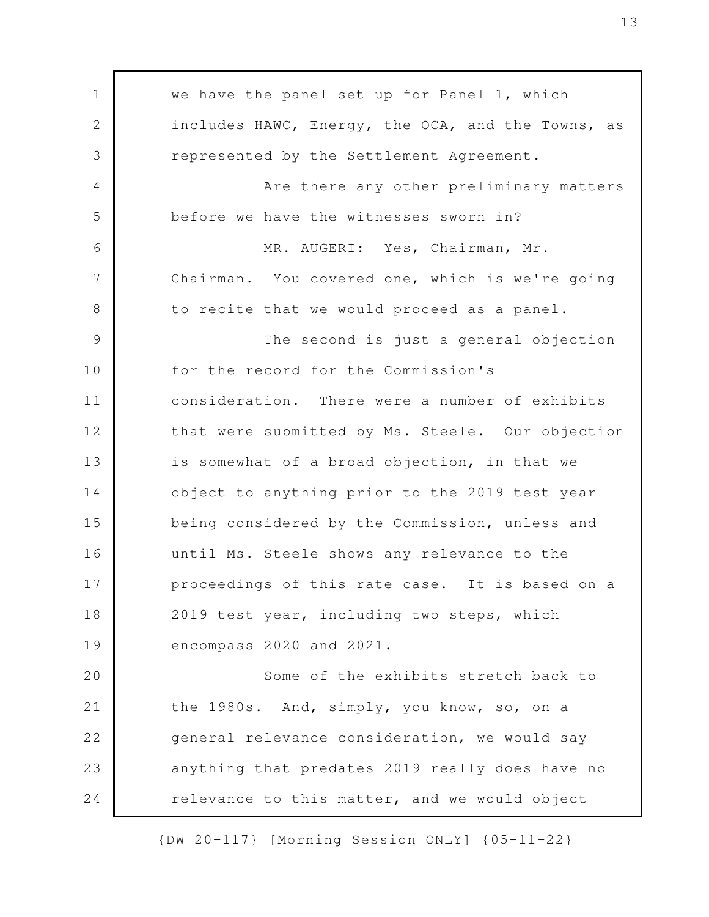we have the panel set up for Panel 1, which includes HAWC, Energy, the OCA, and the Towns, as represented by the Settlement Agreement.

Are there any other preliminary matters before we have the witnesses sworn in?

MR. AUGERI: Yes, Chairman, Mr. Chairman. You covered one, which is we're going to recite that we would proceed as a panel.

The second is just a general objection for the record for the Commission's consideration. There were a number of exhibits that were submitted by Ms. Steele. Our objection is somewhat of a broad objection, in that we object to anything prior to the 2019 test year being considered by the Commission, unless and until Ms. Steele shows any relevance to the proceedings of this rate case. It is based on a 2019 test year, including two steps, which encompass 2020 and 2021.

Some of the exhibits stretch back to the 1980s. And, simply, you know, so, on a general relevance consideration, we would say anything that predates 2019 really does have no relevance to this matter, and we would object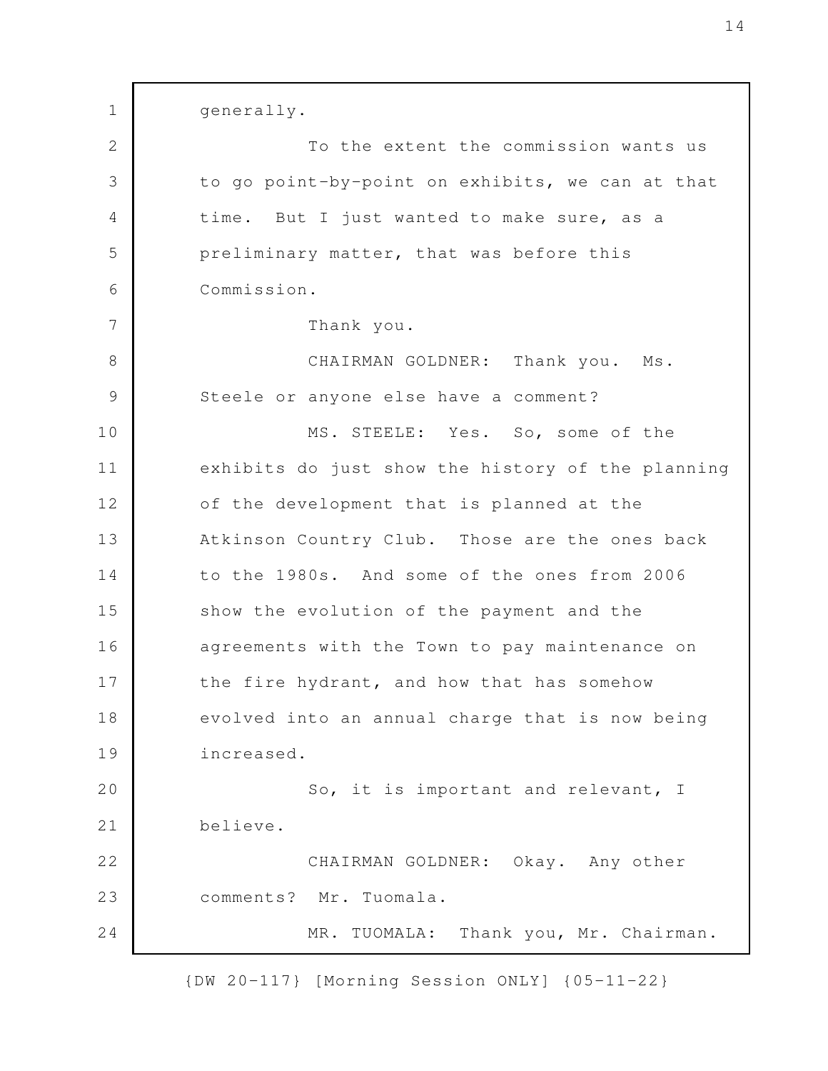generally.

To the extent the commission wants us to go point-by-point on exhibits, we can at that time. But I just wanted to make sure, as a preliminary matter, that was before this Commission.

Thank you.

CHAIRMAN GOLDNER: Thank you. Ms. Steele or anyone else have a comment?

MS. STEELE: Yes. So, some of the exhibits do just show the history of the planning of the development that is planned at the Atkinson Country Club. Those are the ones back to the 1980s. And some of the ones from 2006 show the evolution of the payment and the agreements with the Town to pay maintenance on the fire hydrant, and how that has somehow evolved into an annual charge that is now being increased.

So, it is important and relevant, I believe.

CHAIRMAN GOLDNER: Okay. Any other comments? Mr. Tuomala.

MR. TUOMALA: Thank you, Mr. Chairman.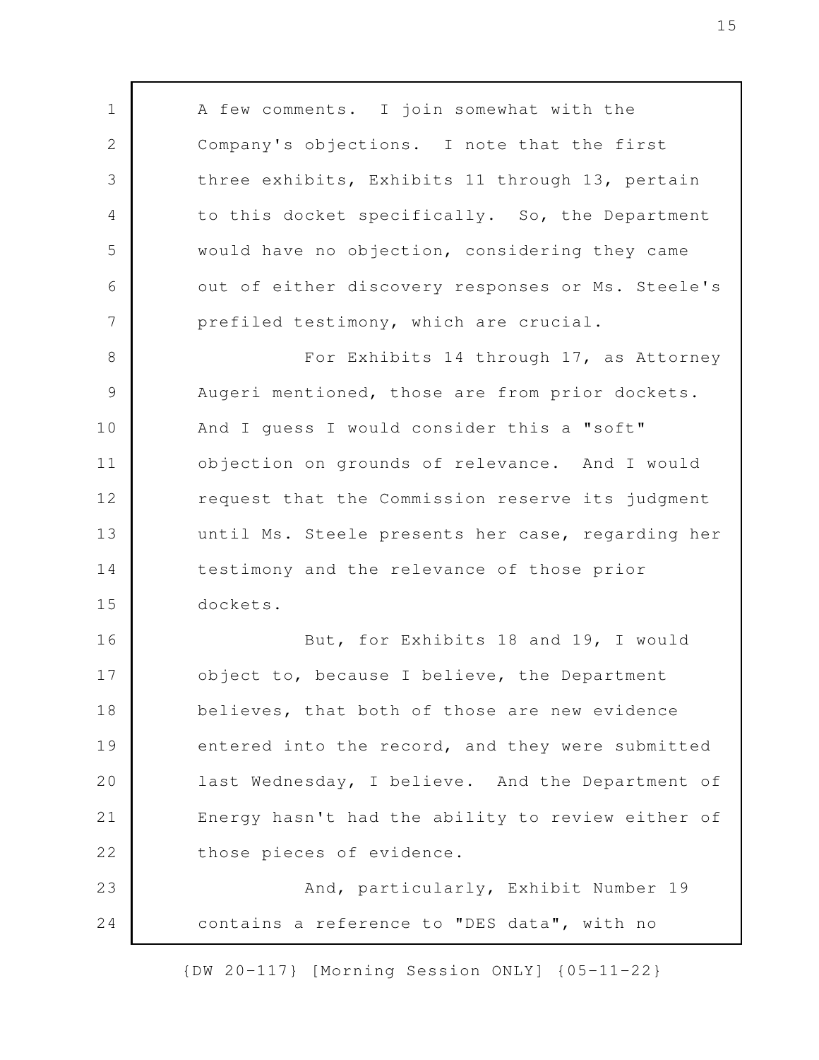A few comments. I join somewhat with the Company's objections. I note that the first three exhibits, Exhibits 11 through 13, pertain to this docket specifically. So, the Department would have no objection, considering they came out of either discovery responses or Ms. Steele's prefiled testimony, which are crucial.

For Exhibits 14 through 17, as Attorney Augeri mentioned, those are from prior dockets. And I guess I would consider this a "soft" objection on grounds of relevance. And I would request that the Commission reserve its judgment until Ms. Steele presents her case, regarding her testimony and the relevance of those prior dockets.

But, for Exhibits 18 and 19, I would object to, because I believe, the Department believes, that both of those are new evidence entered into the record, and they were submitted last Wednesday, I believe. And the Department of Energy hasn't had the ability to review either of those pieces of evidence.

And, particularly, Exhibit Number 19 contains a reference to "DES data", with no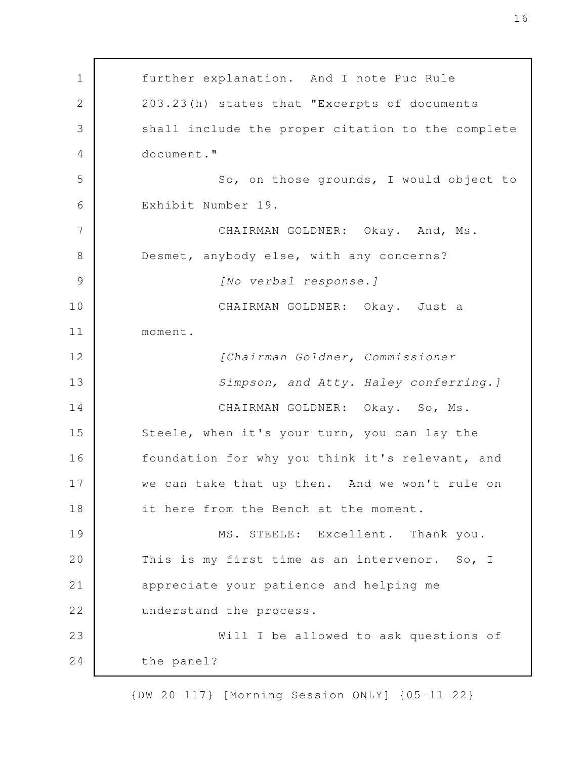further explanation. And I note Puc Rule 203.23(h) states that "Excerpts of documents shall include the proper citation to the complete document."

So, on those grounds, I would object to Exhibit Number 19.

CHAIRMAN GOLDNER: Okay. And, Ms. Desmet, anybody else, with any concerns?

*[No verbal response.]*

CHAIRMAN GOLDNER: Okay. Just a moment.

*[Chairman Goldner, Commissioner Simpson, and Atty. Haley conferring.]*

CHAIRMAN GOLDNER: Okay. So, Ms. Steele, when it's your turn, you can lay the foundation for why you think it's relevant, and we can take that up then. And we won't rule on it here from the Bench at the moment.

MS. STEELE: Excellent. Thank you. This is my first time as an intervenor. So, I appreciate your patience and helping me understand the process.

Will I be allowed to ask questions of the panel?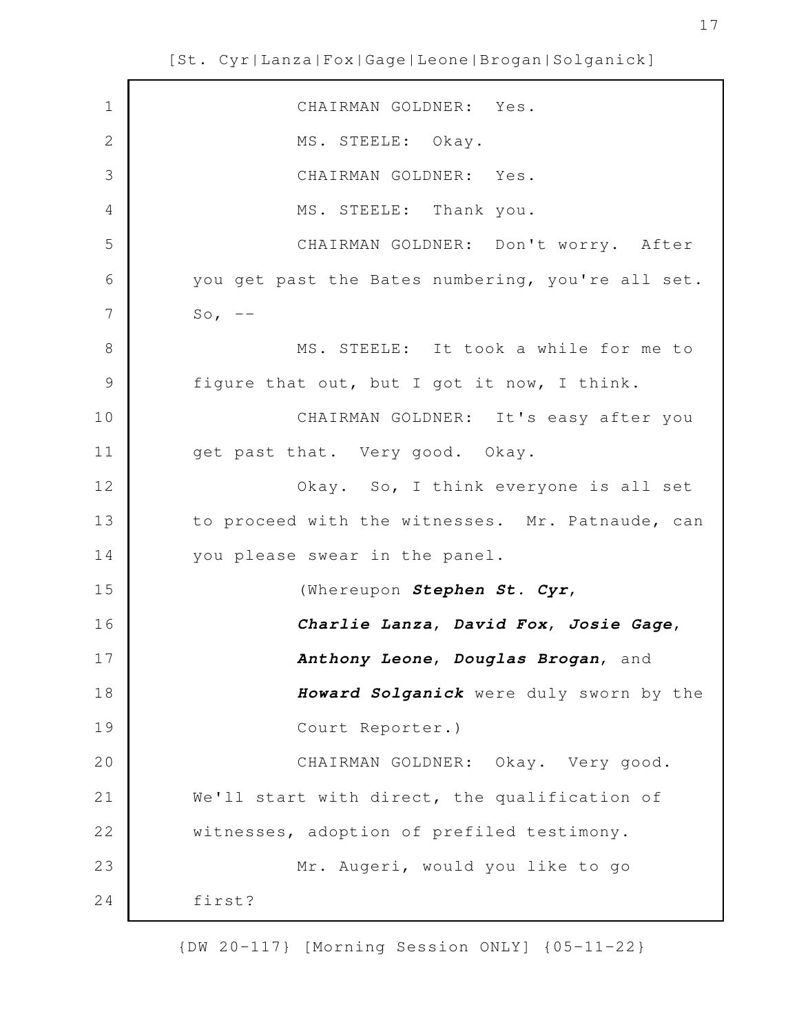CHAIRMAN GOLDNER: Yes.

MS. STEELE: Okay.

CHAIRMAN GOLDNER: Yes.

MS. STEELE: Thank you.

CHAIRMAN GOLDNER: Don't worry. After you get past the Bates numbering, you're all set. So, --

MS. STEELE: It took a while for me to figure that out, but I got it now, I think.

CHAIRMAN GOLDNER: It's easy after you get past that. Very good. Okay.

Okay. So, I think everyone is all set to proceed with the witnesses. Mr. Patnaude, can you please swear in the panel.

(Whereupon ***Stephen St. Cyr***, ***Charlie Lanza***, ***David Fox***, ***Josie Gage***, ***Anthony Leone***, ***Douglas Brogan***, and ***Howard Solganick*** were duly sworn by the Court Reporter.)

CHAIRMAN GOLDNER: Okay. Very good. We'll start with direct, the qualification of witnesses, adoption of prefiled testimony.

Mr. Augeri, would you like to go first?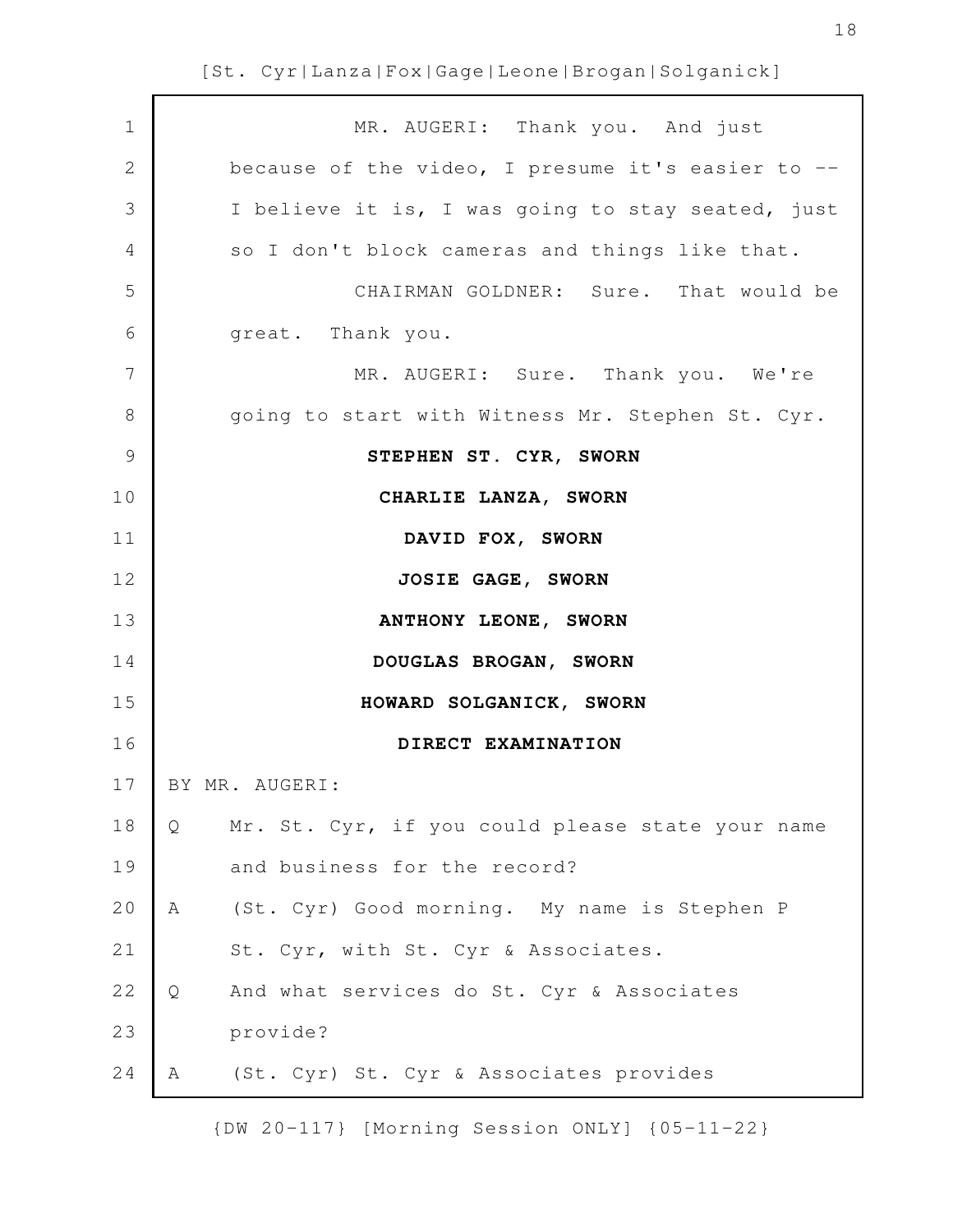MR. AUGERI: Thank you. And just because of the video, I presume it's easier to -- I believe it is, I was going to stay seated, just so I don't block cameras and things like that.

CHAIRMAN GOLDNER: Sure. That would be great. Thank you.

MR. AUGERI: Sure. Thank you. We're going to start with Witness Mr. Stephen St. Cyr.

**STEPHEN ST. CYR, SWORN**

**CHARLIE LANZA, SWORN**

**DAVID FOX, SWORN**

**JOSIE GAGE, SWORN**

**ANTHONY LEONE, SWORN**

**DOUGLAS BROGAN, SWORN**

**HOWARD SOLGANICK, SWORN**

**DIRECT EXAMINATION**

BY MR. AUGERI:

Q Mr. St. Cyr, if you could please state your name and business for the record?

A (St. Cyr) Good morning. My name is Stephen P St. Cyr, with St. Cyr & Associates.

Q And what services do St. Cyr & Associates provide?

A (St. Cyr) St. Cyr & Associates provides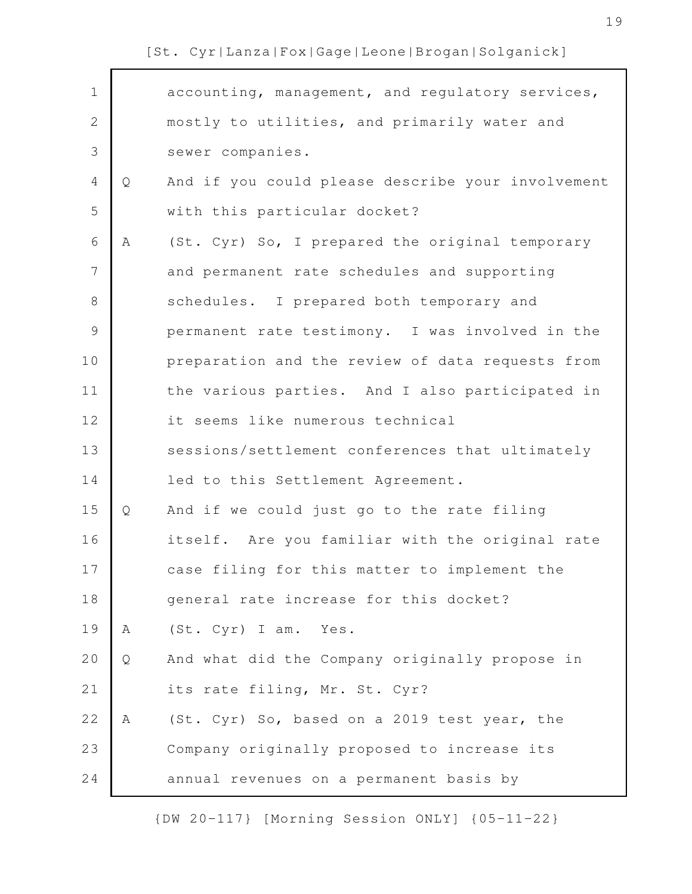accounting, management, and regulatory services, mostly to utilities, and primarily water and sewer companies.

Q And if you could please describe your involvement with this particular docket?

A (St. Cyr) So, I prepared the original temporary and permanent rate schedules and supporting schedules. I prepared both temporary and permanent rate testimony. I was involved in the preparation and the review of data requests from the various parties. And I also participated in it seems like numerous technical sessions/settlement conferences that ultimately led to this Settlement Agreement.

Q And if we could just go to the rate filing itself. Are you familiar with the original rate case filing for this matter to implement the general rate increase for this docket?

A (St. Cyr) I am. Yes.

Q And what did the Company originally propose in its rate filing, Mr. St. Cyr?

A (St. Cyr) So, based on a 2019 test year, the Company originally proposed to increase its annual revenues on a permanent basis by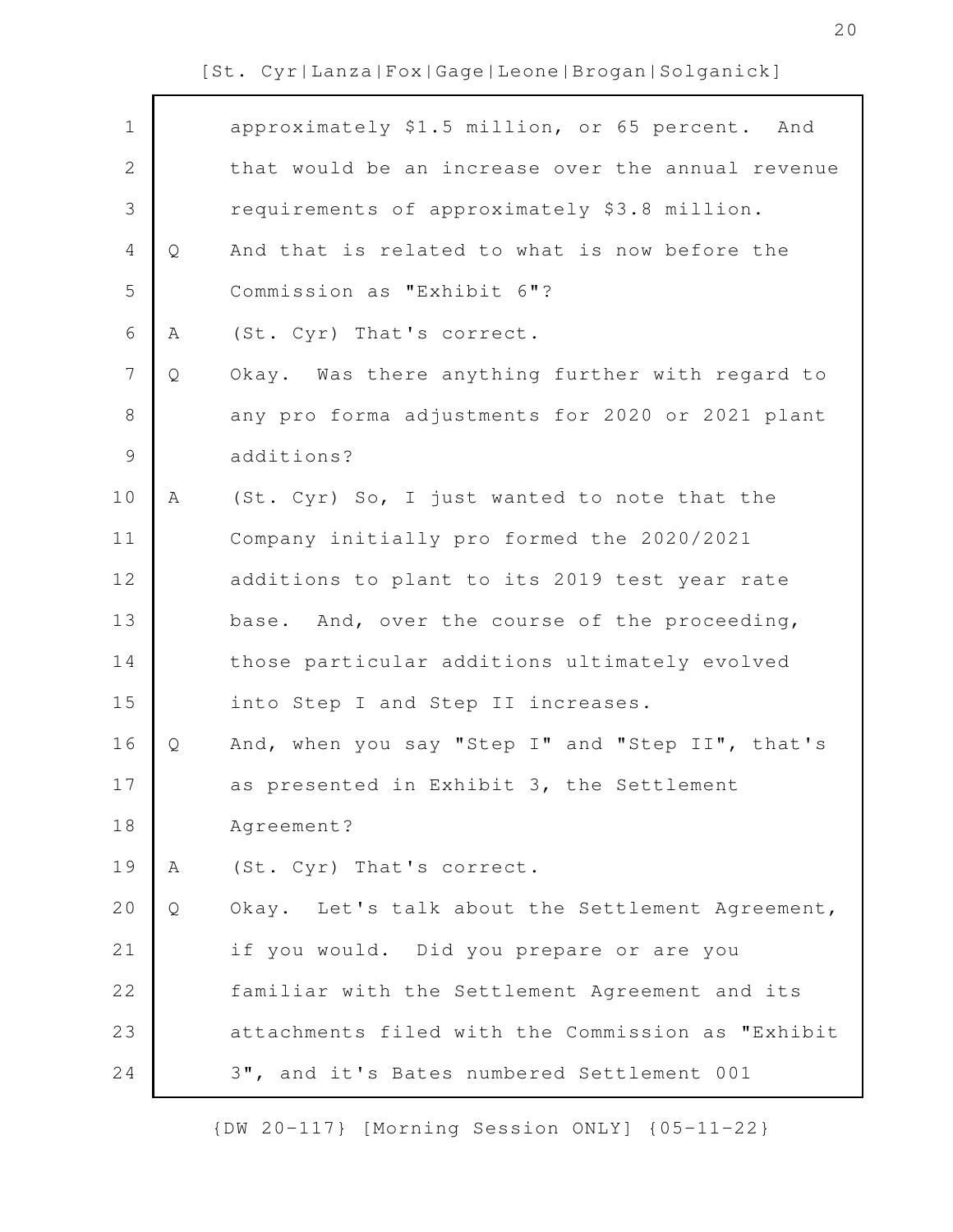approximately $1.5 million, or 65 percent. And that would be an increase over the annual revenue requirements of approximately $3.8 million.

Q And that is related to what is now before the Commission as "Exhibit 6"?

A (St. Cyr) That's correct.

Q Okay. Was there anything further with regard to any pro forma adjustments for 2020 or 2021 plant additions?

A (St. Cyr) So, I just wanted to note that the Company initially pro formed the 2020/2021 additions to plant to its 2019 test year rate base. And, over the course of the proceeding, those particular additions ultimately evolved into Step I and Step II increases.

Q And, when you say "Step I" and "Step II", that's as presented in Exhibit 3, the Settlement Agreement?

A (St. Cyr) That's correct.

Q Okay. Let's talk about the Settlement Agreement, if you would. Did you prepare or are you familiar with the Settlement Agreement and its attachments filed with the Commission as "Exhibit 3", and it's Bates numbered Settlement 001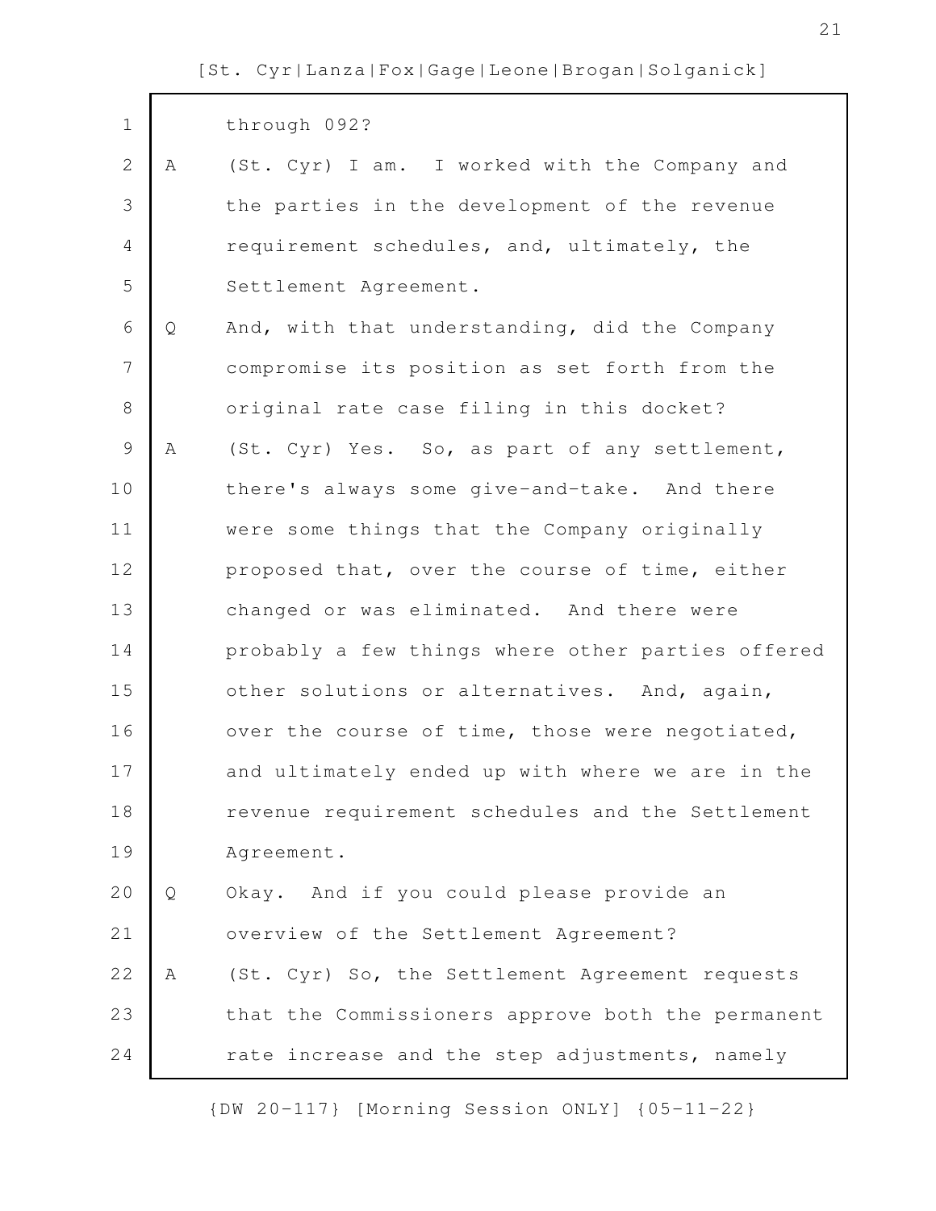through 092?

A (St. Cyr) I am. I worked with the Company and the parties in the development of the revenue requirement schedules, and, ultimately, the Settlement Agreement.

Q And, with that understanding, did the Company compromise its position as set forth from the original rate case filing in this docket?

A (St. Cyr) Yes. So, as part of any settlement, there's always some give-and-take. And there were some things that the Company originally proposed that, over the course of time, either changed or was eliminated. And there were probably a few things where other parties offered other solutions or alternatives. And, again, over the course of time, those were negotiated, and ultimately ended up with where we are in the revenue requirement schedules and the Settlement Agreement.

Q Okay. And if you could please provide an overview of the Settlement Agreement?

A (St. Cyr) So, the Settlement Agreement requests that the Commissioners approve both the permanent rate increase and the step adjustments, namely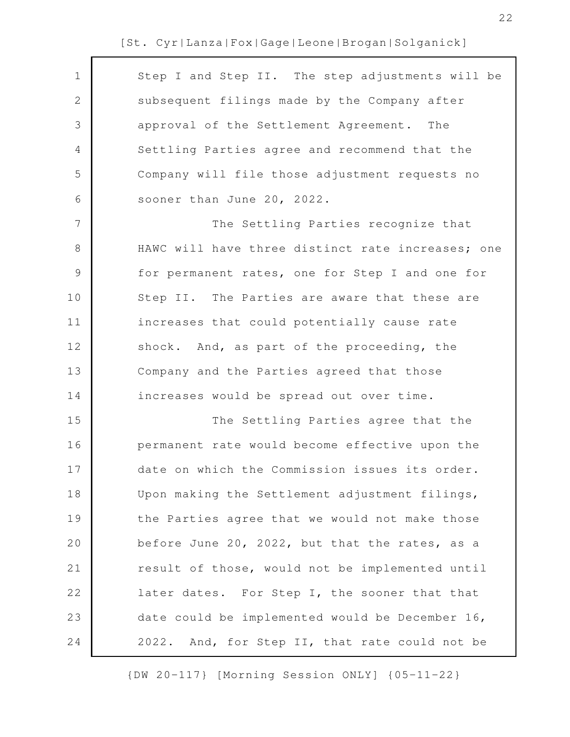Step I and Step II. The step adjustments will be subsequent filings made by the Company after approval of the Settlement Agreement. The Settling Parties agree and recommend that the Company will file those adjustment requests no sooner than June 20, 2022.

The Settling Parties recognize that HAWC will have three distinct rate increases; one for permanent rates, one for Step I and one for Step II. The Parties are aware that these are increases that could potentially cause rate shock. And, as part of the proceeding, the Company and the Parties agreed that those increases would be spread out over time.

The Settling Parties agree that the permanent rate would become effective upon the date on which the Commission issues its order. Upon making the Settlement adjustment filings, the Parties agree that we would not make those before June 20, 2022, but that the rates, as a result of those, would not be implemented until later dates. For Step I, the sooner that that date could be implemented would be December 16, 2022. And, for Step II, that rate could not be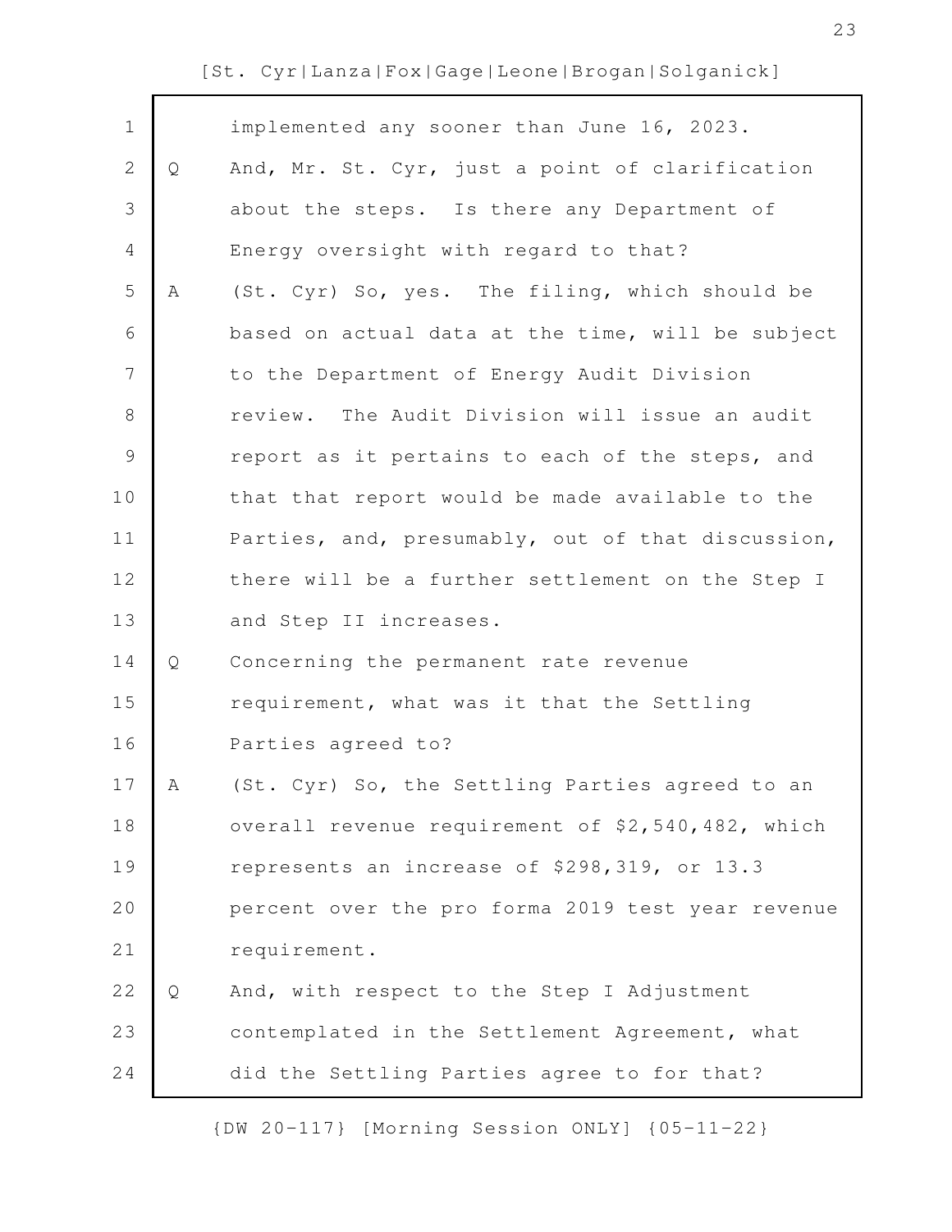implemented any sooner than June 16, 2023.

Q And, Mr. St. Cyr, just a point of clarification about the steps. Is there any Department of Energy oversight with regard to that?

A (St. Cyr) So, yes. The filing, which should be based on actual data at the time, will be subject to the Department of Energy Audit Division review. The Audit Division will issue an audit report as it pertains to each of the steps, and that that report would be made available to the Parties, and, presumably, out of that discussion, there will be a further settlement on the Step I and Step II increases.

Q Concerning the permanent rate revenue requirement, what was it that the Settling Parties agreed to?

A (St. Cyr) So, the Settling Parties agreed to an overall revenue requirement of $2,540,482, which represents an increase of $298,319, or 13.3 percent over the pro forma 2019 test year revenue requirement.

Q And, with respect to the Step I Adjustment contemplated in the Settlement Agreement, what did the Settling Parties agree to for that?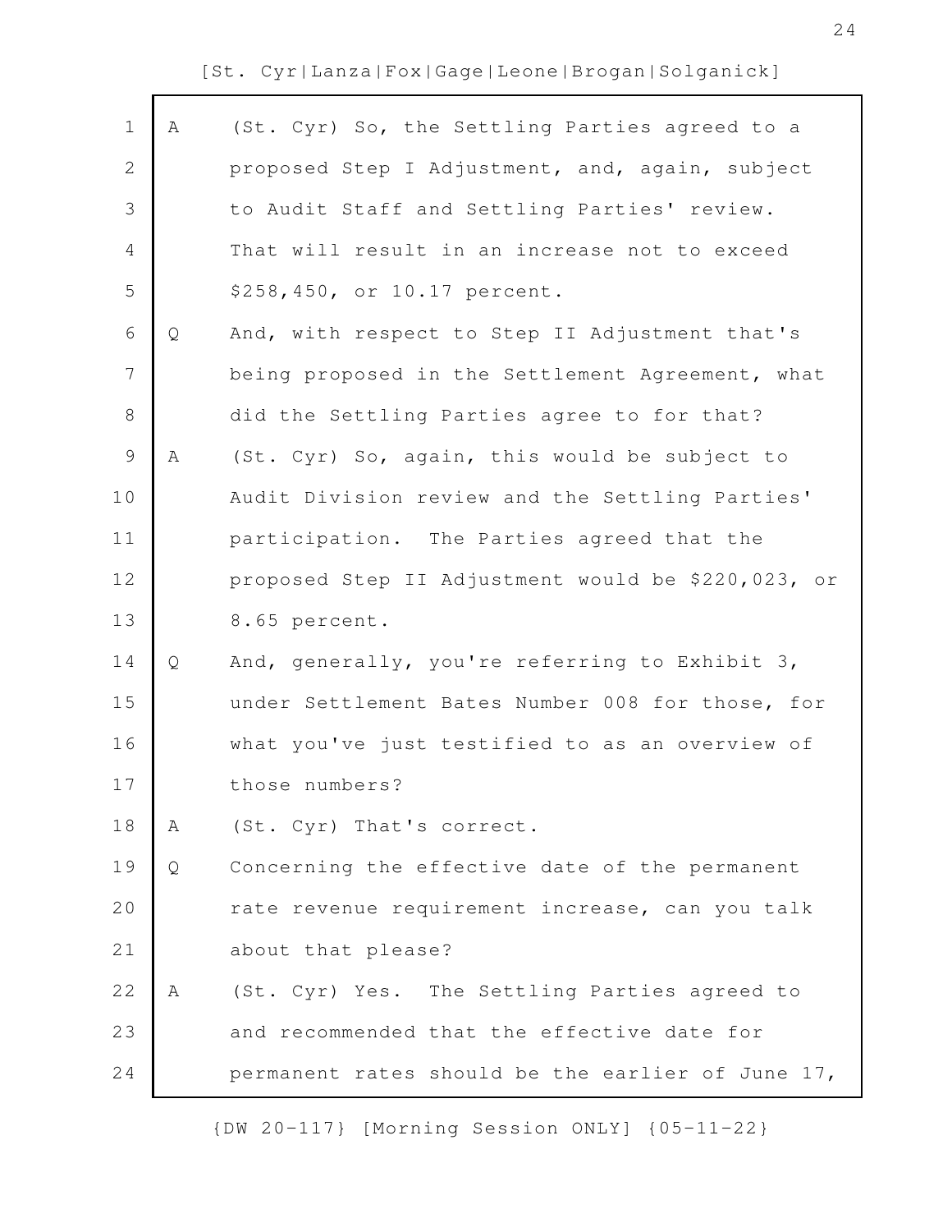A (St. Cyr) So, the Settling Parties agreed to a proposed Step I Adjustment, and, again, subject to Audit Staff and Settling Parties' review. That will result in an increase not to exceed $258,450, or 10.17 percent.

Q And, with respect to Step II Adjustment that's being proposed in the Settlement Agreement, what did the Settling Parties agree to for that?

A (St. Cyr) So, again, this would be subject to Audit Division review and the Settling Parties' participation. The Parties agreed that the proposed Step II Adjustment would be $220,023, or 8.65 percent.

Q And, generally, you're referring to Exhibit 3, under Settlement Bates Number 008 for those, for what you've just testified to as an overview of those numbers?

A (St. Cyr) That's correct.

Q Concerning the effective date of the permanent rate revenue requirement increase, can you talk about that please?

A (St. Cyr) Yes. The Settling Parties agreed to and recommended that the effective date for permanent rates should be the earlier of June 17,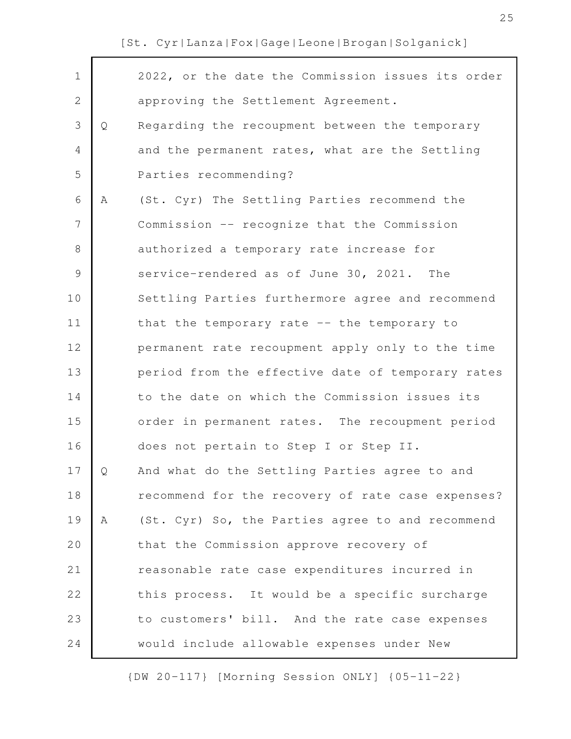2022, or the date the Commission issues its order approving the Settlement Agreement.

Q Regarding the recoupment between the temporary and the permanent rates, what are the Settling Parties recommending?

A (St. Cyr) The Settling Parties recommend the Commission -- recognize that the Commission authorized a temporary rate increase for service-rendered as of June 30, 2021. The Settling Parties furthermore agree and recommend that the temporary rate -- the temporary to permanent rate recoupment apply only to the time period from the effective date of temporary rates to the date on which the Commission issues its order in permanent rates. The recoupment period does not pertain to Step I or Step II.

Q And what do the Settling Parties agree to and recommend for the recovery of rate case expenses?

A (St. Cyr) So, the Parties agree to and recommend that the Commission approve recovery of reasonable rate case expenditures incurred in this process. It would be a specific surcharge to customers' bill. And the rate case expenses would include allowable expenses under New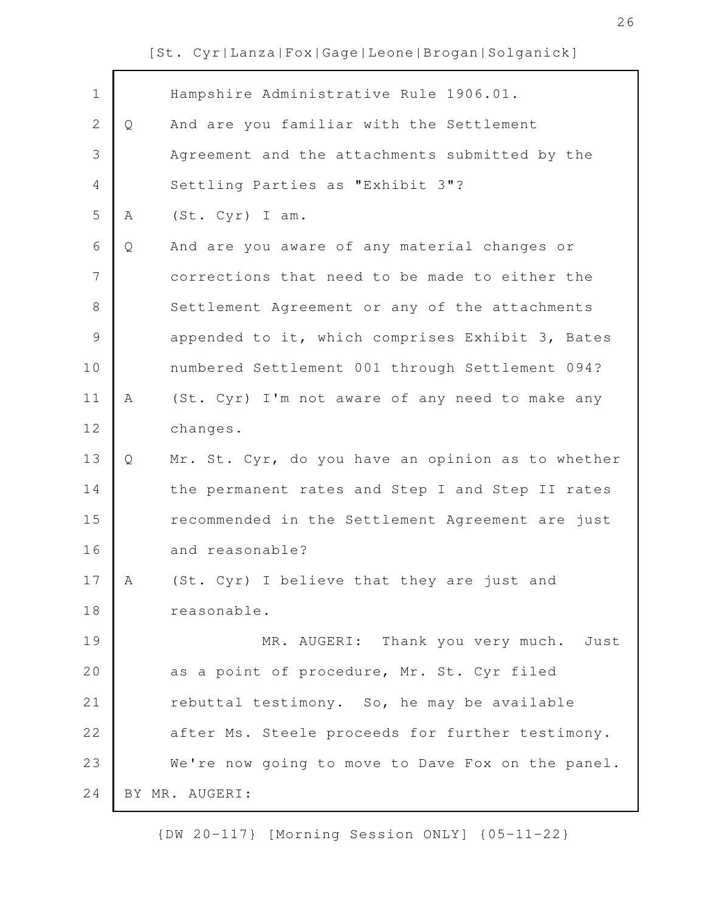Hampshire Administrative Rule 1906.01.

Q And are you familiar with the Settlement Agreement and the attachments submitted by the Settling Parties as "Exhibit 3"?

A (St. Cyr) I am.

Q And are you aware of any material changes or corrections that need to be made to either the Settlement Agreement or any of the attachments appended to it, which comprises Exhibit 3, Bates numbered Settlement 001 through Settlement 094?

A (St. Cyr) I'm not aware of any need to make any changes.

Q Mr. St. Cyr, do you have an opinion as to whether the permanent rates and Step I and Step II rates recommended in the Settlement Agreement are just and reasonable?

A (St. Cyr) I believe that they are just and reasonable.

MR. AUGERI: Thank you very much. Just as a point of procedure, Mr. St. Cyr filed rebuttal testimony. So, he may be available after Ms. Steele proceeds for further testimony. We're now going to move to Dave Fox on the panel.

BY MR. AUGERI: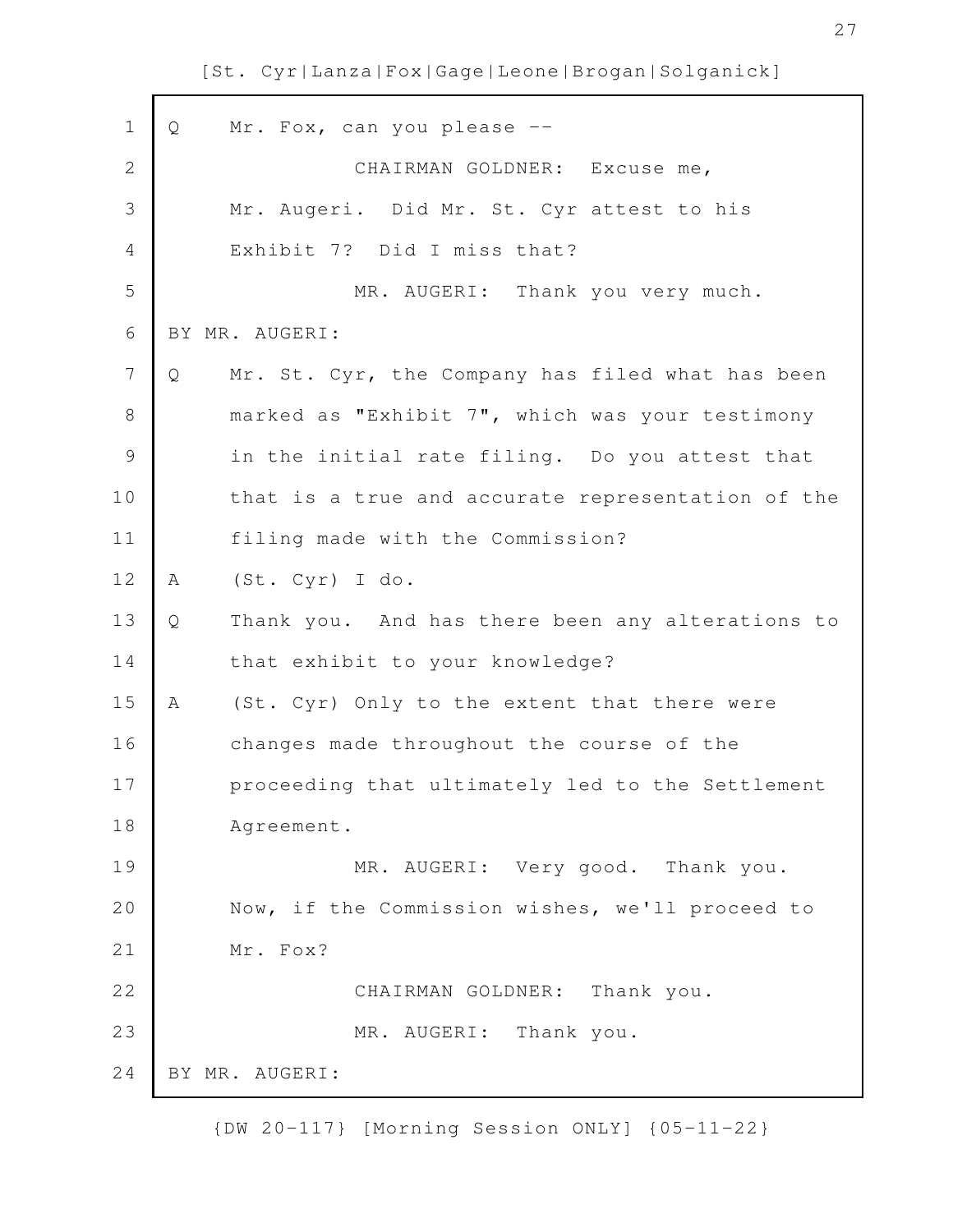Q Mr. Fox, can you please --

CHAIRMAN GOLDNER: Excuse me, Mr. Augeri. Did Mr. St. Cyr attest to his Exhibit 7? Did I miss that?

MR. AUGERI: Thank you very much.

BY MR. AUGERI:

Q Mr. St. Cyr, the Company has filed what has been marked as "Exhibit 7", which was your testimony in the initial rate filing. Do you attest that that is a true and accurate representation of the filing made with the Commission?

A (St. Cyr) I do.

Q Thank you. And has there been any alterations to that exhibit to your knowledge?

A (St. Cyr) Only to the extent that there were changes made throughout the course of the proceeding that ultimately led to the Settlement Agreement.

MR. AUGERI: Very good. Thank you. Now, if the Commission wishes, we'll proceed to Mr. Fox?

CHAIRMAN GOLDNER: Thank you.

MR. AUGERI: Thank you.

BY MR. AUGERI: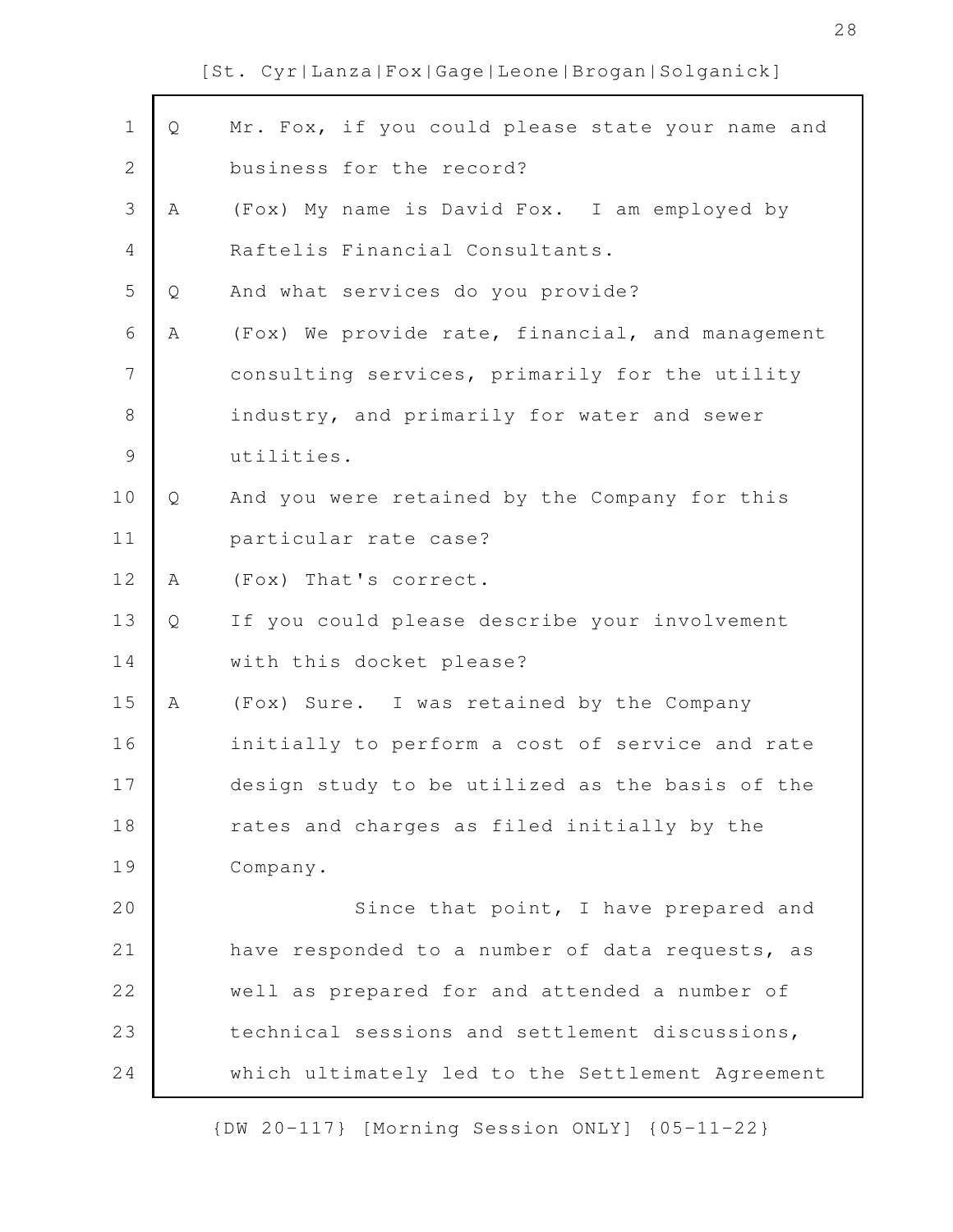Q Mr. Fox, if you could please state your name and business for the record?

A (Fox) My name is David Fox. I am employed by Raftelis Financial Consultants.

Q And what services do you provide?

A (Fox) We provide rate, financial, and management consulting services, primarily for the utility industry, and primarily for water and sewer utilities.

Q And you were retained by the Company for this particular rate case?

A (Fox) That's correct.

Q If you could please describe your involvement with this docket please?

A (Fox) Sure. I was retained by the Company initially to perform a cost of service and rate design study to be utilized as the basis of the rates and charges as filed initially by the Company.

Since that point, I have prepared and have responded to a number of data requests, as well as prepared for and attended a number of technical sessions and settlement discussions, which ultimately led to the Settlement Agreement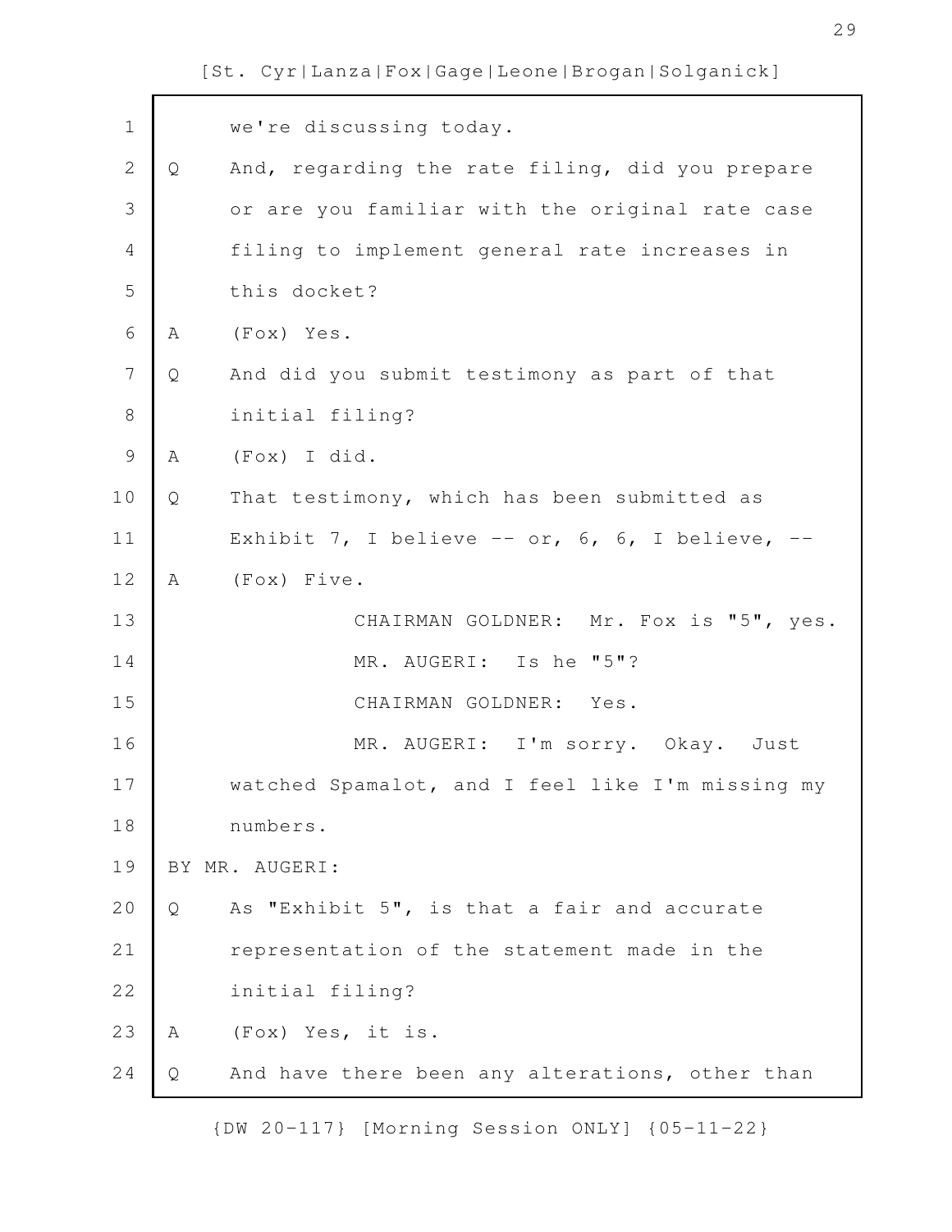we're discussing today.

Q And, regarding the rate filing, did you prepare or are you familiar with the original rate case filing to implement general rate increases in this docket?

A (Fox) Yes.

Q And did you submit testimony as part of that initial filing?

A (Fox) I did.

Q That testimony, which has been submitted as Exhibit 7, I believe -- or, 6, 6, I believe, --

A (Fox) Five.

CHAIRMAN GOLDNER: Mr. Fox is "5", yes.

MR. AUGERI: Is he "5"?

CHAIRMAN GOLDNER: Yes.

MR. AUGERI: I'm sorry. Okay. Just watched Spamalot, and I feel like I'm missing my numbers.

BY MR. AUGERI:

Q As "Exhibit 5", is that a fair and accurate representation of the statement made in the initial filing?

A (Fox) Yes, it is.

Q And have there been any alterations, other than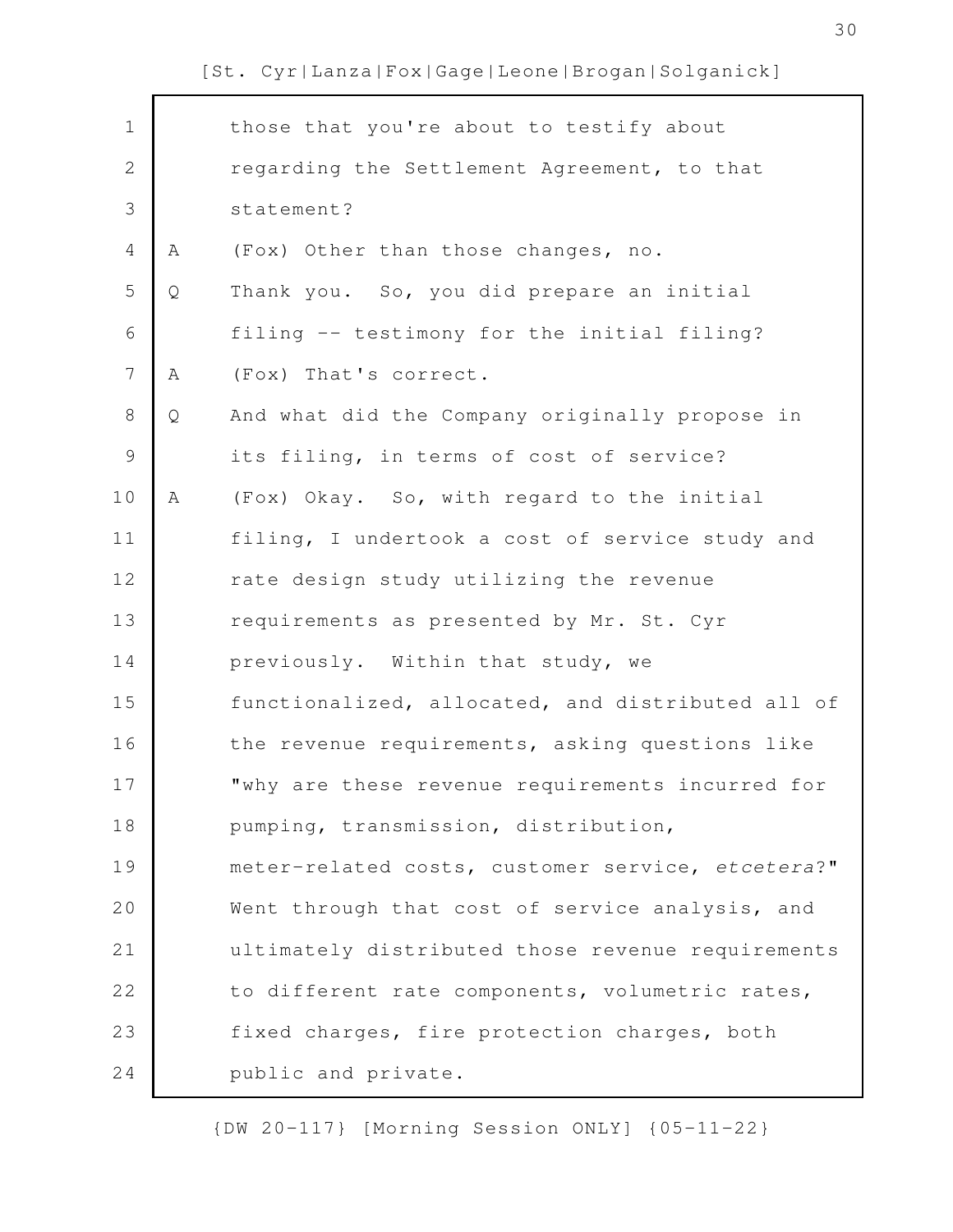those that you're about to testify about regarding the Settlement Agreement, to that statement?

A (Fox) Other than those changes, no.

Q Thank you. So, you did prepare an initial filing -- testimony for the initial filing?

A (Fox) That's correct.

Q And what did the Company originally propose in its filing, in terms of cost of service?

A (Fox) Okay. So, with regard to the initial filing, I undertook a cost of service study and rate design study utilizing the revenue requirements as presented by Mr. St. Cyr previously. Within that study, we functionalized, allocated, and distributed all of the revenue requirements, asking questions like "why are these revenue requirements incurred for pumping, transmission, distribution, meter-related costs, customer service, *etcetera*?" Went through that cost of service analysis, and ultimately distributed those revenue requirements to different rate components, volumetric rates, fixed charges, fire protection charges, both public and private.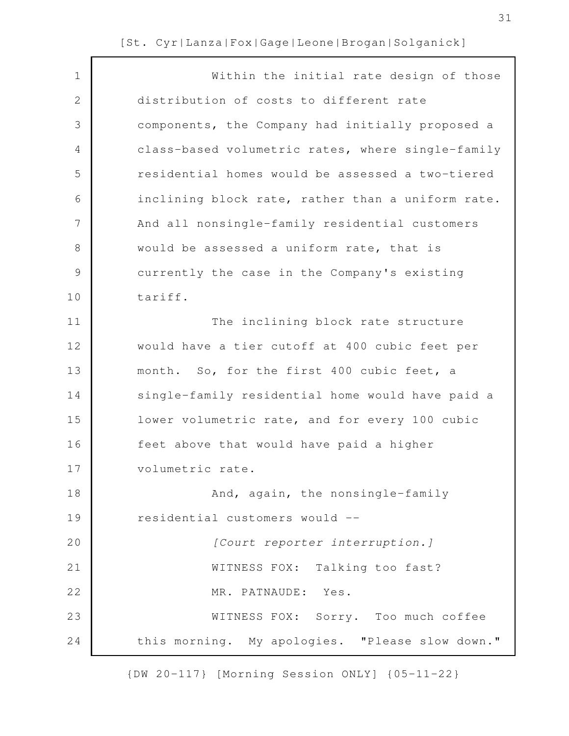Within the initial rate design of those distribution of costs to different rate components, the Company had initially proposed a class-based volumetric rates, where single-family residential homes would be assessed a two-tiered inclining block rate, rather than a uniform rate. And all nonsingle-family residential customers would be assessed a uniform rate, that is currently the case in the Company's existing tariff.

The inclining block rate structure would have a tier cutoff at 400 cubic feet per month. So, for the first 400 cubic feet, a single-family residential home would have paid a lower volumetric rate, and for every 100 cubic feet above that would have paid a higher volumetric rate.

And, again, the nonsingle-family residential customers would --

*[Court reporter interruption.]*

WITNESS FOX: Talking too fast?

MR. PATNAUDE: Yes.

WITNESS FOX: Sorry. Too much coffee this morning. My apologies. "Please slow down."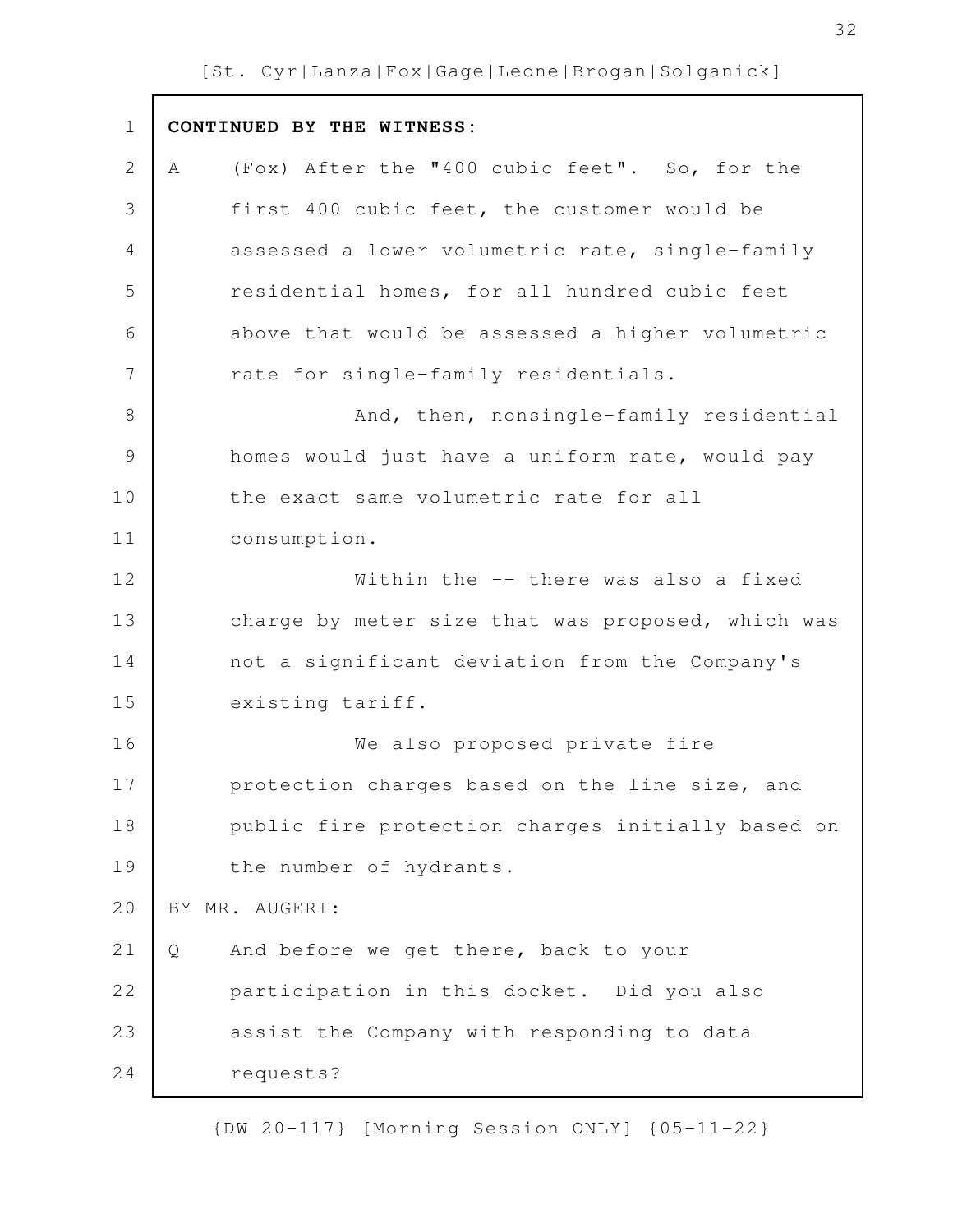**CONTINUED BY THE WITNESS:**

A (Fox) After the "400 cubic feet". So, for the first 400 cubic feet, the customer would be assessed a lower volumetric rate, single-family residential homes, for all hundred cubic feet above that would be assessed a higher volumetric rate for single-family residentials.

And, then, nonsingle-family residential homes would just have a uniform rate, would pay the exact same volumetric rate for all consumption.

Within the -- there was also a fixed charge by meter size that was proposed, which was not a significant deviation from the Company's existing tariff.

We also proposed private fire protection charges based on the line size, and public fire protection charges initially based on the number of hydrants.

BY MR. AUGERI:

Q And before we get there, back to your participation in this docket. Did you also assist the Company with responding to data requests?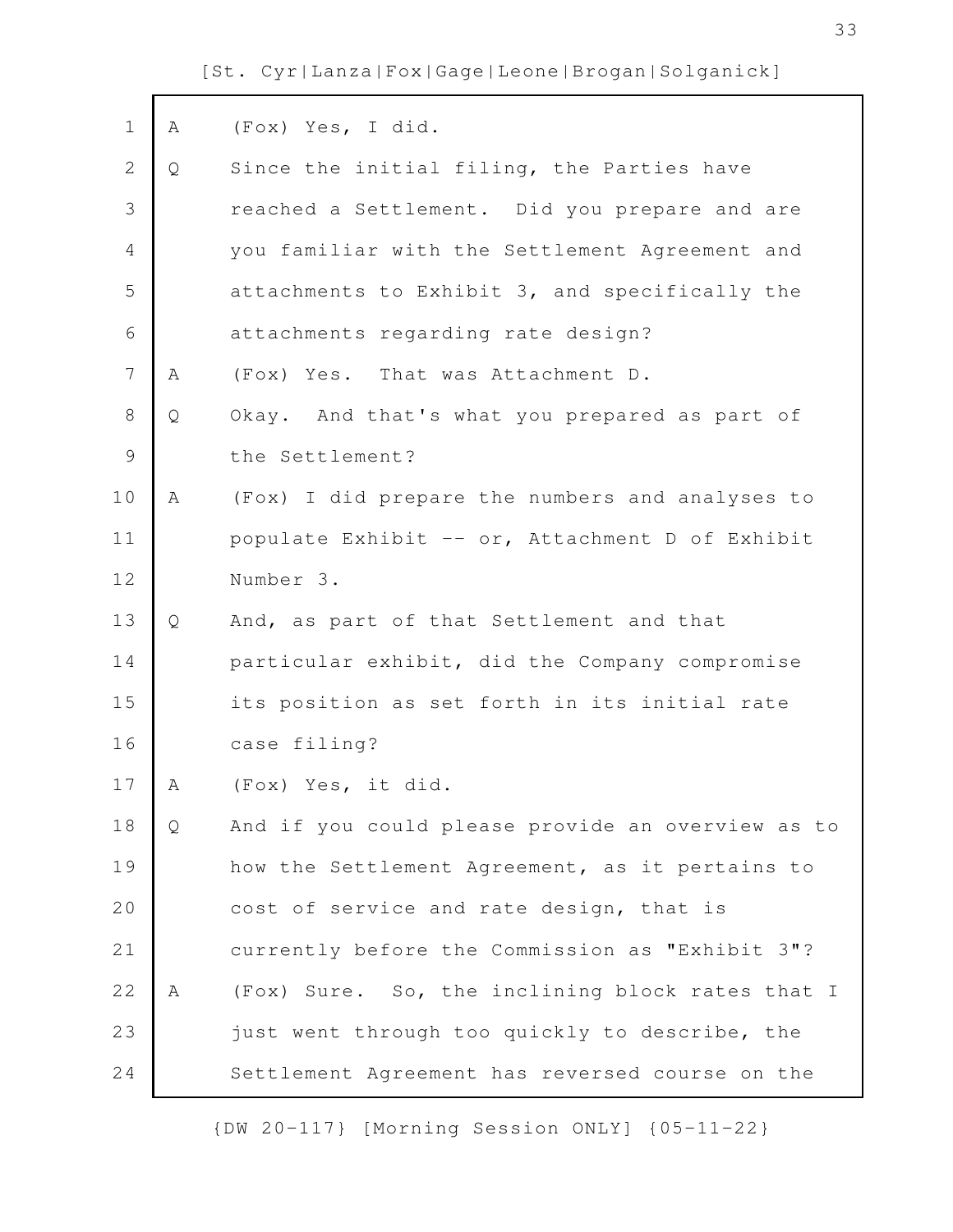A (Fox) Yes, I did.

Q Since the initial filing, the Parties have reached a Settlement. Did you prepare and are you familiar with the Settlement Agreement and attachments to Exhibit 3, and specifically the attachments regarding rate design?

A (Fox) Yes. That was Attachment D.

Q Okay. And that's what you prepared as part of the Settlement?

A (Fox) I did prepare the numbers and analyses to populate Exhibit -- or, Attachment D of Exhibit Number 3.

Q And, as part of that Settlement and that particular exhibit, did the Company compromise its position as set forth in its initial rate case filing?

A (Fox) Yes, it did.

Q And if you could please provide an overview as to how the Settlement Agreement, as it pertains to cost of service and rate design, that is currently before the Commission as "Exhibit 3"?

A (Fox) Sure. So, the inclining block rates that I just went through too quickly to describe, the Settlement Agreement has reversed course on the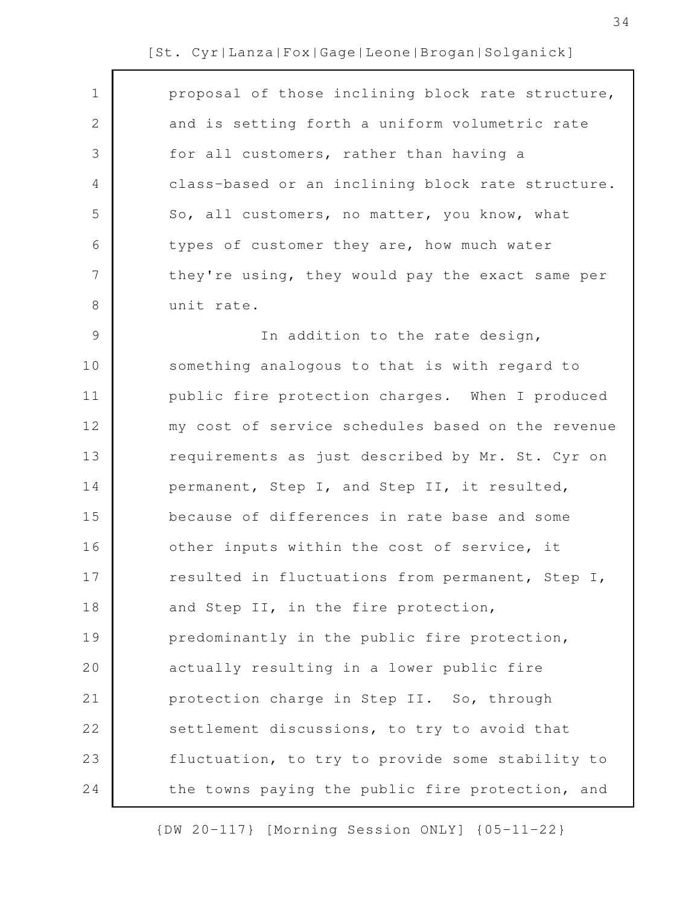proposal of those inclining block rate structure, and is setting forth a uniform volumetric rate for all customers, rather than having a class-based or an inclining block rate structure. So, all customers, no matter, you know, what types of customer they are, how much water they're using, they would pay the exact same per unit rate.

In addition to the rate design, something analogous to that is with regard to public fire protection charges. When I produced my cost of service schedules based on the revenue requirements as just described by Mr. St. Cyr on permanent, Step I, and Step II, it resulted, because of differences in rate base and some other inputs within the cost of service, it resulted in fluctuations from permanent, Step I, and Step II, in the fire protection, predominantly in the public fire protection, actually resulting in a lower public fire protection charge in Step II. So, through settlement discussions, to try to avoid that fluctuation, to try to provide some stability to the towns paying the public fire protection, and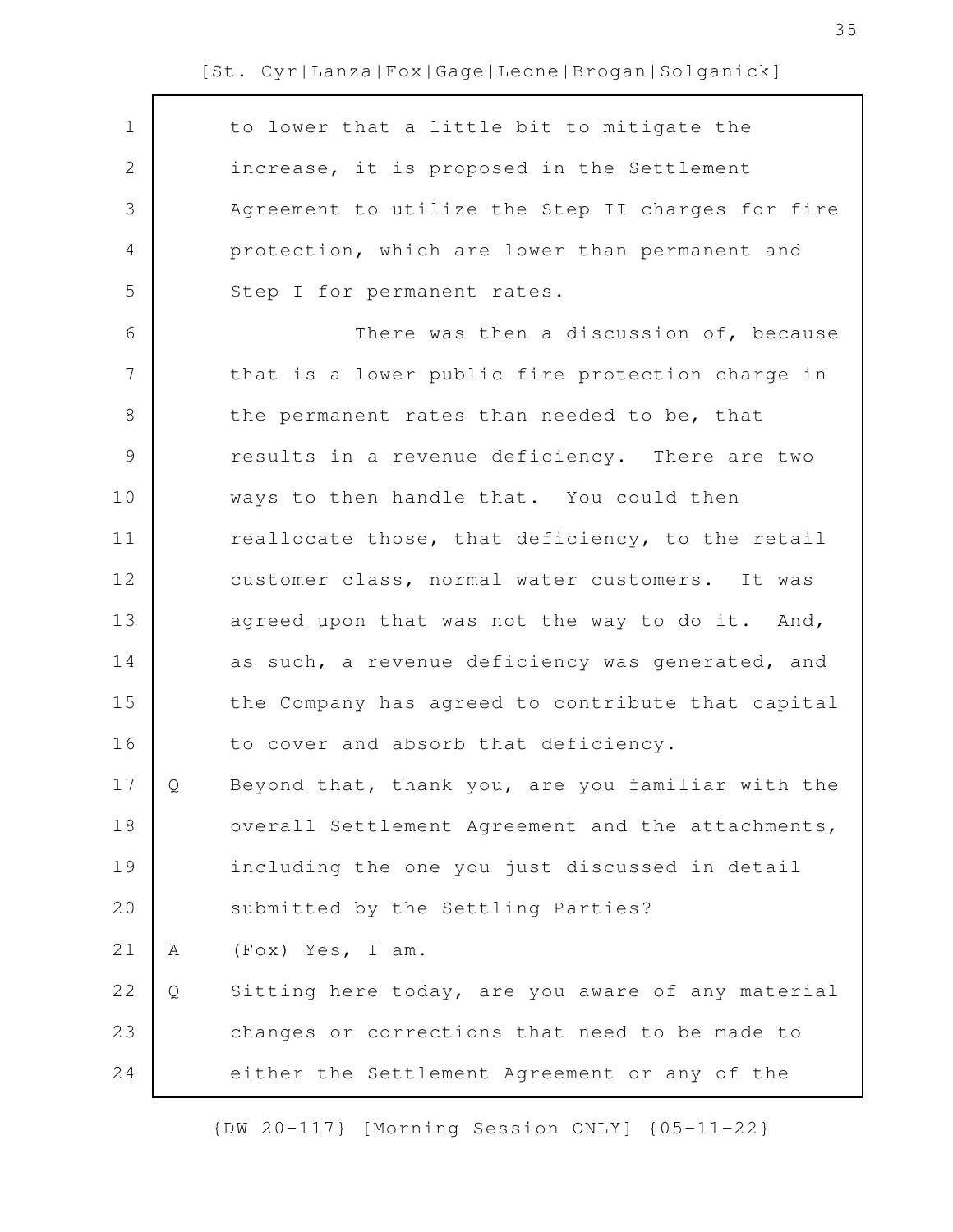to lower that a little bit to mitigate the increase, it is proposed in the Settlement Agreement to utilize the Step II charges for fire protection, which are lower than permanent and Step I for permanent rates.

There was then a discussion of, because that is a lower public fire protection charge in the permanent rates than needed to be, that results in a revenue deficiency. There are two ways to then handle that. You could then reallocate those, that deficiency, to the retail customer class, normal water customers. It was agreed upon that was not the way to do it. And, as such, a revenue deficiency was generated, and the Company has agreed to contribute that capital to cover and absorb that deficiency.

Q Beyond that, thank you, are you familiar with the overall Settlement Agreement and the attachments, including the one you just discussed in detail submitted by the Settling Parties?

A (Fox) Yes, I am.

Q Sitting here today, are you aware of any material changes or corrections that need to be made to either the Settlement Agreement or any of the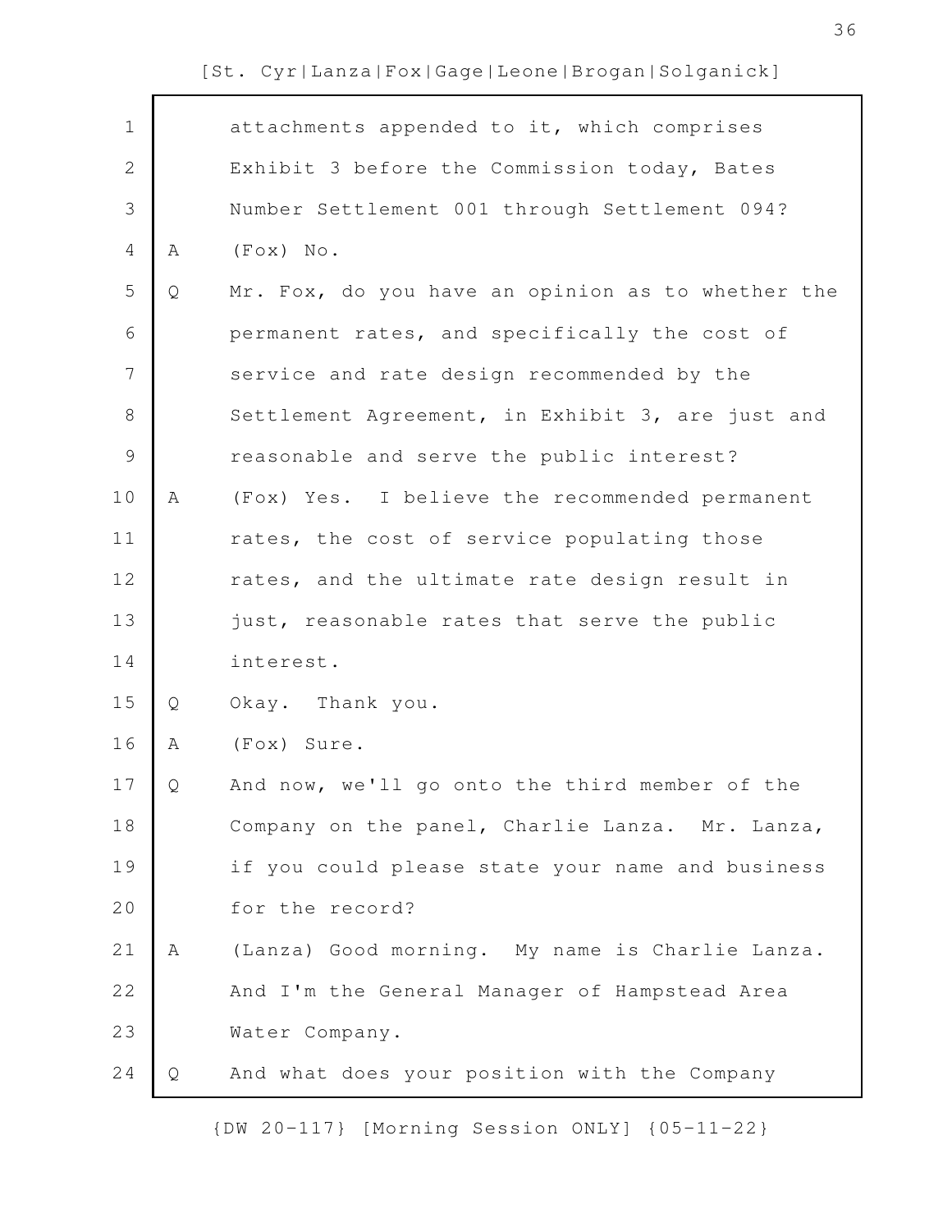attachments appended to it, which comprises Exhibit 3 before the Commission today, Bates Number Settlement 001 through Settlement 094?

A (Fox) No.

Q Mr. Fox, do you have an opinion as to whether the permanent rates, and specifically the cost of service and rate design recommended by the Settlement Agreement, in Exhibit 3, are just and reasonable and serve the public interest?

A (Fox) Yes. I believe the recommended permanent rates, the cost of service populating those rates, and the ultimate rate design result in just, reasonable rates that serve the public interest.

Q Okay. Thank you.

A (Fox) Sure.

Q And now, we'll go onto the third member of the Company on the panel, Charlie Lanza. Mr. Lanza, if you could please state your name and business for the record?

A (Lanza) Good morning. My name is Charlie Lanza. And I'm the General Manager of Hampstead Area Water Company.

Q And what does your position with the Company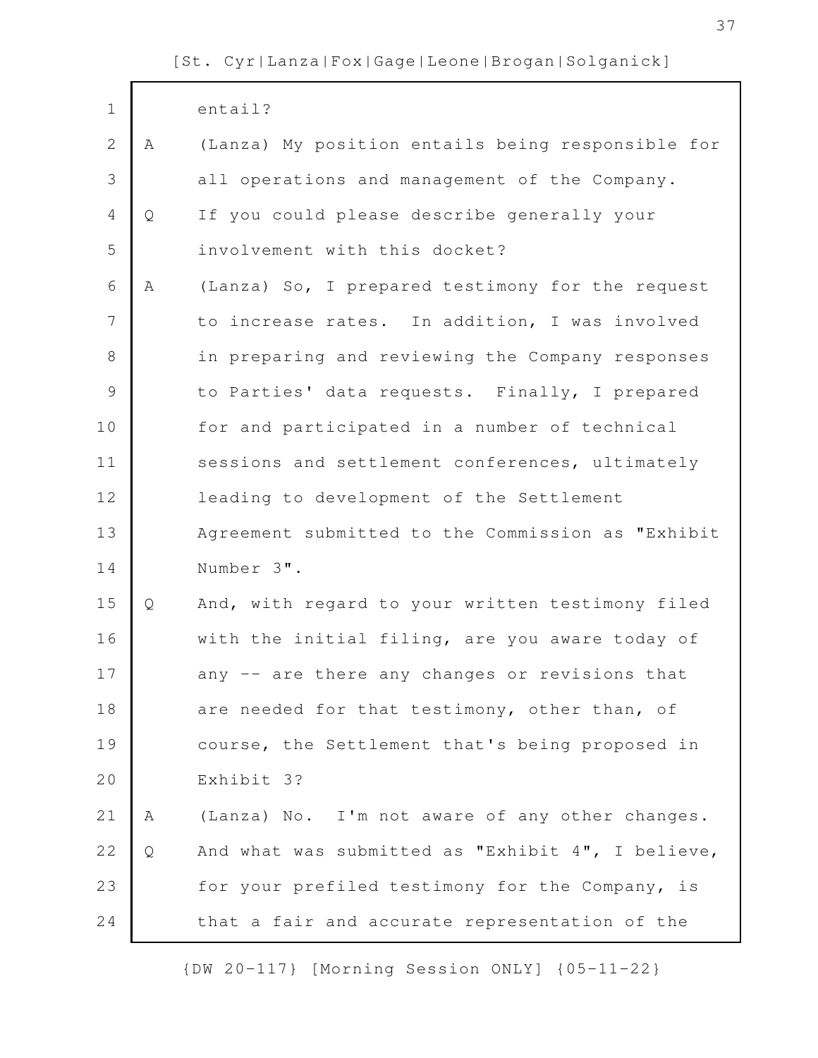entail?

A (Lanza) My position entails being responsible for all operations and management of the Company.

Q If you could please describe generally your involvement with this docket?

A (Lanza) So, I prepared testimony for the request to increase rates. In addition, I was involved in preparing and reviewing the Company responses to Parties' data requests. Finally, I prepared for and participated in a number of technical sessions and settlement conferences, ultimately leading to development of the Settlement Agreement submitted to the Commission as "Exhibit Number 3".

Q And, with regard to your written testimony filed with the initial filing, are you aware today of any -- are there any changes or revisions that are needed for that testimony, other than, of course, the Settlement that's being proposed in Exhibit 3?

A (Lanza) No. I'm not aware of any other changes.

Q And what was submitted as "Exhibit 4", I believe, for your prefiled testimony for the Company, is that a fair and accurate representation of the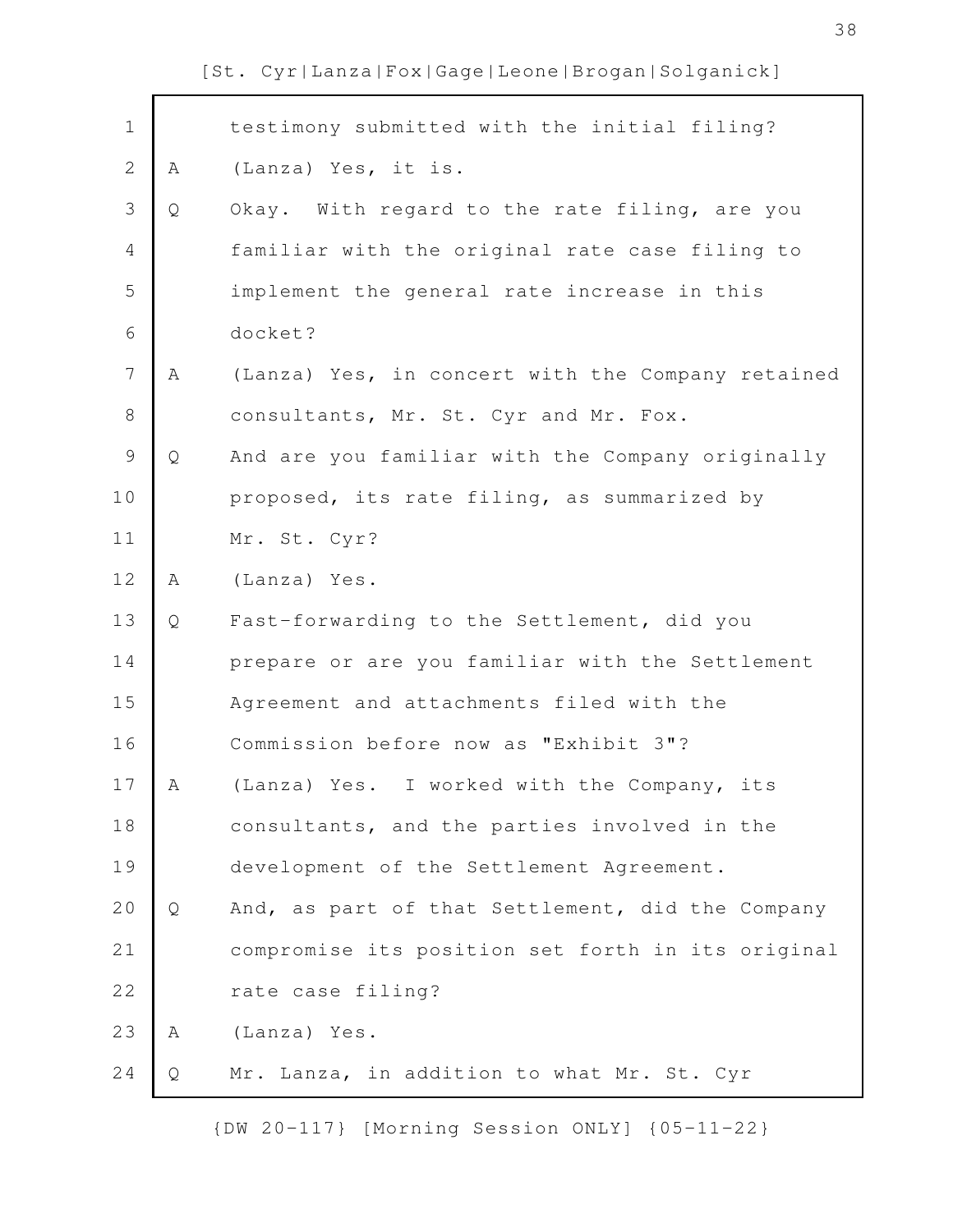testimony submitted with the initial filing?

A (Lanza) Yes, it is.

Q Okay. With regard to the rate filing, are you familiar with the original rate case filing to implement the general rate increase in this docket?

A (Lanza) Yes, in concert with the Company retained consultants, Mr. St. Cyr and Mr. Fox.

Q And are you familiar with the Company originally proposed, its rate filing, as summarized by Mr. St. Cyr?

A (Lanza) Yes.

Q Fast-forwarding to the Settlement, did you prepare or are you familiar with the Settlement Agreement and attachments filed with the Commission before now as "Exhibit 3"?

A (Lanza) Yes. I worked with the Company, its consultants, and the parties involved in the development of the Settlement Agreement.

Q And, as part of that Settlement, did the Company compromise its position set forth in its original rate case filing?

A (Lanza) Yes.

Q Mr. Lanza, in addition to what Mr. St. Cyr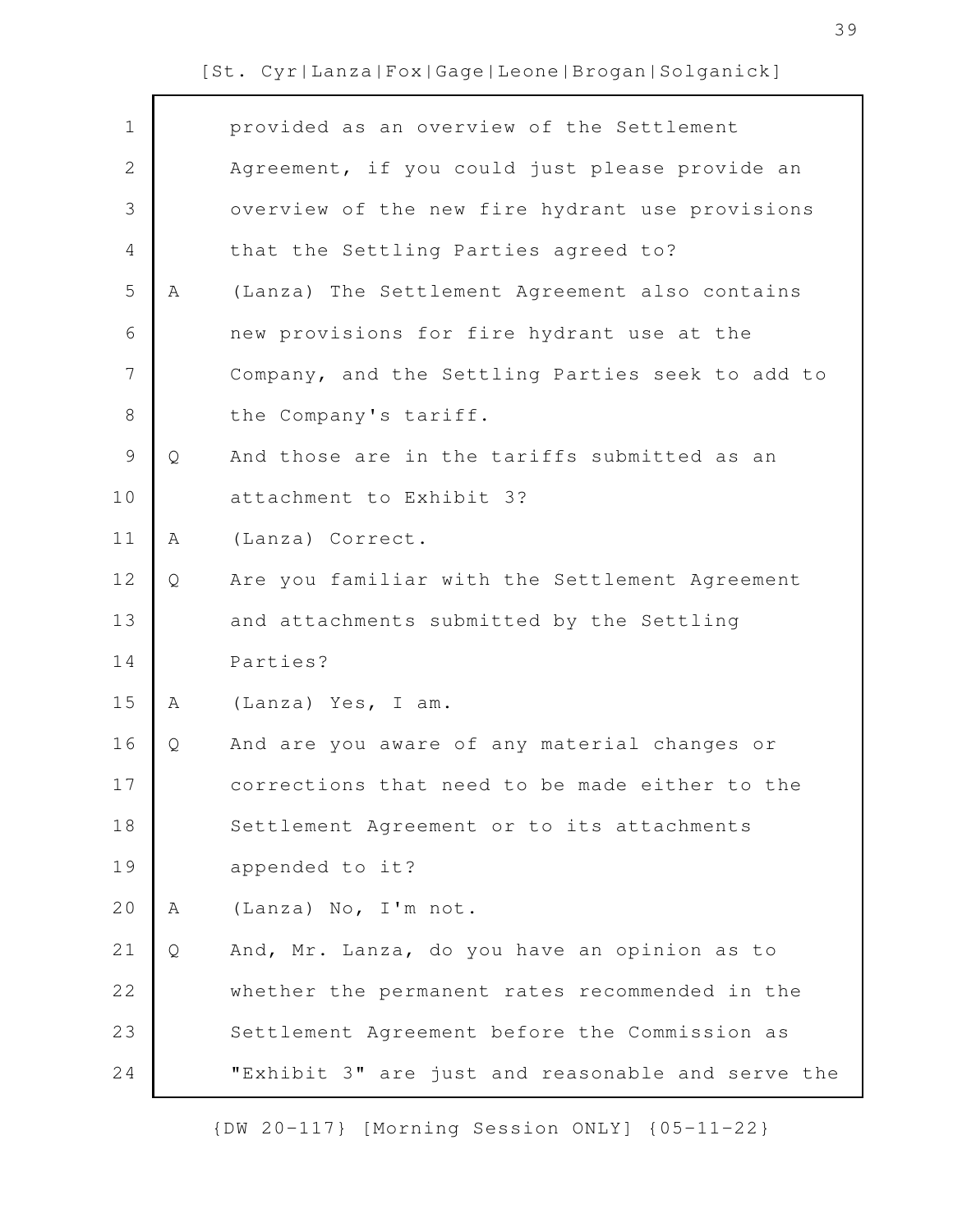provided as an overview of the Settlement Agreement, if you could just please provide an overview of the new fire hydrant use provisions that the Settling Parties agreed to?

A (Lanza) The Settlement Agreement also contains new provisions for fire hydrant use at the Company, and the Settling Parties seek to add to the Company's tariff.

Q And those are in the tariffs submitted as an attachment to Exhibit 3?

A (Lanza) Correct.

Q Are you familiar with the Settlement Agreement and attachments submitted by the Settling Parties?

A (Lanza) Yes, I am.

Q And are you aware of any material changes or corrections that need to be made either to the Settlement Agreement or to its attachments appended to it?

A (Lanza) No, I'm not.

Q And, Mr. Lanza, do you have an opinion as to whether the permanent rates recommended in the Settlement Agreement before the Commission as "Exhibit 3" are just and reasonable and serve the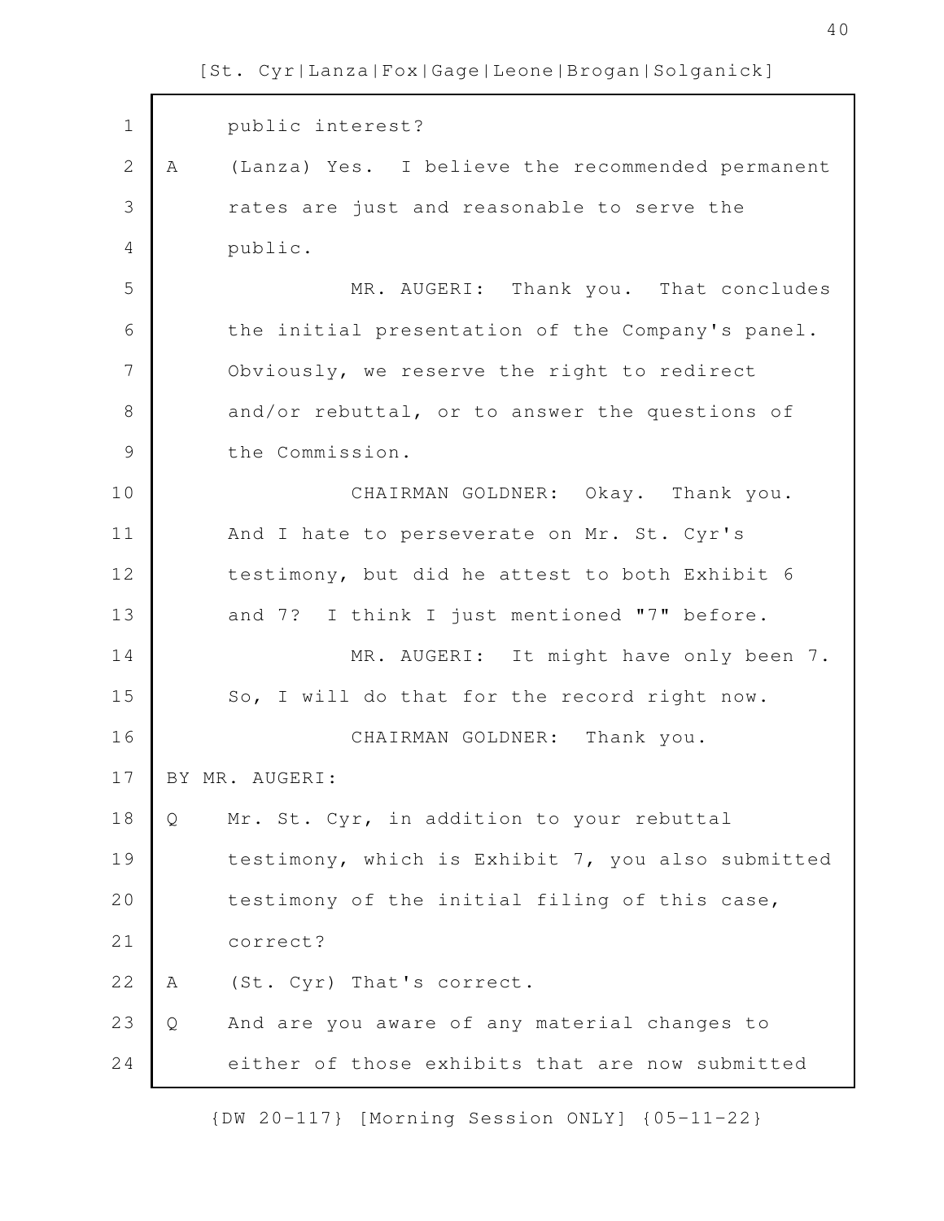public interest?

A (Lanza) Yes. I believe the recommended permanent rates are just and reasonable to serve the public.

MR. AUGERI: Thank you. That concludes the initial presentation of the Company's panel. Obviously, we reserve the right to redirect and/or rebuttal, or to answer the questions of the Commission.

CHAIRMAN GOLDNER: Okay. Thank you. And I hate to perseverate on Mr. St. Cyr's testimony, but did he attest to both Exhibit 6 and 7? I think I just mentioned "7" before.

MR. AUGERI: It might have only been 7. So, I will do that for the record right now.

CHAIRMAN GOLDNER: Thank you.

BY MR. AUGERI:

Q Mr. St. Cyr, in addition to your rebuttal testimony, which is Exhibit 7, you also submitted testimony of the initial filing of this case, correct?

A (St. Cyr) That's correct.

Q And are you aware of any material changes to either of those exhibits that are now submitted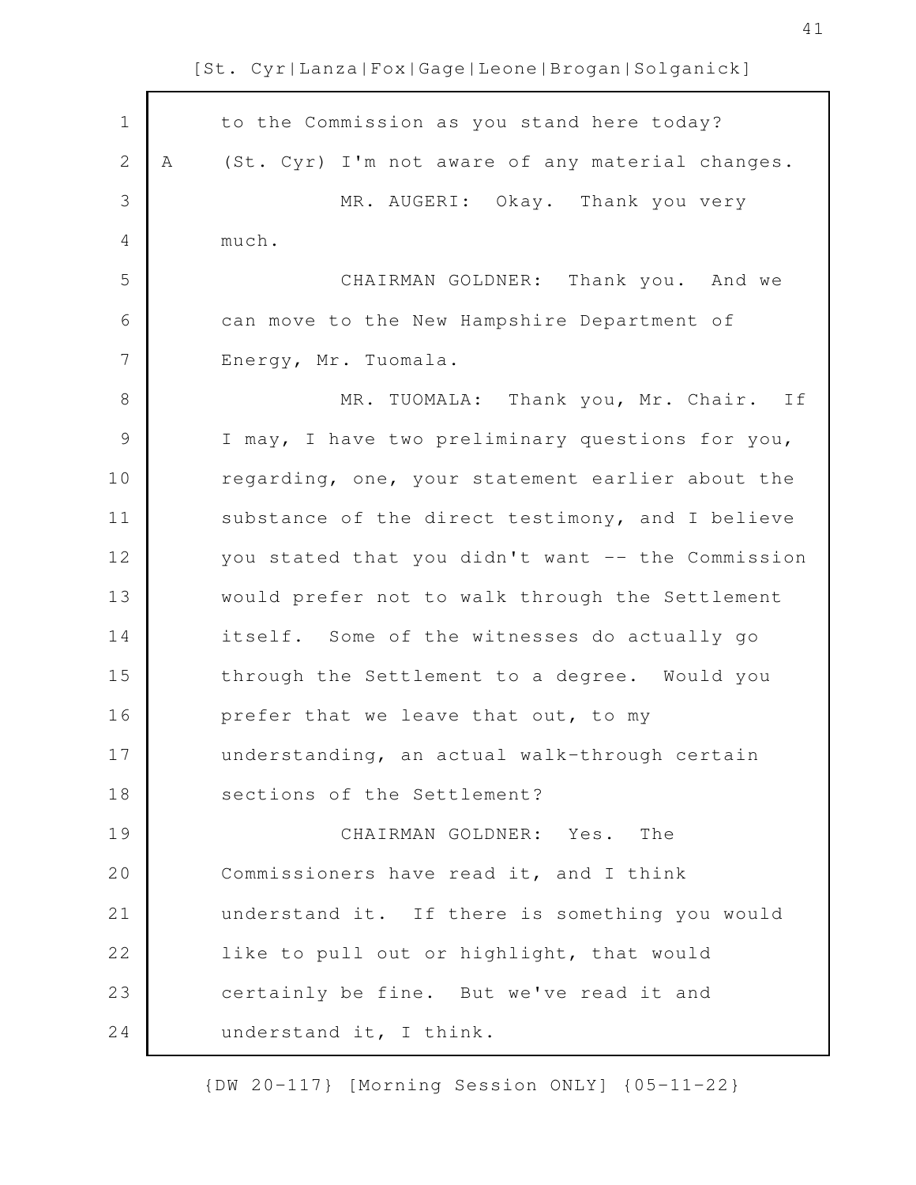to the Commission as you stand here today?

A (St. Cyr) I'm not aware of any material changes.

MR. AUGERI: Okay. Thank you very much.

CHAIRMAN GOLDNER: Thank you. And we can move to the New Hampshire Department of Energy, Mr. Tuomala.

MR. TUOMALA: Thank you, Mr. Chair. If I may, I have two preliminary questions for you, regarding, one, your statement earlier about the substance of the direct testimony, and I believe you stated that you didn't want -- the Commission would prefer not to walk through the Settlement itself. Some of the witnesses do actually go through the Settlement to a degree. Would you prefer that we leave that out, to my understanding, an actual walk-through certain sections of the Settlement?

CHAIRMAN GOLDNER: Yes. The Commissioners have read it, and I think understand it. If there is something you would like to pull out or highlight, that would certainly be fine. But we've read it and understand it, I think.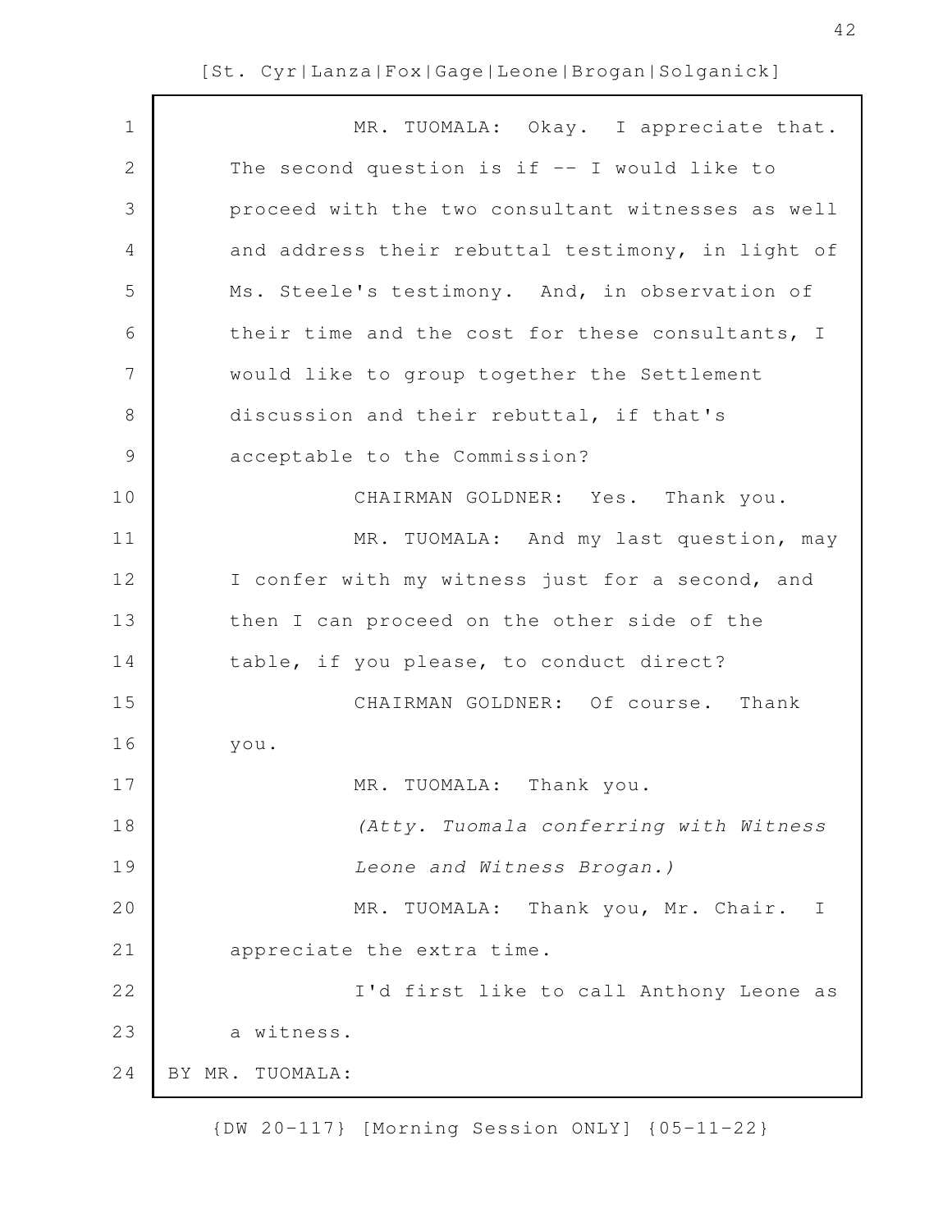MR. TUOMALA: Okay. I appreciate that. The second question is if -- I would like to proceed with the two consultant witnesses as well and address their rebuttal testimony, in light of Ms. Steele's testimony. And, in observation of their time and the cost for these consultants, I would like to group together the Settlement discussion and their rebuttal, if that's acceptable to the Commission?

CHAIRMAN GOLDNER: Yes. Thank you.

MR. TUOMALA: And my last question, may I confer with my witness just for a second, and then I can proceed on the other side of the table, if you please, to conduct direct?

CHAIRMAN GOLDNER: Of course. Thank you.

MR. TUOMALA: Thank you.

*(Atty. Tuomala conferring with Witness Leone and Witness Brogan.)*

MR. TUOMALA: Thank you, Mr. Chair. I appreciate the extra time.

I'd first like to call Anthony Leone as a witness.

BY MR. TUOMALA: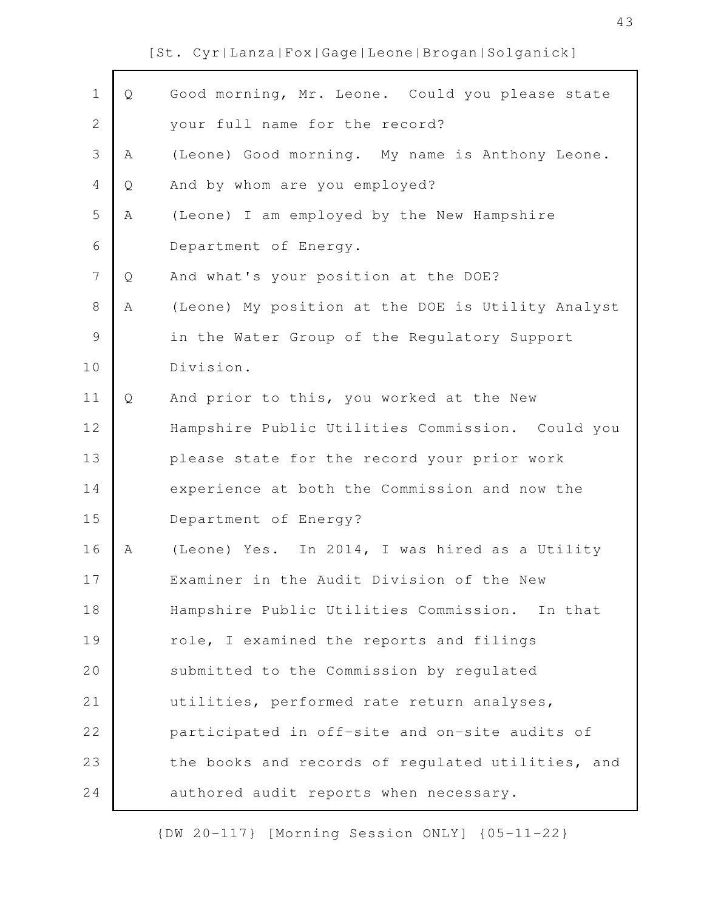Q Good morning, Mr. Leone. Could you please state your full name for the record?

A (Leone) Good morning. My name is Anthony Leone.

Q And by whom are you employed?

A (Leone) I am employed by the New Hampshire Department of Energy.

Q And what's your position at the DOE?

A (Leone) My position at the DOE is Utility Analyst in the Water Group of the Regulatory Support Division.

Q And prior to this, you worked at the New Hampshire Public Utilities Commission. Could you please state for the record your prior work experience at both the Commission and now the Department of Energy?

A (Leone) Yes. In 2014, I was hired as a Utility Examiner in the Audit Division of the New Hampshire Public Utilities Commission. In that role, I examined the reports and filings submitted to the Commission by regulated utilities, performed rate return analyses, participated in off-site and on-site audits of the books and records of regulated utilities, and authored audit reports when necessary.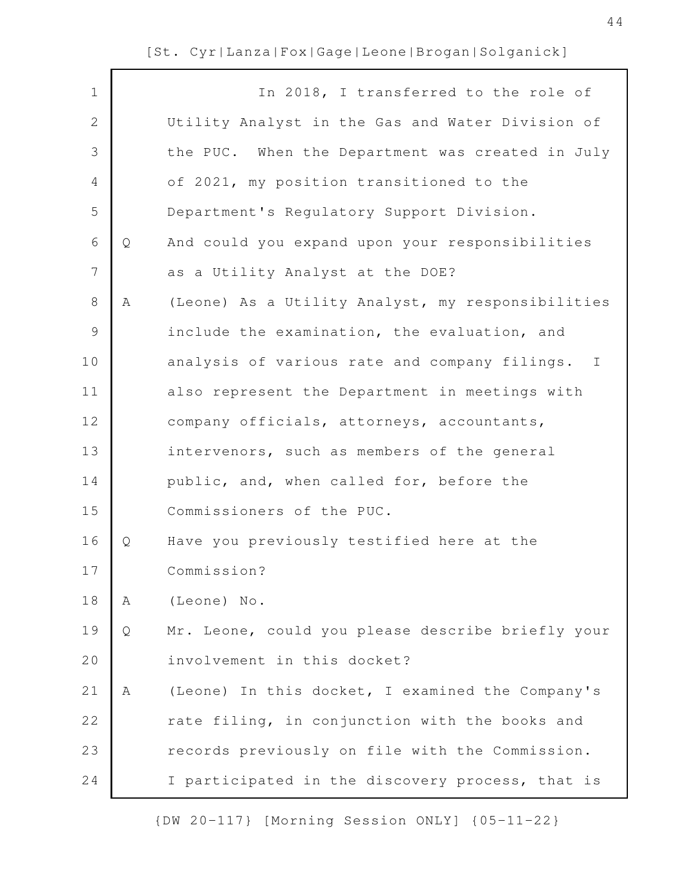In 2018, I transferred to the role of Utility Analyst in the Gas and Water Division of the PUC. When the Department was created in July of 2021, my position transitioned to the Department's Regulatory Support Division.

Q And could you expand upon your responsibilities as a Utility Analyst at the DOE?

A (Leone) As a Utility Analyst, my responsibilities include the examination, the evaluation, and analysis of various rate and company filings. I also represent the Department in meetings with company officials, attorneys, accountants, intervenors, such as members of the general public, and, when called for, before the Commissioners of the PUC.

Q Have you previously testified here at the Commission?

A (Leone) No.

Q Mr. Leone, could you please describe briefly your involvement in this docket?

A (Leone) In this docket, I examined the Company's rate filing, in conjunction with the books and records previously on file with the Commission. I participated in the discovery process, that is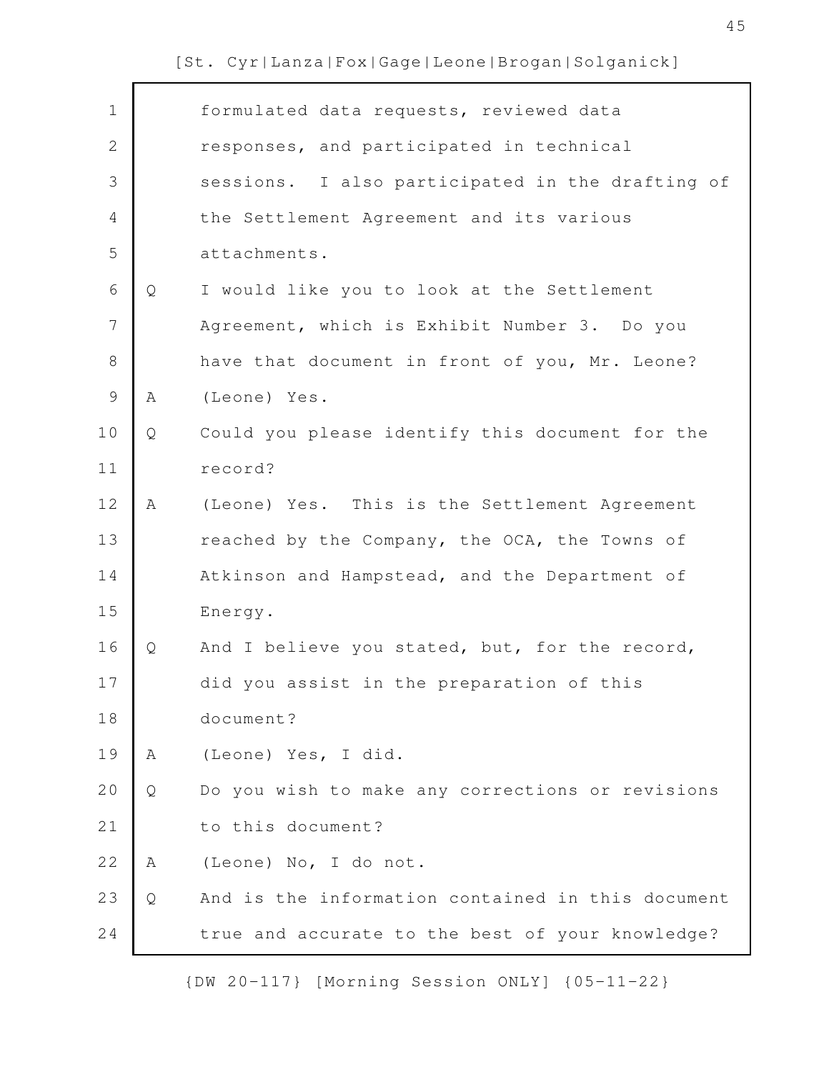formulated data requests, reviewed data responses, and participated in technical sessions. I also participated in the drafting of the Settlement Agreement and its various attachments.

Q I would like you to look at the Settlement Agreement, which is Exhibit Number 3. Do you have that document in front of you, Mr. Leone?

A (Leone) Yes.

Q Could you please identify this document for the record?

A (Leone) Yes. This is the Settlement Agreement reached by the Company, the OCA, the Towns of Atkinson and Hampstead, and the Department of Energy.

Q And I believe you stated, but, for the record, did you assist in the preparation of this document?

A (Leone) Yes, I did.

Q Do you wish to make any corrections or revisions to this document?

A (Leone) No, I do not.

Q And is the information contained in this document true and accurate to the best of your knowledge?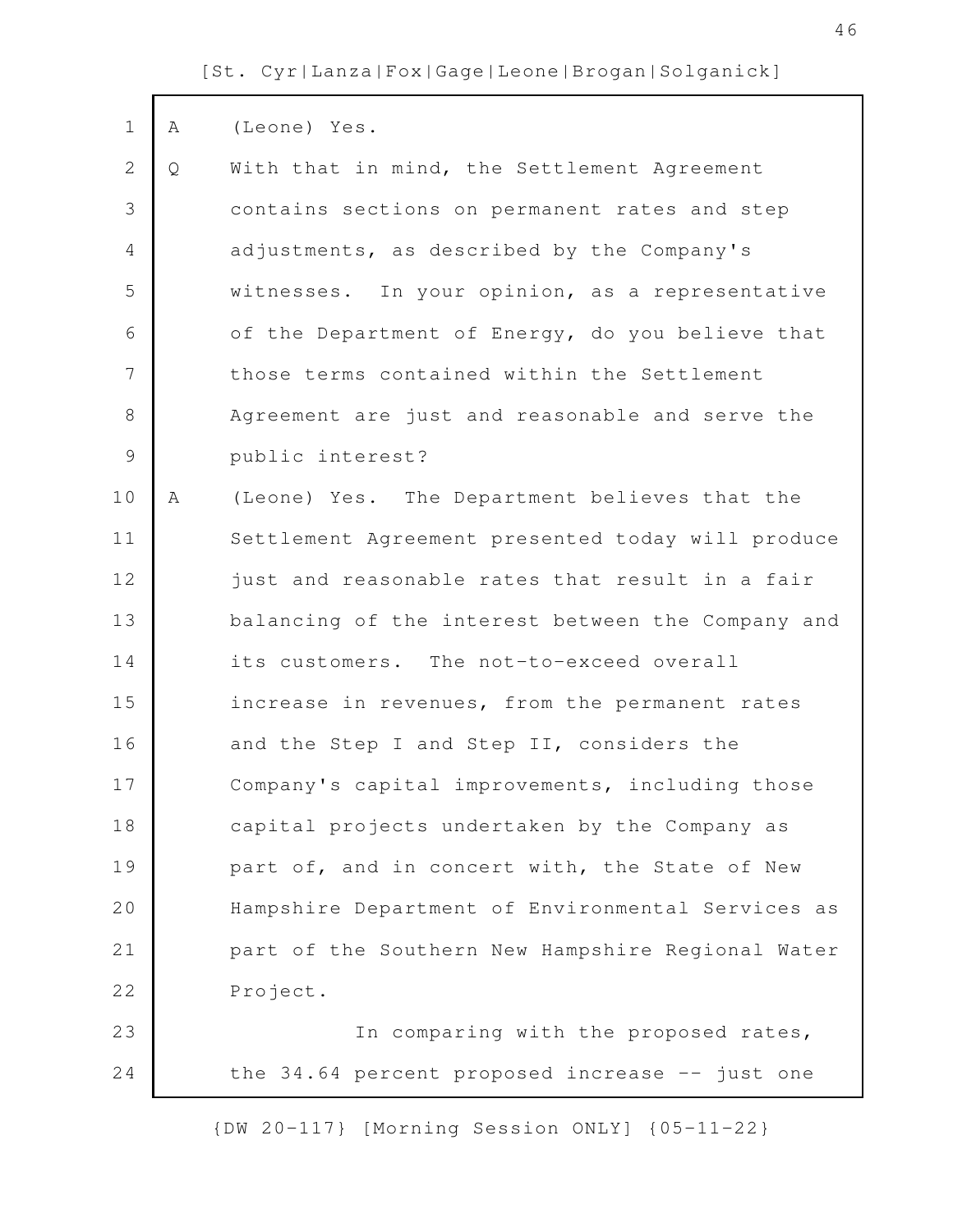A (Leone) Yes.

Q With that in mind, the Settlement Agreement contains sections on permanent rates and step adjustments, as described by the Company's witnesses. In your opinion, as a representative of the Department of Energy, do you believe that those terms contained within the Settlement Agreement are just and reasonable and serve the public interest?

A (Leone) Yes. The Department believes that the Settlement Agreement presented today will produce just and reasonable rates that result in a fair balancing of the interest between the Company and its customers. The not-to-exceed overall increase in revenues, from the permanent rates and the Step I and Step II, considers the Company's capital improvements, including those capital projects undertaken by the Company as part of, and in concert with, the State of New Hampshire Department of Environmental Services as part of the Southern New Hampshire Regional Water Project.

In comparing with the proposed rates, the 34.64 percent proposed increase -- just one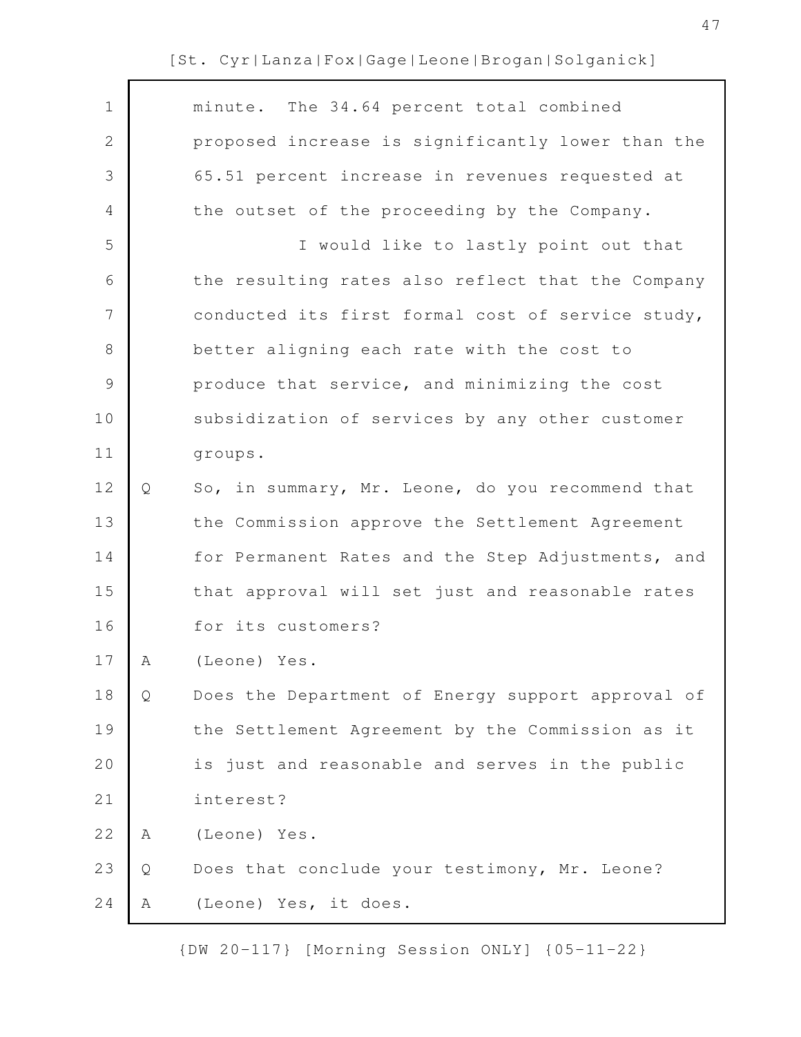minute. The 34.64 percent total combined proposed increase is significantly lower than the 65.51 percent increase in revenues requested at the outset of the proceeding by the Company.

I would like to lastly point out that the resulting rates also reflect that the Company conducted its first formal cost of service study, better aligning each rate with the cost to produce that service, and minimizing the cost subsidization of services by any other customer groups.

Q So, in summary, Mr. Leone, do you recommend that the Commission approve the Settlement Agreement for Permanent Rates and the Step Adjustments, and that approval will set just and reasonable rates for its customers?

A (Leone) Yes.

Q Does the Department of Energy support approval of the Settlement Agreement by the Commission as it is just and reasonable and serves in the public interest?

A (Leone) Yes.

Q Does that conclude your testimony, Mr. Leone?

A (Leone) Yes, it does.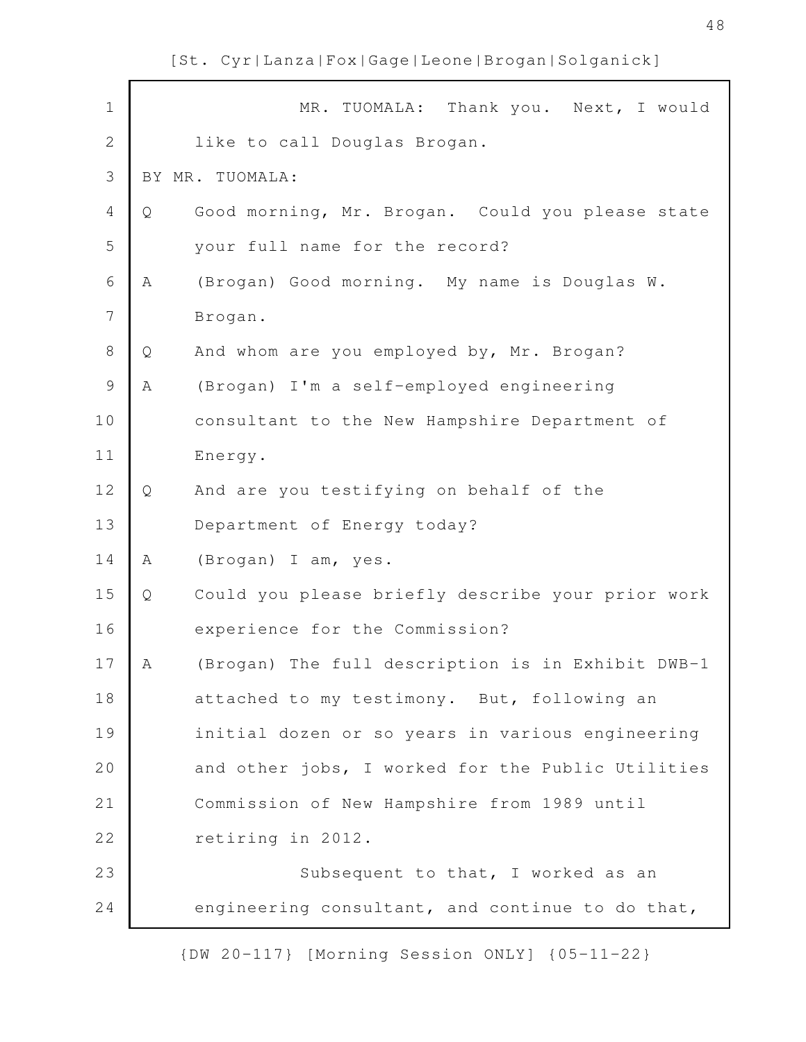MR. TUOMALA: Thank you. Next, I would like to call Douglas Brogan.

BY MR. TUOMALA:

Q Good morning, Mr. Brogan. Could you please state your full name for the record?

A (Brogan) Good morning. My name is Douglas W. Brogan.

Q And whom are you employed by, Mr. Brogan?

A (Brogan) I'm a self-employed engineering consultant to the New Hampshire Department of Energy.

Q And are you testifying on behalf of the Department of Energy today?

A (Brogan) I am, yes.

Q Could you please briefly describe your prior work experience for the Commission?

A (Brogan) The full description is in Exhibit DWB-1 attached to my testimony. But, following an initial dozen or so years in various engineering and other jobs, I worked for the Public Utilities Commission of New Hampshire from 1989 until retiring in 2012.

Subsequent to that, I worked as an engineering consultant, and continue to do that,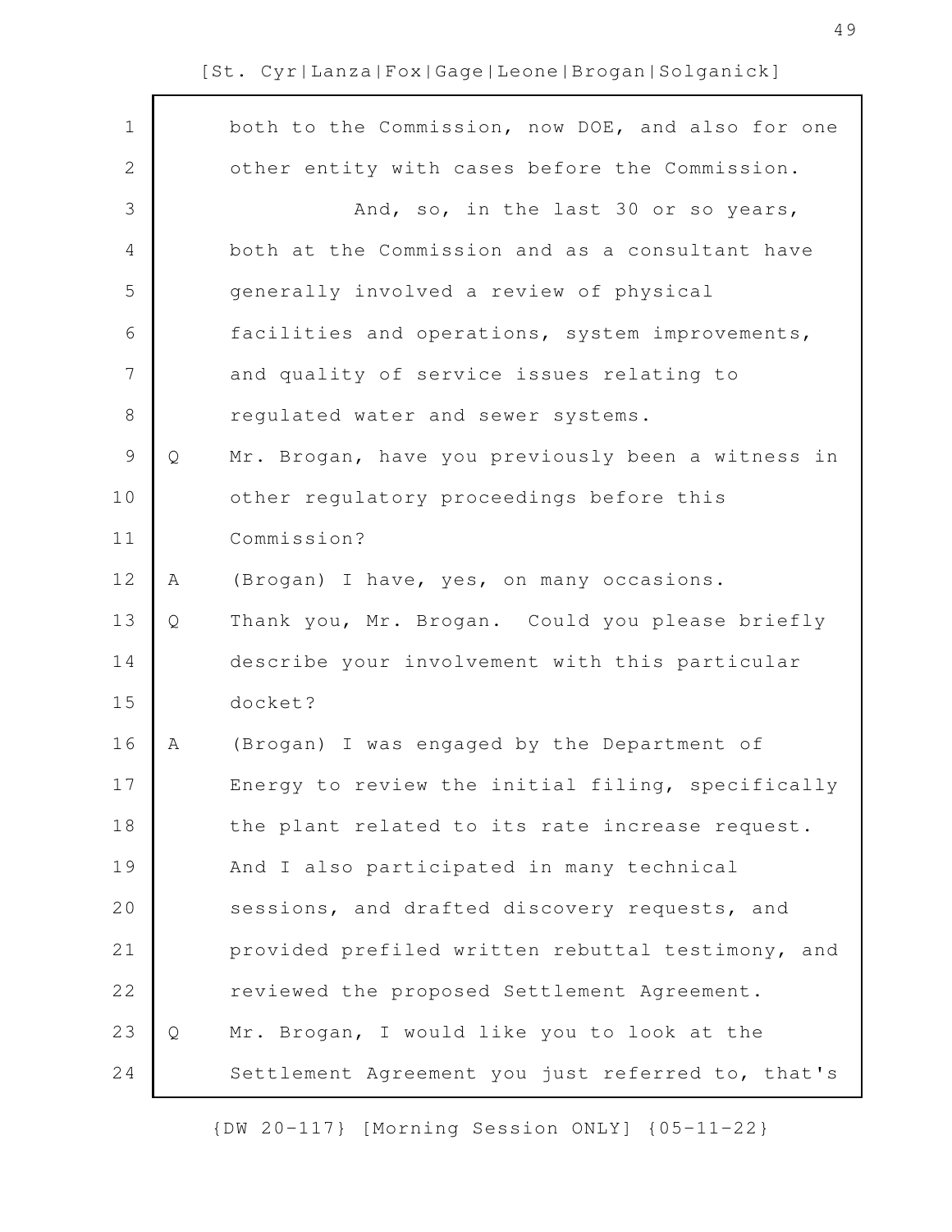both to the Commission, now DOE, and also for one other entity with cases before the Commission.

And, so, in the last 30 or so years, both at the Commission and as a consultant have generally involved a review of physical facilities and operations, system improvements, and quality of service issues relating to regulated water and sewer systems.

Q Mr. Brogan, have you previously been a witness in other regulatory proceedings before this Commission?

A (Brogan) I have, yes, on many occasions.

Q Thank you, Mr. Brogan. Could you please briefly describe your involvement with this particular docket?

A (Brogan) I was engaged by the Department of Energy to review the initial filing, specifically the plant related to its rate increase request. And I also participated in many technical sessions, and drafted discovery requests, and provided prefiled written rebuttal testimony, and reviewed the proposed Settlement Agreement.

Q Mr. Brogan, I would like you to look at the Settlement Agreement you just referred to, that's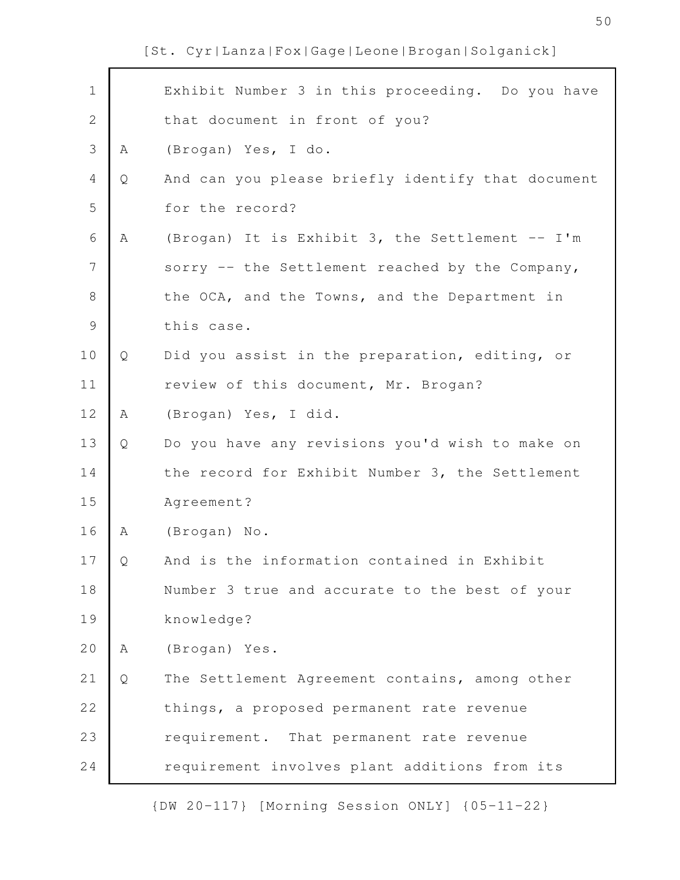Exhibit Number 3 in this proceeding. Do you have that document in front of you?

A (Brogan) Yes, I do.

Q And can you please briefly identify that document for the record?

A (Brogan) It is Exhibit 3, the Settlement -- I'm sorry -- the Settlement reached by the Company, the OCA, and the Towns, and the Department in this case.

Q Did you assist in the preparation, editing, or review of this document, Mr. Brogan?

A (Brogan) Yes, I did.

Q Do you have any revisions you'd wish to make on the record for Exhibit Number 3, the Settlement Agreement?

A (Brogan) No.

Q And is the information contained in Exhibit Number 3 true and accurate to the best of your knowledge?

A (Brogan) Yes.

Q The Settlement Agreement contains, among other things, a proposed permanent rate revenue requirement. That permanent rate revenue requirement involves plant additions from its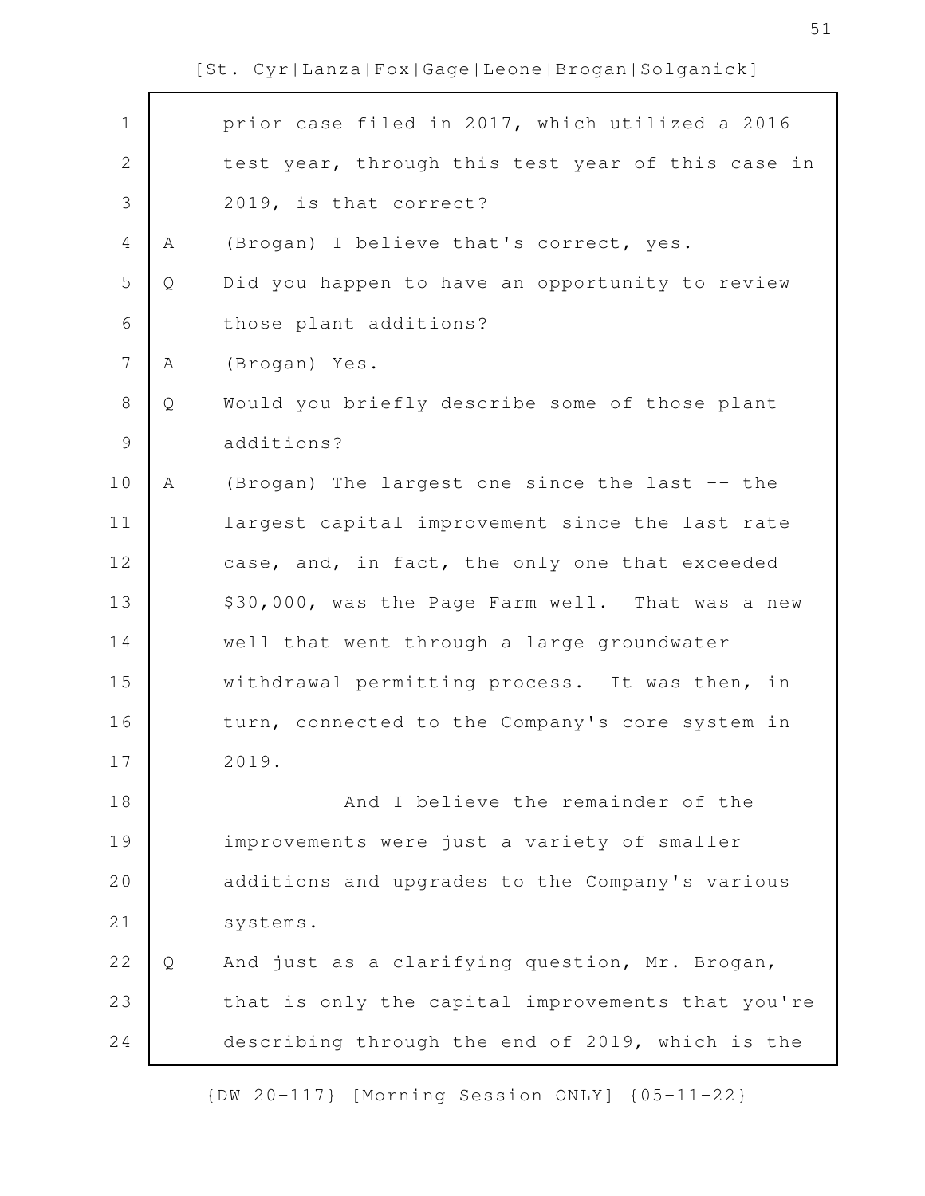prior case filed in 2017, which utilized a 2016 test year, through this test year of this case in 2019, is that correct?

A (Brogan) I believe that's correct, yes.

Q Did you happen to have an opportunity to review those plant additions?

A (Brogan) Yes.

Q Would you briefly describe some of those plant additions?

A (Brogan) The largest one since the last -- the largest capital improvement since the last rate case, and, in fact, the only one that exceeded $30,000, was the Page Farm well. That was a new well that went through a large groundwater withdrawal permitting process. It was then, in turn, connected to the Company's core system in 2019.

And I believe the remainder of the improvements were just a variety of smaller additions and upgrades to the Company's various systems.

Q And just as a clarifying question, Mr. Brogan, that is only the capital improvements that you're describing through the end of 2019, which is the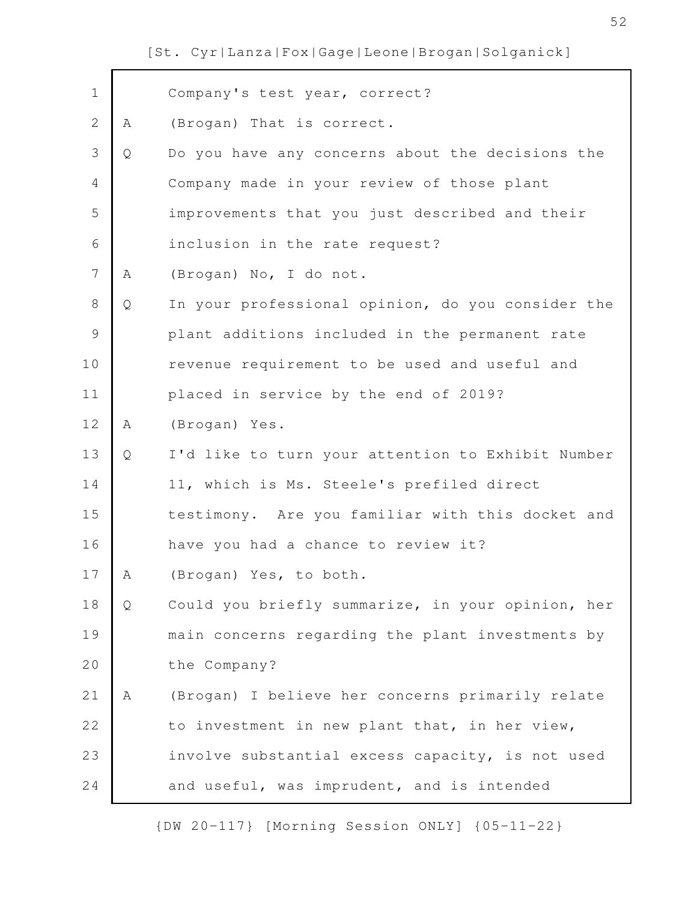Company's test year, correct?

A (Brogan) That is correct.

Q Do you have any concerns about the decisions the Company made in your review of those plant improvements that you just described and their inclusion in the rate request?

A (Brogan) No, I do not.

Q In your professional opinion, do you consider the plant additions included in the permanent rate revenue requirement to be used and useful and placed in service by the end of 2019?

A (Brogan) Yes.

Q I'd like to turn your attention to Exhibit Number 11, which is Ms. Steele's prefiled direct testimony. Are you familiar with this docket and have you had a chance to review it?

A (Brogan) Yes, to both.

Q Could you briefly summarize, in your opinion, her main concerns regarding the plant investments by the Company?

A (Brogan) I believe her concerns primarily relate to investment in new plant that, in her view, involve substantial excess capacity, is not used and useful, was imprudent, and is intended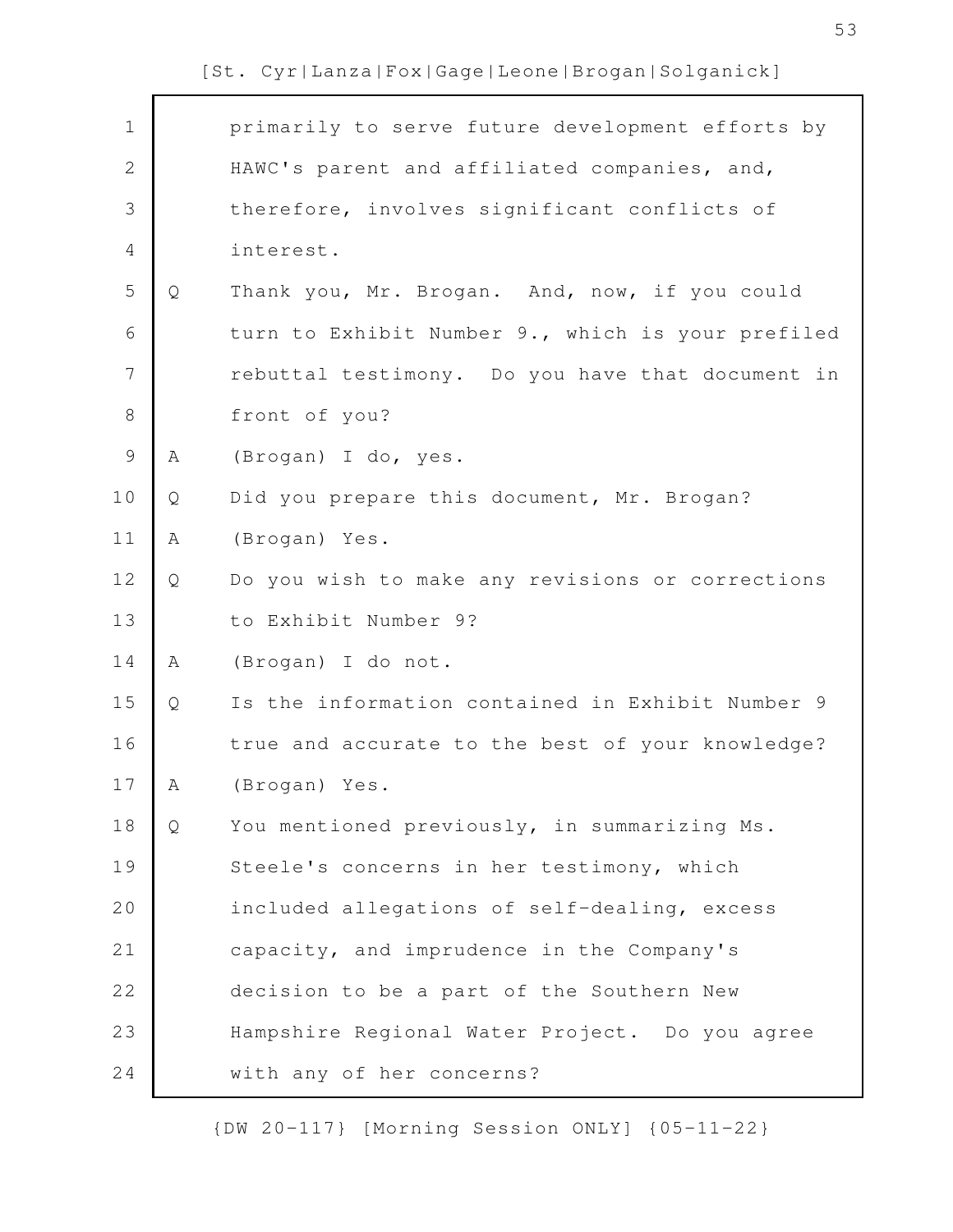primarily to serve future development efforts by HAWC's parent and affiliated companies, and, therefore, involves significant conflicts of interest.

Q Thank you, Mr. Brogan. And, now, if you could turn to Exhibit Number 9., which is your prefiled rebuttal testimony. Do you have that document in front of you?

A (Brogan) I do, yes.

Q Did you prepare this document, Mr. Brogan?

A (Brogan) Yes.

Q Do you wish to make any revisions or corrections to Exhibit Number 9?

A (Brogan) I do not.

Q Is the information contained in Exhibit Number 9 true and accurate to the best of your knowledge?

A (Brogan) Yes.

Q You mentioned previously, in summarizing Ms. Steele's concerns in her testimony, which included allegations of self-dealing, excess capacity, and imprudence in the Company's decision to be a part of the Southern New Hampshire Regional Water Project. Do you agree with any of her concerns?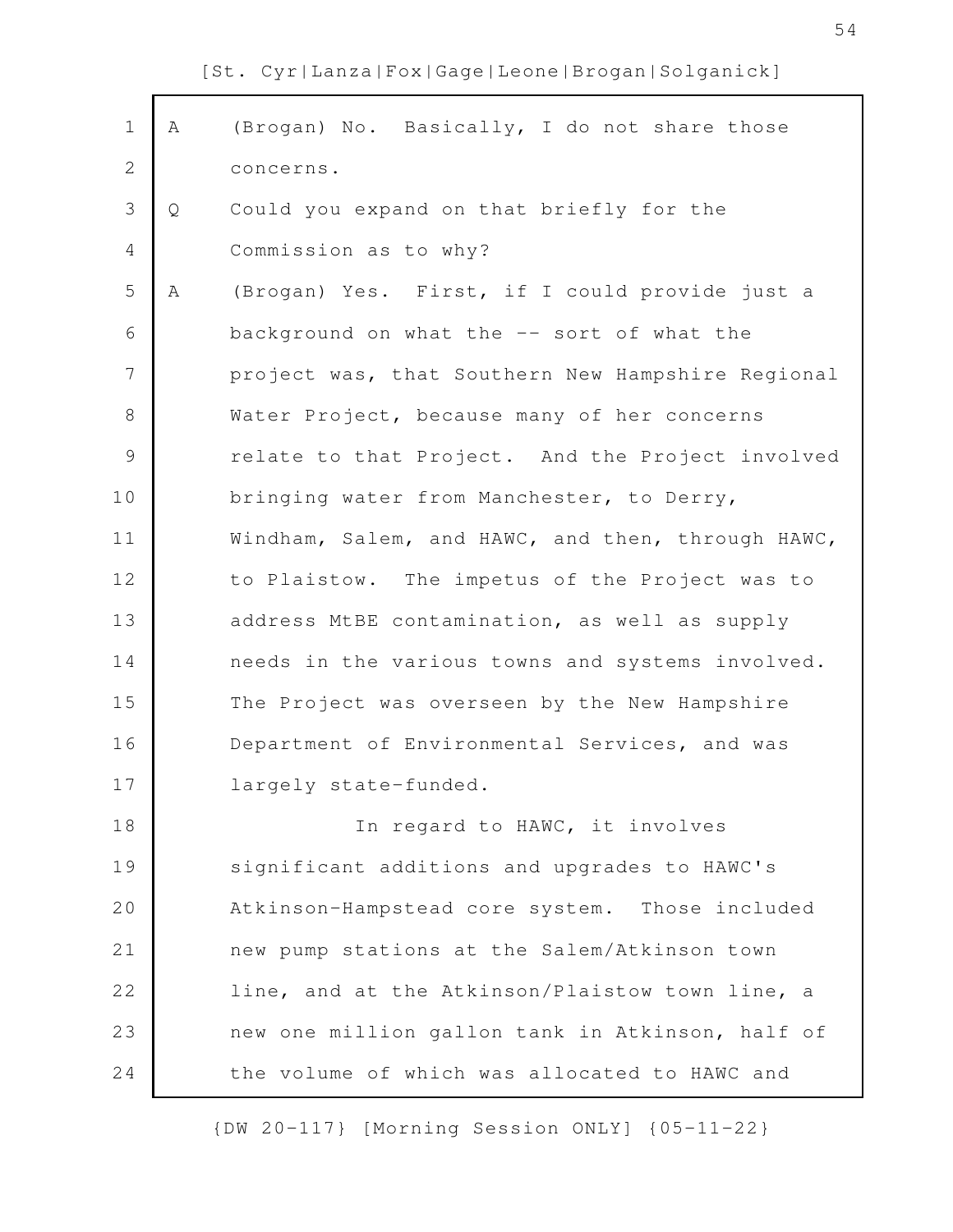A (Brogan) No. Basically, I do not share those concerns.

Q Could you expand on that briefly for the Commission as to why?

A (Brogan) Yes. First, if I could provide just a background on what the -- sort of what the project was, that Southern New Hampshire Regional Water Project, because many of her concerns relate to that Project. And the Project involved bringing water from Manchester, to Derry, Windham, Salem, and HAWC, and then, through HAWC, to Plaistow. The impetus of the Project was to address MtBE contamination, as well as supply needs in the various towns and systems involved. The Project was overseen by the New Hampshire Department of Environmental Services, and was largely state-funded.

In regard to HAWC, it involves significant additions and upgrades to HAWC's Atkinson-Hampstead core system. Those included new pump stations at the Salem/Atkinson town line, and at the Atkinson/Plaistow town line, a new one million gallon tank in Atkinson, half of the volume of which was allocated to HAWC and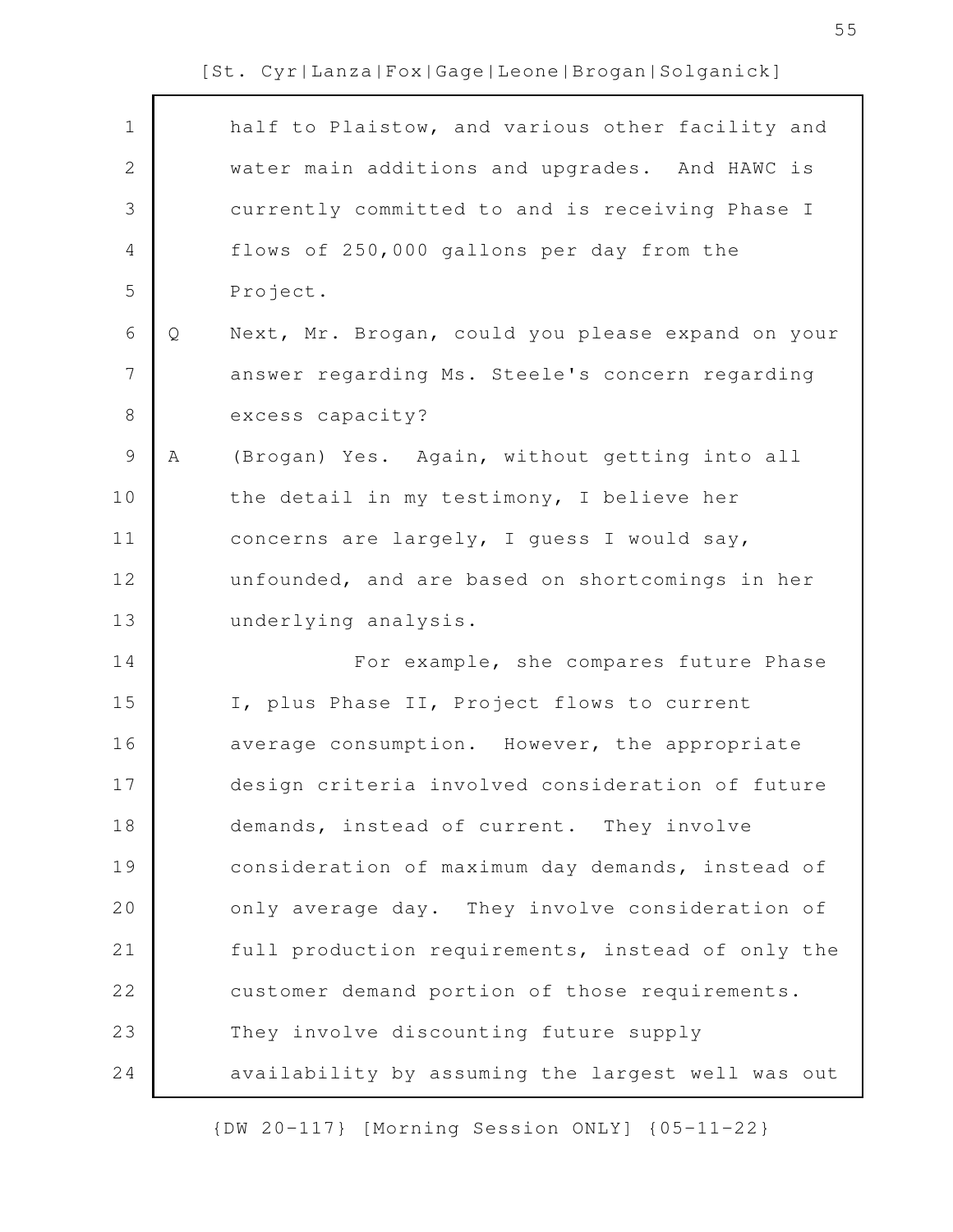half to Plaistow, and various other facility and water main additions and upgrades. And HAWC is currently committed to and is receiving Phase I flows of 250,000 gallons per day from the Project.

Q Next, Mr. Brogan, could you please expand on your answer regarding Ms. Steele's concern regarding excess capacity?

A (Brogan) Yes. Again, without getting into all the detail in my testimony, I believe her concerns are largely, I guess I would say, unfounded, and are based on shortcomings in her underlying analysis.

For example, she compares future Phase I, plus Phase II, Project flows to current average consumption. However, the appropriate design criteria involved consideration of future demands, instead of current. They involve consideration of maximum day demands, instead of only average day. They involve consideration of full production requirements, instead of only the customer demand portion of those requirements. They involve discounting future supply availability by assuming the largest well was out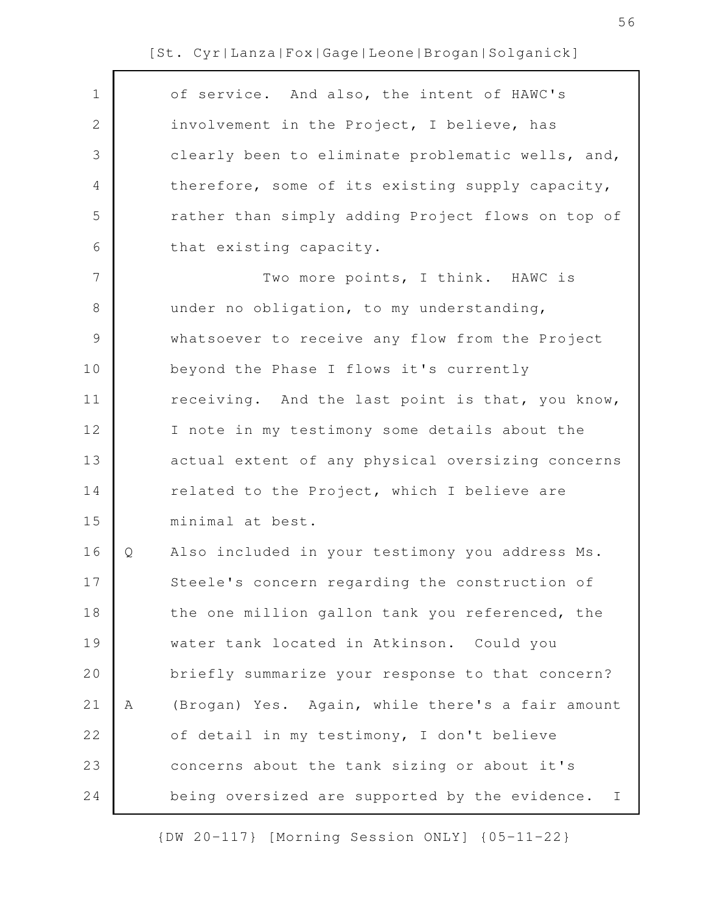of service. And also, the intent of HAWC's involvement in the Project, I believe, has clearly been to eliminate problematic wells, and, therefore, some of its existing supply capacity, rather than simply adding Project flows on top of that existing capacity.

Two more points, I think. HAWC is under no obligation, to my understanding, whatsoever to receive any flow from the Project beyond the Phase I flows it's currently receiving. And the last point is that, you know, I note in my testimony some details about the actual extent of any physical oversizing concerns related to the Project, which I believe are minimal at best.

Q Also included in your testimony you address Ms. Steele's concern regarding the construction of the one million gallon tank you referenced, the water tank located in Atkinson. Could you briefly summarize your response to that concern?

A (Brogan) Yes. Again, while there's a fair amount of detail in my testimony, I don't believe concerns about the tank sizing or about it's being oversized are supported by the evidence. I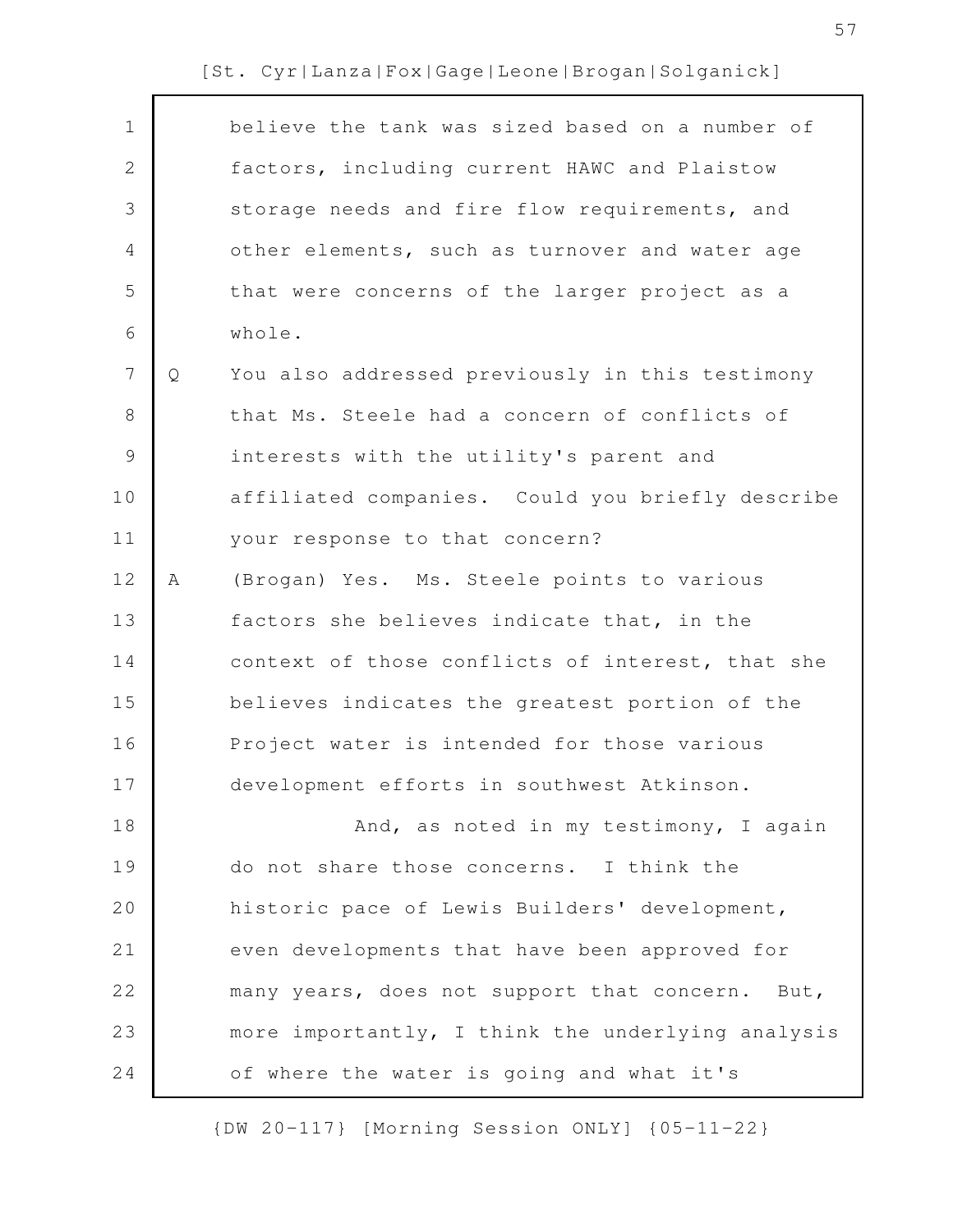believe the tank was sized based on a number of factors, including current HAWC and Plaistow storage needs and fire flow requirements, and other elements, such as turnover and water age that were concerns of the larger project as a whole.

Q You also addressed previously in this testimony that Ms. Steele had a concern of conflicts of interests with the utility's parent and affiliated companies. Could you briefly describe your response to that concern?

A (Brogan) Yes. Ms. Steele points to various factors she believes indicate that, in the context of those conflicts of interest, that she believes indicates the greatest portion of the Project water is intended for those various development efforts in southwest Atkinson.

And, as noted in my testimony, I again do not share those concerns. I think the historic pace of Lewis Builders' development, even developments that have been approved for many years, does not support that concern. But, more importantly, I think the underlying analysis of where the water is going and what it's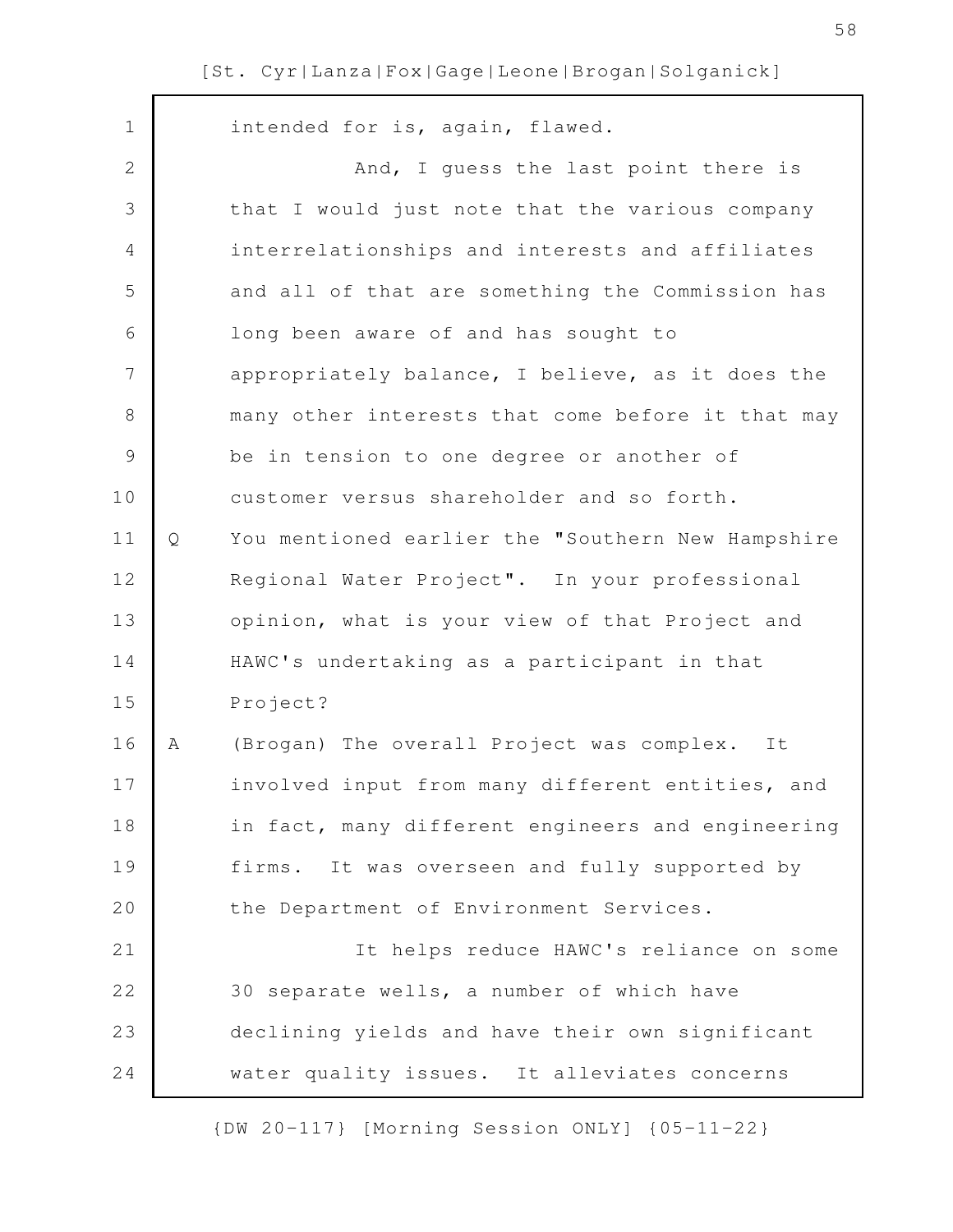intended for is, again, flawed.

And, I guess the last point there is that I would just note that the various company interrelationships and interests and affiliates and all of that are something the Commission has long been aware of and has sought to appropriately balance, I believe, as it does the many other interests that come before it that may be in tension to one degree or another of customer versus shareholder and so forth.

Q You mentioned earlier the "Southern New Hampshire Regional Water Project". In your professional opinion, what is your view of that Project and HAWC's undertaking as a participant in that Project?

A (Brogan) The overall Project was complex. It involved input from many different entities, and in fact, many different engineers and engineering firms. It was overseen and fully supported by the Department of Environment Services.

It helps reduce HAWC's reliance on some 30 separate wells, a number of which have declining yields and have their own significant water quality issues. It alleviates concerns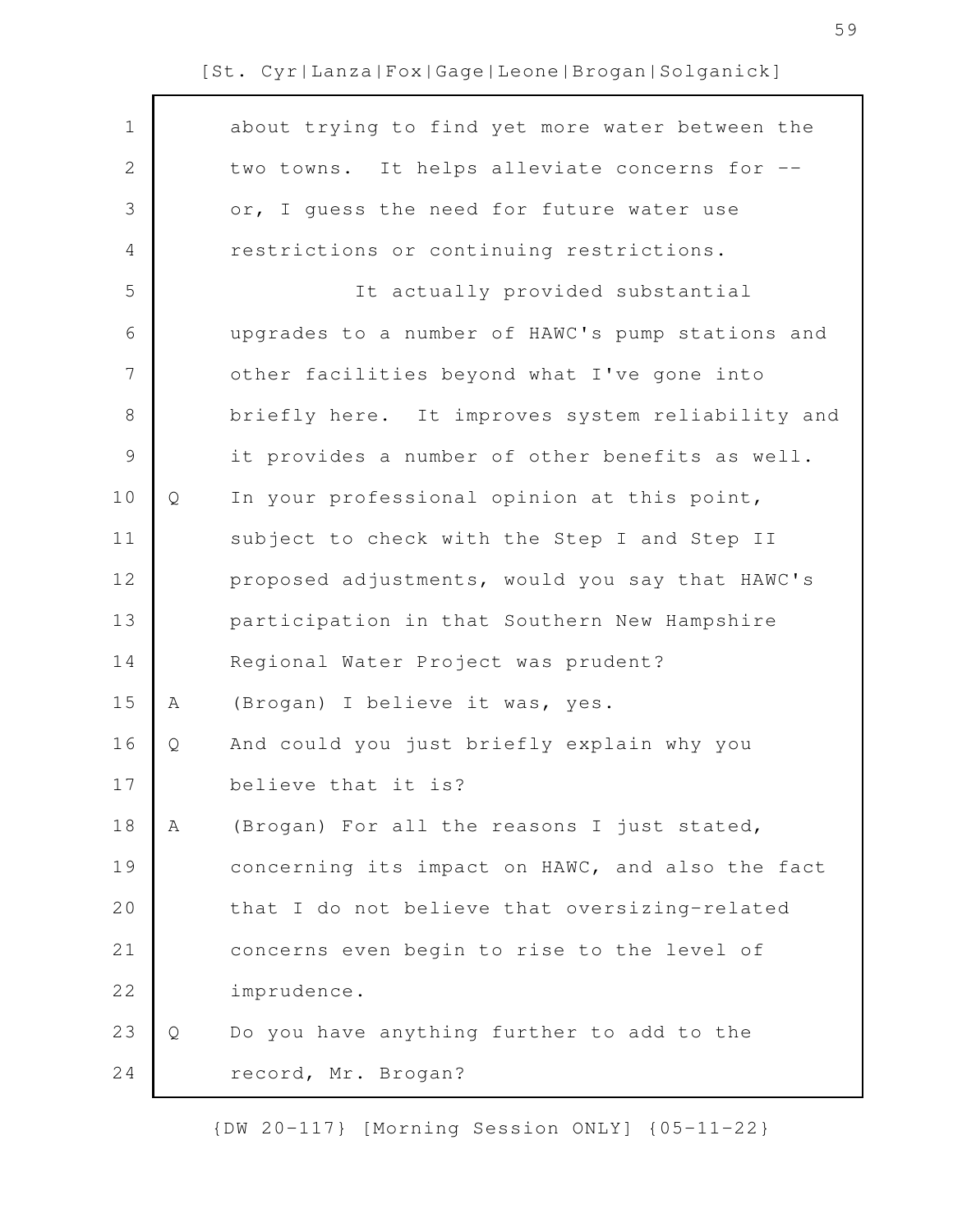about trying to find yet more water between the two towns. It helps alleviate concerns for -- or, I guess the need for future water use restrictions or continuing restrictions.

It actually provided substantial upgrades to a number of HAWC's pump stations and other facilities beyond what I've gone into briefly here. It improves system reliability and it provides a number of other benefits as well.

Q In your professional opinion at this point, subject to check with the Step I and Step II proposed adjustments, would you say that HAWC's participation in that Southern New Hampshire Regional Water Project was prudent?

A (Brogan) I believe it was, yes.

Q And could you just briefly explain why you believe that it is?

A (Brogan) For all the reasons I just stated, concerning its impact on HAWC, and also the fact that I do not believe that oversizing-related concerns even begin to rise to the level of imprudence.

Q Do you have anything further to add to the record, Mr. Brogan?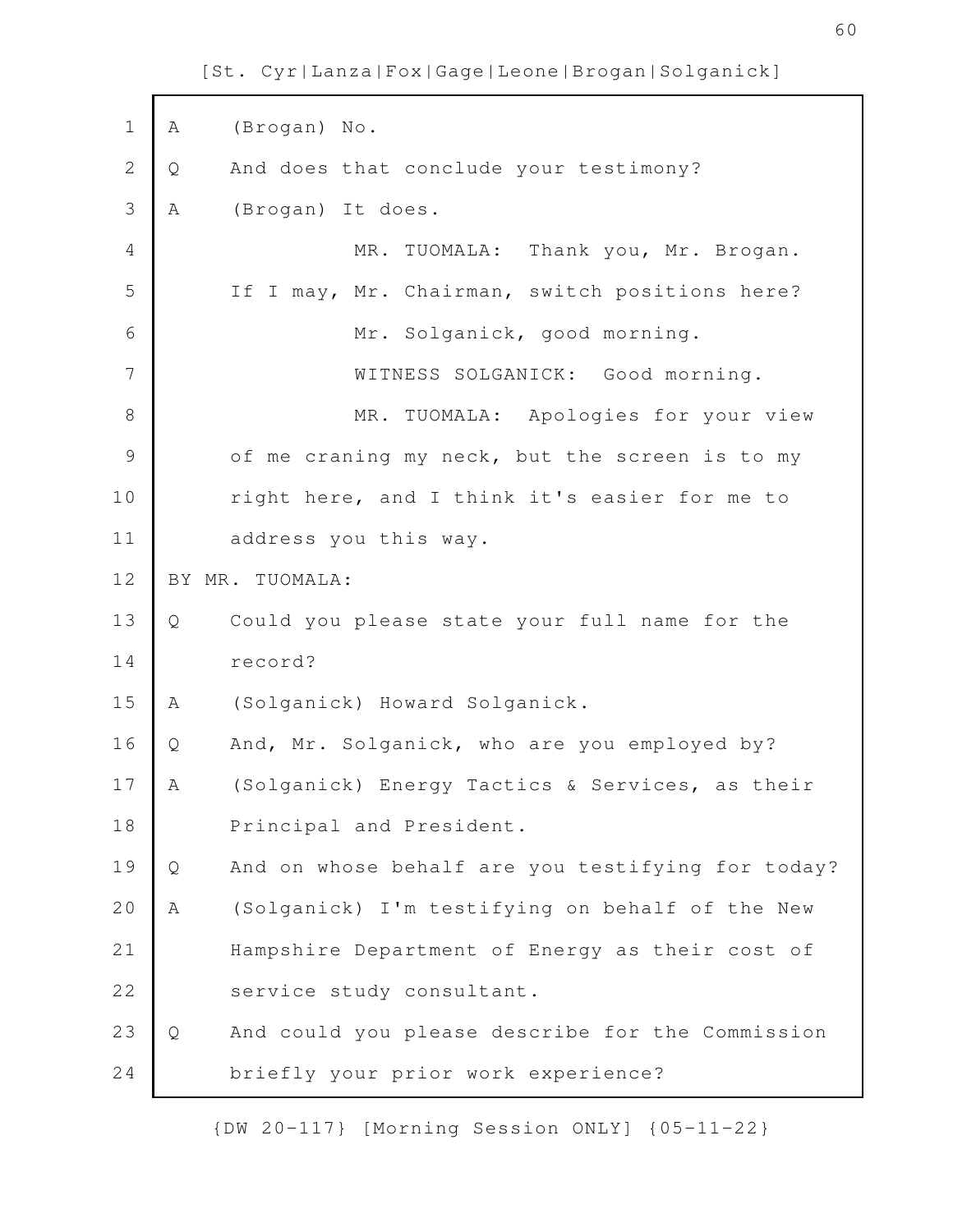A (Brogan) No.

Q And does that conclude your testimony?

A (Brogan) It does.

MR. TUOMALA: Thank you, Mr. Brogan. If I may, Mr. Chairman, switch positions here?

Mr. Solganick, good morning.

WITNESS SOLGANICK: Good morning.

MR. TUOMALA: Apologies for your view of me craning my neck, but the screen is to my right here, and I think it's easier for me to address you this way.

BY MR. TUOMALA:

Q Could you please state your full name for the record?

A (Solganick) Howard Solganick.

Q And, Mr. Solganick, who are you employed by?

A (Solganick) Energy Tactics & Services, as their Principal and President.

Q And on whose behalf are you testifying for today?

A (Solganick) I'm testifying on behalf of the New Hampshire Department of Energy as their cost of service study consultant.

Q And could you please describe for the Commission briefly your prior work experience?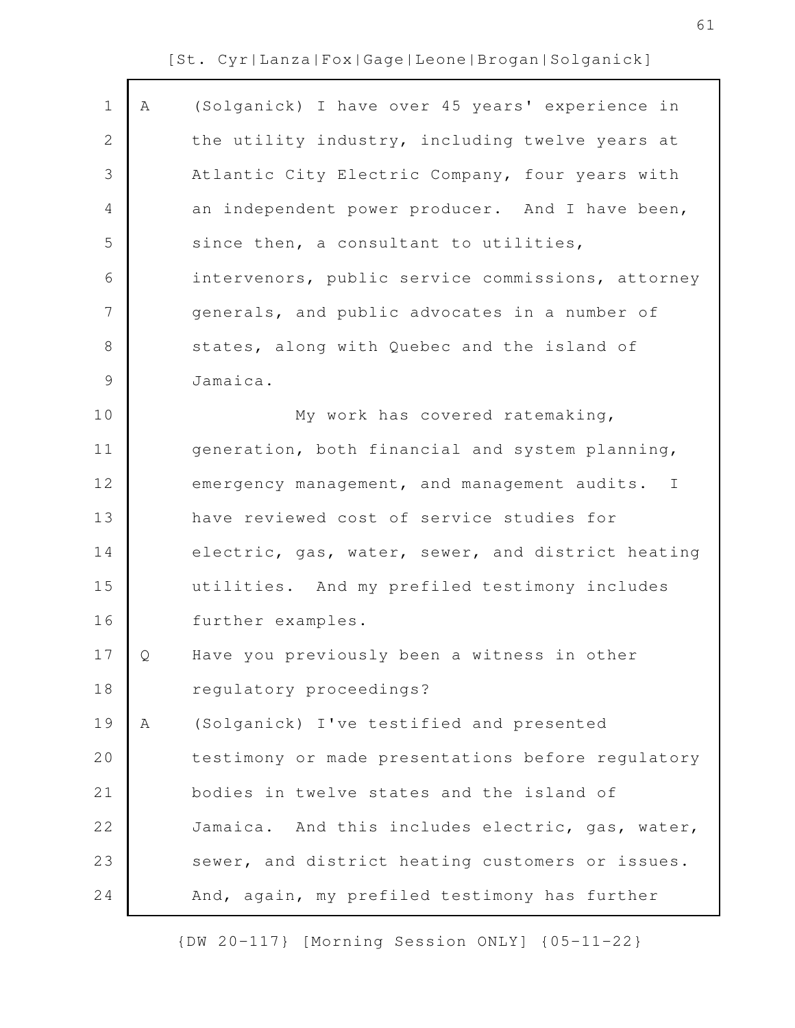A (Solganick) I have over 45 years' experience in the utility industry, including twelve years at Atlantic City Electric Company, four years with an independent power producer. And I have been, since then, a consultant to utilities, intervenors, public service commissions, attorney generals, and public advocates in a number of states, along with Quebec and the island of Jamaica.

My work has covered ratemaking, generation, both financial and system planning, emergency management, and management audits. I have reviewed cost of service studies for electric, gas, water, sewer, and district heating utilities. And my prefiled testimony includes further examples.

Q Have you previously been a witness in other regulatory proceedings?

A (Solganick) I've testified and presented testimony or made presentations before regulatory bodies in twelve states and the island of Jamaica. And this includes electric, gas, water, sewer, and district heating customers or issues. And, again, my prefiled testimony has further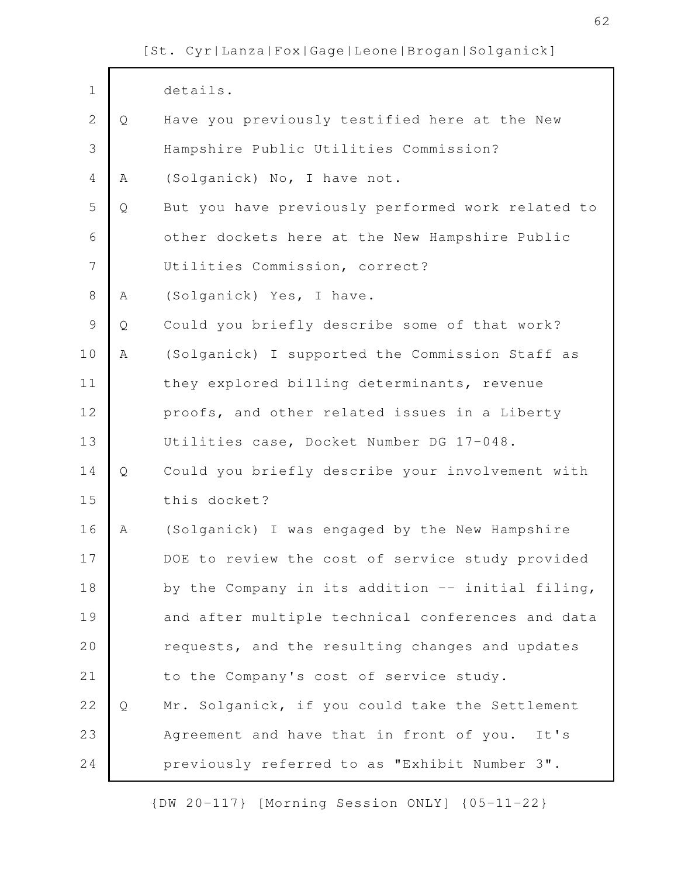details.

Q Have you previously testified here at the New Hampshire Public Utilities Commission?

A (Solganick) No, I have not.

Q But you have previously performed work related to other dockets here at the New Hampshire Public Utilities Commission, correct?

A (Solganick) Yes, I have.

Q Could you briefly describe some of that work?

A (Solganick) I supported the Commission Staff as they explored billing determinants, revenue proofs, and other related issues in a Liberty Utilities case, Docket Number DG 17-048.

Q Could you briefly describe your involvement with this docket?

A (Solganick) I was engaged by the New Hampshire DOE to review the cost of service study provided by the Company in its addition -- initial filing, and after multiple technical conferences and data requests, and the resulting changes and updates to the Company's cost of service study.

Q Mr. Solganick, if you could take the Settlement Agreement and have that in front of you. It's previously referred to as "Exhibit Number 3".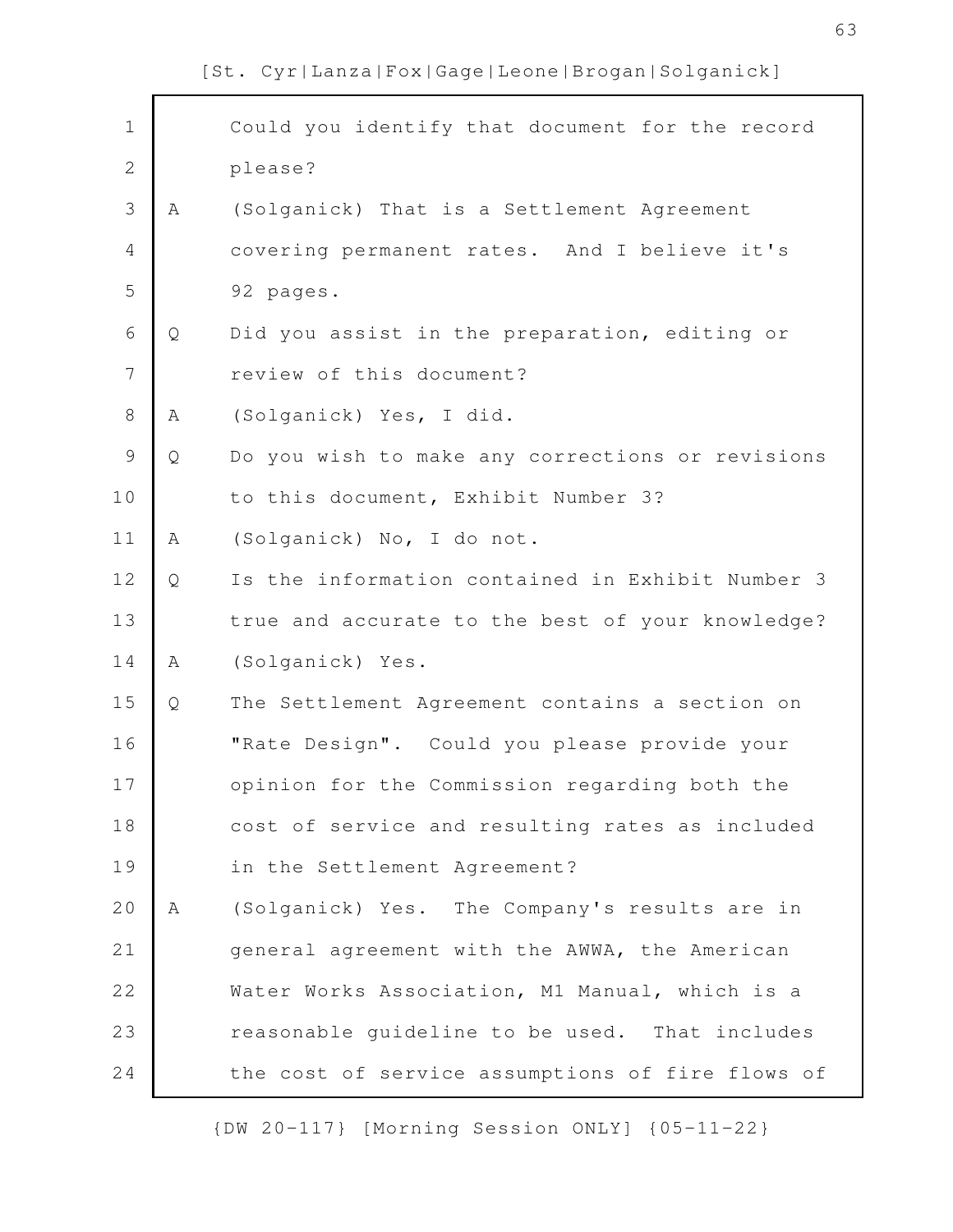Could you identify that document for the record please?

A (Solganick) That is a Settlement Agreement covering permanent rates. And I believe it's 92 pages.

Q Did you assist in the preparation, editing or review of this document?

A (Solganick) Yes, I did.

Q Do you wish to make any corrections or revisions to this document, Exhibit Number 3?

A (Solganick) No, I do not.

Q Is the information contained in Exhibit Number 3 true and accurate to the best of your knowledge?

A (Solganick) Yes.

Q The Settlement Agreement contains a section on "Rate Design". Could you please provide your opinion for the Commission regarding both the cost of service and resulting rates as included in the Settlement Agreement?

A (Solganick) Yes. The Company's results are in general agreement with the AWWA, the American Water Works Association, M1 Manual, which is a reasonable guideline to be used. That includes the cost of service assumptions of fire flows of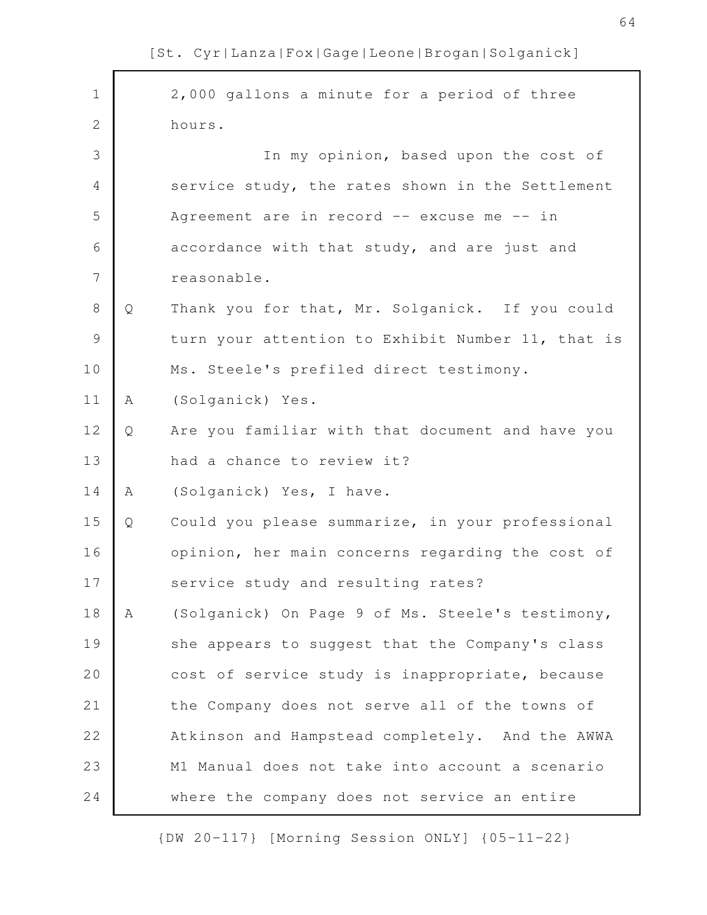2,000 gallons a minute for a period of three hours.

In my opinion, based upon the cost of service study, the rates shown in the Settlement Agreement are in record -- excuse me -- in accordance with that study, and are just and reasonable.

Q Thank you for that, Mr. Solganick. If you could turn your attention to Exhibit Number 11, that is Ms. Steele's prefiled direct testimony.

A (Solganick) Yes.

Q Are you familiar with that document and have you had a chance to review it?

A (Solganick) Yes, I have.

Q Could you please summarize, in your professional opinion, her main concerns regarding the cost of service study and resulting rates?

A (Solganick) On Page 9 of Ms. Steele's testimony, she appears to suggest that the Company's class cost of service study is inappropriate, because the Company does not serve all of the towns of Atkinson and Hampstead completely. And the AWWA M1 Manual does not take into account a scenario where the company does not service an entire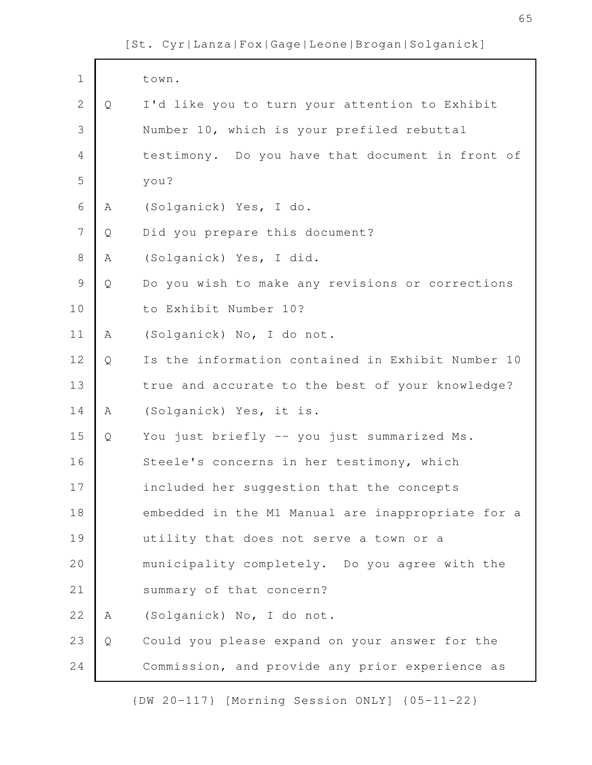town.

Q I'd like you to turn your attention to Exhibit Number 10, which is your prefiled rebuttal testimony. Do you have that document in front of you?

A (Solganick) Yes, I do.

Q Did you prepare this document?

A (Solganick) Yes, I did.

Q Do you wish to make any revisions or corrections to Exhibit Number 10?

A (Solganick) No, I do not.

Q Is the information contained in Exhibit Number 10 true and accurate to the best of your knowledge?

A (Solganick) Yes, it is.

Q You just briefly -- you just summarized Ms. Steele's concerns in her testimony, which included her suggestion that the concepts embedded in the M1 Manual are inappropriate for a utility that does not serve a town or a municipality completely. Do you agree with the summary of that concern?

A (Solganick) No, I do not.

Q Could you please expand on your answer for the Commission, and provide any prior experience as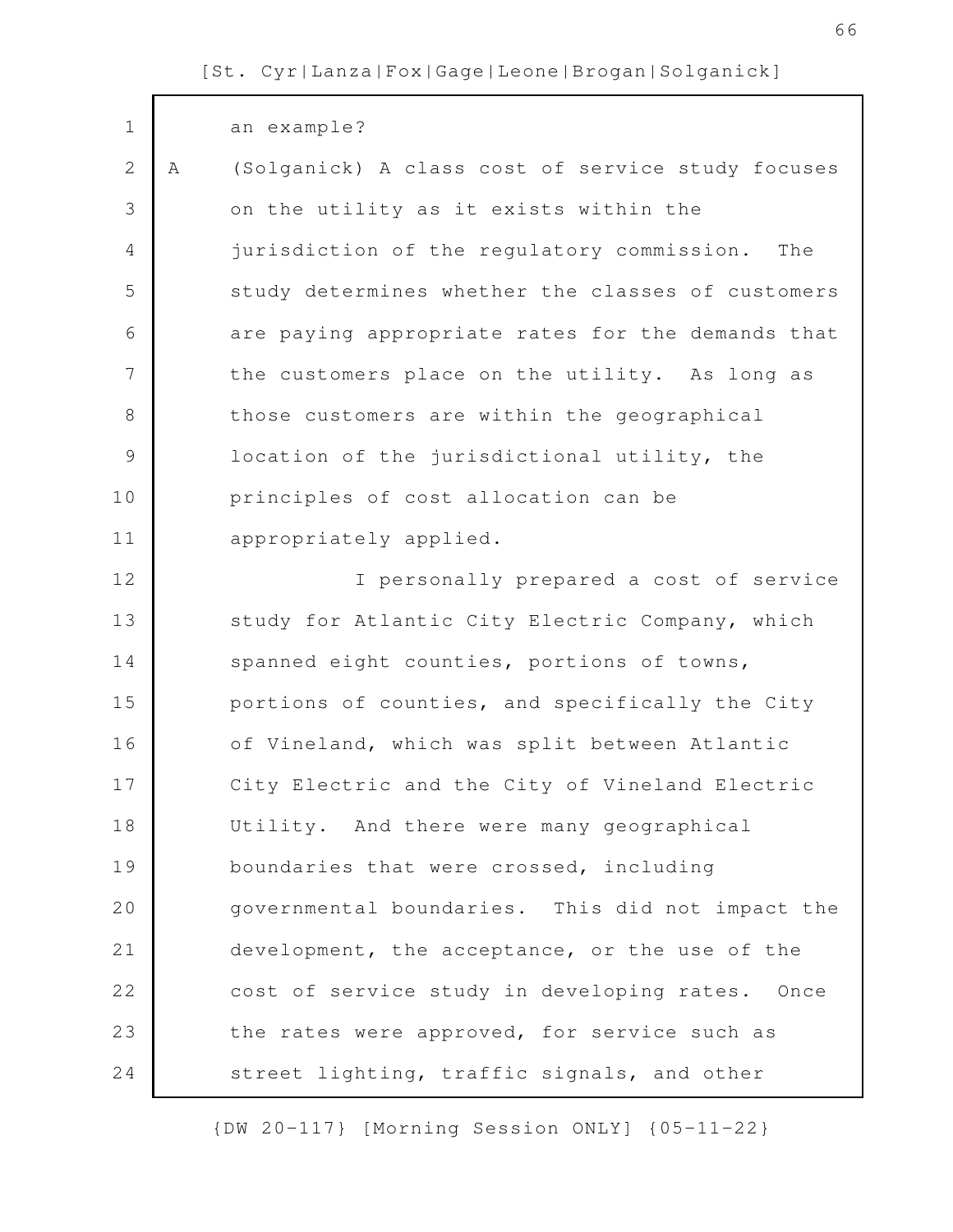an example?

A (Solganick) A class cost of service study focuses on the utility as it exists within the jurisdiction of the regulatory commission. The study determines whether the classes of customers are paying appropriate rates for the demands that the customers place on the utility. As long as those customers are within the geographical location of the jurisdictional utility, the principles of cost allocation can be appropriately applied.

I personally prepared a cost of service study for Atlantic City Electric Company, which spanned eight counties, portions of towns, portions of counties, and specifically the City of Vineland, which was split between Atlantic City Electric and the City of Vineland Electric Utility. And there were many geographical boundaries that were crossed, including governmental boundaries. This did not impact the development, the acceptance, or the use of the cost of service study in developing rates. Once the rates were approved, for service such as street lighting, traffic signals, and other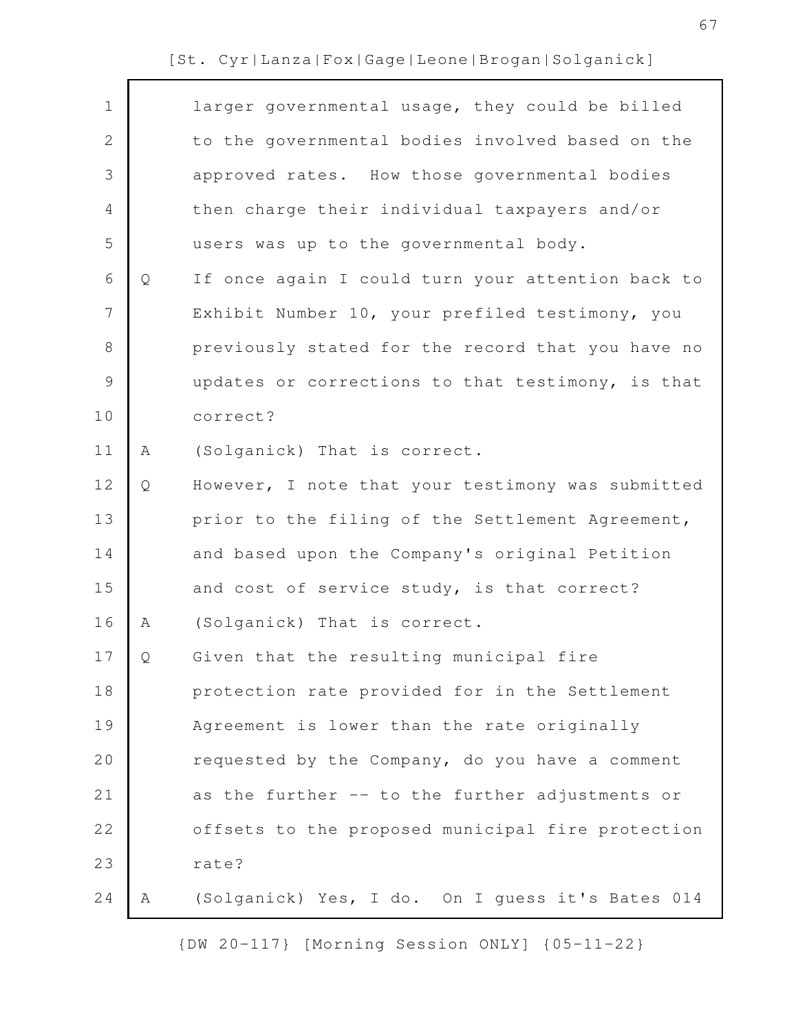larger governmental usage, they could be billed to the governmental bodies involved based on the approved rates. How those governmental bodies then charge their individual taxpayers and/or users was up to the governmental body.

Q If once again I could turn your attention back to Exhibit Number 10, your prefiled testimony, you previously stated for the record that you have no updates or corrections to that testimony, is that correct?

A (Solganick) That is correct.

Q However, I note that your testimony was submitted prior to the filing of the Settlement Agreement, and based upon the Company's original Petition and cost of service study, is that correct?

A (Solganick) That is correct.

Q Given that the resulting municipal fire protection rate provided for in the Settlement Agreement is lower than the rate originally requested by the Company, do you have a comment as the further -- to the further adjustments or offsets to the proposed municipal fire protection rate?

A (Solganick) Yes, I do. On I guess it's Bates 014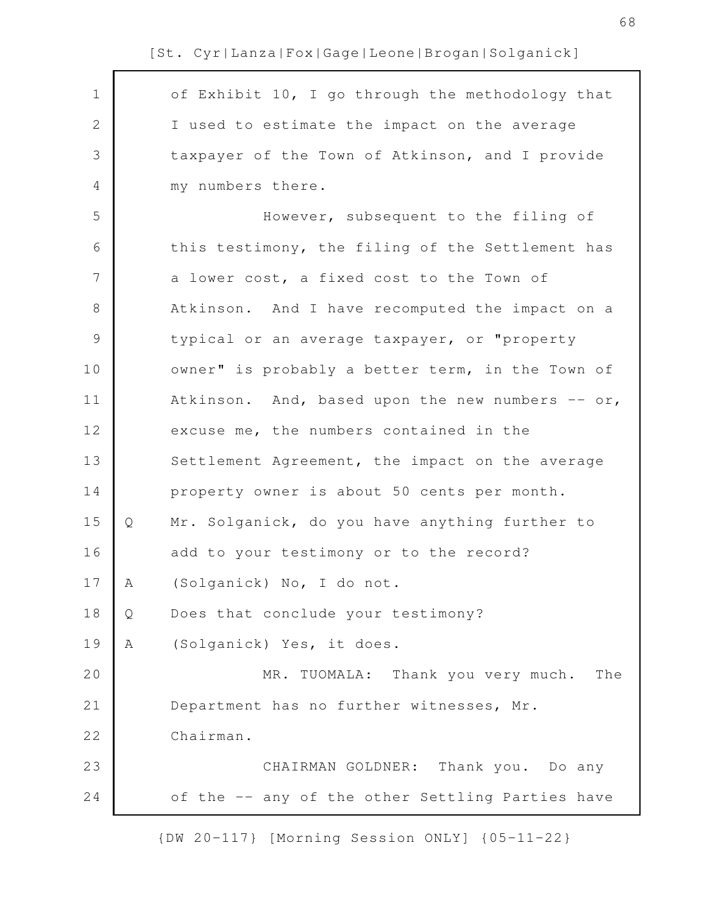of Exhibit 10, I go through the methodology that I used to estimate the impact on the average taxpayer of the Town of Atkinson, and I provide my numbers there.

However, subsequent to the filing of this testimony, the filing of the Settlement has a lower cost, a fixed cost to the Town of Atkinson. And I have recomputed the impact on a typical or an average taxpayer, or "property owner" is probably a better term, in the Town of Atkinson. And, based upon the new numbers -- or, excuse me, the numbers contained in the Settlement Agreement, the impact on the average property owner is about 50 cents per month.

Q Mr. Solganick, do you have anything further to add to your testimony or to the record?

A (Solganick) No, I do not.

Q Does that conclude your testimony?

A (Solganick) Yes, it does.

MR. TUOMALA: Thank you very much. The Department has no further witnesses, Mr. Chairman.

CHAIRMAN GOLDNER: Thank you. Do any of the -- any of the other Settling Parties have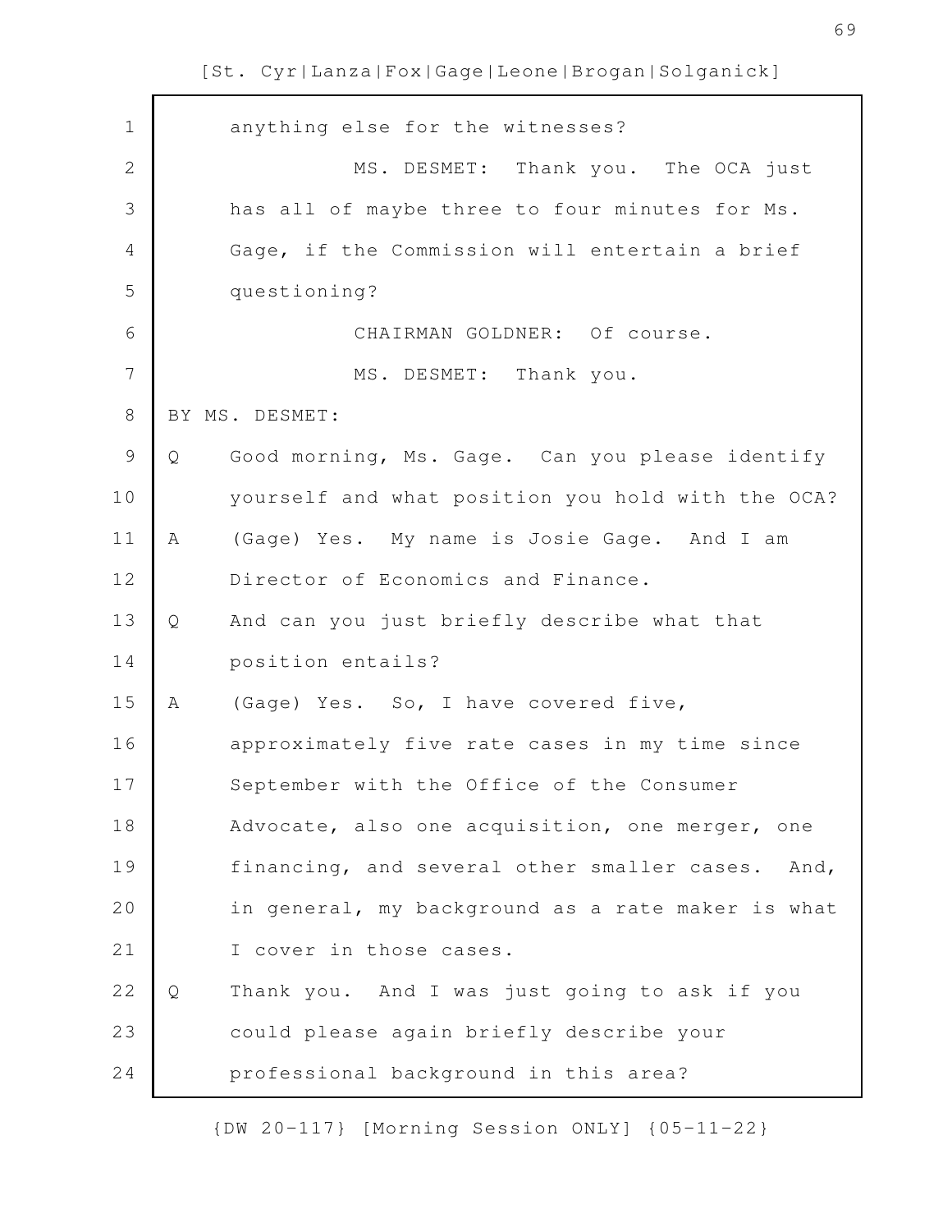anything else for the witnesses?

MS. DESMET: Thank you. The OCA just has all of maybe three to four minutes for Ms. Gage, if the Commission will entertain a brief questioning?

CHAIRMAN GOLDNER: Of course.

MS. DESMET: Thank you.

BY MS. DESMET:

Q Good morning, Ms. Gage. Can you please identify yourself and what position you hold with the OCA?

A (Gage) Yes. My name is Josie Gage. And I am Director of Economics and Finance.

Q And can you just briefly describe what that position entails?

A (Gage) Yes. So, I have covered five, approximately five rate cases in my time since September with the Office of the Consumer Advocate, also one acquisition, one merger, one financing, and several other smaller cases. And, in general, my background as a rate maker is what I cover in those cases.

Q Thank you. And I was just going to ask if you could please again briefly describe your professional background in this area?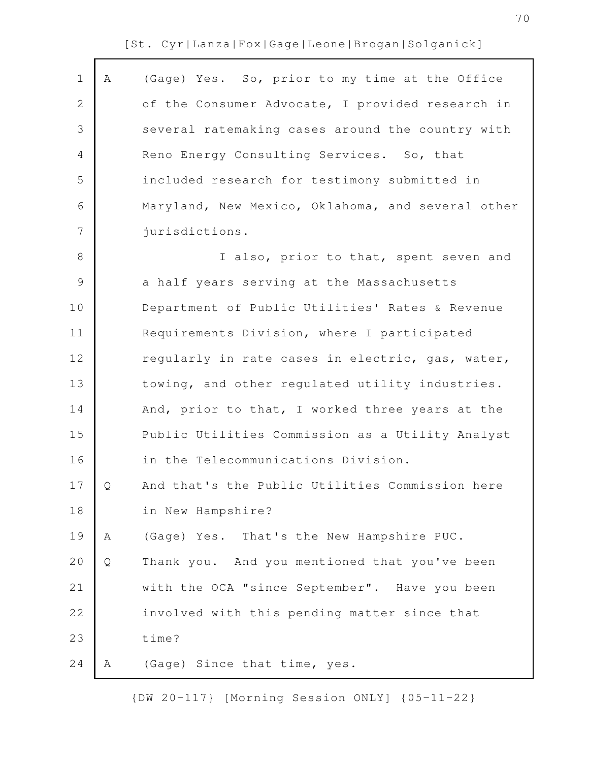A (Gage) Yes. So, prior to my time at the Office of the Consumer Advocate, I provided research in several ratemaking cases around the country with Reno Energy Consulting Services. So, that included research for testimony submitted in Maryland, New Mexico, Oklahoma, and several other jurisdictions.

I also, prior to that, spent seven and a half years serving at the Massachusetts Department of Public Utilities' Rates & Revenue Requirements Division, where I participated regularly in rate cases in electric, gas, water, towing, and other regulated utility industries. And, prior to that, I worked three years at the Public Utilities Commission as a Utility Analyst in the Telecommunications Division.

Q And that's the Public Utilities Commission here in New Hampshire?

A (Gage) Yes. That's the New Hampshire PUC.

Q Thank you. And you mentioned that you've been with the OCA "since September". Have you been involved with this pending matter since that time?

A (Gage) Since that time, yes.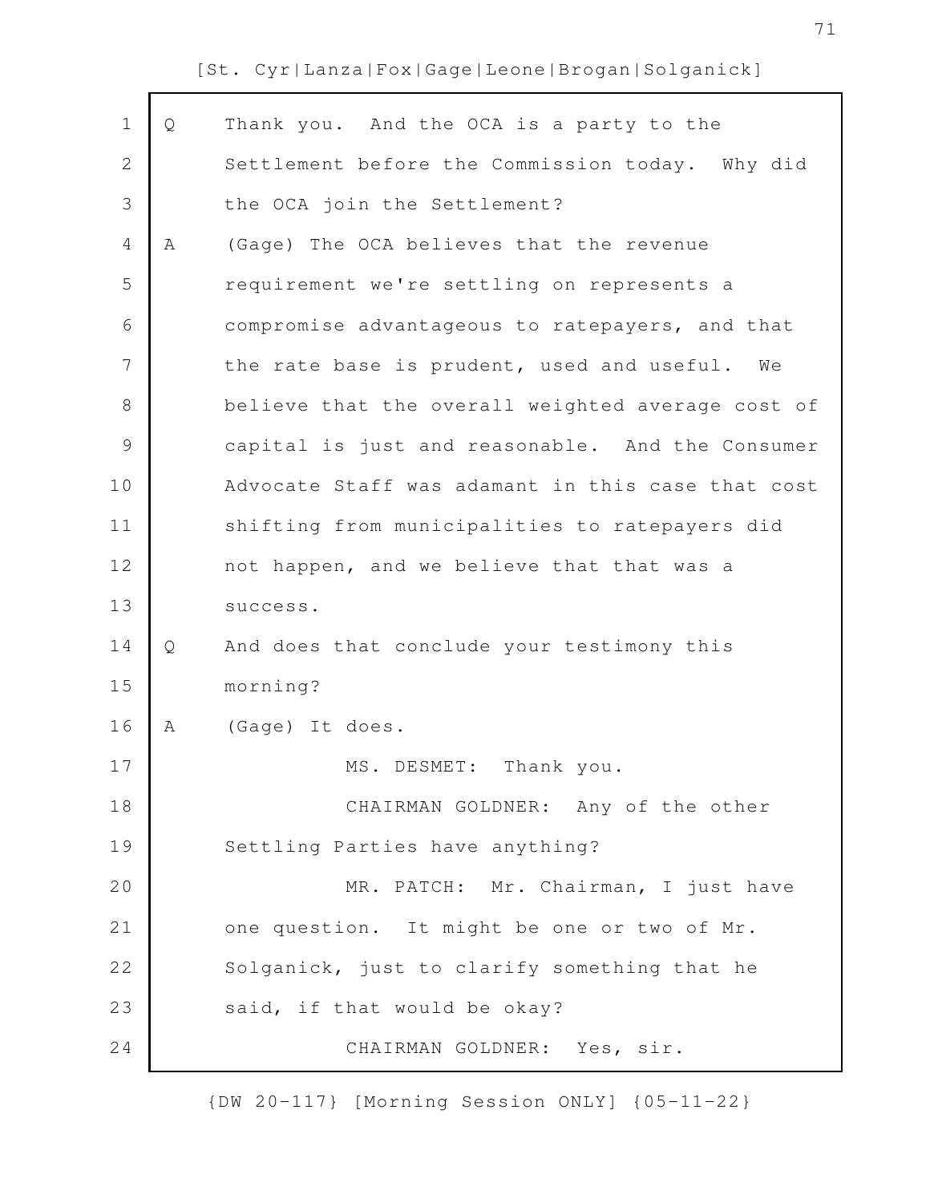Q Thank you. And the OCA is a party to the Settlement before the Commission today. Why did the OCA join the Settlement?

A (Gage) The OCA believes that the revenue requirement we're settling on represents a compromise advantageous to ratepayers, and that the rate base is prudent, used and useful. We believe that the overall weighted average cost of capital is just and reasonable. And the Consumer Advocate Staff was adamant in this case that cost shifting from municipalities to ratepayers did not happen, and we believe that that was a success.

Q And does that conclude your testimony this morning?

A (Gage) It does.

MS. DESMET: Thank you.

CHAIRMAN GOLDNER: Any of the other Settling Parties have anything?

MR. PATCH: Mr. Chairman, I just have one question. It might be one or two of Mr. Solganick, just to clarify something that he said, if that would be okay?

CHAIRMAN GOLDNER: Yes, sir.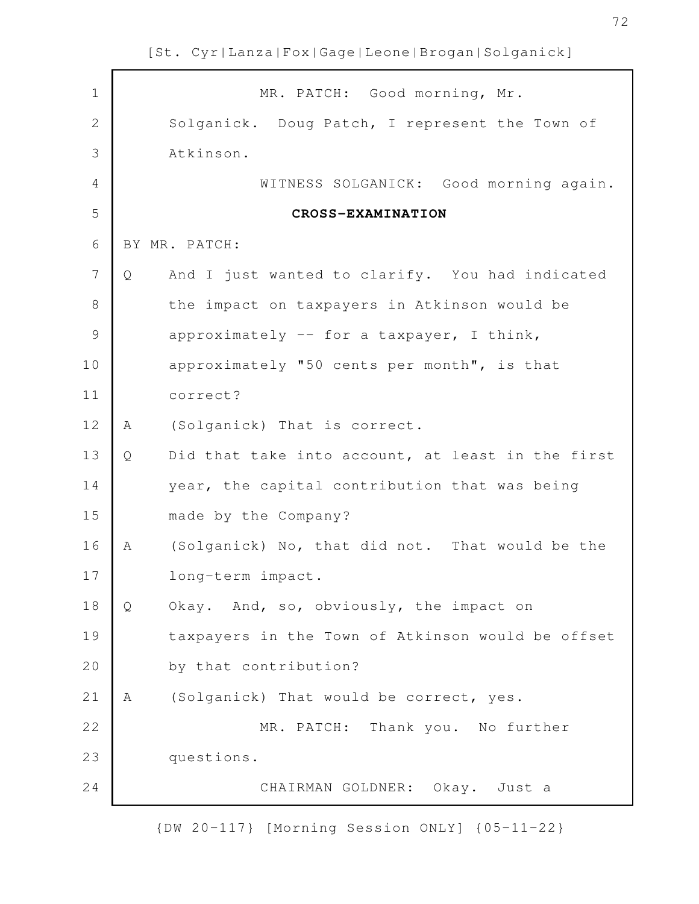MR. PATCH: Good morning, Mr. Solganick. Doug Patch, I represent the Town of Atkinson.

WITNESS SOLGANICK: Good morning again.

**CROSS-EXAMINATION**

BY MR. PATCH:

Q And I just wanted to clarify. You had indicated the impact on taxpayers in Atkinson would be approximately -- for a taxpayer, I think, approximately "50 cents per month", is that correct?

A (Solganick) That is correct.

Q Did that take into account, at least in the first year, the capital contribution that was being made by the Company?

A (Solganick) No, that did not. That would be the long-term impact.

Q Okay. And, so, obviously, the impact on taxpayers in the Town of Atkinson would be offset by that contribution?

A (Solganick) That would be correct, yes.

MR. PATCH: Thank you. No further questions.

CHAIRMAN GOLDNER: Okay. Just a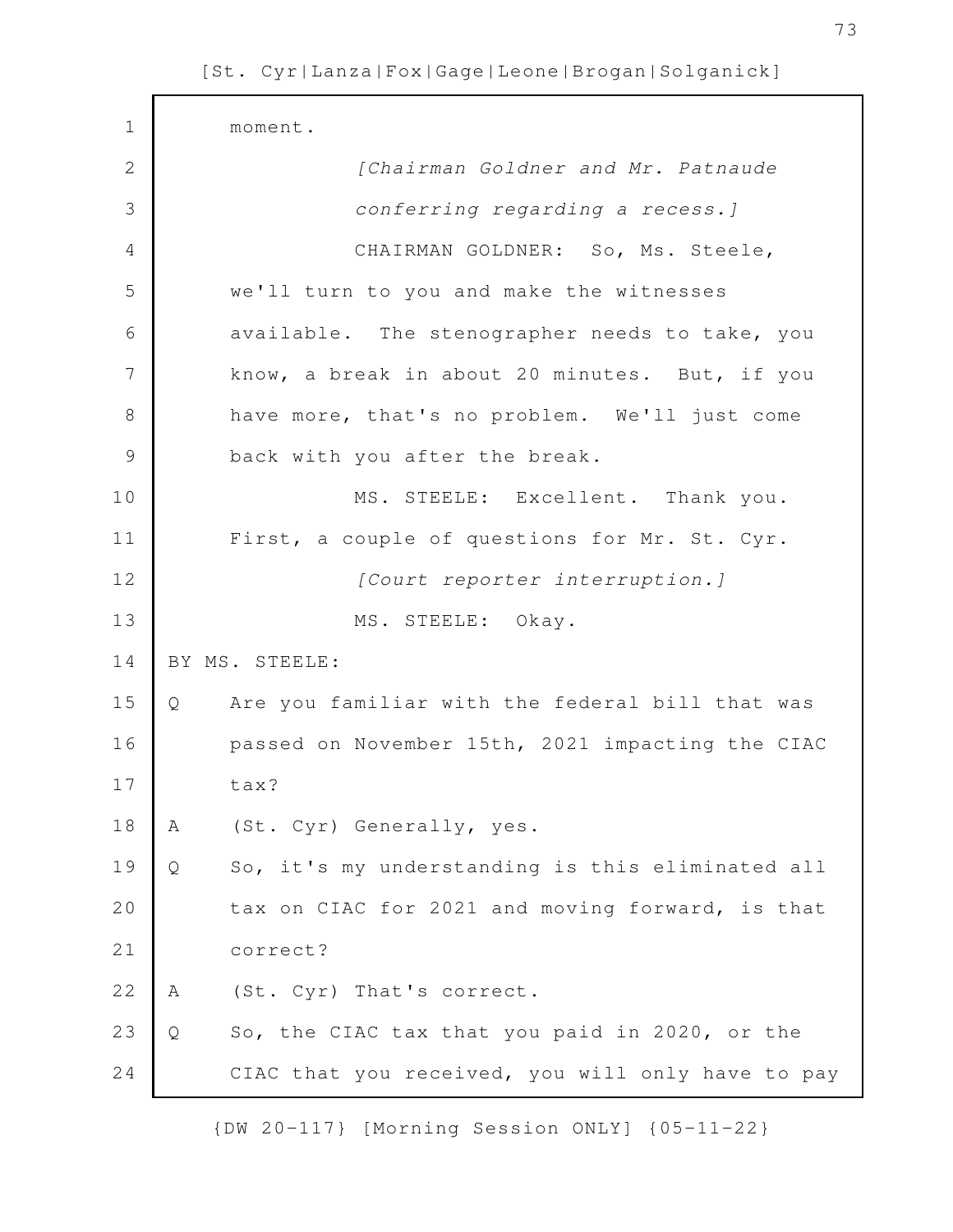moment.

*[Chairman Goldner and Mr. Patnaude conferring regarding a recess.]*

CHAIRMAN GOLDNER: So, Ms. Steele, we'll turn to you and make the witnesses available. The stenographer needs to take, you know, a break in about 20 minutes. But, if you have more, that's no problem. We'll just come back with you after the break.

MS. STEELE: Excellent. Thank you. First, a couple of questions for Mr. St. Cyr.

*[Court reporter interruption.]*

MS. STEELE: Okay.

BY MS. STEELE:

Q Are you familiar with the federal bill that was passed on November 15th, 2021 impacting the CIAC tax?

A (St. Cyr) Generally, yes.

Q So, it's my understanding is this eliminated all tax on CIAC for 2021 and moving forward, is that correct?

A (St. Cyr) That's correct.

Q So, the CIAC tax that you paid in 2020, or the CIAC that you received, you will only have to pay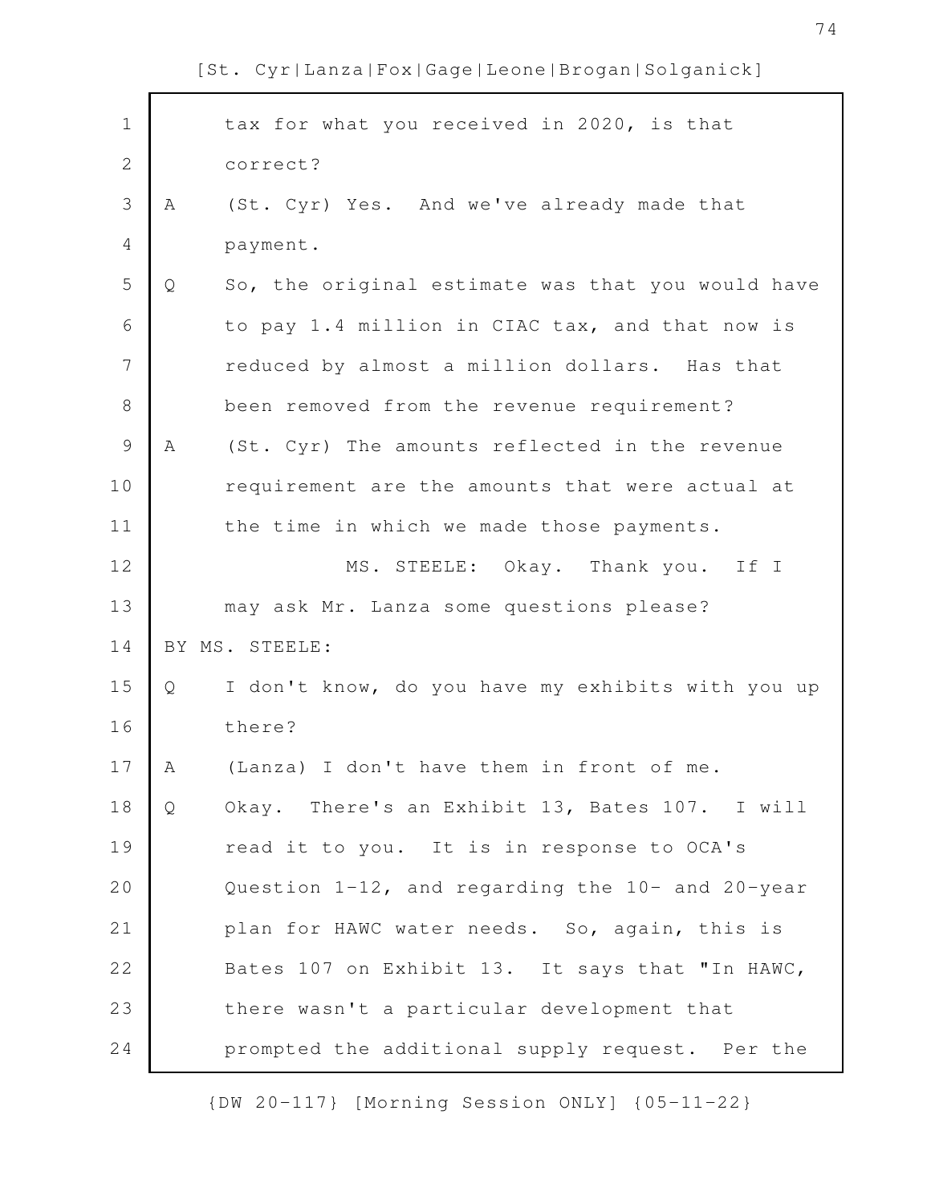tax for what you received in 2020, is that correct?

A (St. Cyr) Yes. And we've already made that payment.

Q So, the original estimate was that you would have to pay 1.4 million in CIAC tax, and that now is reduced by almost a million dollars. Has that been removed from the revenue requirement?

A (St. Cyr) The amounts reflected in the revenue requirement are the amounts that were actual at the time in which we made those payments.

MS. STEELE: Okay. Thank you. If I may ask Mr. Lanza some questions please?

BY MS. STEELE:

Q I don't know, do you have my exhibits with you up there?

A (Lanza) I don't have them in front of me.

Q Okay. There's an Exhibit 13, Bates 107. I will read it to you. It is in response to OCA's Question 1-12, and regarding the 10- and 20-year plan for HAWC water needs. So, again, this is Bates 107 on Exhibit 13. It says that "In HAWC, there wasn't a particular development that prompted the additional supply request. Per the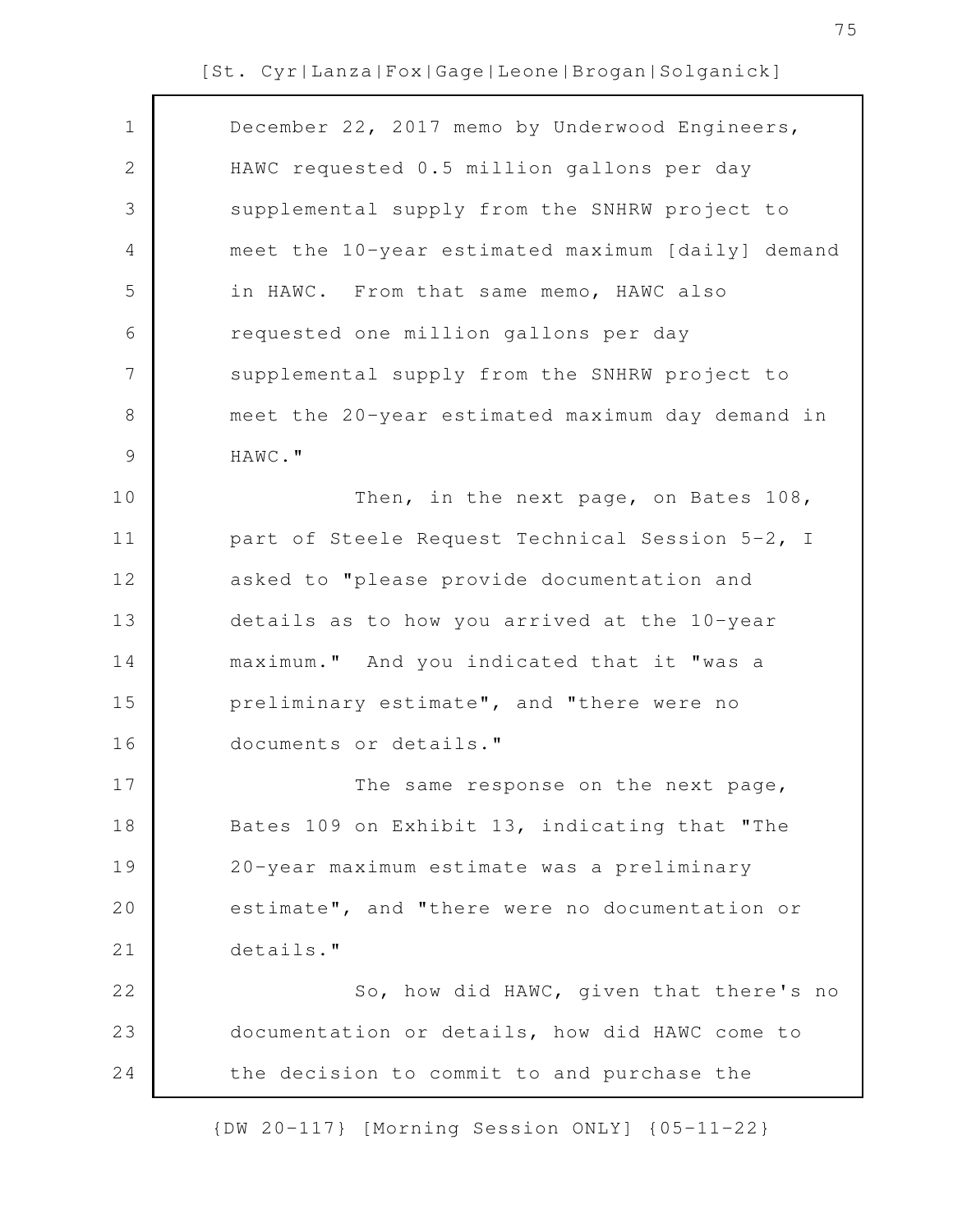December 22, 2017 memo by Underwood Engineers, HAWC requested 0.5 million gallons per day supplemental supply from the SNHRW project to meet the 10-year estimated maximum [daily] demand in HAWC. From that same memo, HAWC also requested one million gallons per day supplemental supply from the SNHRW project to meet the 20-year estimated maximum day demand in HAWC."

Then, in the next page, on Bates 108, part of Steele Request Technical Session 5-2, I asked to "please provide documentation and details as to how you arrived at the 10-year maximum." And you indicated that it "was a preliminary estimate", and "there were no documents or details."

The same response on the next page, Bates 109 on Exhibit 13, indicating that "The 20-year maximum estimate was a preliminary estimate", and "there were no documentation or details."

So, how did HAWC, given that there's no documentation or details, how did HAWC come to the decision to commit to and purchase the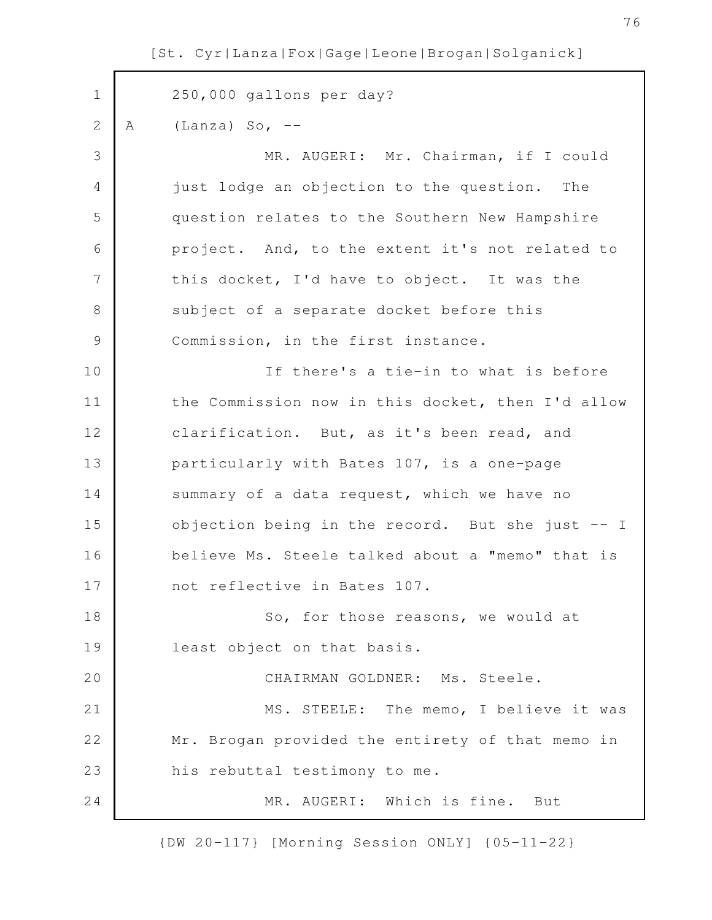250,000 gallons per day?

A (Lanza) So, --

MR. AUGERI: Mr. Chairman, if I could just lodge an objection to the question. The question relates to the Southern New Hampshire project. And, to the extent it's not related to this docket, I'd have to object. It was the subject of a separate docket before this Commission, in the first instance.

If there's a tie-in to what is before the Commission now in this docket, then I'd allow clarification. But, as it's been read, and particularly with Bates 107, is a one-page summary of a data request, which we have no objection being in the record. But she just -- I believe Ms. Steele talked about a "memo" that is not reflective in Bates 107.

So, for those reasons, we would at least object on that basis.

CHAIRMAN GOLDNER: Ms. Steele.

MS. STEELE: The memo, I believe it was Mr. Brogan provided the entirety of that memo in his rebuttal testimony to me.

MR. AUGERI: Which is fine. But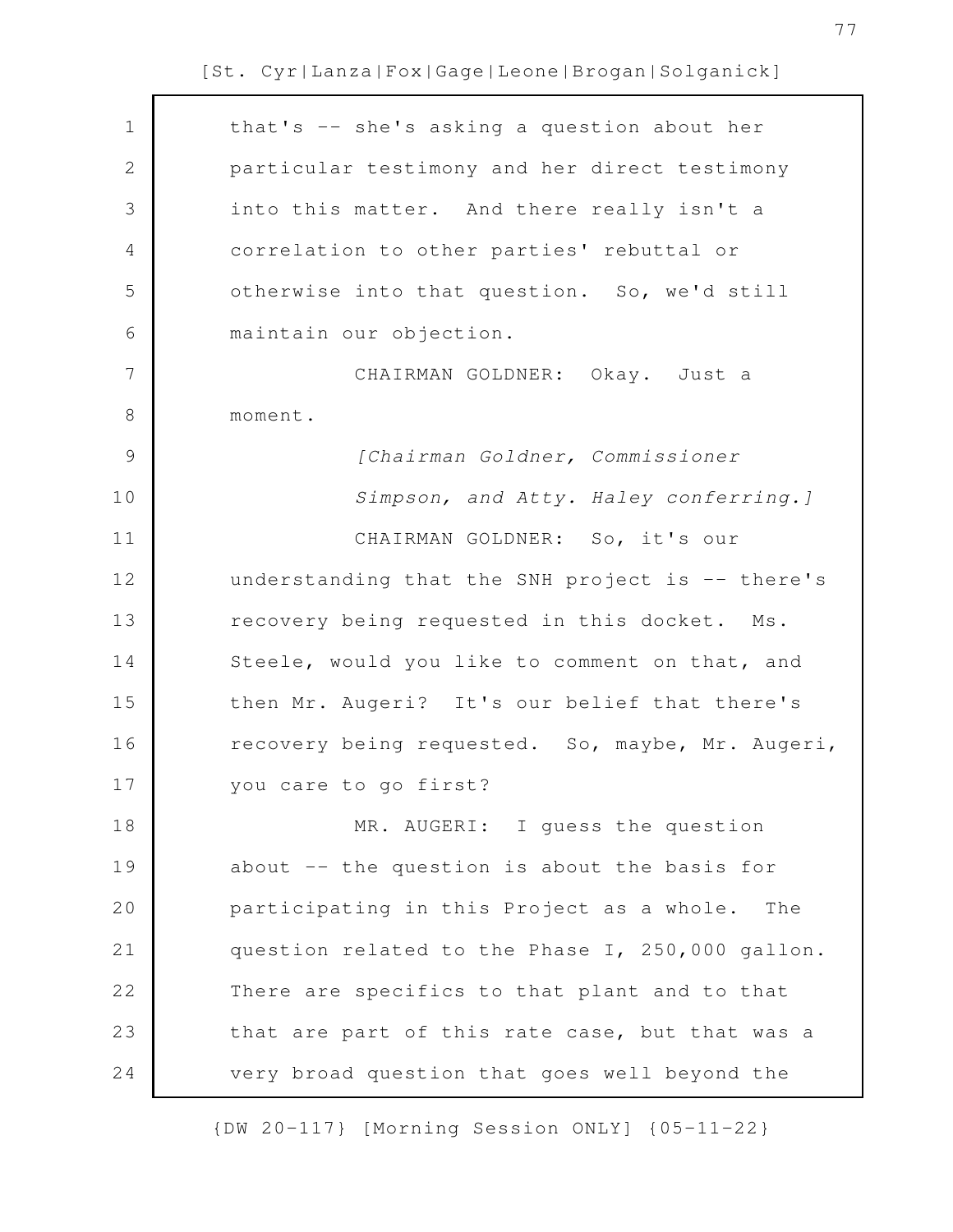that's -- she's asking a question about her particular testimony and her direct testimony into this matter. And there really isn't a correlation to other parties' rebuttal or otherwise into that question. So, we'd still maintain our objection.

CHAIRMAN GOLDNER: Okay. Just a moment.

*[Chairman Goldner, Commissioner Simpson, and Atty. Haley conferring.]*

CHAIRMAN GOLDNER: So, it's our understanding that the SNH project is -- there's recovery being requested in this docket. Ms. Steele, would you like to comment on that, and then Mr. Augeri? It's our belief that there's recovery being requested. So, maybe, Mr. Augeri, you care to go first?

MR. AUGERI: I guess the question about -- the question is about the basis for participating in this Project as a whole. The question related to the Phase I, 250,000 gallon. There are specifics to that plant and to that that are part of this rate case, but that was a very broad question that goes well beyond the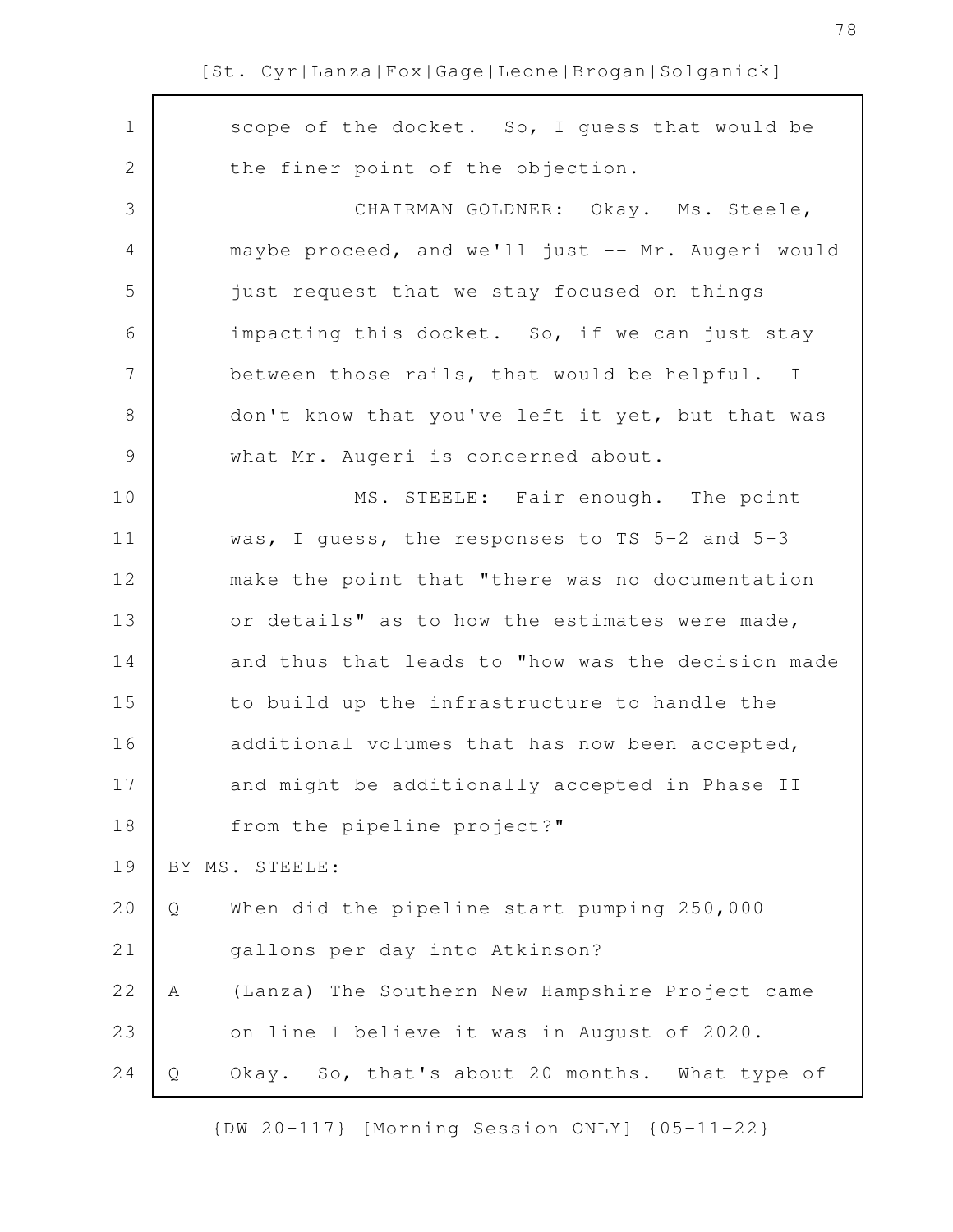scope of the docket. So, I guess that would be the finer point of the objection.

CHAIRMAN GOLDNER: Okay. Ms. Steele, maybe proceed, and we'll just -- Mr. Augeri would just request that we stay focused on things impacting this docket. So, if we can just stay between those rails, that would be helpful. I don't know that you've left it yet, but that was what Mr. Augeri is concerned about.

MS. STEELE: Fair enough. The point was, I guess, the responses to TS 5-2 and 5-3 make the point that "there was no documentation or details" as to how the estimates were made, and thus that leads to "how was the decision made to build up the infrastructure to handle the additional volumes that has now been accepted, and might be additionally accepted in Phase II from the pipeline project?"

BY MS. STEELE:

Q When did the pipeline start pumping 250,000 gallons per day into Atkinson?

A (Lanza) The Southern New Hampshire Project came on line I believe it was in August of 2020.

Q Okay. So, that's about 20 months. What type of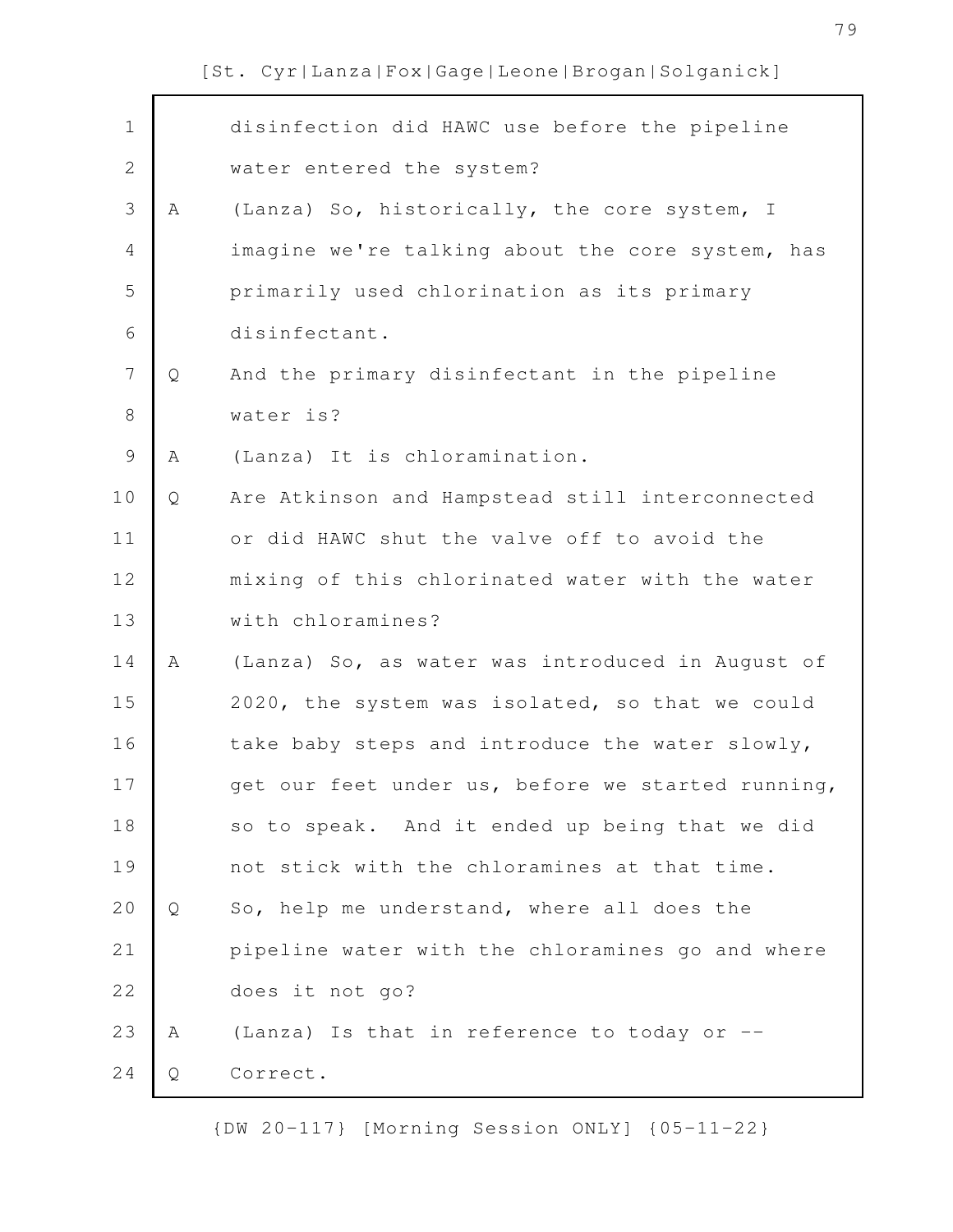disinfection did HAWC use before the pipeline water entered the system?

A (Lanza) So, historically, the core system, I imagine we're talking about the core system, has primarily used chlorination as its primary disinfectant.

Q And the primary disinfectant in the pipeline water is?

A (Lanza) It is chloramination.

Q Are Atkinson and Hampstead still interconnected or did HAWC shut the valve off to avoid the mixing of this chlorinated water with the water with chloramines?

A (Lanza) So, as water was introduced in August of 2020, the system was isolated, so that we could take baby steps and introduce the water slowly, get our feet under us, before we started running, so to speak. And it ended up being that we did not stick with the chloramines at that time.

Q So, help me understand, where all does the pipeline water with the chloramines go and where does it not go?

A (Lanza) Is that in reference to today or --

Q Correct.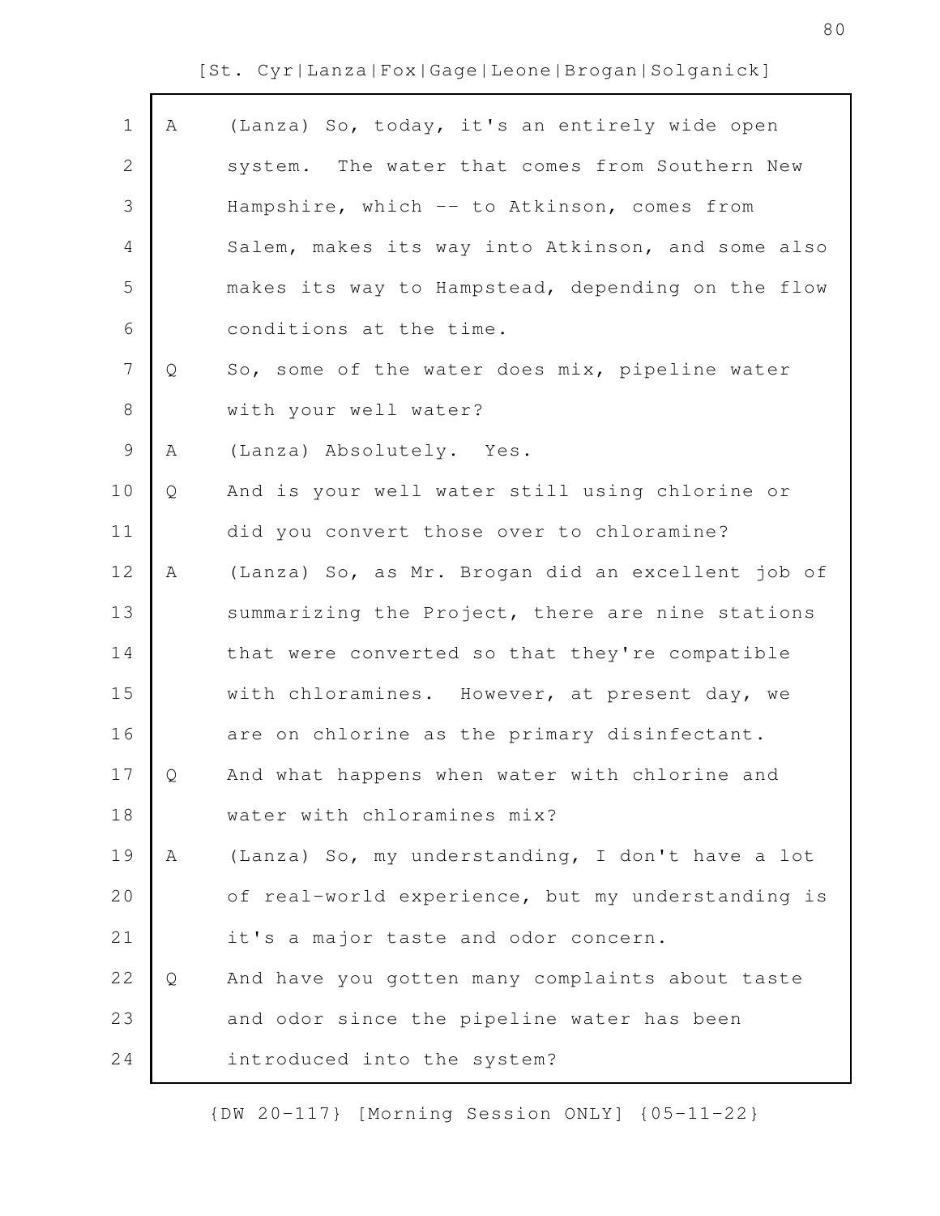A (Lanza) So, today, it's an entirely wide open system. The water that comes from Southern New Hampshire, which -- to Atkinson, comes from Salem, makes its way into Atkinson, and some also makes its way to Hampstead, depending on the flow conditions at the time.

Q So, some of the water does mix, pipeline water with your well water?

A (Lanza) Absolutely. Yes.

Q And is your well water still using chlorine or did you convert those over to chloramine?

A (Lanza) So, as Mr. Brogan did an excellent job of summarizing the Project, there are nine stations that were converted so that they're compatible with chloramines. However, at present day, we are on chlorine as the primary disinfectant.

Q And what happens when water with chlorine and water with chloramines mix?

A (Lanza) So, my understanding, I don't have a lot of real-world experience, but my understanding is it's a major taste and odor concern.

Q And have you gotten many complaints about taste and odor since the pipeline water has been introduced into the system?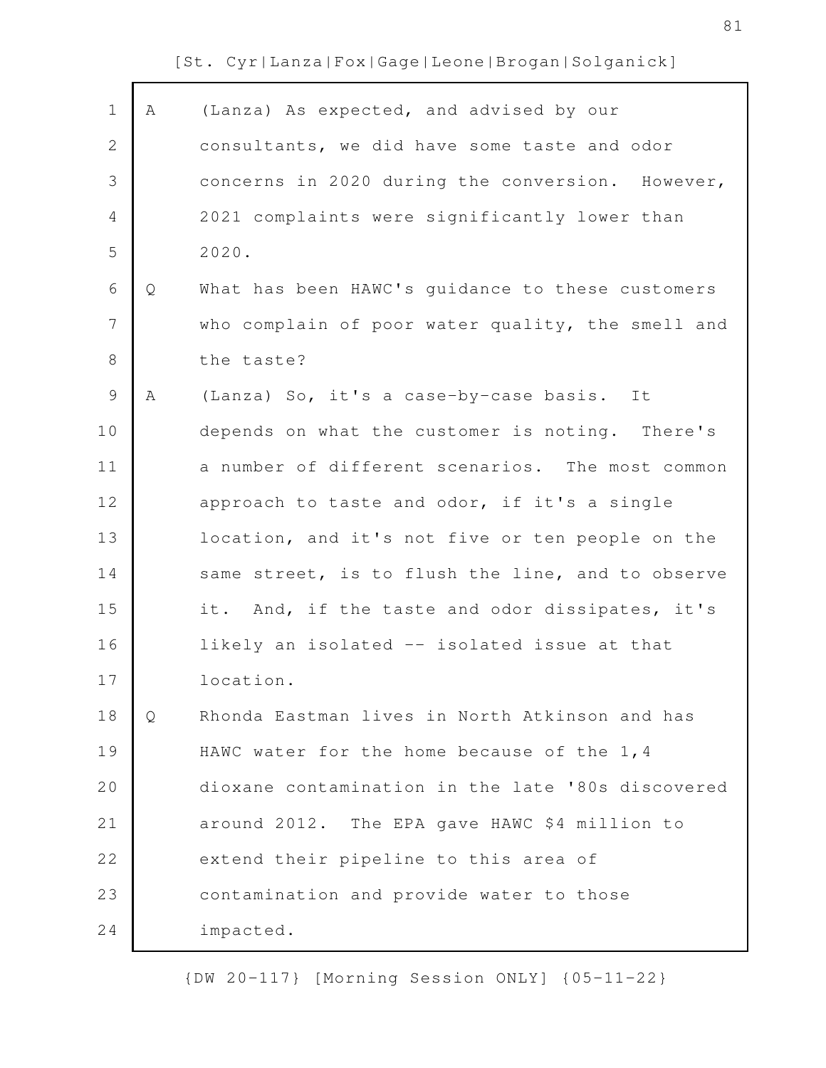A (Lanza) As expected, and advised by our consultants, we did have some taste and odor concerns in 2020 during the conversion. However, 2021 complaints were significantly lower than 2020.

Q What has been HAWC's guidance to these customers who complain of poor water quality, the smell and the taste?

A (Lanza) So, it's a case-by-case basis. It depends on what the customer is noting. There's a number of different scenarios. The most common approach to taste and odor, if it's a single location, and it's not five or ten people on the same street, is to flush the line, and to observe it. And, if the taste and odor dissipates, it's likely an isolated -- isolated issue at that location.

Q Rhonda Eastman lives in North Atkinson and has HAWC water for the home because of the 1,4 dioxane contamination in the late '80s discovered around 2012. The EPA gave HAWC $4 million to extend their pipeline to this area of contamination and provide water to those impacted.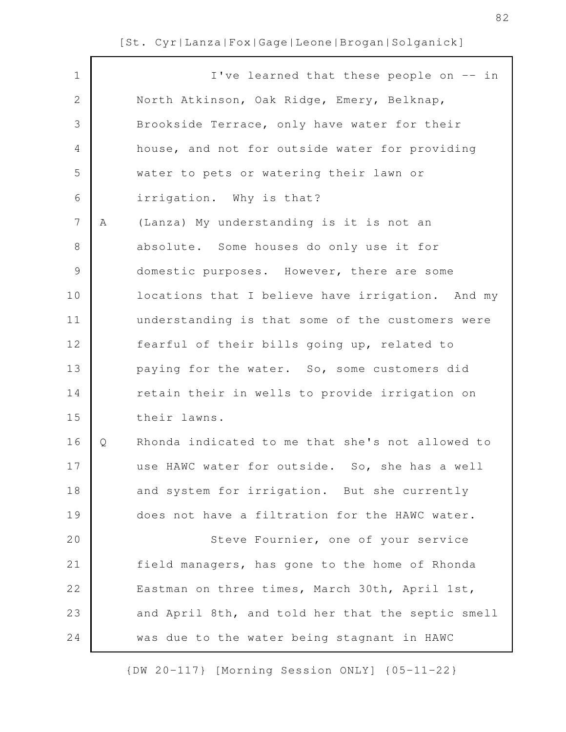I've learned that these people on -- in North Atkinson, Oak Ridge, Emery, Belknap, Brookside Terrace, only have water for their house, and not for outside water for providing water to pets or watering their lawn or irrigation. Why is that?

A (Lanza) My understanding is it is not an absolute. Some houses do only use it for domestic purposes. However, there are some locations that I believe have irrigation. And my understanding is that some of the customers were fearful of their bills going up, related to paying for the water. So, some customers did retain their in wells to provide irrigation on their lawns.

Q Rhonda indicated to me that she's not allowed to use HAWC water for outside. So, she has a well and system for irrigation. But she currently does not have a filtration for the HAWC water.

Steve Fournier, one of your service field managers, has gone to the home of Rhonda Eastman on three times, March 30th, April 1st, and April 8th, and told her that the septic smell was due to the water being stagnant in HAWC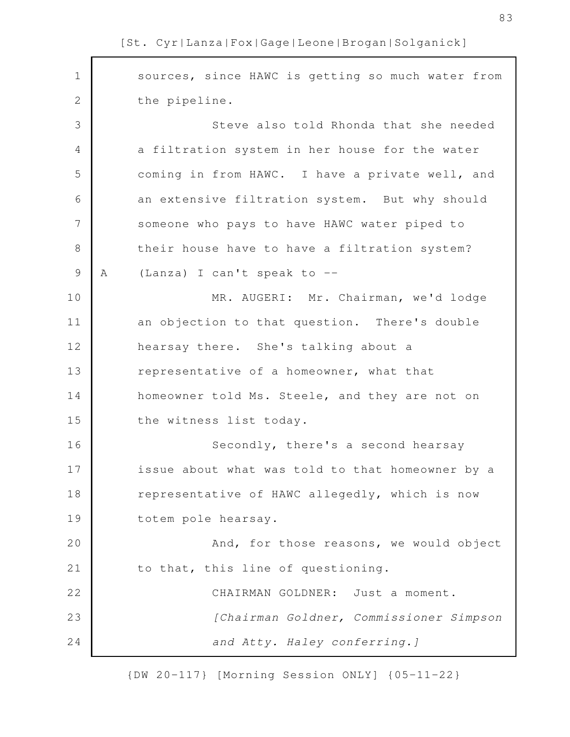sources, since HAWC is getting so much water from the pipeline.

Steve also told Rhonda that she needed a filtration system in her house for the water coming in from HAWC. I have a private well, and an extensive filtration system. But why should someone who pays to have HAWC water piped to their house have to have a filtration system?

A (Lanza) I can't speak to --

MR. AUGERI: Mr. Chairman, we'd lodge an objection to that question. There's double hearsay there. She's talking about a representative of a homeowner, what that homeowner told Ms. Steele, and they are not on the witness list today.

Secondly, there's a second hearsay issue about what was told to that homeowner by a representative of HAWC allegedly, which is now totem pole hearsay.

And, for those reasons, we would object to that, this line of questioning.

CHAIRMAN GOLDNER: Just a moment.

*[Chairman Goldner, Commissioner Simpson and Atty. Haley conferring.]*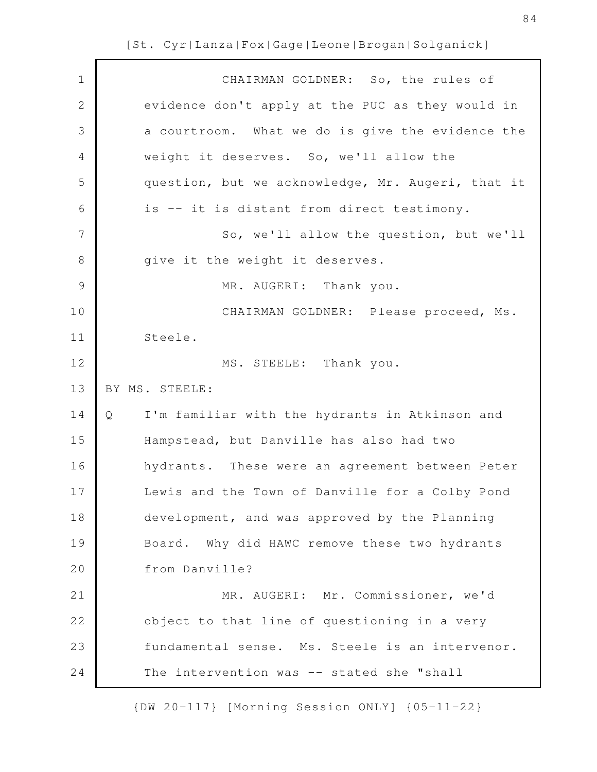CHAIRMAN GOLDNER: So, the rules of evidence don't apply at the PUC as they would in a courtroom. What we do is give the evidence the weight it deserves. So, we'll allow the question, but we acknowledge, Mr. Augeri, that it is -- it is distant from direct testimony.

So, we'll allow the question, but we'll give it the weight it deserves.

MR. AUGERI: Thank you.

CHAIRMAN GOLDNER: Please proceed, Ms. Steele.

MS. STEELE: Thank you.

BY MS. STEELE:

Q I'm familiar with the hydrants in Atkinson and Hampstead, but Danville has also had two hydrants. These were an agreement between Peter Lewis and the Town of Danville for a Colby Pond development, and was approved by the Planning Board. Why did HAWC remove these two hydrants from Danville?

MR. AUGERI: Mr. Commissioner, we'd object to that line of questioning in a very fundamental sense. Ms. Steele is an intervenor. The intervention was -- stated she "shall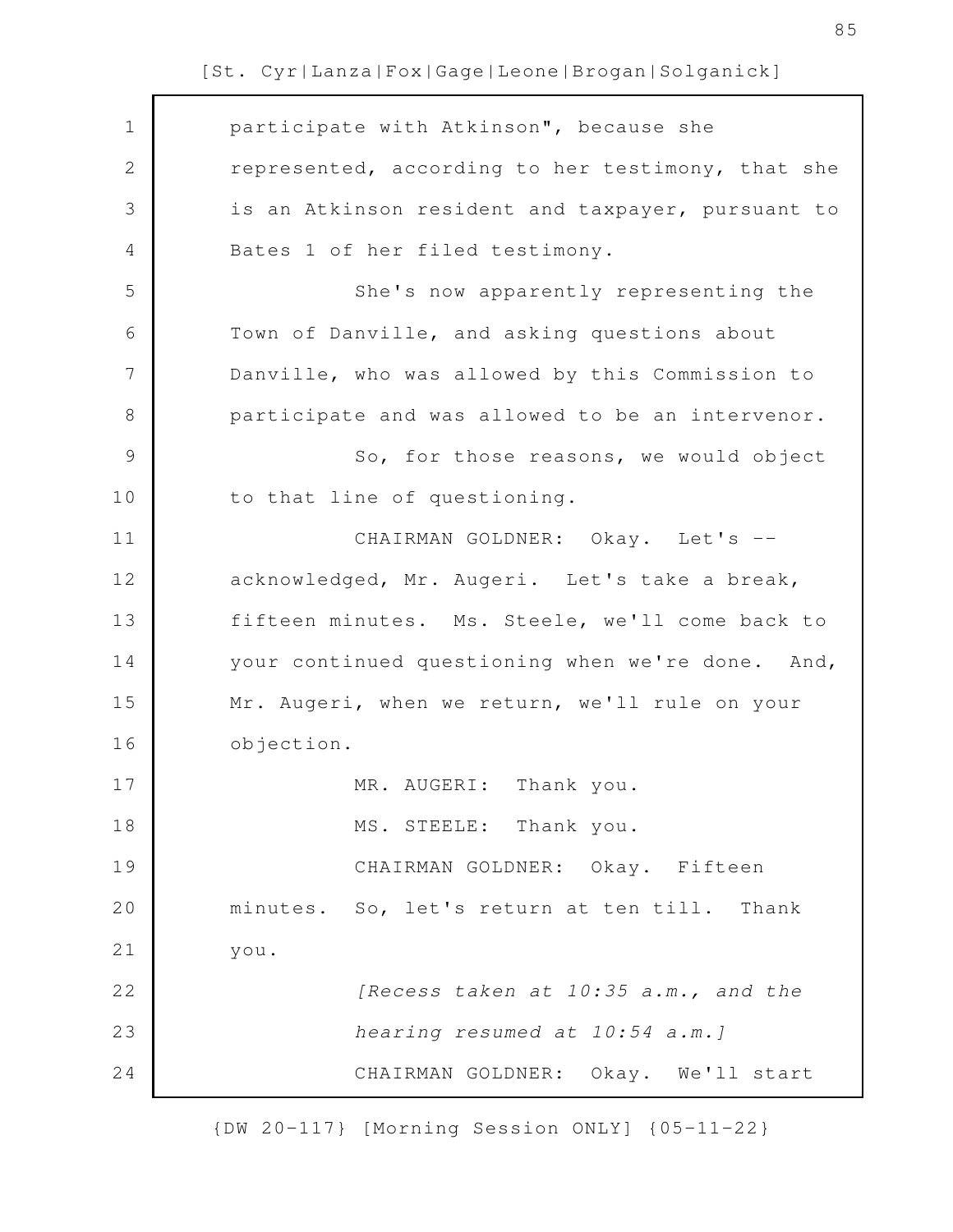participate with Atkinson", because she represented, according to her testimony, that she is an Atkinson resident and taxpayer, pursuant to Bates 1 of her filed testimony.

She's now apparently representing the Town of Danville, and asking questions about Danville, who was allowed by this Commission to participate and was allowed to be an intervenor.

So, for those reasons, we would object to that line of questioning.

CHAIRMAN GOLDNER: Okay. Let's -- acknowledged, Mr. Augeri. Let's take a break, fifteen minutes. Ms. Steele, we'll come back to your continued questioning when we're done. And, Mr. Augeri, when we return, we'll rule on your objection.

MR. AUGERI: Thank you.

MS. STEELE: Thank you.

CHAIRMAN GOLDNER: Okay. Fifteen minutes. So, let's return at ten till. Thank you.

*[Recess taken at 10:35 a.m., and the hearing resumed at 10:54 a.m.]*

CHAIRMAN GOLDNER: Okay. We'll start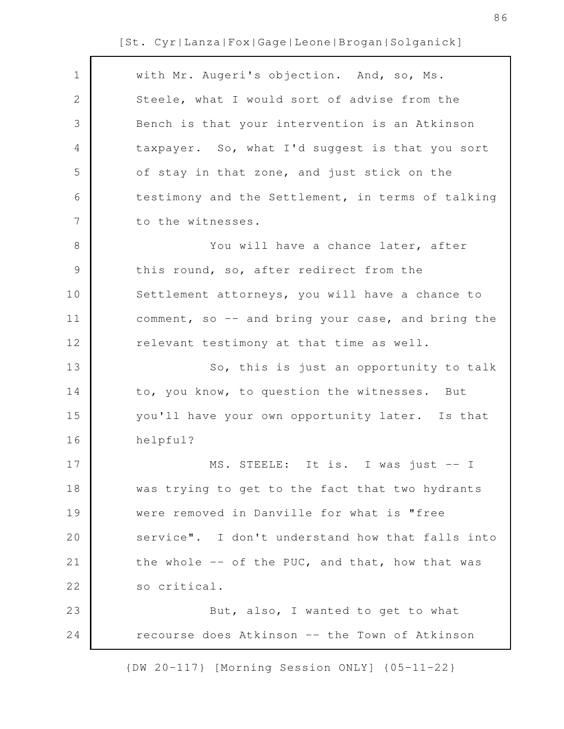with Mr. Augeri's objection. And, so, Ms. Steele, what I would sort of advise from the Bench is that your intervention is an Atkinson taxpayer. So, what I'd suggest is that you sort of stay in that zone, and just stick on the testimony and the Settlement, in terms of talking to the witnesses.

You will have a chance later, after this round, so, after redirect from the Settlement attorneys, you will have a chance to comment, so -- and bring your case, and bring the relevant testimony at that time as well.

So, this is just an opportunity to talk to, you know, to question the witnesses. But you'll have your own opportunity later. Is that helpful?

MS. STEELE: It is. I was just -- I was trying to get to the fact that two hydrants were removed in Danville for what is "free service". I don't understand how that falls into the whole -- of the PUC, and that, how that was so critical.

But, also, I wanted to get to what recourse does Atkinson -- the Town of Atkinson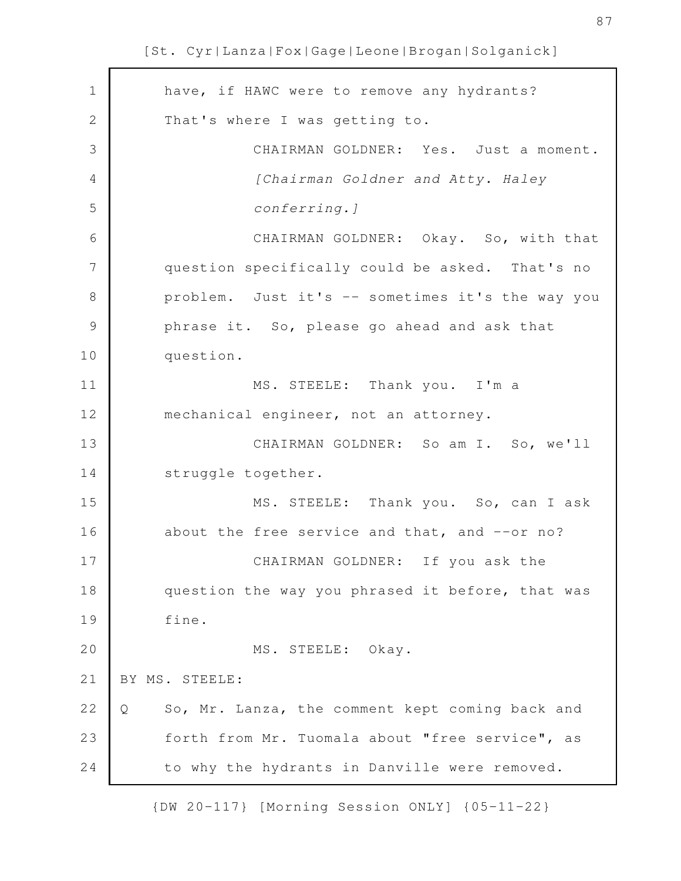have, if HAWC were to remove any hydrants? That's where I was getting to.

CHAIRMAN GOLDNER: Yes. Just a moment.

*[Chairman Goldner and Atty. Haley conferring.]*

CHAIRMAN GOLDNER: Okay. So, with that question specifically could be asked. That's no problem. Just it's -- sometimes it's the way you phrase it. So, please go ahead and ask that question.

MS. STEELE: Thank you. I'm a mechanical engineer, not an attorney.

CHAIRMAN GOLDNER: So am I. So, we'll struggle together.

MS. STEELE: Thank you. So, can I ask about the free service and that, and --or no?

CHAIRMAN GOLDNER: If you ask the question the way you phrased it before, that was fine.

MS. STEELE: Okay.

BY MS. STEELE:

Q So, Mr. Lanza, the comment kept coming back and forth from Mr. Tuomala about "free service", as to why the hydrants in Danville were removed.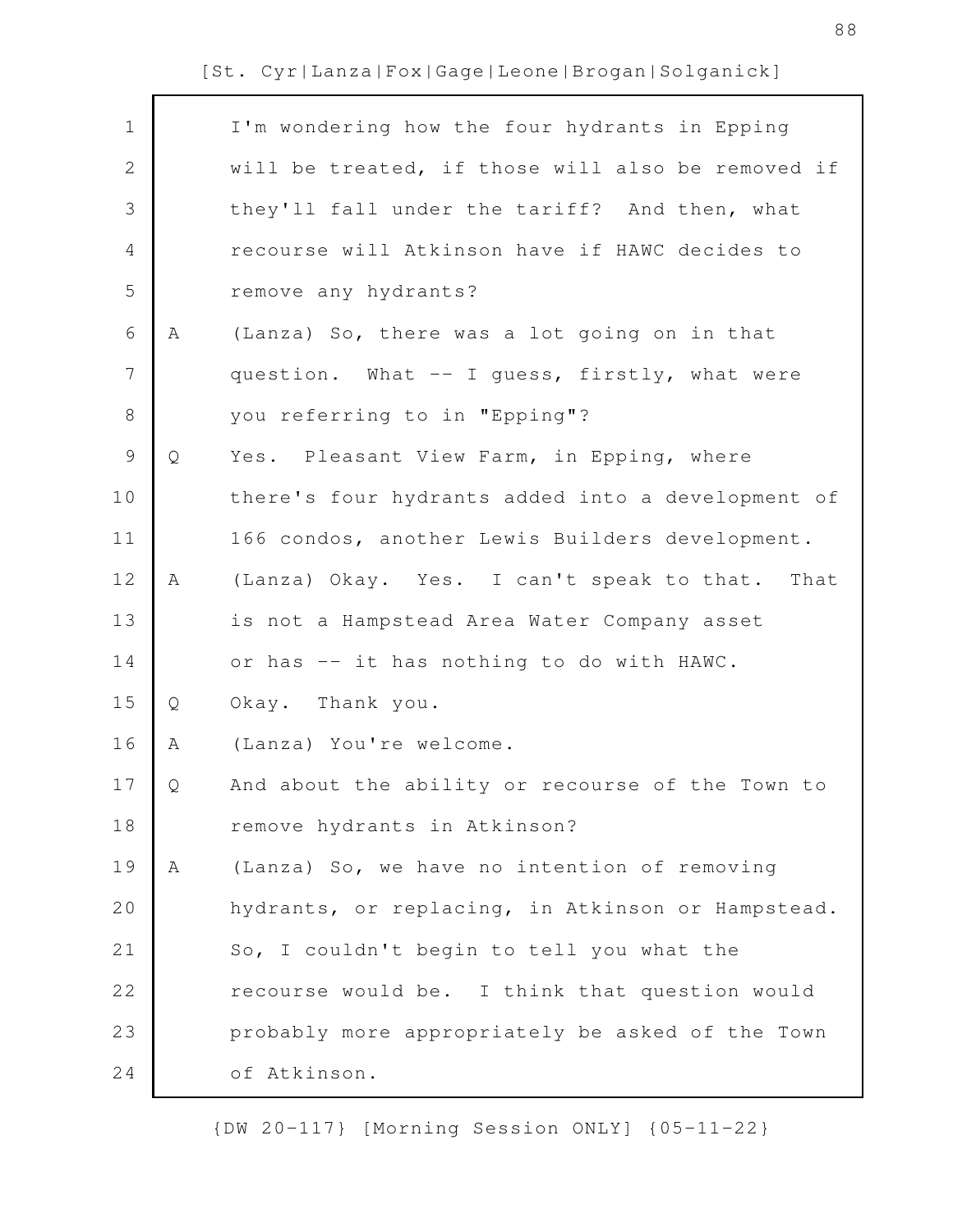I'm wondering how the four hydrants in Epping will be treated, if those will also be removed if they'll fall under the tariff? And then, what recourse will Atkinson have if HAWC decides to remove any hydrants?

A (Lanza) So, there was a lot going on in that question. What -- I guess, firstly, what were you referring to in "Epping"?

Q Yes. Pleasant View Farm, in Epping, where there's four hydrants added into a development of 166 condos, another Lewis Builders development.

A (Lanza) Okay. Yes. I can't speak to that. That is not a Hampstead Area Water Company asset or has -- it has nothing to do with HAWC.

Q Okay. Thank you.

A (Lanza) You're welcome.

Q And about the ability or recourse of the Town to remove hydrants in Atkinson?

A (Lanza) So, we have no intention of removing hydrants, or replacing, in Atkinson or Hampstead. So, I couldn't begin to tell you what the recourse would be. I think that question would probably more appropriately be asked of the Town of Atkinson.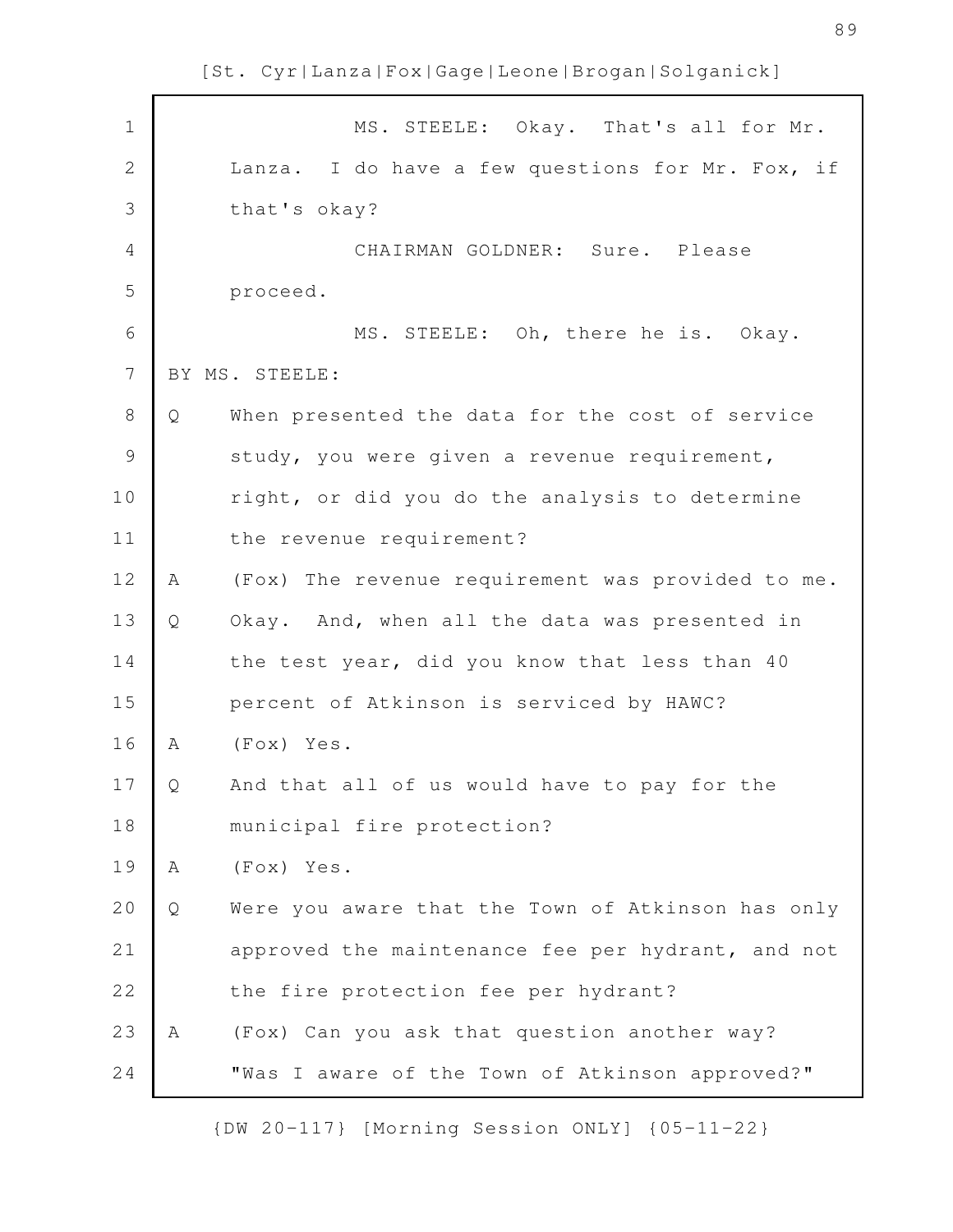MS. STEELE: Okay. That's all for Mr. Lanza. I do have a few questions for Mr. Fox, if that's okay?

CHAIRMAN GOLDNER: Sure. Please proceed.

MS. STEELE: Oh, there he is. Okay.

BY MS. STEELE:

Q When presented the data for the cost of service study, you were given a revenue requirement, right, or did you do the analysis to determine the revenue requirement?

A (Fox) The revenue requirement was provided to me.

Q Okay. And, when all the data was presented in the test year, did you know that less than 40 percent of Atkinson is serviced by HAWC?

A (Fox) Yes.

Q And that all of us would have to pay for the municipal fire protection?

A (Fox) Yes.

Q Were you aware that the Town of Atkinson has only approved the maintenance fee per hydrant, and not the fire protection fee per hydrant?

A (Fox) Can you ask that question another way? "Was I aware of the Town of Atkinson approved?"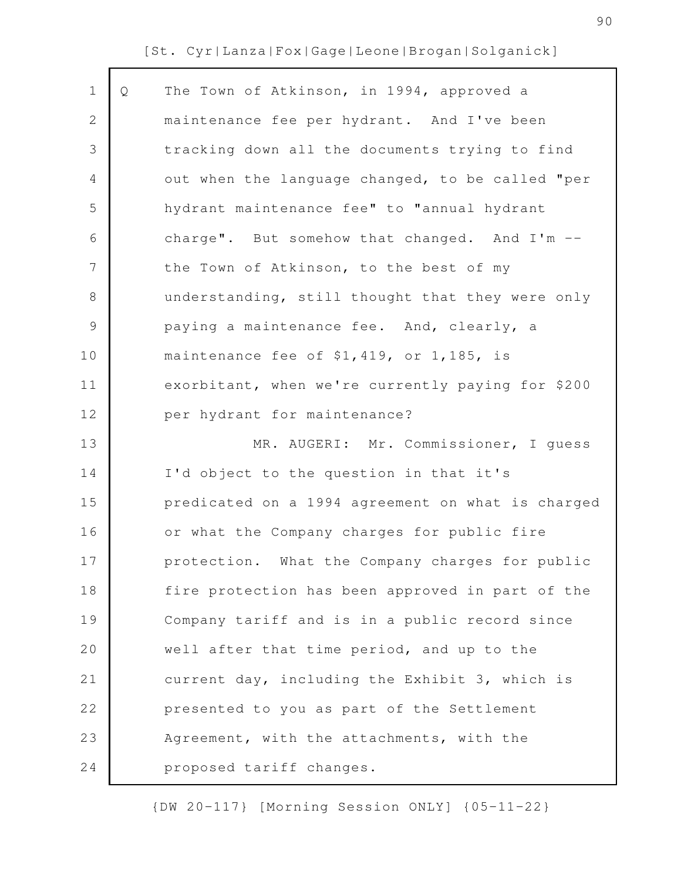Q The Town of Atkinson, in 1994, approved a maintenance fee per hydrant. And I've been tracking down all the documents trying to find out when the language changed, to be called "per hydrant maintenance fee" to "annual hydrant charge". But somehow that changed. And I'm -- the Town of Atkinson, to the best of my understanding, still thought that they were only paying a maintenance fee. And, clearly, a maintenance fee of $1,419, or 1,185, is exorbitant, when we're currently paying for $200 per hydrant for maintenance?

MR. AUGERI: Mr. Commissioner, I guess I'd object to the question in that it's predicated on a 1994 agreement on what is charged or what the Company charges for public fire protection. What the Company charges for public fire protection has been approved in part of the Company tariff and is in a public record since well after that time period, and up to the current day, including the Exhibit 3, which is presented to you as part of the Settlement Agreement, with the attachments, with the proposed tariff changes.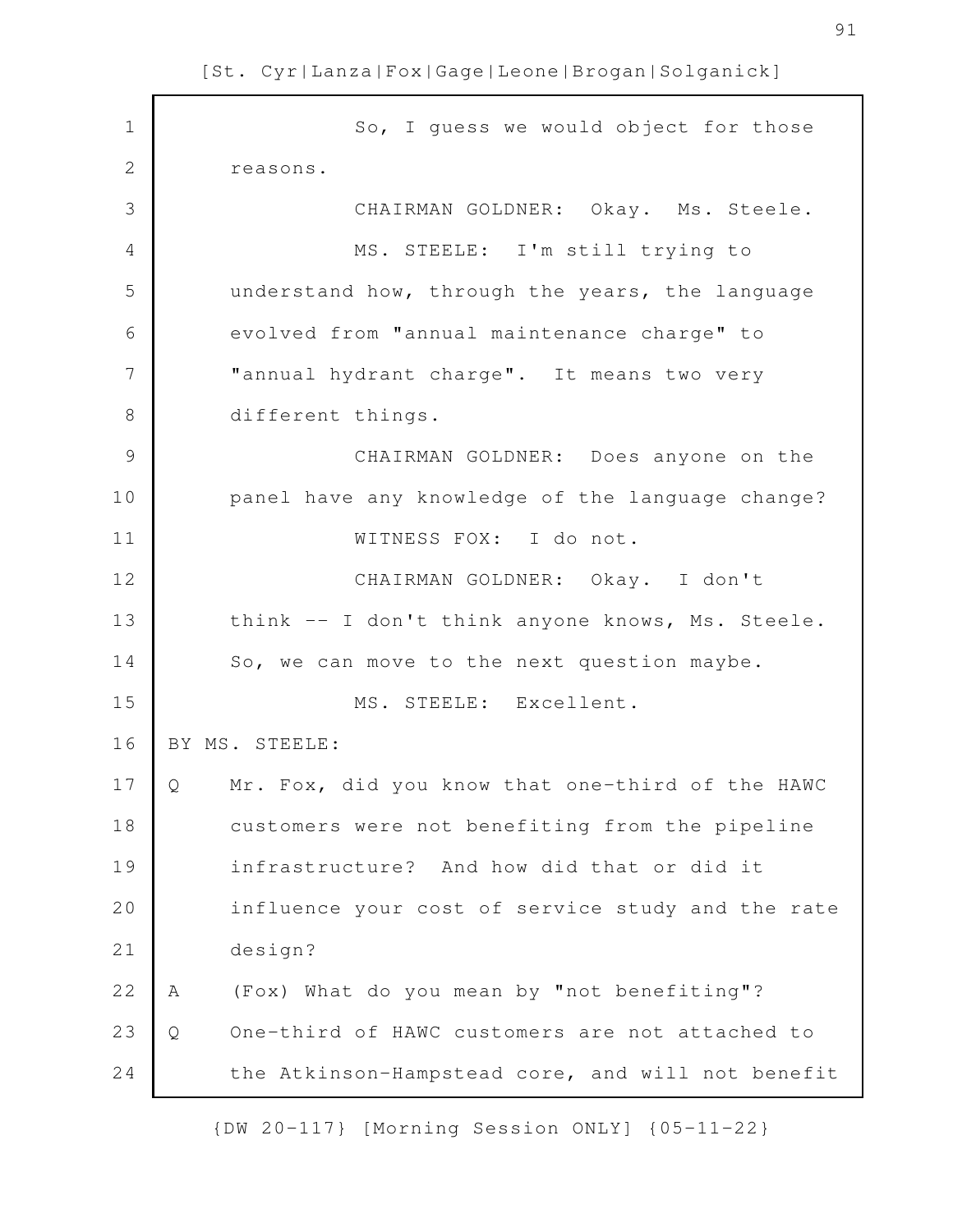So, I guess we would object for those reasons.

CHAIRMAN GOLDNER: Okay. Ms. Steele.

MS. STEELE: I'm still trying to understand how, through the years, the language evolved from "annual maintenance charge" to "annual hydrant charge". It means two very different things.

CHAIRMAN GOLDNER: Does anyone on the panel have any knowledge of the language change?

WITNESS FOX: I do not.

CHAIRMAN GOLDNER: Okay. I don't think -- I don't think anyone knows, Ms. Steele. So, we can move to the next question maybe.

MS. STEELE: Excellent.

BY MS. STEELE:

Q Mr. Fox, did you know that one-third of the HAWC customers were not benefiting from the pipeline infrastructure? And how did that or did it influence your cost of service study and the rate design?

A (Fox) What do you mean by "not benefiting"?

Q One-third of HAWC customers are not attached to the Atkinson-Hampstead core, and will not benefit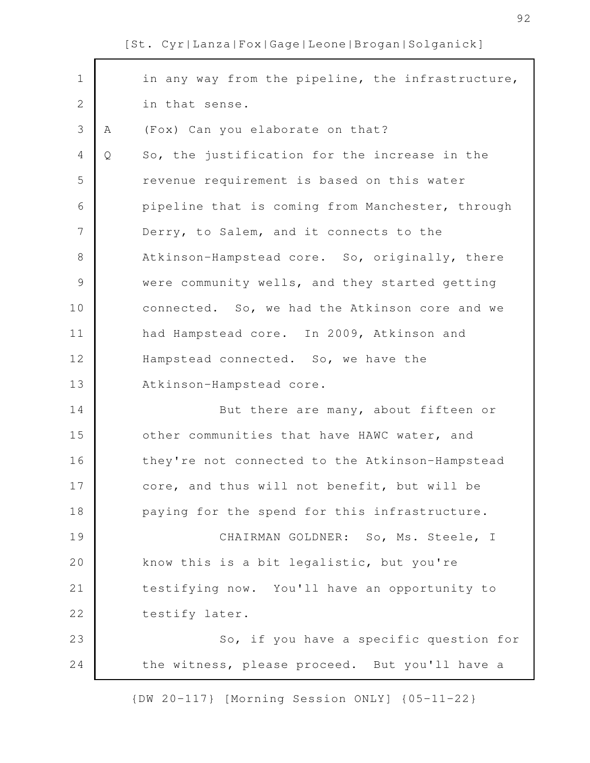in any way from the pipeline, the infrastructure, in that sense.

A (Fox) Can you elaborate on that?

Q So, the justification for the increase in the revenue requirement is based on this water pipeline that is coming from Manchester, through Derry, to Salem, and it connects to the Atkinson-Hampstead core. So, originally, there were community wells, and they started getting connected. So, we had the Atkinson core and we had Hampstead core. In 2009, Atkinson and Hampstead connected. So, we have the Atkinson-Hampstead core.

But there are many, about fifteen or other communities that have HAWC water, and they're not connected to the Atkinson-Hampstead core, and thus will not benefit, but will be paying for the spend for this infrastructure.

CHAIRMAN GOLDNER: So, Ms. Steele, I know this is a bit legalistic, but you're testifying now. You'll have an opportunity to testify later.

So, if you have a specific question for the witness, please proceed. But you'll have a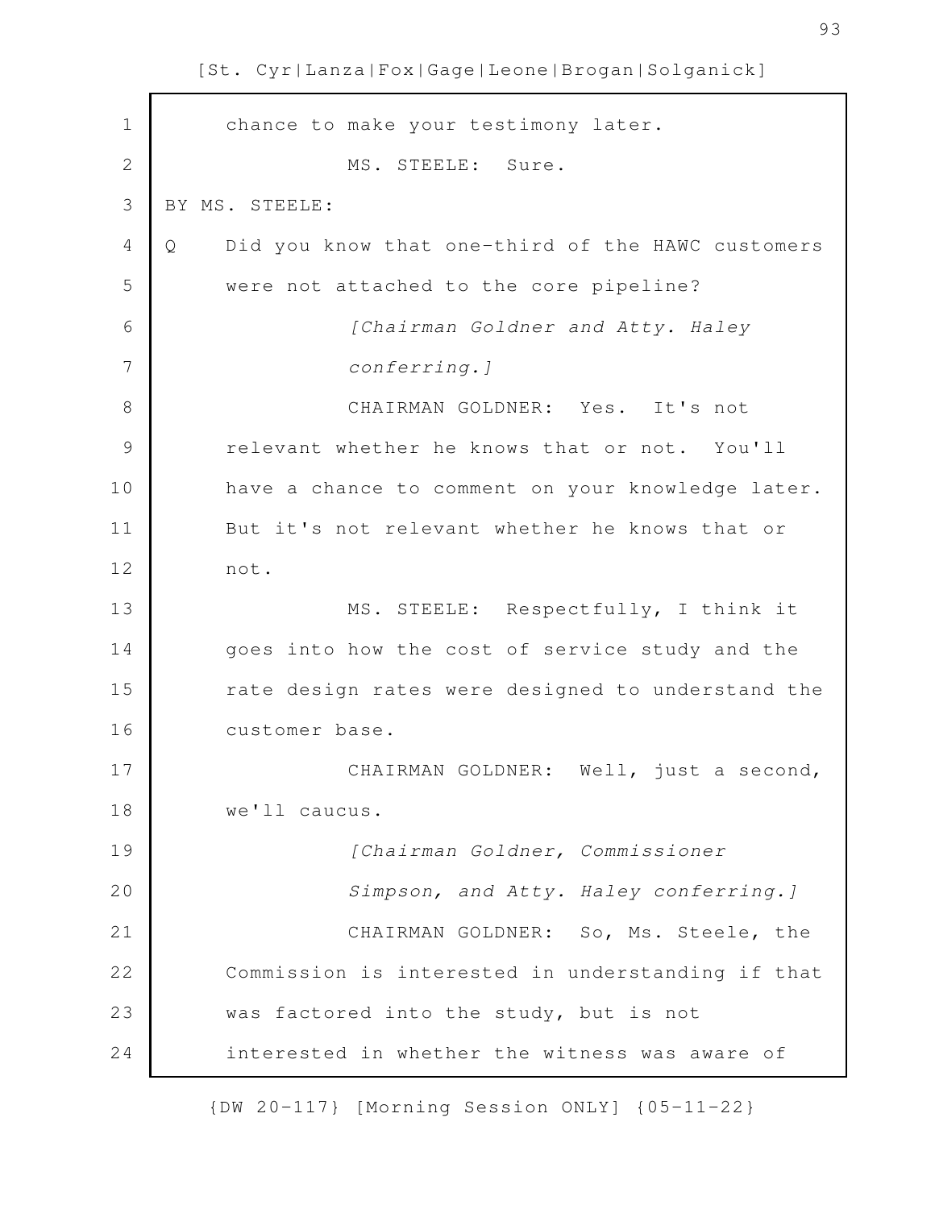chance to make your testimony later.

MS. STEELE: Sure.

BY MS. STEELE:

Q Did you know that one-third of the HAWC customers were not attached to the core pipeline?

*[Chairman Goldner and Atty. Haley conferring.]*

CHAIRMAN GOLDNER: Yes. It's not relevant whether he knows that or not. You'll have a chance to comment on your knowledge later. But it's not relevant whether he knows that or not.

MS. STEELE: Respectfully, I think it goes into how the cost of service study and the rate design rates were designed to understand the customer base.

CHAIRMAN GOLDNER: Well, just a second, we'll caucus.

*[Chairman Goldner, Commissioner Simpson, and Atty. Haley conferring.]*

CHAIRMAN GOLDNER: So, Ms. Steele, the Commission is interested in understanding if that was factored into the study, but is not interested in whether the witness was aware of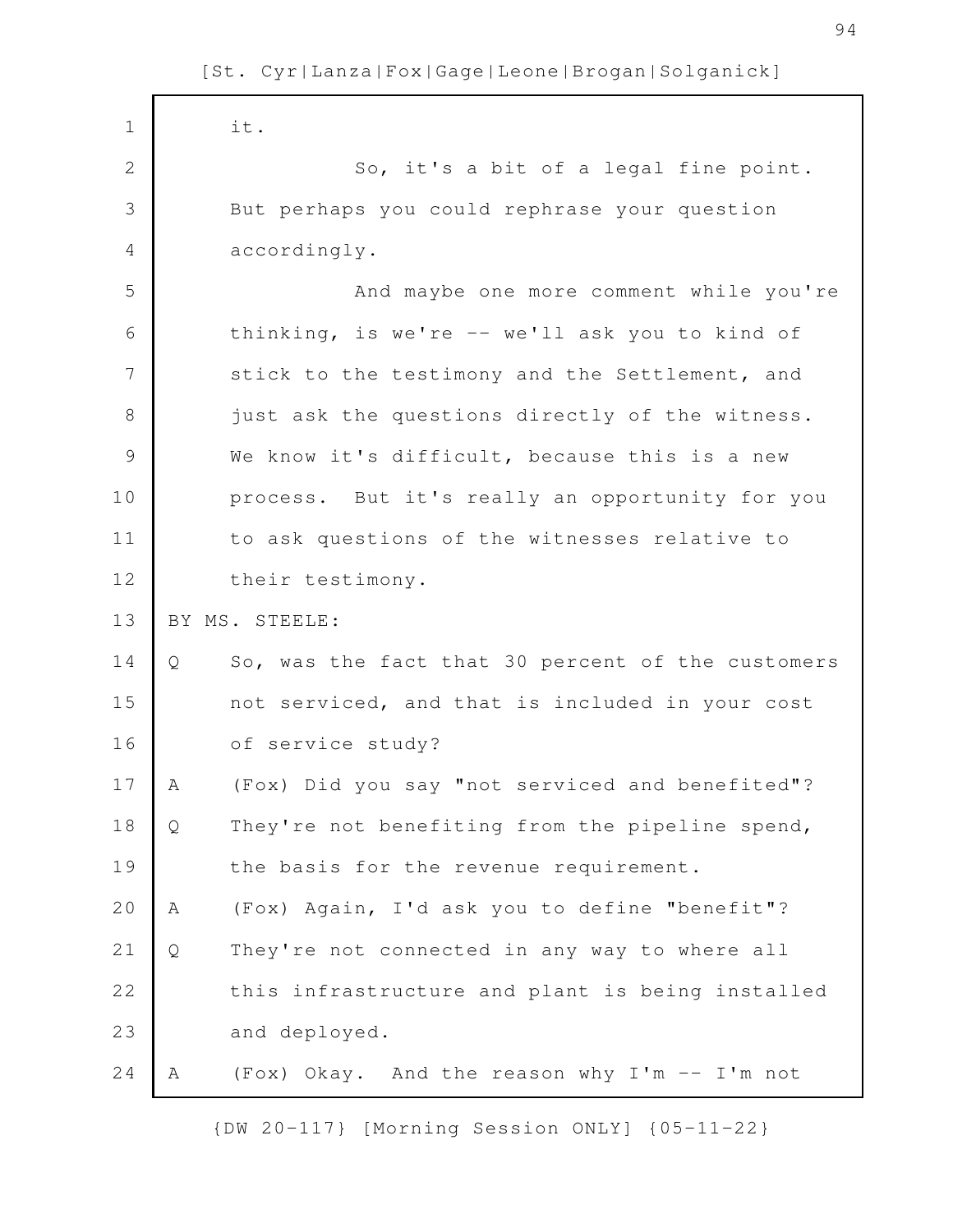it.

So, it's a bit of a legal fine point. But perhaps you could rephrase your question accordingly.

And maybe one more comment while you're thinking, is we're -- we'll ask you to kind of stick to the testimony and the Settlement, and just ask the questions directly of the witness. We know it's difficult, because this is a new process. But it's really an opportunity for you to ask questions of the witnesses relative to their testimony.

BY MS. STEELE:

Q So, was the fact that 30 percent of the customers not serviced, and that is included in your cost of service study?

A (Fox) Did you say "not serviced and benefited"?

Q They're not benefiting from the pipeline spend, the basis for the revenue requirement.

A (Fox) Again, I'd ask you to define "benefit"?

Q They're not connected in any way to where all this infrastructure and plant is being installed and deployed.

A (Fox) Okay. And the reason why I'm -- I'm not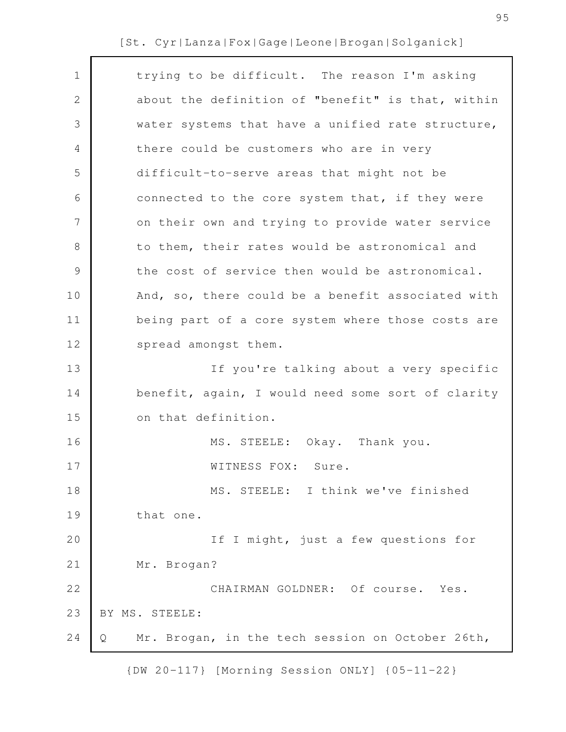trying to be difficult. The reason I'm asking about the definition of "benefit" is that, within water systems that have a unified rate structure, there could be customers who are in very difficult-to-serve areas that might not be connected to the core system that, if they were on their own and trying to provide water service to them, their rates would be astronomical and the cost of service then would be astronomical. And, so, there could be a benefit associated with being part of a core system where those costs are spread amongst them.

If you're talking about a very specific benefit, again, I would need some sort of clarity on that definition.

MS. STEELE: Okay. Thank you.

WITNESS FOX: Sure.

MS. STEELE: I think we've finished that one.

If I might, just a few questions for Mr. Brogan?

CHAIRMAN GOLDNER: Of course. Yes.

BY MS. STEELE:

Q Mr. Brogan, in the tech session on October 26th,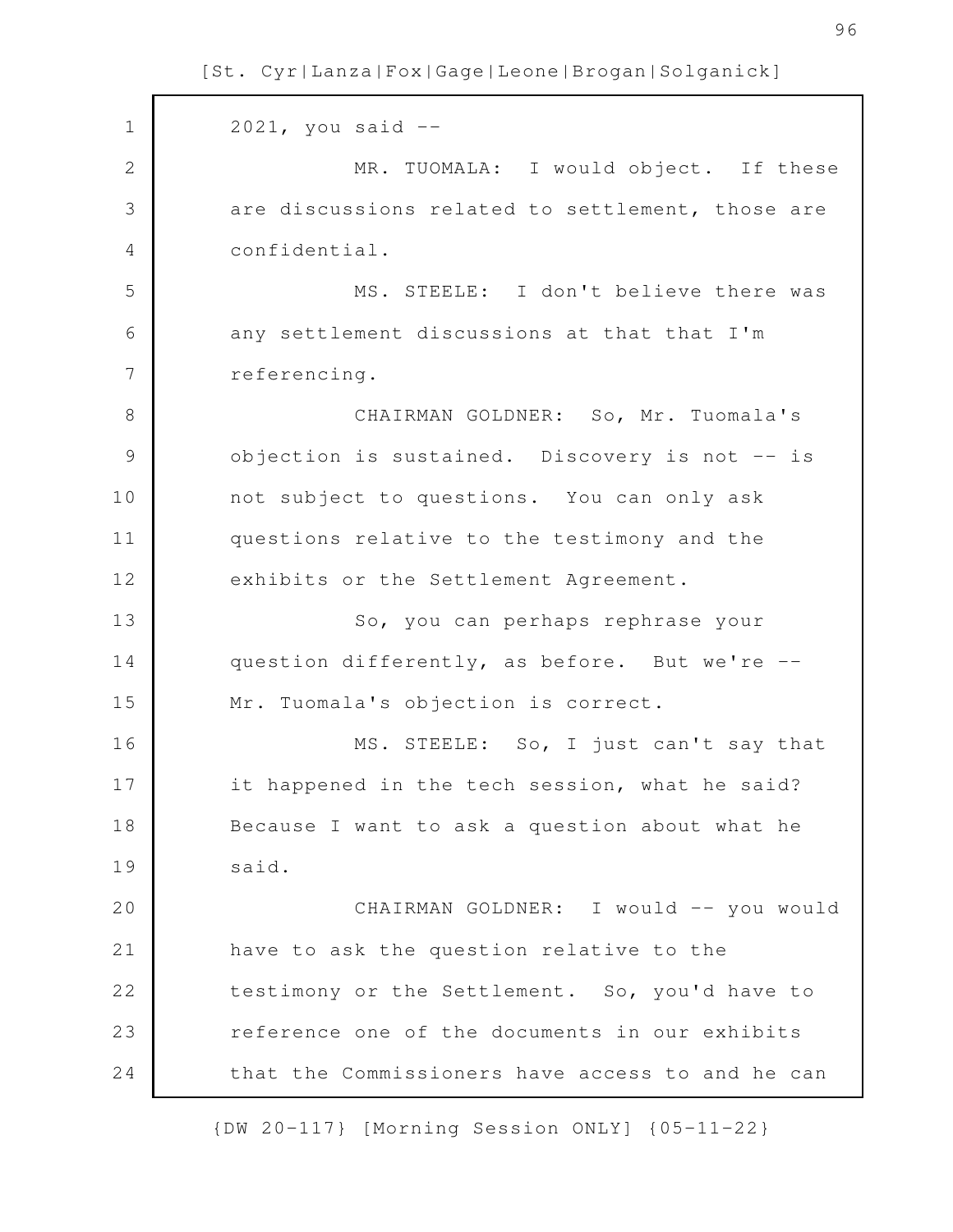2021, you said --

MR. TUOMALA: I would object. If these are discussions related to settlement, those are confidential.

MS. STEELE: I don't believe there was any settlement discussions at that that I'm referencing.

CHAIRMAN GOLDNER: So, Mr. Tuomala's objection is sustained. Discovery is not -- is not subject to questions. You can only ask questions relative to the testimony and the exhibits or the Settlement Agreement.

So, you can perhaps rephrase your question differently, as before. But we're -- Mr. Tuomala's objection is correct.

MS. STEELE: So, I just can't say that it happened in the tech session, what he said? Because I want to ask a question about what he said.

CHAIRMAN GOLDNER: I would -- you would have to ask the question relative to the testimony or the Settlement. So, you'd have to reference one of the documents in our exhibits that the Commissioners have access to and he can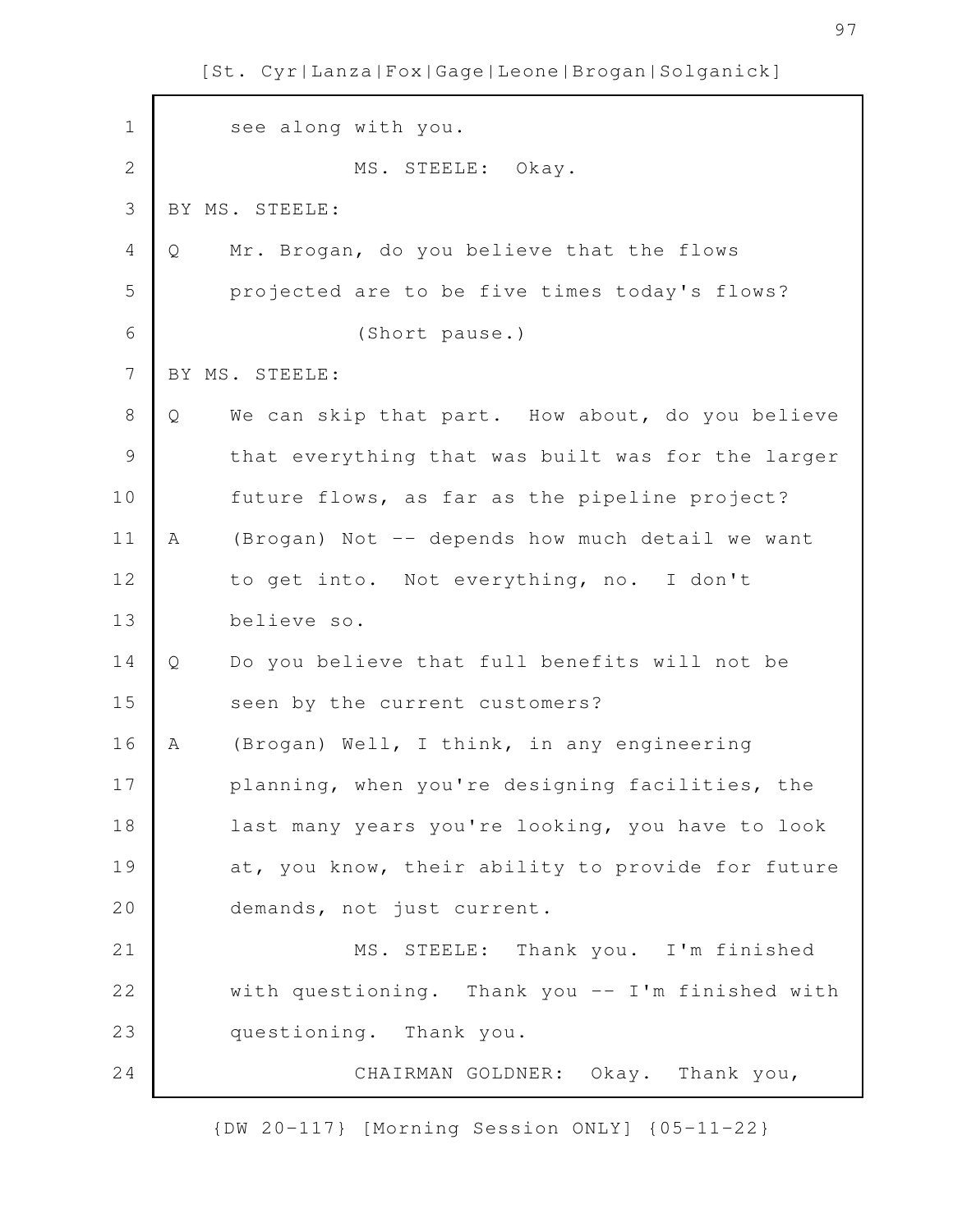see along with you.

MS. STEELE: Okay.

BY MS. STEELE:

Q Mr. Brogan, do you believe that the flows projected are to be five times today's flows?

(Short pause.)

BY MS. STEELE:

Q We can skip that part. How about, do you believe that everything that was built was for the larger future flows, as far as the pipeline project?

A (Brogan) Not -- depends how much detail we want to get into. Not everything, no. I don't believe so.

Q Do you believe that full benefits will not be seen by the current customers?

A (Brogan) Well, I think, in any engineering planning, when you're designing facilities, the last many years you're looking, you have to look at, you know, their ability to provide for future demands, not just current.

MS. STEELE: Thank you. I'm finished with questioning. Thank you -- I'm finished with questioning. Thank you.

CHAIRMAN GOLDNER: Okay. Thank you,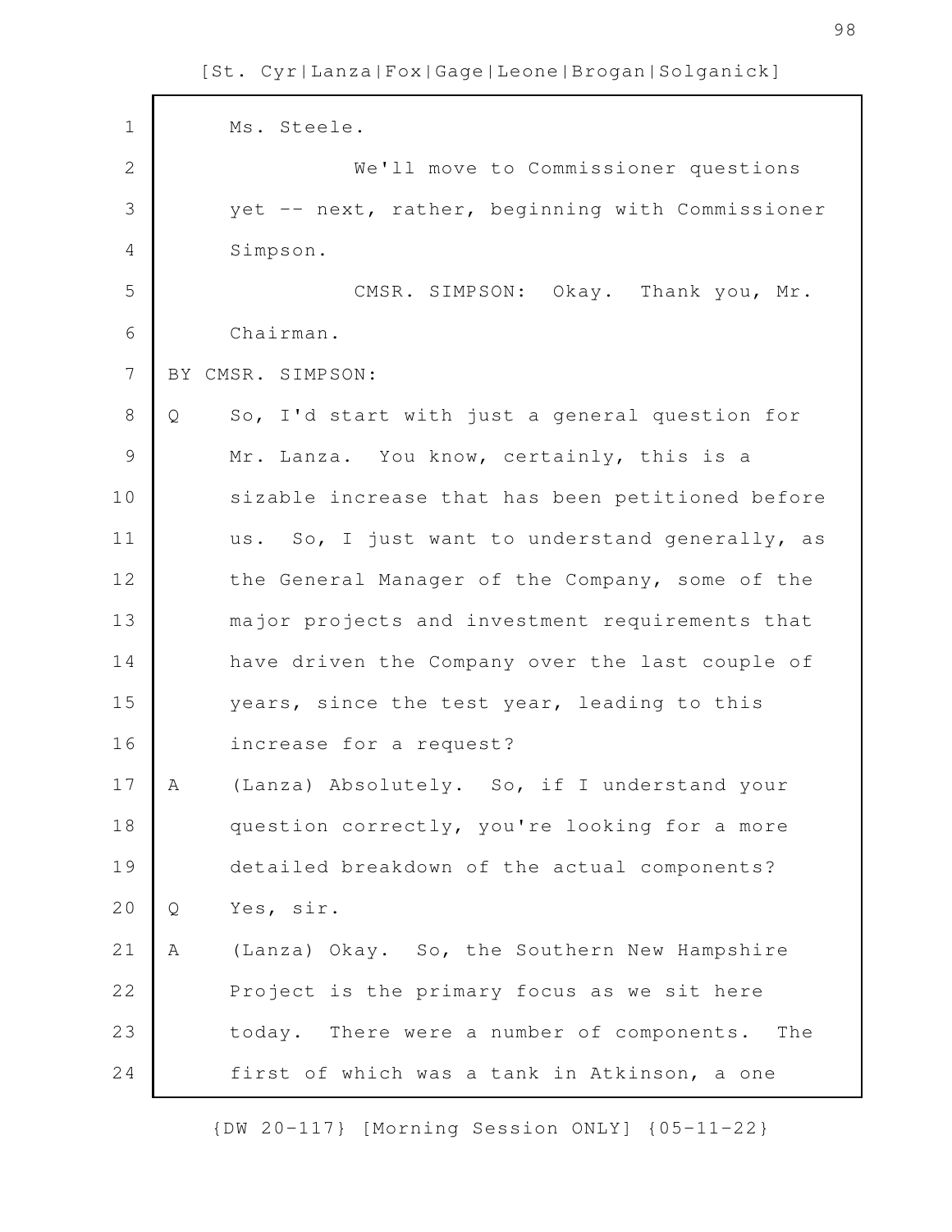Ms. Steele.

We'll move to Commissioner questions yet -- next, rather, beginning with Commissioner Simpson.

CMSR. SIMPSON: Okay. Thank you, Mr. Chairman.

BY CMSR. SIMPSON:

Q So, I'd start with just a general question for Mr. Lanza. You know, certainly, this is a sizable increase that has been petitioned before us. So, I just want to understand generally, as the General Manager of the Company, some of the major projects and investment requirements that have driven the Company over the last couple of years, since the test year, leading to this increase for a request?

A (Lanza) Absolutely. So, if I understand your question correctly, you're looking for a more detailed breakdown of the actual components?

Q Yes, sir.

A (Lanza) Okay. So, the Southern New Hampshire Project is the primary focus as we sit here today. There were a number of components. The first of which was a tank in Atkinson, a one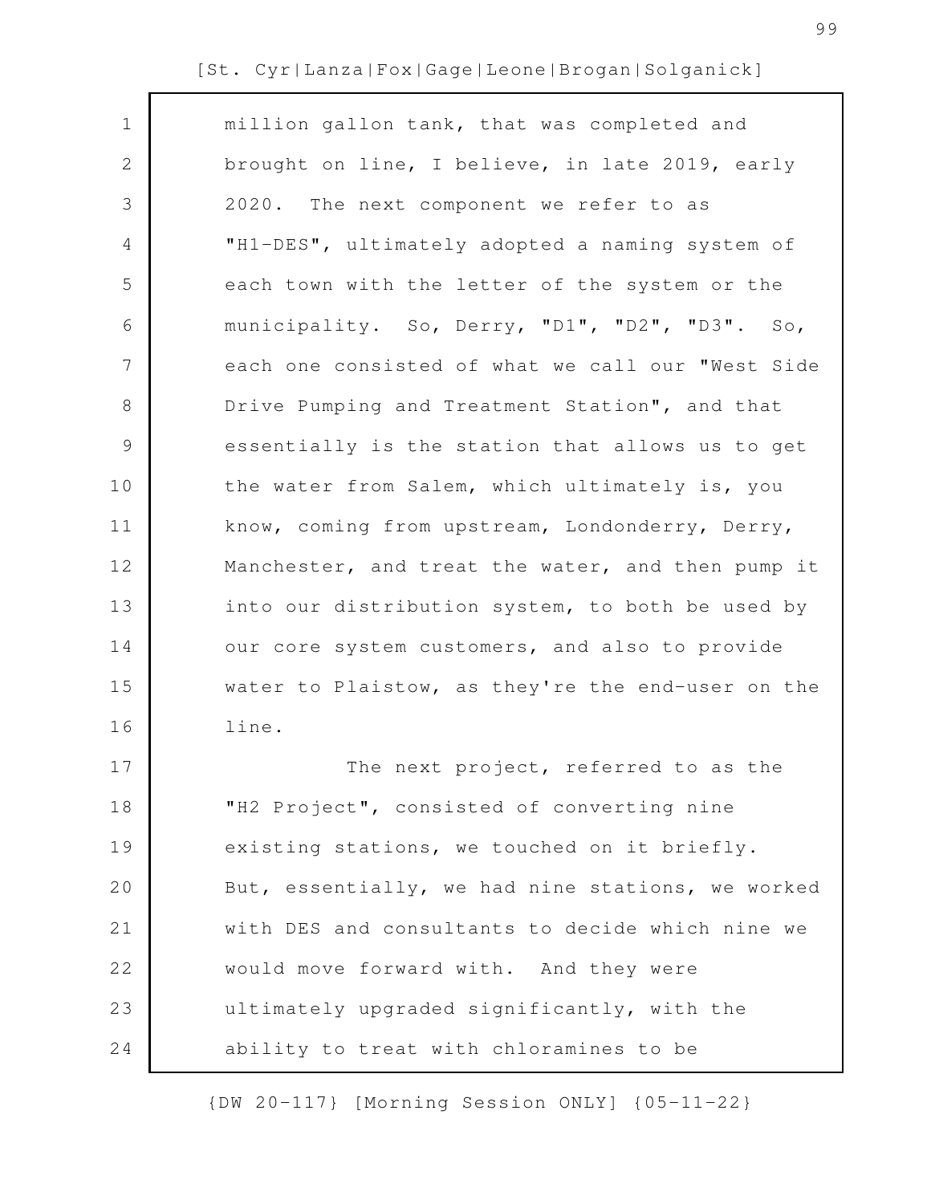million gallon tank, that was completed and brought on line, I believe, in late 2019, early 2020. The next component we refer to as "H1-DES", ultimately adopted a naming system of each town with the letter of the system or the municipality. So, Derry, "D1", "D2", "D3". So, each one consisted of what we call our "West Side Drive Pumping and Treatment Station", and that essentially is the station that allows us to get the water from Salem, which ultimately is, you know, coming from upstream, Londonderry, Derry, Manchester, and treat the water, and then pump it into our distribution system, to both be used by our core system customers, and also to provide water to Plaistow, as they're the end-user on the line.

The next project, referred to as the "H2 Project", consisted of converting nine existing stations, we touched on it briefly. But, essentially, we had nine stations, we worked with DES and consultants to decide which nine we would move forward with. And they were ultimately upgraded significantly, with the ability to treat with chloramines to be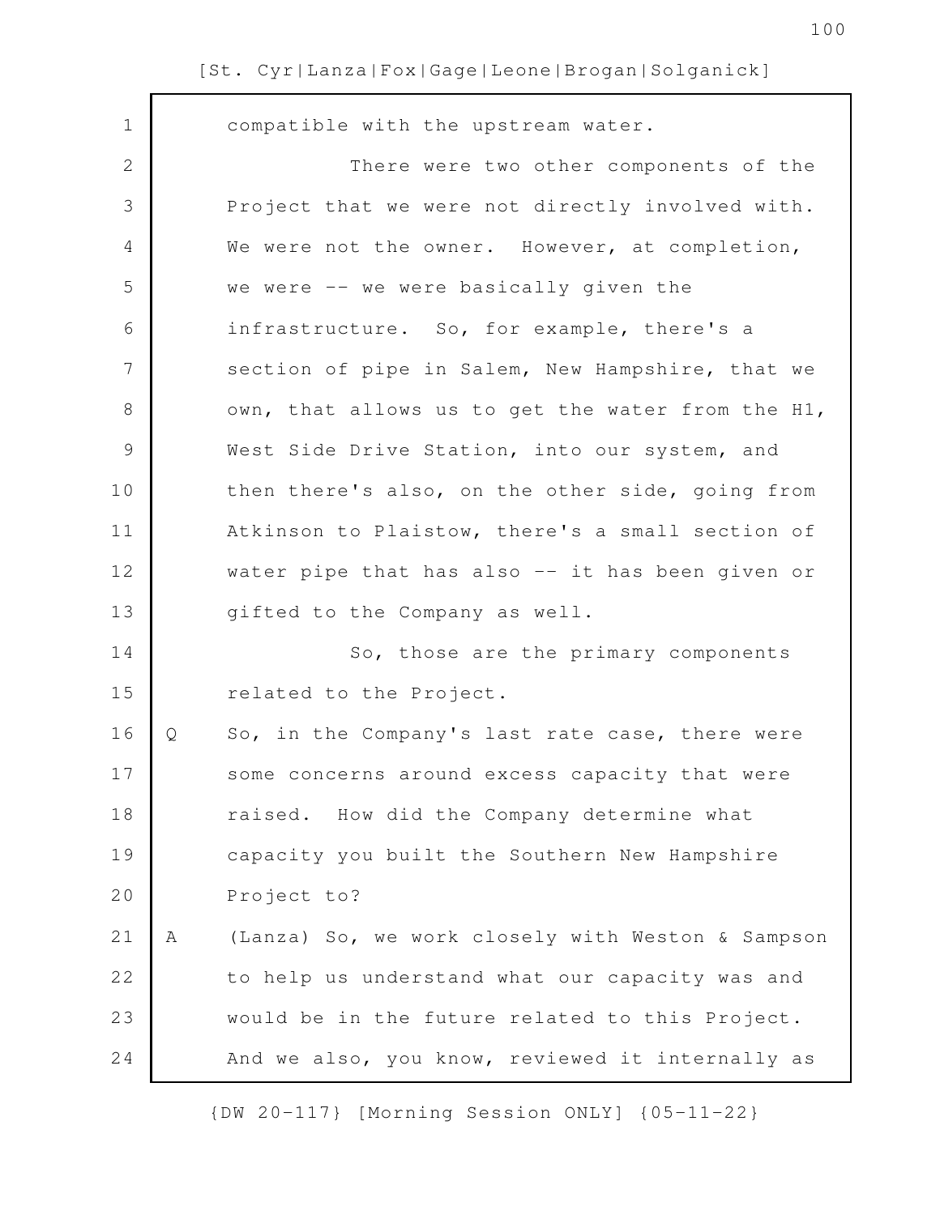compatible with the upstream water.

There were two other components of the Project that we were not directly involved with. We were not the owner. However, at completion, we were -- we were basically given the infrastructure. So, for example, there's a section of pipe in Salem, New Hampshire, that we own, that allows us to get the water from the H1, West Side Drive Station, into our system, and then there's also, on the other side, going from Atkinson to Plaistow, there's a small section of water pipe that has also -- it has been given or gifted to the Company as well.

So, those are the primary components related to the Project.

Q So, in the Company's last rate case, there were some concerns around excess capacity that were raised. How did the Company determine what capacity you built the Southern New Hampshire Project to?

A (Lanza) So, we work closely with Weston & Sampson to help us understand what our capacity was and would be in the future related to this Project. And we also, you know, reviewed it internally as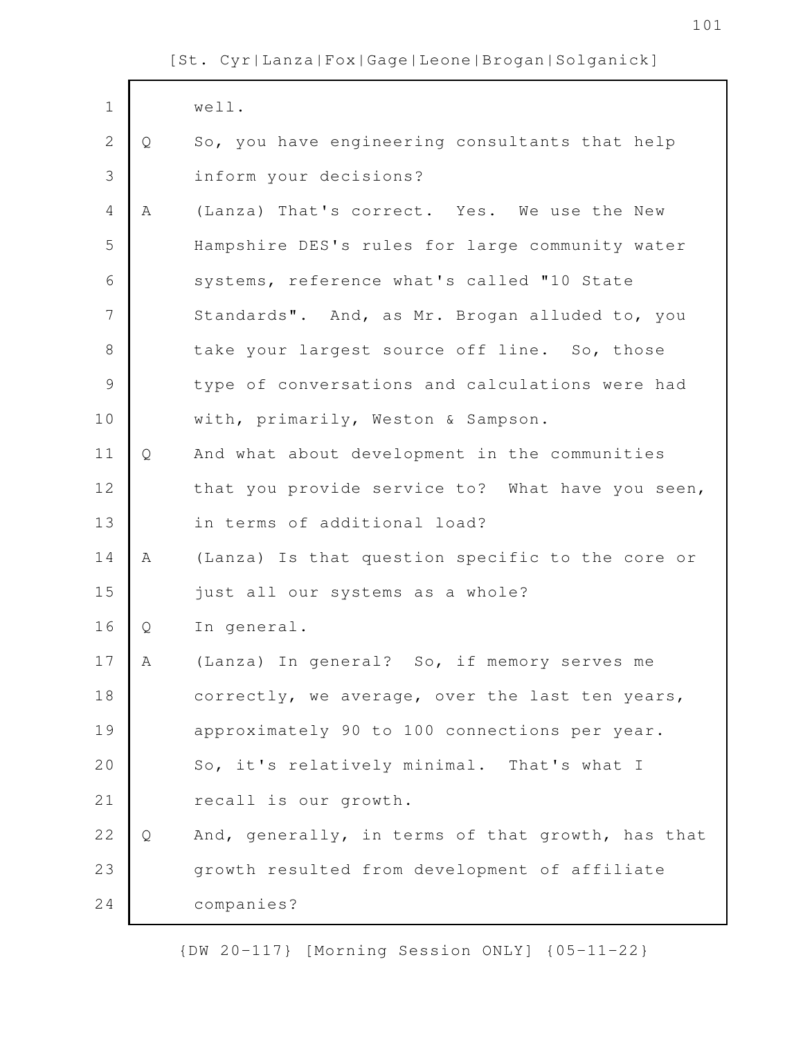well.

Q So, you have engineering consultants that help inform your decisions?

A (Lanza) That's correct. Yes. We use the New Hampshire DES's rules for large community water systems, reference what's called "10 State Standards". And, as Mr. Brogan alluded to, you take your largest source off line. So, those type of conversations and calculations were had with, primarily, Weston & Sampson.

Q And what about development in the communities that you provide service to? What have you seen, in terms of additional load?

A (Lanza) Is that question specific to the core or just all our systems as a whole?

Q In general.

A (Lanza) In general? So, if memory serves me correctly, we average, over the last ten years, approximately 90 to 100 connections per year. So, it's relatively minimal. That's what I recall is our growth.

Q And, generally, in terms of that growth, has that growth resulted from development of affiliate companies?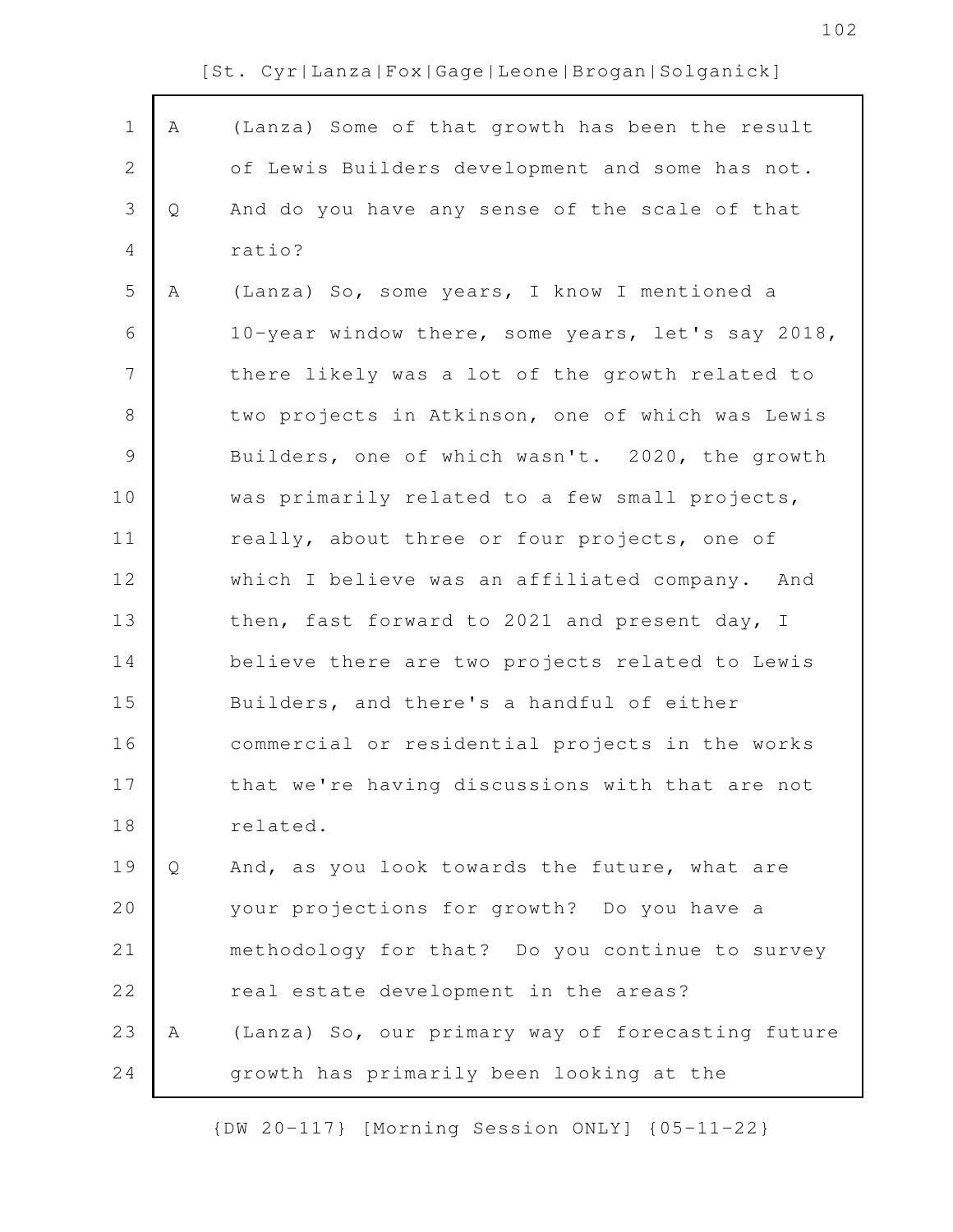A (Lanza) Some of that growth has been the result of Lewis Builders development and some has not.

Q And do you have any sense of the scale of that ratio?

A (Lanza) So, some years, I know I mentioned a 10-year window there, some years, let's say 2018, there likely was a lot of the growth related to two projects in Atkinson, one of which was Lewis Builders, one of which wasn't. 2020, the growth was primarily related to a few small projects, really, about three or four projects, one of which I believe was an affiliated company. And then, fast forward to 2021 and present day, I believe there are two projects related to Lewis Builders, and there's a handful of either commercial or residential projects in the works that we're having discussions with that are not related.

Q And, as you look towards the future, what are your projections for growth? Do you have a methodology for that? Do you continue to survey real estate development in the areas?

A (Lanza) So, our primary way of forecasting future growth has primarily been looking at the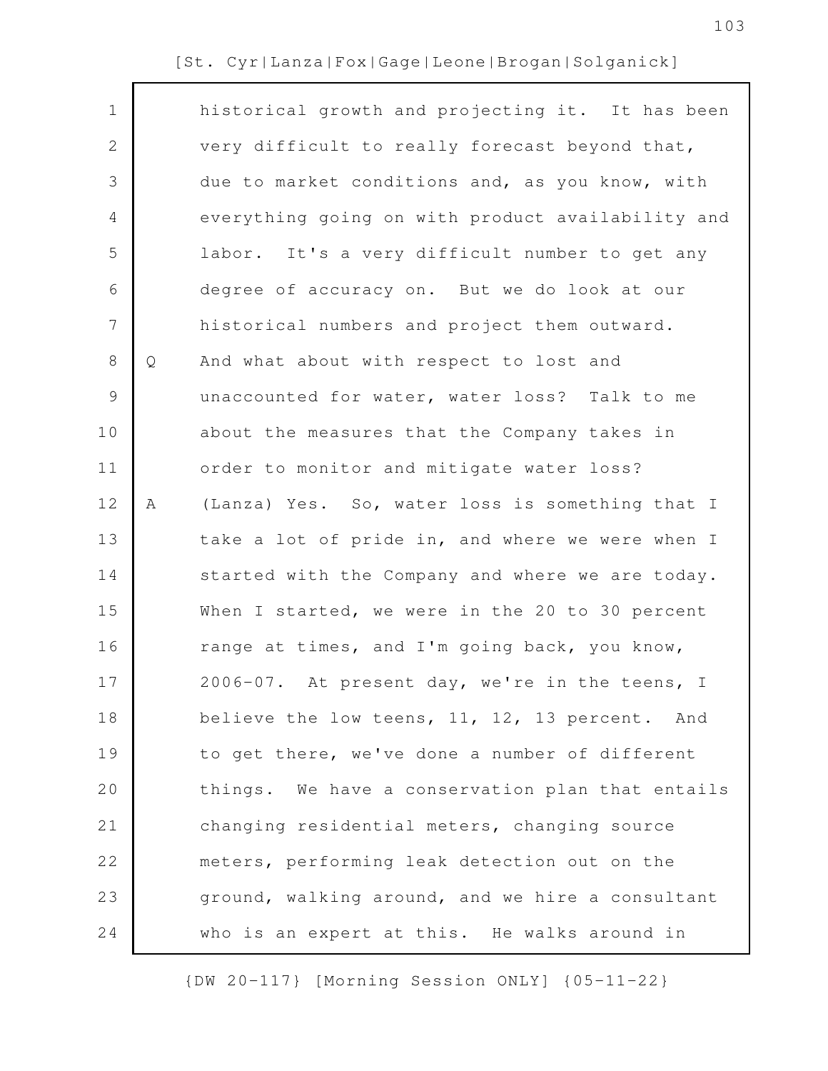historical growth and projecting it. It has been very difficult to really forecast beyond that, due to market conditions and, as you know, with everything going on with product availability and labor. It's a very difficult number to get any degree of accuracy on. But we do look at our historical numbers and project them outward.

Q And what about with respect to lost and unaccounted for water, water loss? Talk to me about the measures that the Company takes in order to monitor and mitigate water loss?

A (Lanza) Yes. So, water loss is something that I take a lot of pride in, and where we were when I started with the Company and where we are today. When I started, we were in the 20 to 30 percent range at times, and I'm going back, you know, 2006-07. At present day, we're in the teens, I believe the low teens, 11, 12, 13 percent. And to get there, we've done a number of different things. We have a conservation plan that entails changing residential meters, changing source meters, performing leak detection out on the ground, walking around, and we hire a consultant who is an expert at this. He walks around in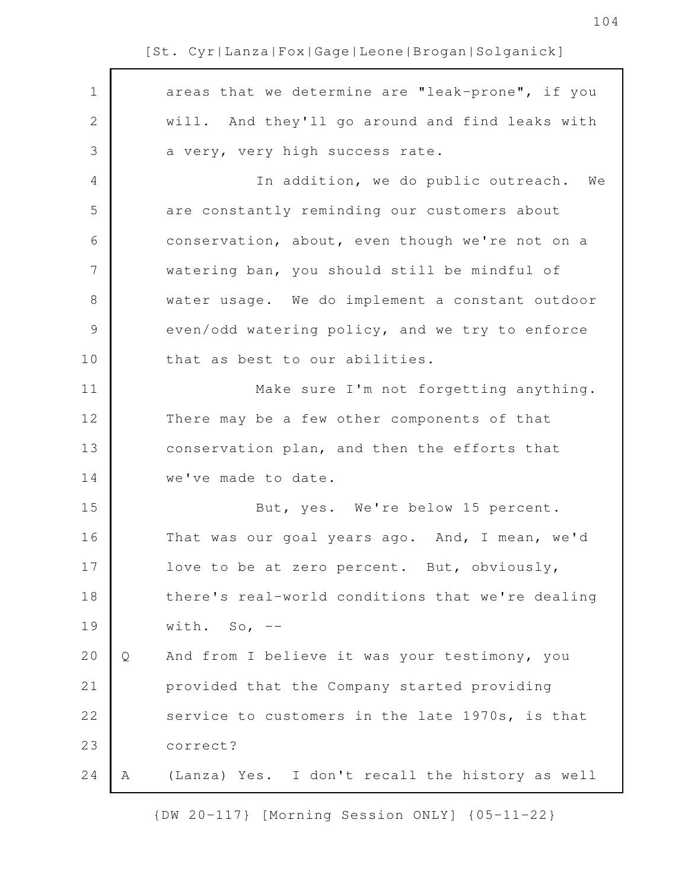areas that we determine are "leak-prone", if you will. And they'll go around and find leaks with a very, very high success rate.

In addition, we do public outreach. We are constantly reminding our customers about conservation, about, even though we're not on a watering ban, you should still be mindful of water usage. We do implement a constant outdoor even/odd watering policy, and we try to enforce that as best to our abilities.

Make sure I'm not forgetting anything. There may be a few other components of that conservation plan, and then the efforts that we've made to date.

But, yes. We're below 15 percent. That was our goal years ago. And, I mean, we'd love to be at zero percent. But, obviously, there's real-world conditions that we're dealing with. So, --

Q And from I believe it was your testimony, you provided that the Company started providing service to customers in the late 1970s, is that correct?

A (Lanza) Yes. I don't recall the history as well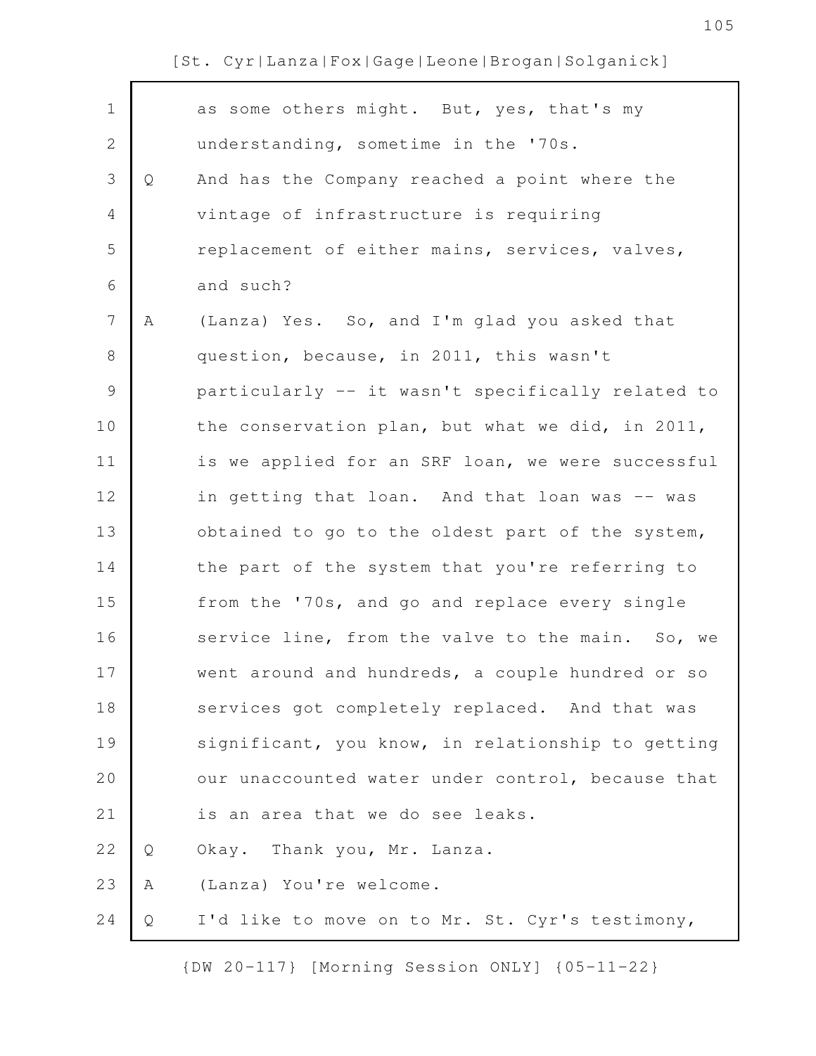as some others might. But, yes, that's my understanding, sometime in the '70s.

Q And has the Company reached a point where the vintage of infrastructure is requiring replacement of either mains, services, valves, and such?

A (Lanza) Yes. So, and I'm glad you asked that question, because, in 2011, this wasn't particularly -- it wasn't specifically related to the conservation plan, but what we did, in 2011, is we applied for an SRF loan, we were successful in getting that loan. And that loan was -- was obtained to go to the oldest part of the system, the part of the system that you're referring to from the '70s, and go and replace every single service line, from the valve to the main. So, we went around and hundreds, a couple hundred or so services got completely replaced. And that was significant, you know, in relationship to getting our unaccounted water under control, because that is an area that we do see leaks.

Q Okay. Thank you, Mr. Lanza.

A (Lanza) You're welcome.

Q I'd like to move on to Mr. St. Cyr's testimony,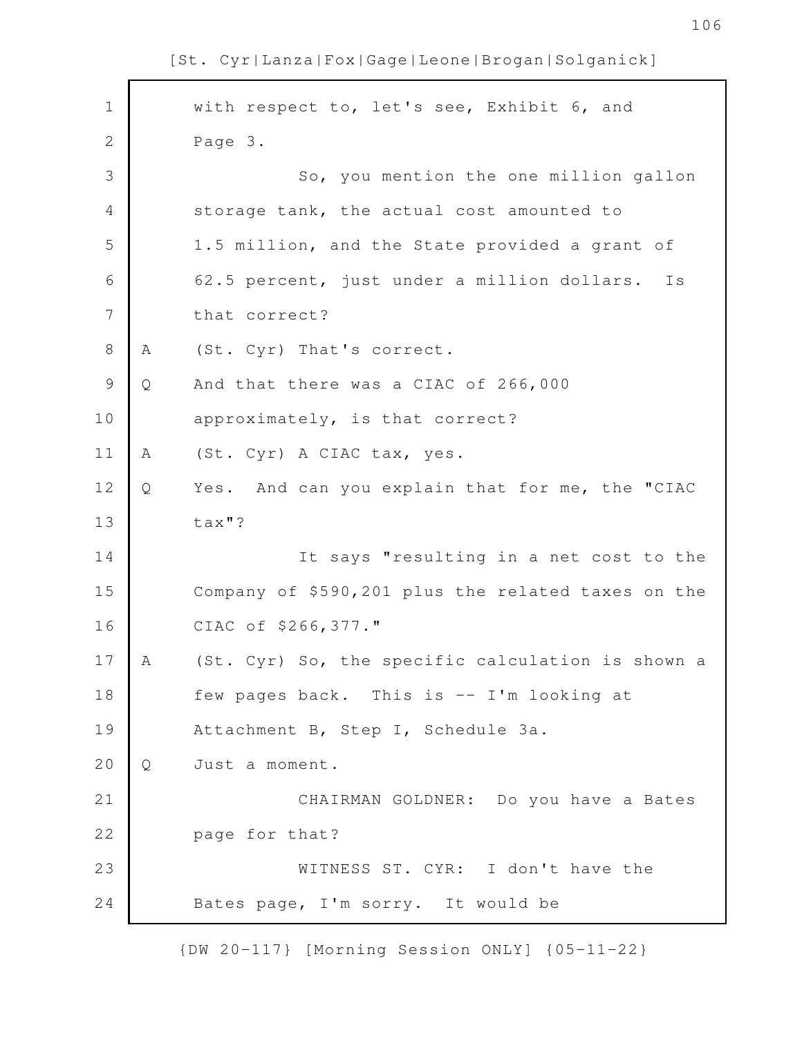with respect to, let's see, Exhibit 6, and Page 3.

So, you mention the one million gallon storage tank, the actual cost amounted to 1.5 million, and the State provided a grant of 62.5 percent, just under a million dollars. Is that correct?

A (St. Cyr) That's correct.

Q And that there was a CIAC of 266,000 approximately, is that correct?

A (St. Cyr) A CIAC tax, yes.

Q Yes. And can you explain that for me, the "CIAC tax"?

It says "resulting in a net cost to the Company of $590,201 plus the related taxes on the CIAC of $266,377."

A (St. Cyr) So, the specific calculation is shown a few pages back. This is -- I'm looking at Attachment B, Step I, Schedule 3a.

Q Just a moment.

CHAIRMAN GOLDNER: Do you have a Bates page for that?

WITNESS ST. CYR: I don't have the Bates page, I'm sorry. It would be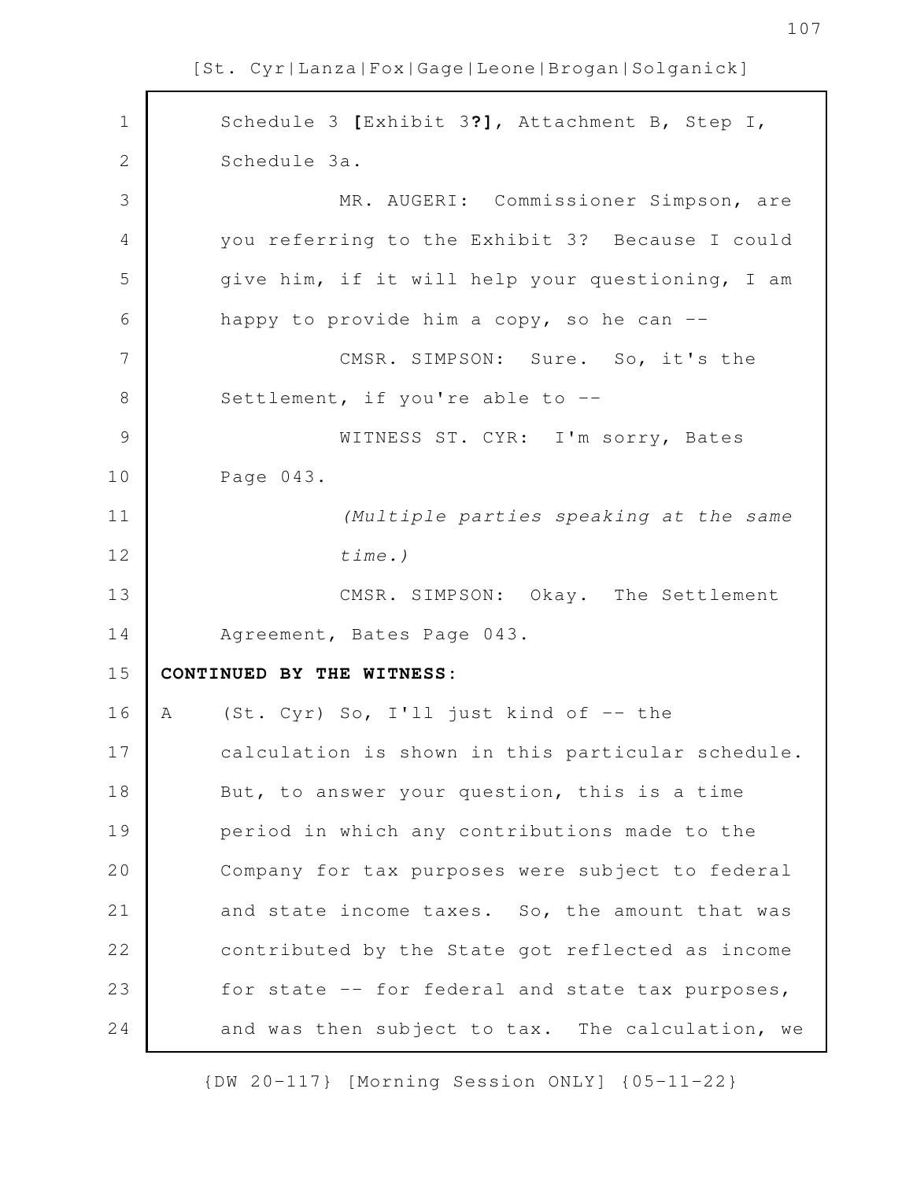Schedule 3 **[**Exhibit 3**?]**, Attachment B, Step I, Schedule 3a.

MR. AUGERI: Commissioner Simpson, are you referring to the Exhibit 3? Because I could give him, if it will help your questioning, I am happy to provide him a copy, so he can --

CMSR. SIMPSON: Sure. So, it's the Settlement, if you're able to --

WITNESS ST. CYR: I'm sorry, Bates Page 043.

*(Multiple parties speaking at the same time.)*

CMSR. SIMPSON: Okay. The Settlement Agreement, Bates Page 043.

**CONTINUED BY THE WITNESS:**

A (St. Cyr) So, I'll just kind of -- the calculation is shown in this particular schedule. But, to answer your question, this is a time period in which any contributions made to the Company for tax purposes were subject to federal and state income taxes. So, the amount that was contributed by the State got reflected as income for state -- for federal and state tax purposes, and was then subject to tax. The calculation, we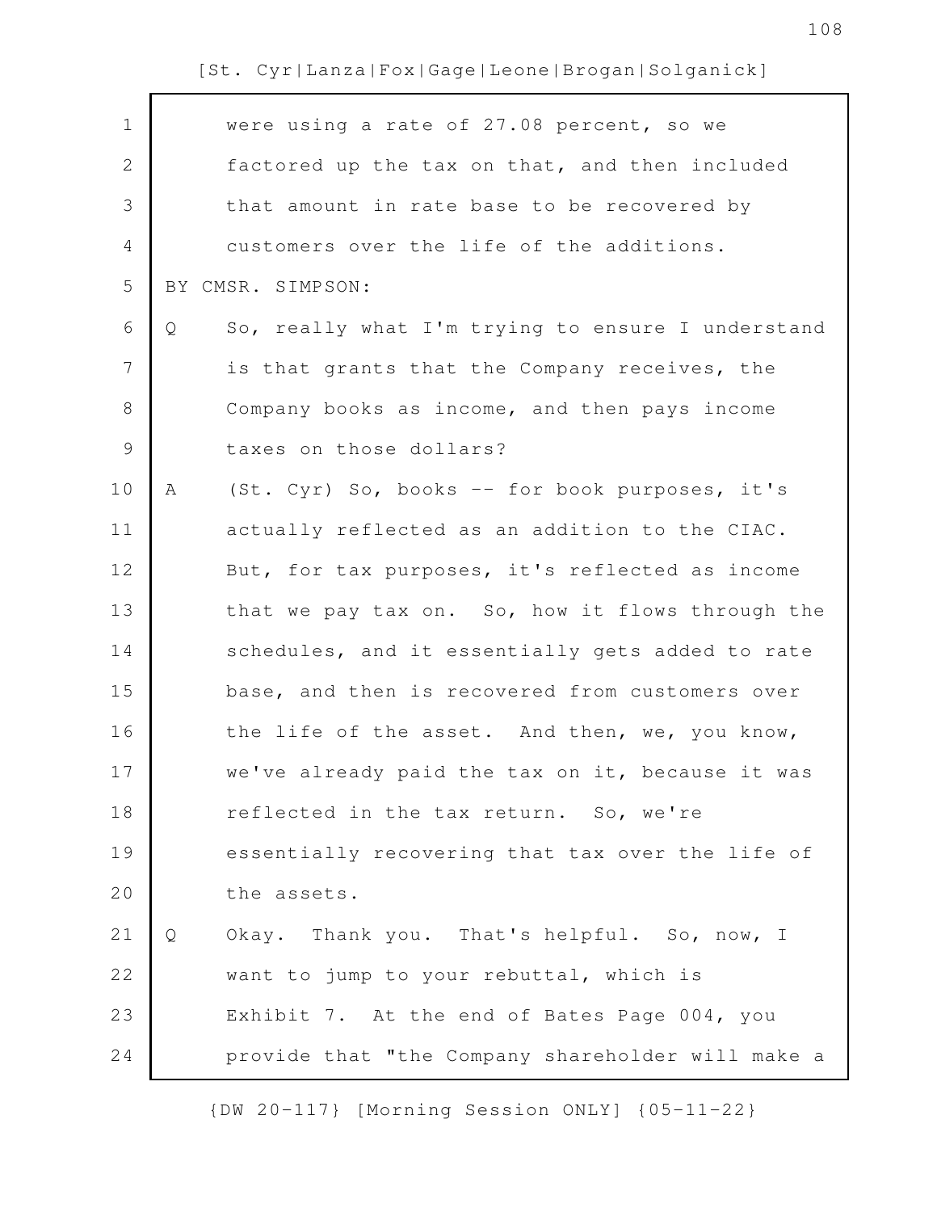were using a rate of 27.08 percent, so we factored up the tax on that, and then included that amount in rate base to be recovered by customers over the life of the additions.

BY CMSR. SIMPSON:

Q So, really what I'm trying to ensure I understand is that grants that the Company receives, the Company books as income, and then pays income taxes on those dollars?

A (St. Cyr) So, books -- for book purposes, it's actually reflected as an addition to the CIAC. But, for tax purposes, it's reflected as income that we pay tax on. So, how it flows through the schedules, and it essentially gets added to rate base, and then is recovered from customers over the life of the asset. And then, we, you know, we've already paid the tax on it, because it was reflected in the tax return. So, we're essentially recovering that tax over the life of the assets.

Q Okay. Thank you. That's helpful. So, now, I want to jump to your rebuttal, which is Exhibit 7. At the end of Bates Page 004, you provide that "the Company shareholder will make a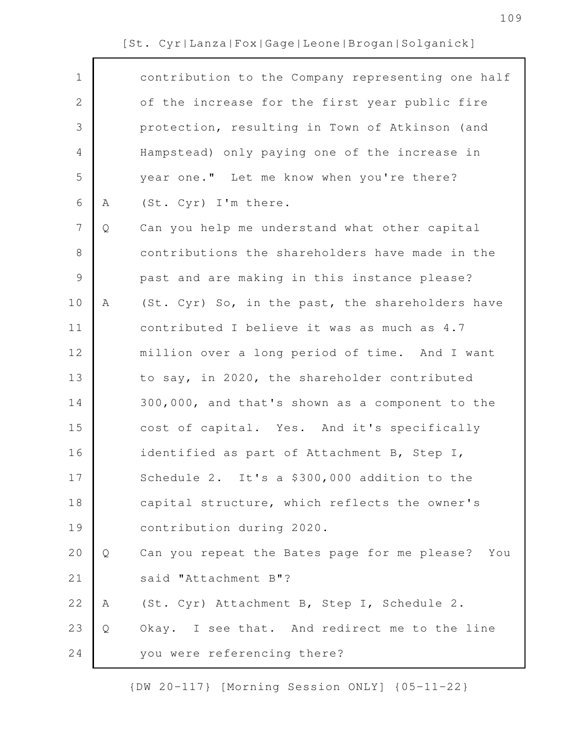contribution to the Company representing one half of the increase for the first year public fire protection, resulting in Town of Atkinson (and Hampstead) only paying one of the increase in year one." Let me know when you're there?

A (St. Cyr) I'm there.

Q Can you help me understand what other capital contributions the shareholders have made in the past and are making in this instance please?

A (St. Cyr) So, in the past, the shareholders have contributed I believe it was as much as 4.7 million over a long period of time. And I want to say, in 2020, the shareholder contributed 300,000, and that's shown as a component to the cost of capital. Yes. And it's specifically identified as part of Attachment B, Step I, Schedule 2. It's a $300,000 addition to the capital structure, which reflects the owner's contribution during 2020.

Q Can you repeat the Bates page for me please? You said "Attachment B"?

A (St. Cyr) Attachment B, Step I, Schedule 2.

Q Okay. I see that. And redirect me to the line you were referencing there?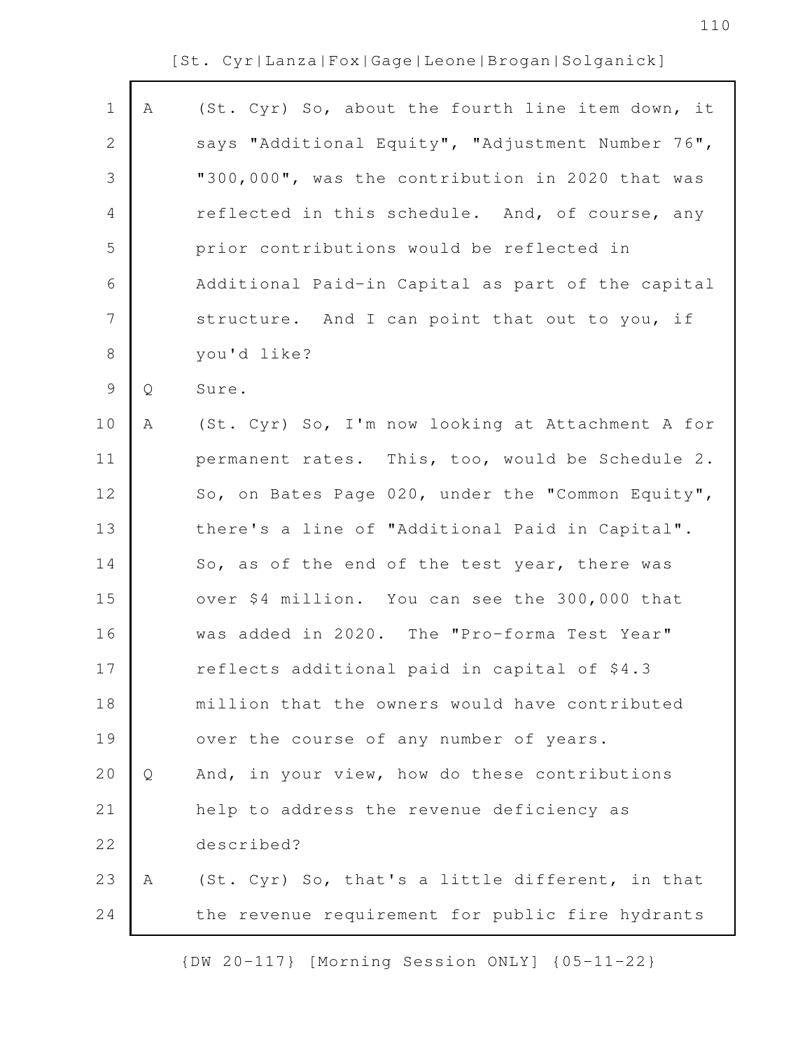A (St. Cyr) So, about the fourth line item down, it says "Additional Equity", "Adjustment Number 76", "300,000", was the contribution in 2020 that was reflected in this schedule. And, of course, any prior contributions would be reflected in Additional Paid-in Capital as part of the capital structure. And I can point that out to you, if you'd like?

Q Sure.

A (St. Cyr) So, I'm now looking at Attachment A for permanent rates. This, too, would be Schedule 2. So, on Bates Page 020, under the "Common Equity", there's a line of "Additional Paid in Capital". So, as of the end of the test year, there was over $4 million. You can see the 300,000 that was added in 2020. The "Pro-forma Test Year" reflects additional paid in capital of $4.3 million that the owners would have contributed over the course of any number of years.

Q And, in your view, how do these contributions help to address the revenue deficiency as described?

A (St. Cyr) So, that's a little different, in that the revenue requirement for public fire hydrants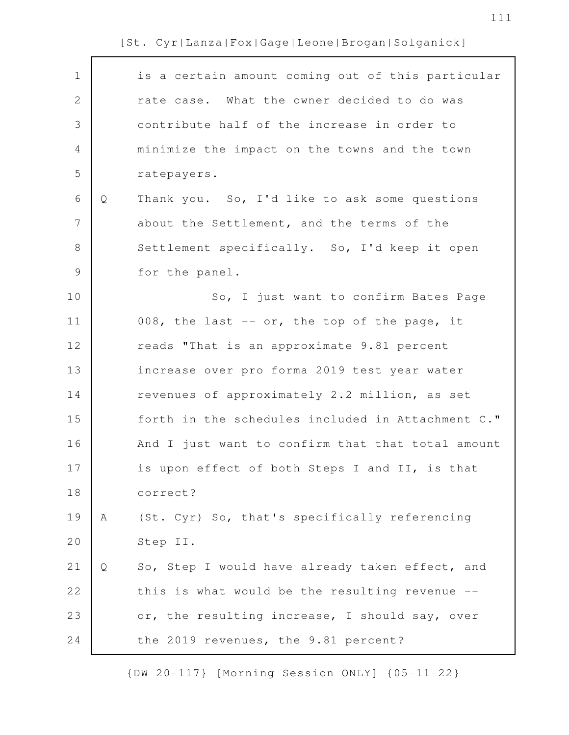is a certain amount coming out of this particular rate case. What the owner decided to do was contribute half of the increase in order to minimize the impact on the towns and the town ratepayers.

Q Thank you. So, I'd like to ask some questions about the Settlement, and the terms of the Settlement specifically. So, I'd keep it open for the panel.

So, I just want to confirm Bates Page 008, the last -- or, the top of the page, it reads "That is an approximate 9.81 percent increase over pro forma 2019 test year water revenues of approximately 2.2 million, as set forth in the schedules included in Attachment C." And I just want to confirm that that total amount is upon effect of both Steps I and II, is that correct?

A (St. Cyr) So, that's specifically referencing Step II.

Q So, Step I would have already taken effect, and this is what would be the resulting revenue -- or, the resulting increase, I should say, over the 2019 revenues, the 9.81 percent?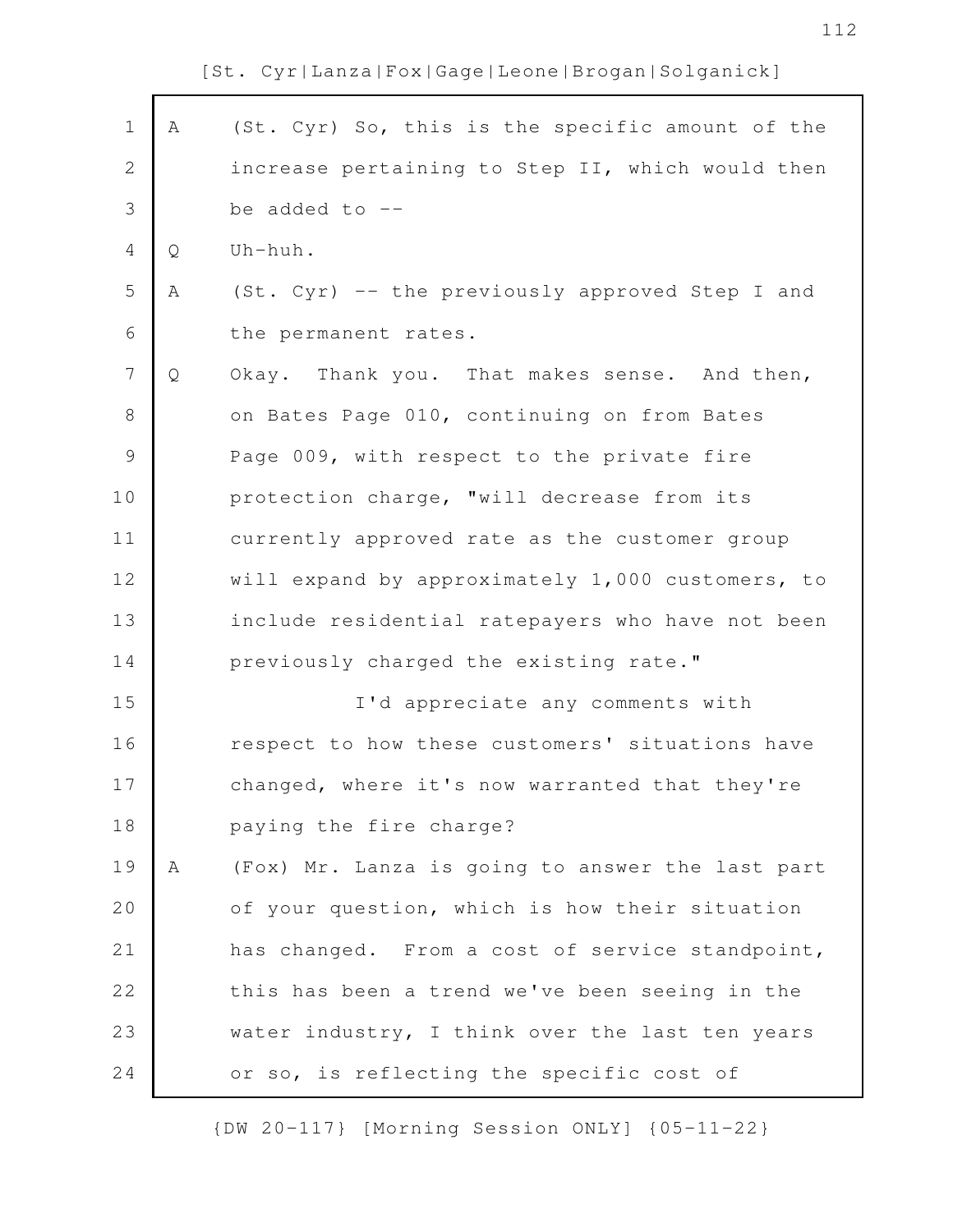A (St. Cyr) So, this is the specific amount of the increase pertaining to Step II, which would then be added to --

Q Uh-huh.

A (St. Cyr) -- the previously approved Step I and the permanent rates.

Q Okay. Thank you. That makes sense. And then, on Bates Page 010, continuing on from Bates Page 009, with respect to the private fire protection charge, "will decrease from its currently approved rate as the customer group will expand by approximately 1,000 customers, to include residential ratepayers who have not been previously charged the existing rate."

I'd appreciate any comments with respect to how these customers' situations have changed, where it's now warranted that they're paying the fire charge?

A (Fox) Mr. Lanza is going to answer the last part of your question, which is how their situation has changed. From a cost of service standpoint, this has been a trend we've been seeing in the water industry, I think over the last ten years or so, is reflecting the specific cost of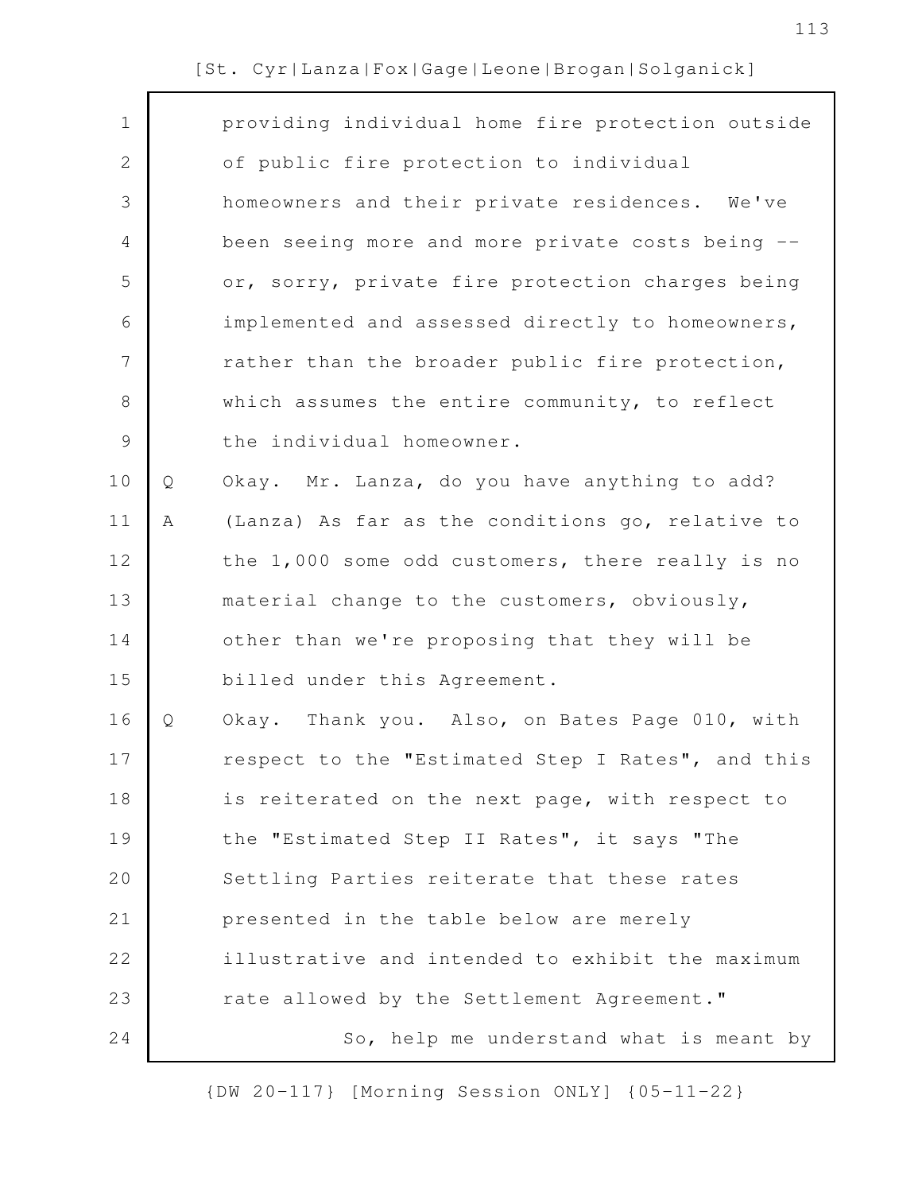providing individual home fire protection outside of public fire protection to individual homeowners and their private residences. We've been seeing more and more private costs being -- or, sorry, private fire protection charges being implemented and assessed directly to homeowners, rather than the broader public fire protection, which assumes the entire community, to reflect the individual homeowner.

Q Okay. Mr. Lanza, do you have anything to add?

A (Lanza) As far as the conditions go, relative to the 1,000 some odd customers, there really is no material change to the customers, obviously, other than we're proposing that they will be billed under this Agreement.

Q Okay. Thank you. Also, on Bates Page 010, with respect to the "Estimated Step I Rates", and this is reiterated on the next page, with respect to the "Estimated Step II Rates", it says "The Settling Parties reiterate that these rates presented in the table below are merely illustrative and intended to exhibit the maximum rate allowed by the Settlement Agreement."

So, help me understand what is meant by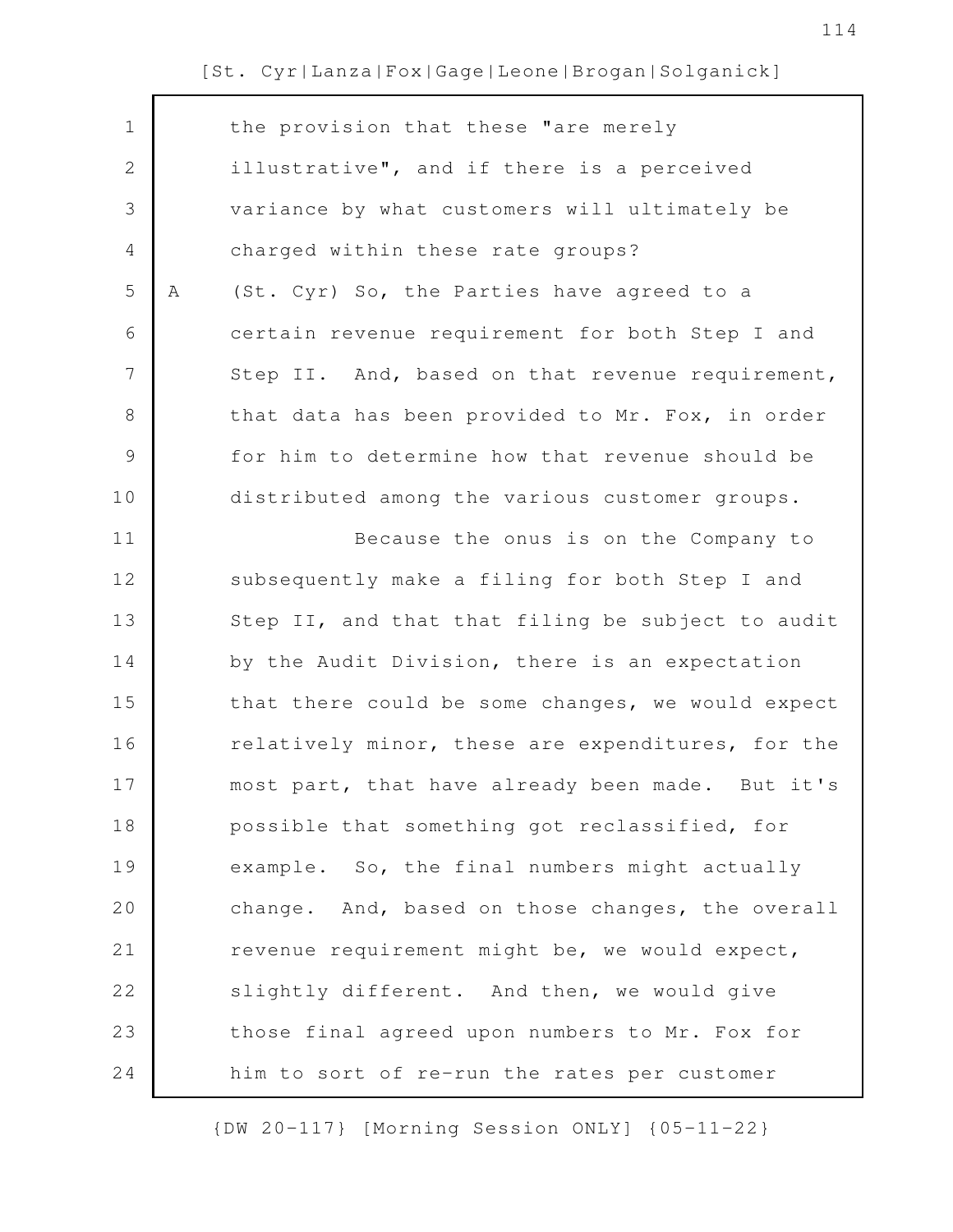the provision that these "are merely illustrative", and if there is a perceived variance by what customers will ultimately be charged within these rate groups?

A (St. Cyr) So, the Parties have agreed to a certain revenue requirement for both Step I and Step II. And, based on that revenue requirement, that data has been provided to Mr. Fox, in order for him to determine how that revenue should be distributed among the various customer groups.

Because the onus is on the Company to subsequently make a filing for both Step I and Step II, and that that filing be subject to audit by the Audit Division, there is an expectation that there could be some changes, we would expect relatively minor, these are expenditures, for the most part, that have already been made. But it's possible that something got reclassified, for example. So, the final numbers might actually change. And, based on those changes, the overall revenue requirement might be, we would expect, slightly different. And then, we would give those final agreed upon numbers to Mr. Fox for him to sort of re-run the rates per customer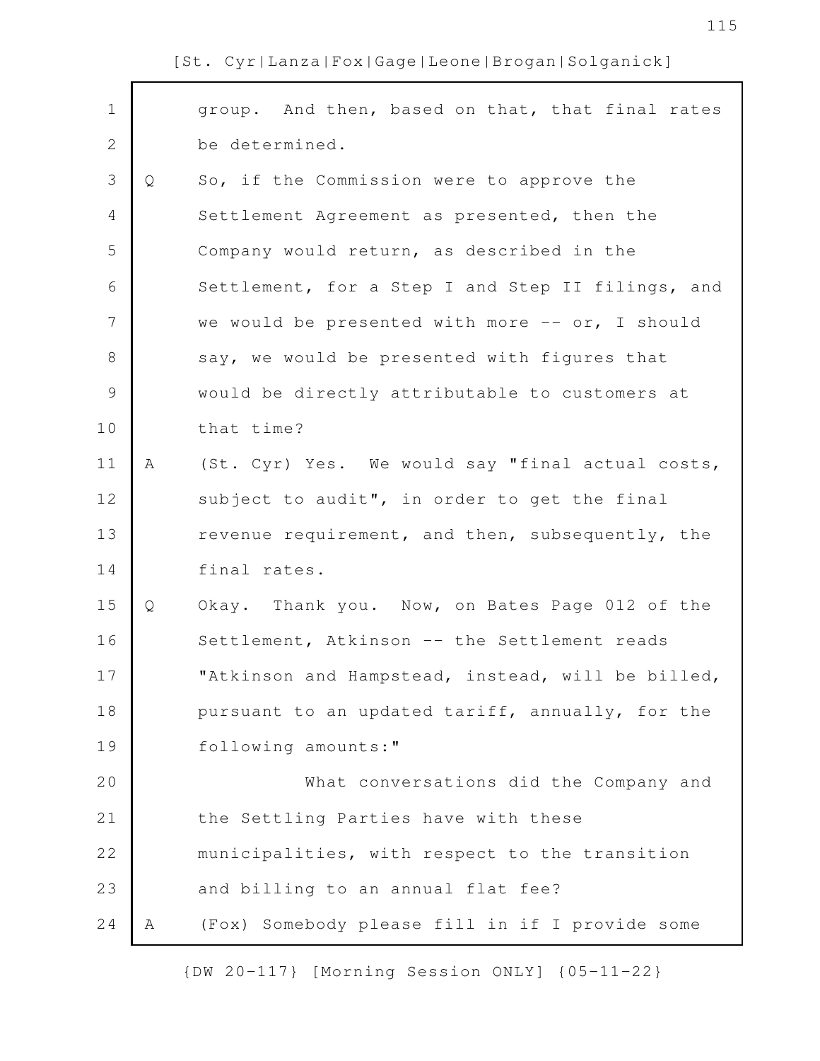group. And then, based on that, that final rates be determined.

Q So, if the Commission were to approve the Settlement Agreement as presented, then the Company would return, as described in the Settlement, for a Step I and Step II filings, and we would be presented with more -- or, I should say, we would be presented with figures that would be directly attributable to customers at that time?

A (St. Cyr) Yes. We would say "final actual costs, subject to audit", in order to get the final revenue requirement, and then, subsequently, the final rates.

Q Okay. Thank you. Now, on Bates Page 012 of the Settlement, Atkinson -- the Settlement reads "Atkinson and Hampstead, instead, will be billed, pursuant to an updated tariff, annually, for the following amounts:"

What conversations did the Company and the Settling Parties have with these municipalities, with respect to the transition and billing to an annual flat fee?

A (Fox) Somebody please fill in if I provide some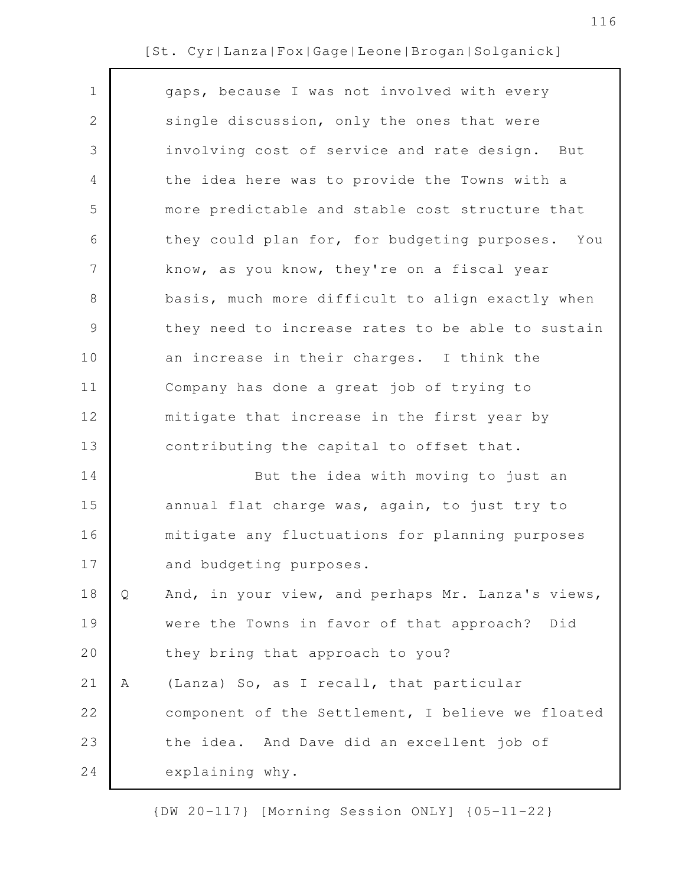gaps, because I was not involved with every single discussion, only the ones that were involving cost of service and rate design. But the idea here was to provide the Towns with a more predictable and stable cost structure that they could plan for, for budgeting purposes. You know, as you know, they're on a fiscal year basis, much more difficult to align exactly when they need to increase rates to be able to sustain an increase in their charges. I think the Company has done a great job of trying to mitigate that increase in the first year by contributing the capital to offset that.

But the idea with moving to just an annual flat charge was, again, to just try to mitigate any fluctuations for planning purposes and budgeting purposes.

Q And, in your view, and perhaps Mr. Lanza's views, were the Towns in favor of that approach? Did they bring that approach to you?

A (Lanza) So, as I recall, that particular component of the Settlement, I believe we floated the idea. And Dave did an excellent job of explaining why.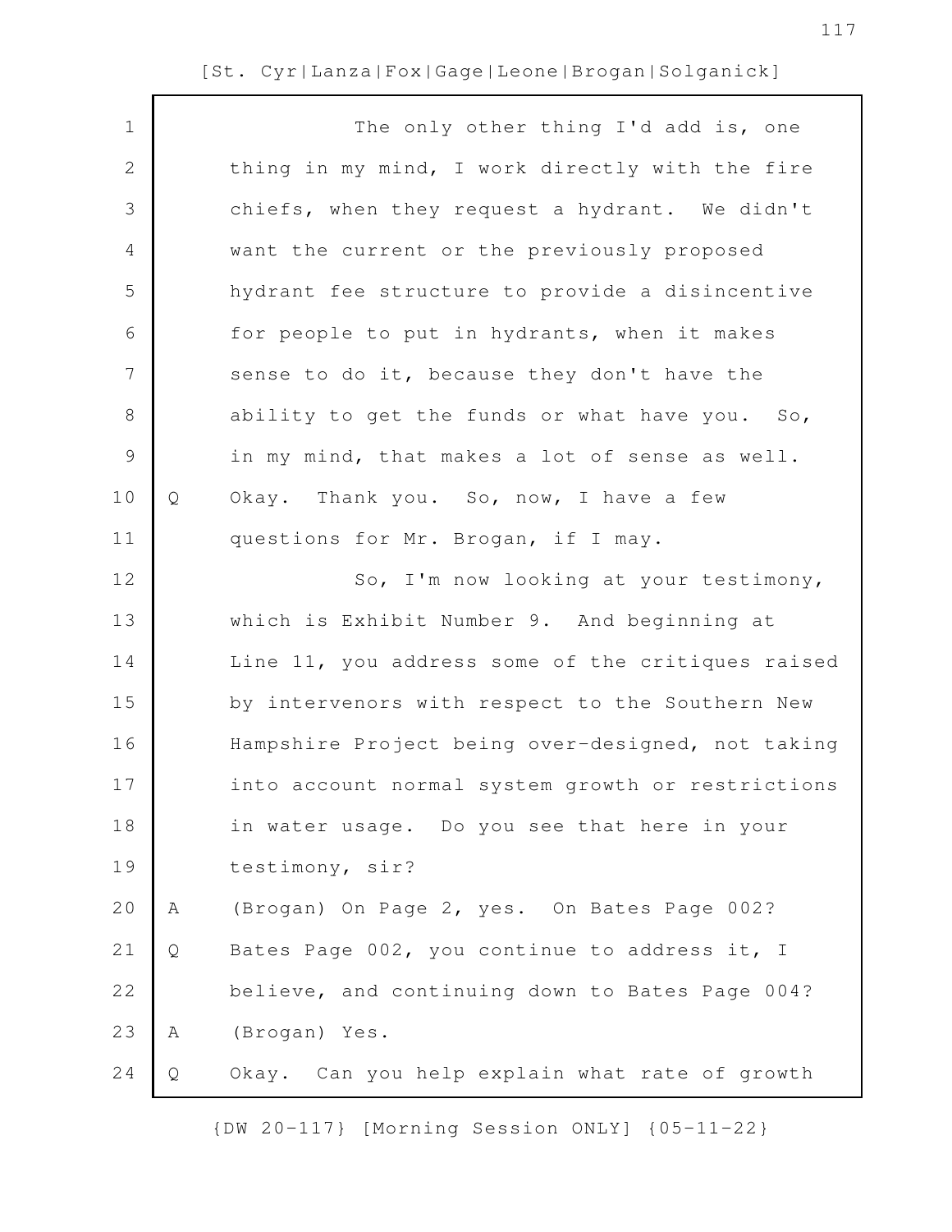The only other thing I'd add is, one thing in my mind, I work directly with the fire chiefs, when they request a hydrant. We didn't want the current or the previously proposed hydrant fee structure to provide a disincentive for people to put in hydrants, when it makes sense to do it, because they don't have the ability to get the funds or what have you. So, in my mind, that makes a lot of sense as well.

Q Okay. Thank you. So, now, I have a few questions for Mr. Brogan, if I may.

So, I'm now looking at your testimony, which is Exhibit Number 9. And beginning at Line 11, you address some of the critiques raised by intervenors with respect to the Southern New Hampshire Project being over-designed, not taking into account normal system growth or restrictions in water usage. Do you see that here in your testimony, sir?

A (Brogan) On Page 2, yes. On Bates Page 002?

Q Bates Page 002, you continue to address it, I believe, and continuing down to Bates Page 004?

A (Brogan) Yes.

Q Okay. Can you help explain what rate of growth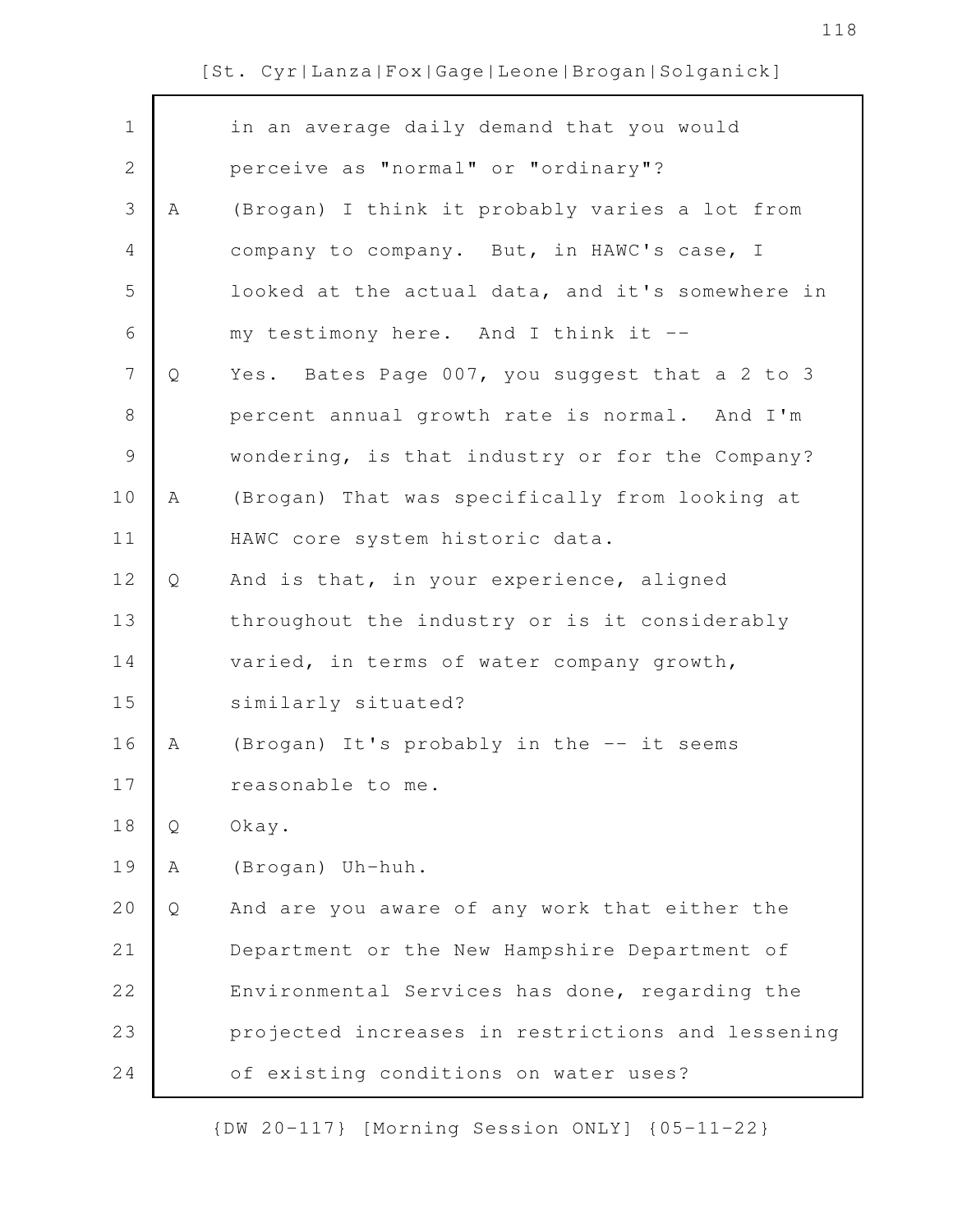in an average daily demand that you would perceive as "normal" or "ordinary"?

A (Brogan) I think it probably varies a lot from company to company. But, in HAWC's case, I looked at the actual data, and it's somewhere in my testimony here. And I think it --

Q Yes. Bates Page 007, you suggest that a 2 to 3 percent annual growth rate is normal. And I'm wondering, is that industry or for the Company?

A (Brogan) That was specifically from looking at HAWC core system historic data.

Q And is that, in your experience, aligned throughout the industry or is it considerably varied, in terms of water company growth, similarly situated?

A (Brogan) It's probably in the -- it seems reasonable to me.

Q Okay.

A (Brogan) Uh-huh.

Q And are you aware of any work that either the Department or the New Hampshire Department of Environmental Services has done, regarding the projected increases in restrictions and lessening of existing conditions on water uses?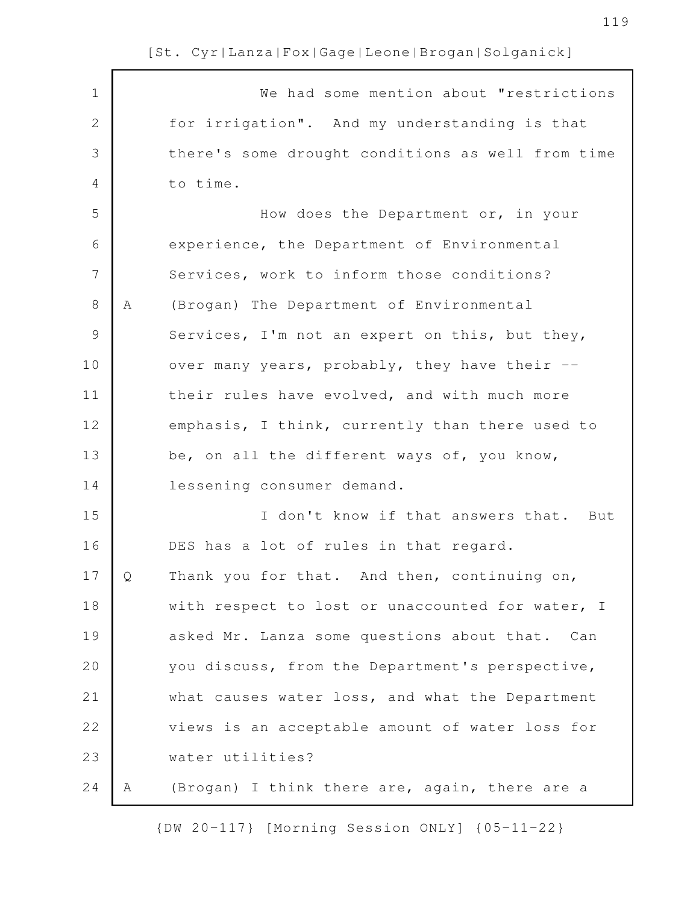We had some mention about "restrictions for irrigation". And my understanding is that there's some drought conditions as well from time to time.

How does the Department or, in your experience, the Department of Environmental Services, work to inform those conditions?

A (Brogan) The Department of Environmental Services, I'm not an expert on this, but they, over many years, probably, they have their -- their rules have evolved, and with much more emphasis, I think, currently than there used to be, on all the different ways of, you know, lessening consumer demand.

I don't know if that answers that. But DES has a lot of rules in that regard.

Q Thank you for that. And then, continuing on, with respect to lost or unaccounted for water, I asked Mr. Lanza some questions about that. Can you discuss, from the Department's perspective, what causes water loss, and what the Department views is an acceptable amount of water loss for water utilities?

A (Brogan) I think there are, again, there are a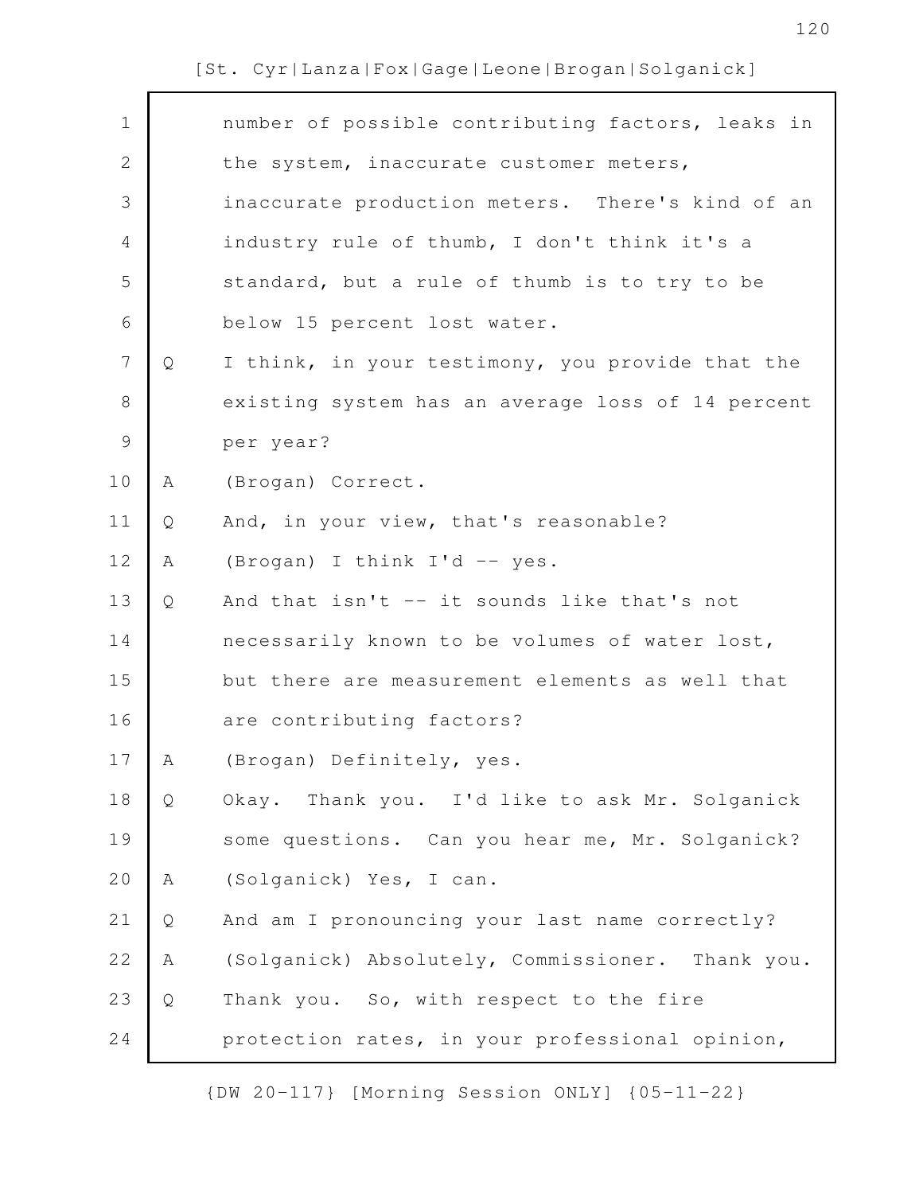number of possible contributing factors, leaks in the system, inaccurate customer meters, inaccurate production meters. There's kind of an industry rule of thumb, I don't think it's a standard, but a rule of thumb is to try to be below 15 percent lost water.

Q I think, in your testimony, you provide that the existing system has an average loss of 14 percent per year?

A (Brogan) Correct.

Q And, in your view, that's reasonable?

A (Brogan) I think I'd -- yes.

Q And that isn't -- it sounds like that's not necessarily known to be volumes of water lost, but there are measurement elements as well that are contributing factors?

A (Brogan) Definitely, yes.

Q Okay. Thank you. I'd like to ask Mr. Solganick some questions. Can you hear me, Mr. Solganick?

A (Solganick) Yes, I can.

Q And am I pronouncing your last name correctly?

A (Solganick) Absolutely, Commissioner. Thank you.

Q Thank you. So, with respect to the fire protection rates, in your professional opinion,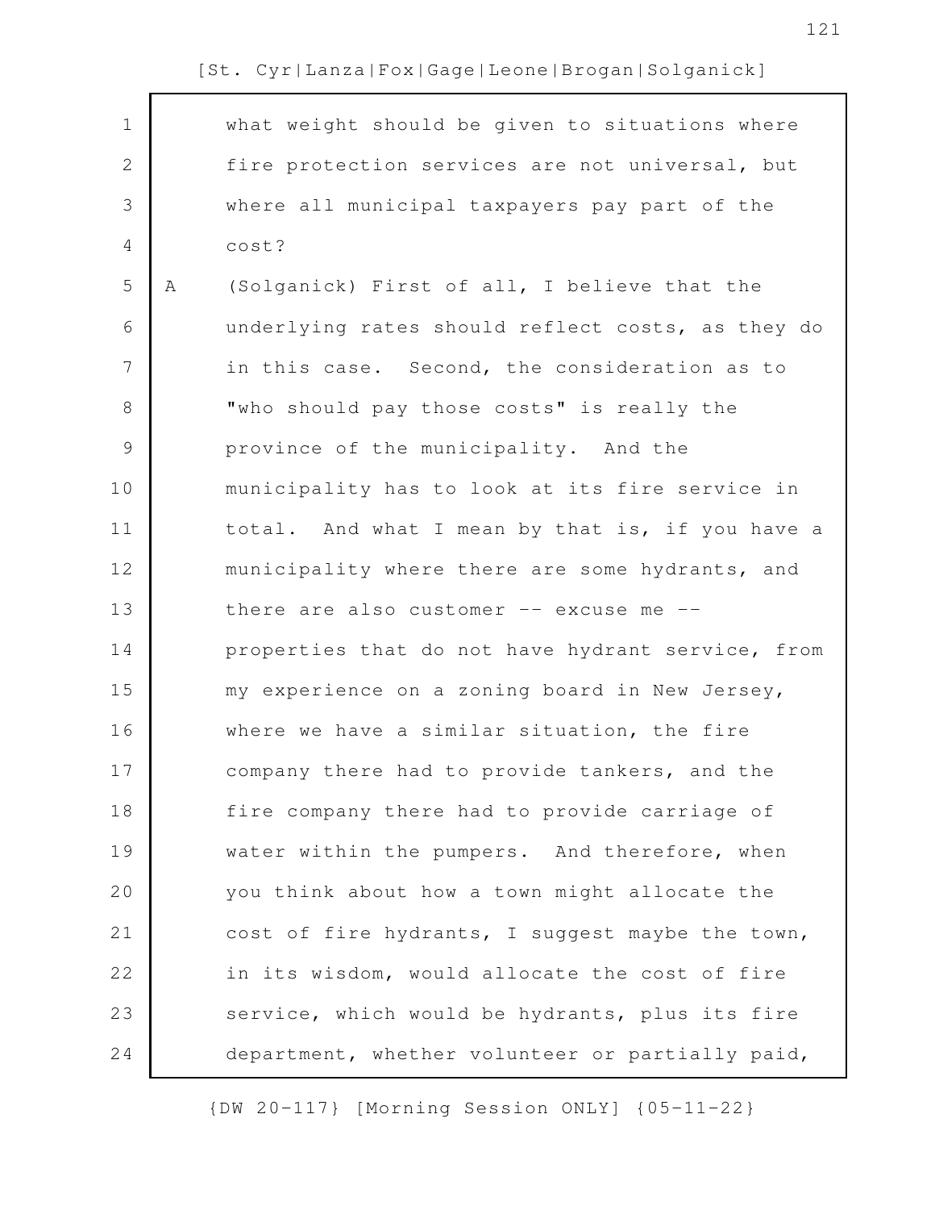what weight should be given to situations where fire protection services are not universal, but where all municipal taxpayers pay part of the cost?

A (Solganick) First of all, I believe that the underlying rates should reflect costs, as they do in this case. Second, the consideration as to "who should pay those costs" is really the province of the municipality. And the municipality has to look at its fire service in total. And what I mean by that is, if you have a municipality where there are some hydrants, and there are also customer -- excuse me -- properties that do not have hydrant service, from my experience on a zoning board in New Jersey, where we have a similar situation, the fire company there had to provide tankers, and the fire company there had to provide carriage of water within the pumpers. And therefore, when you think about how a town might allocate the cost of fire hydrants, I suggest maybe the town, in its wisdom, would allocate the cost of fire service, which would be hydrants, plus its fire department, whether volunteer or partially paid,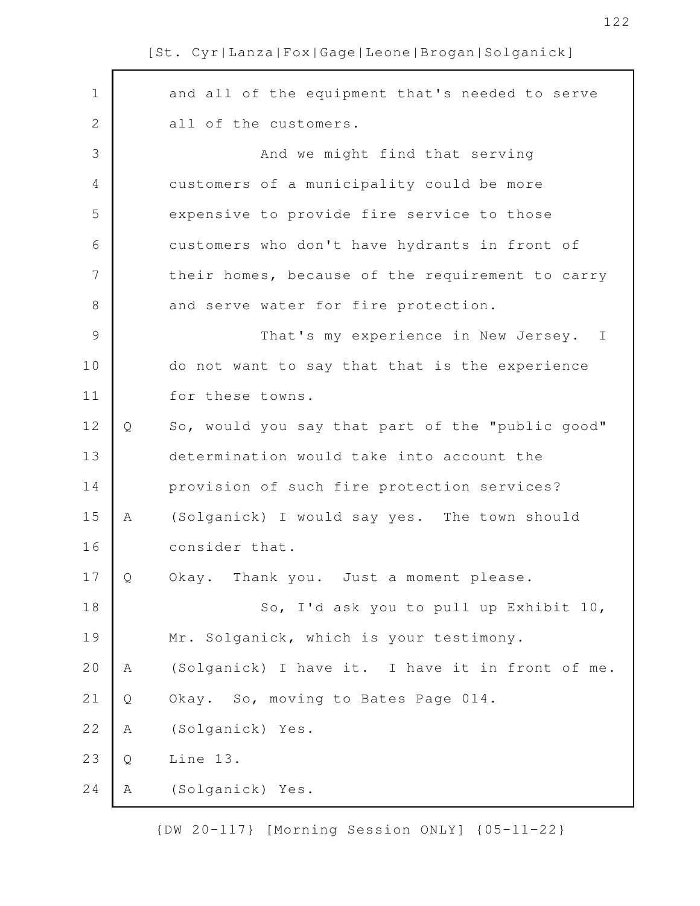and all of the equipment that's needed to serve all of the customers.

And we might find that serving customers of a municipality could be more expensive to provide fire service to those customers who don't have hydrants in front of their homes, because of the requirement to carry and serve water for fire protection.

That's my experience in New Jersey. I do not want to say that that is the experience for these towns.

Q So, would you say that part of the "public good" determination would take into account the provision of such fire protection services?

A (Solganick) I would say yes. The town should consider that.

Q Okay. Thank you. Just a moment please.

So, I'd ask you to pull up Exhibit 10, Mr. Solganick, which is your testimony.

A (Solganick) I have it. I have it in front of me.

Q Okay. So, moving to Bates Page 014.

A (Solganick) Yes.

Q Line 13.

A (Solganick) Yes.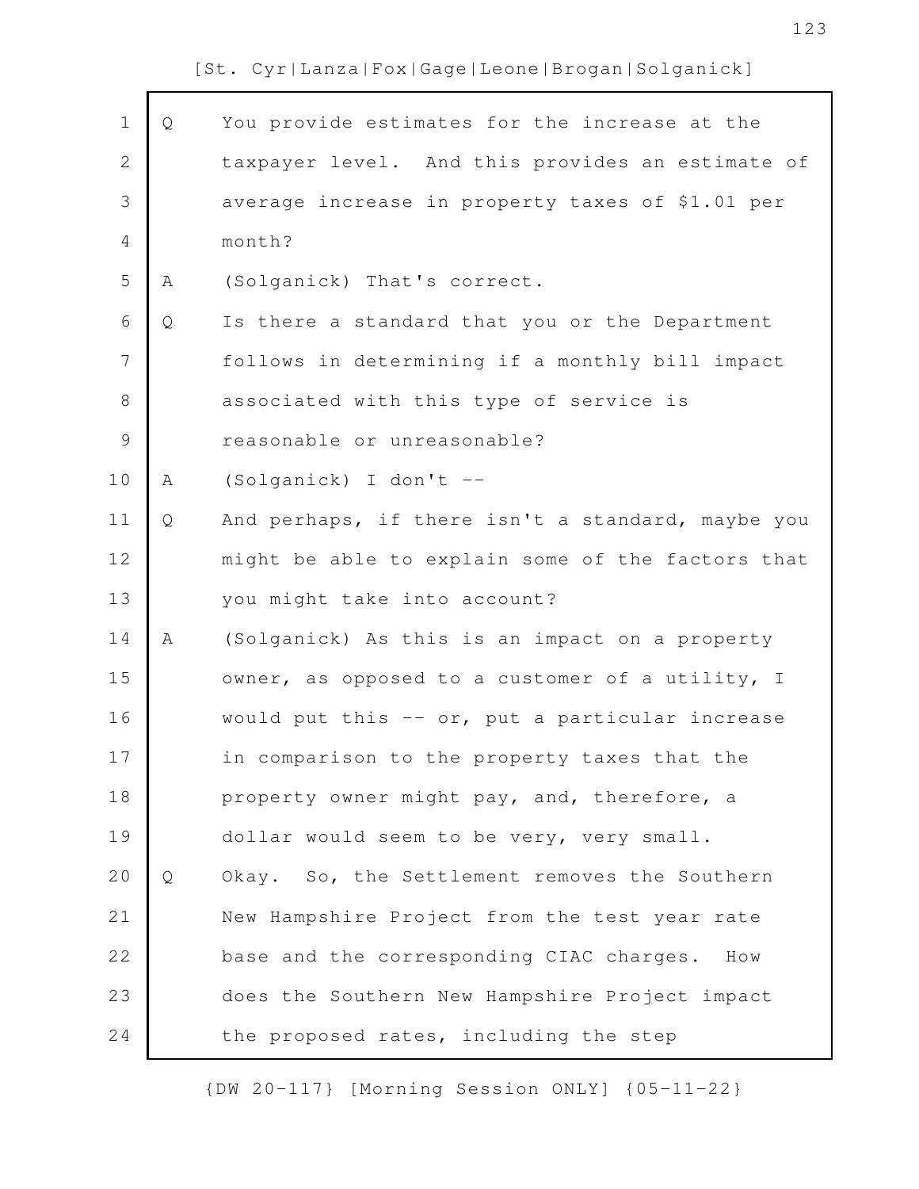Q You provide estimates for the increase at the taxpayer level. And this provides an estimate of average increase in property taxes of $1.01 per month?

A (Solganick) That's correct.

Q Is there a standard that you or the Department follows in determining if a monthly bill impact associated with this type of service is reasonable or unreasonable?

A (Solganick) I don't --

Q And perhaps, if there isn't a standard, maybe you might be able to explain some of the factors that you might take into account?

A (Solganick) As this is an impact on a property owner, as opposed to a customer of a utility, I would put this -- or, put a particular increase in comparison to the property taxes that the property owner might pay, and, therefore, a dollar would seem to be very, very small.

Q Okay. So, the Settlement removes the Southern New Hampshire Project from the test year rate base and the corresponding CIAC charges. How does the Southern New Hampshire Project impact the proposed rates, including the step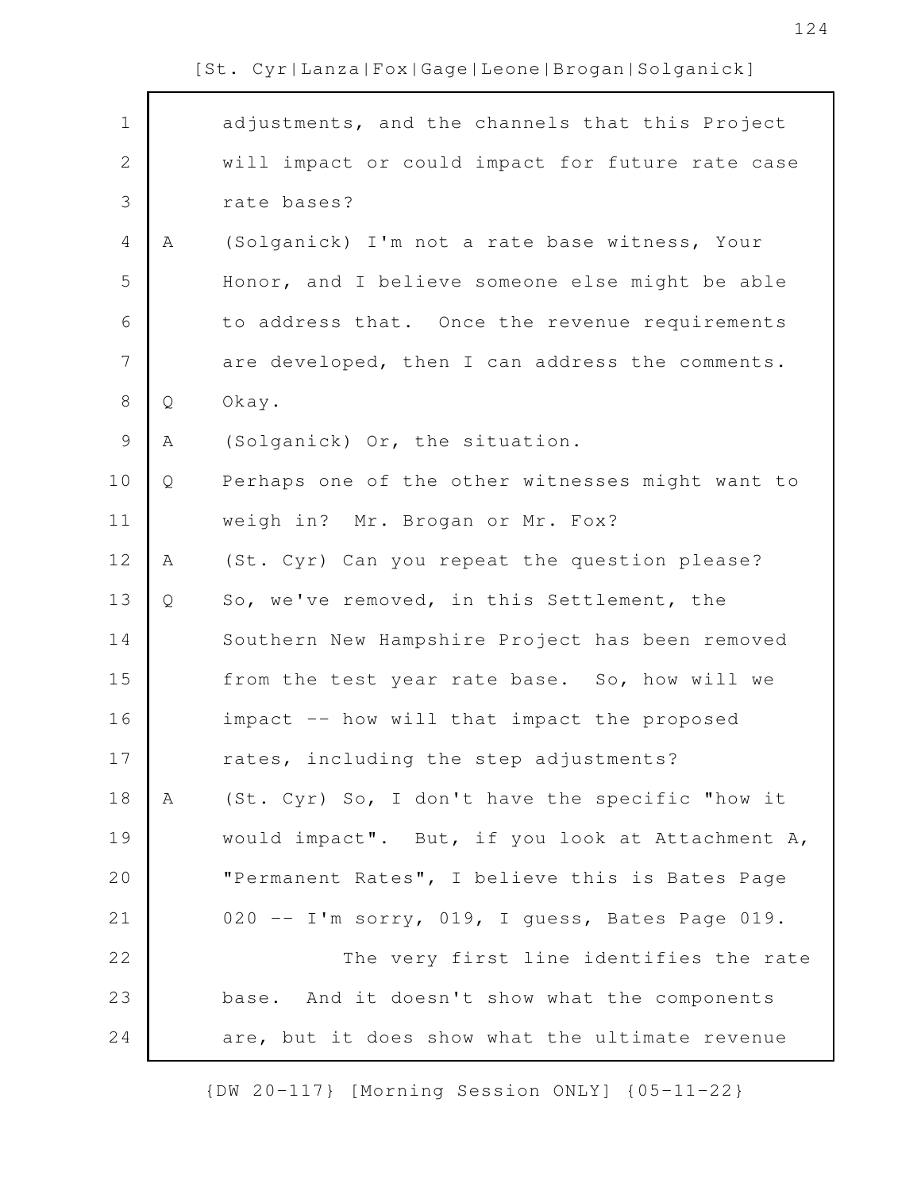adjustments, and the channels that this Project will impact or could impact for future rate case rate bases?

A (Solganick) I'm not a rate base witness, Your Honor, and I believe someone else might be able to address that. Once the revenue requirements are developed, then I can address the comments.

Q Okay.

A (Solganick) Or, the situation.

Q Perhaps one of the other witnesses might want to weigh in? Mr. Brogan or Mr. Fox?

A (St. Cyr) Can you repeat the question please?

Q So, we've removed, in this Settlement, the Southern New Hampshire Project has been removed from the test year rate base. So, how will we impact -- how will that impact the proposed rates, including the step adjustments?

A (St. Cyr) So, I don't have the specific "how it would impact". But, if you look at Attachment A, "Permanent Rates", I believe this is Bates Page 020 -- I'm sorry, 019, I guess, Bates Page 019.

The very first line identifies the rate base. And it doesn't show what the components are, but it does show what the ultimate revenue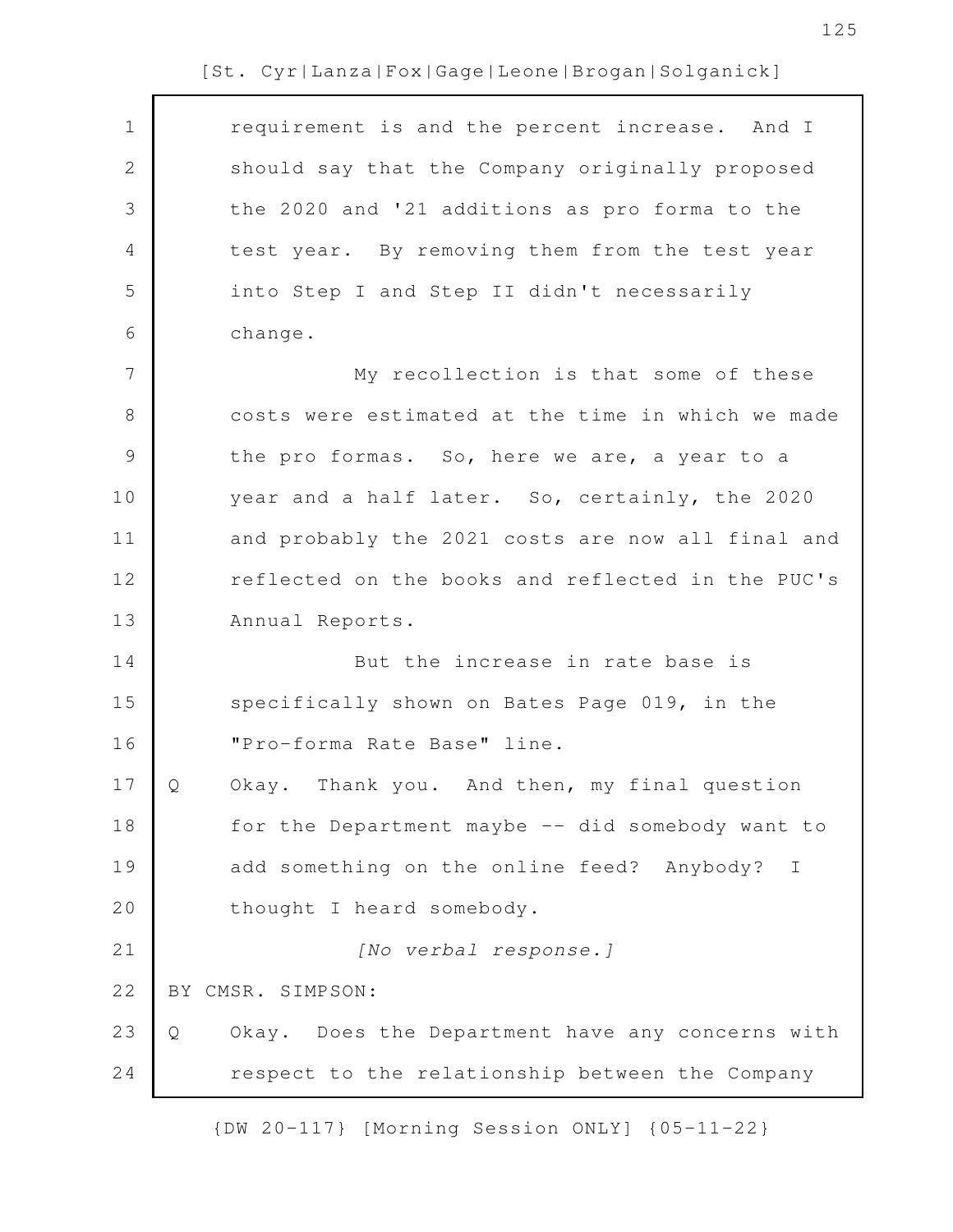requirement is and the percent increase. And I should say that the Company originally proposed the 2020 and '21 additions as pro forma to the test year. By removing them from the test year into Step I and Step II didn't necessarily change.

My recollection is that some of these costs were estimated at the time in which we made the pro formas. So, here we are, a year to a year and a half later. So, certainly, the 2020 and probably the 2021 costs are now all final and reflected on the books and reflected in the PUC's Annual Reports.

But the increase in rate base is specifically shown on Bates Page 019, in the "Pro-forma Rate Base" line.

Q Okay. Thank you. And then, my final question for the Department maybe -- did somebody want to add something on the online feed? Anybody? I thought I heard somebody.

*[No verbal response.]*

BY CMSR. SIMPSON:

Q Okay. Does the Department have any concerns with respect to the relationship between the Company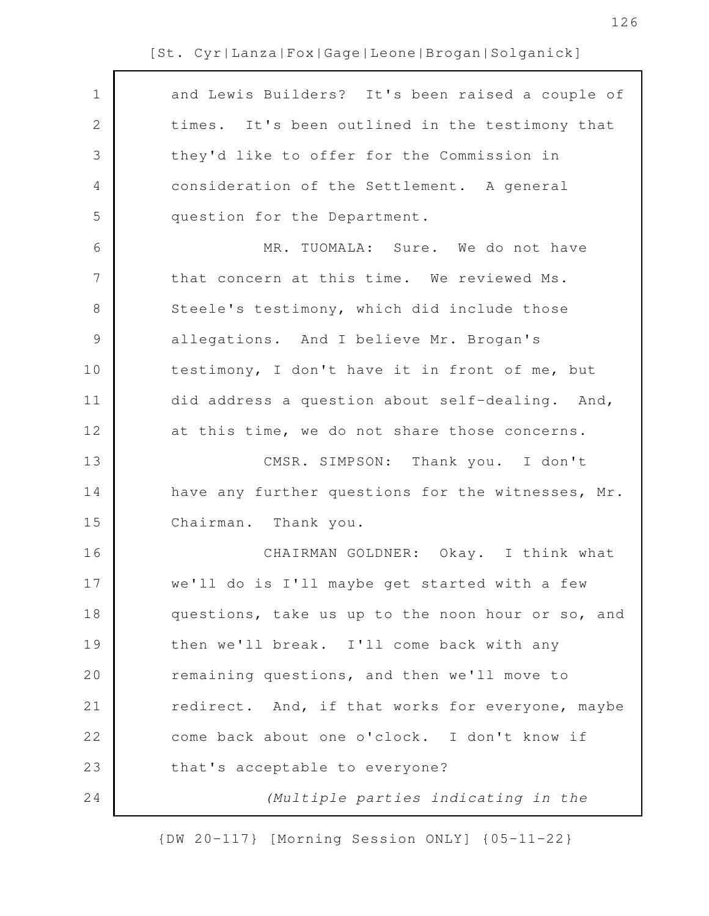and Lewis Builders? It's been raised a couple of times. It's been outlined in the testimony that they'd like to offer for the Commission in consideration of the Settlement. A general question for the Department.

MR. TUOMALA: Sure. We do not have that concern at this time. We reviewed Ms. Steele's testimony, which did include those allegations. And I believe Mr. Brogan's testimony, I don't have it in front of me, but did address a question about self-dealing. And, at this time, we do not share those concerns.

CMSR. SIMPSON: Thank you. I don't have any further questions for the witnesses, Mr. Chairman. Thank you.

CHAIRMAN GOLDNER: Okay. I think what we'll do is I'll maybe get started with a few questions, take us up to the noon hour or so, and then we'll break. I'll come back with any remaining questions, and then we'll move to redirect. And, if that works for everyone, maybe come back about one o'clock. I don't know if that's acceptable to everyone?

*(Multiple parties indicating in the*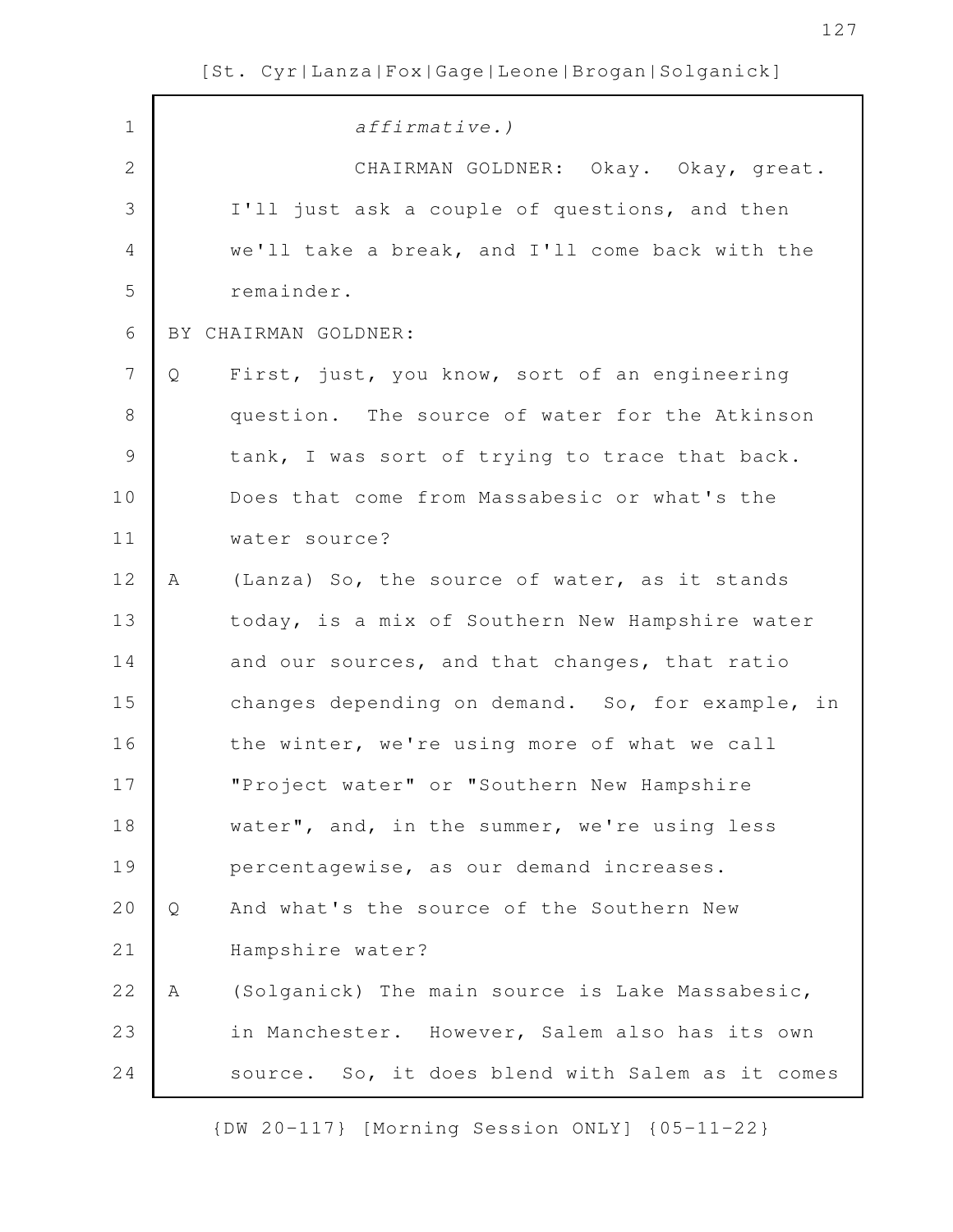*affirmative.)*

CHAIRMAN GOLDNER: Okay. Okay, great. I'll just ask a couple of questions, and then we'll take a break, and I'll come back with the remainder.

BY CHAIRMAN GOLDNER:

Q First, just, you know, sort of an engineering question. The source of water for the Atkinson tank, I was sort of trying to trace that back. Does that come from Massabesic or what's the water source?

A (Lanza) So, the source of water, as it stands today, is a mix of Southern New Hampshire water and our sources, and that changes, that ratio changes depending on demand. So, for example, in the winter, we're using more of what we call "Project water" or "Southern New Hampshire water", and, in the summer, we're using less percentagewise, as our demand increases.

Q And what's the source of the Southern New Hampshire water?

A (Solganick) The main source is Lake Massabesic, in Manchester. However, Salem also has its own source. So, it does blend with Salem as it comes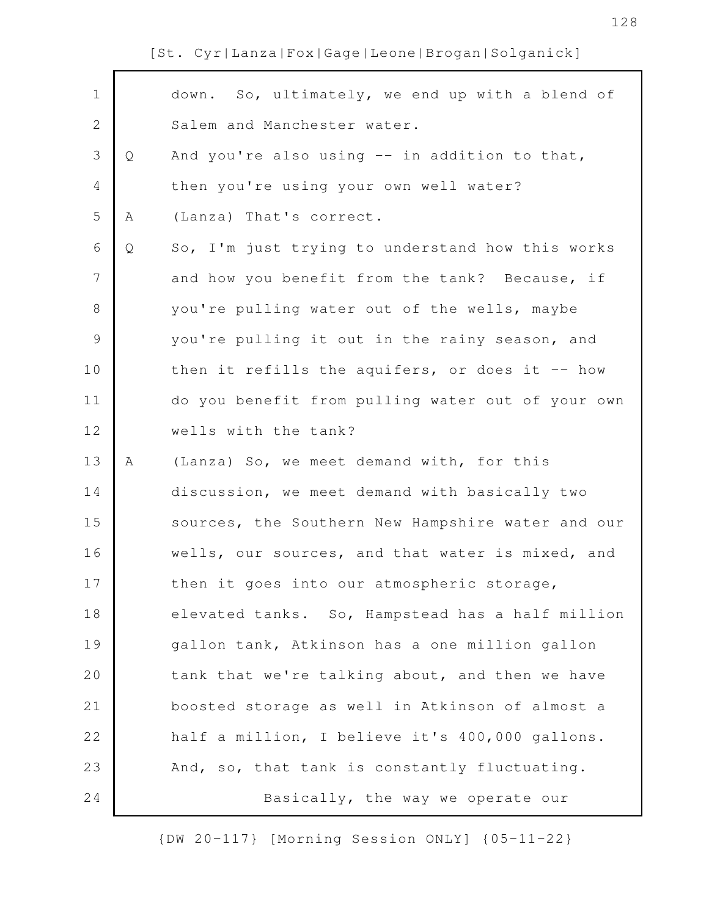down. So, ultimately, we end up with a blend of Salem and Manchester water.

Q And you're also using -- in addition to that, then you're using your own well water?

A (Lanza) That's correct.

Q So, I'm just trying to understand how this works and how you benefit from the tank? Because, if you're pulling water out of the wells, maybe you're pulling it out in the rainy season, and then it refills the aquifers, or does it -- how do you benefit from pulling water out of your own wells with the tank?

A (Lanza) So, we meet demand with, for this discussion, we meet demand with basically two sources, the Southern New Hampshire water and our wells, our sources, and that water is mixed, and then it goes into our atmospheric storage, elevated tanks. So, Hampstead has a half million gallon tank, Atkinson has a one million gallon tank that we're talking about, and then we have boosted storage as well in Atkinson of almost a half a million, I believe it's 400,000 gallons. And, so, that tank is constantly fluctuating.

Basically, the way we operate our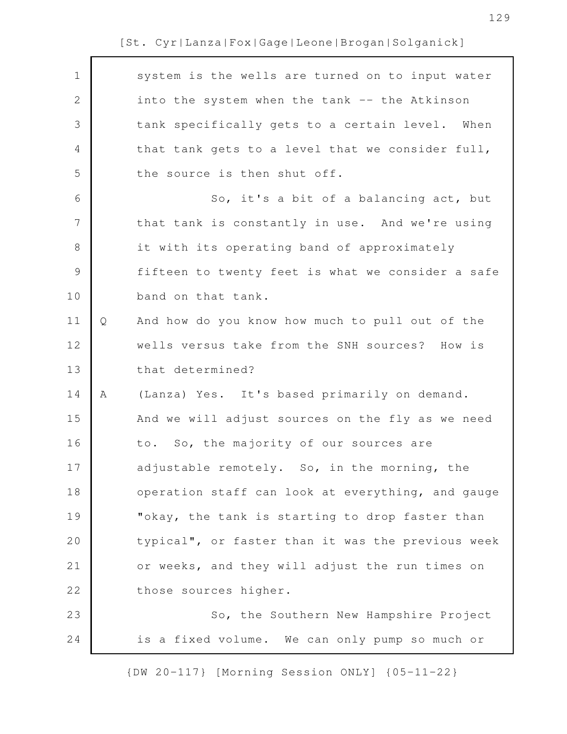system is the wells are turned on to input water into the system when the tank -- the Atkinson tank specifically gets to a certain level. When that tank gets to a level that we consider full, the source is then shut off.

So, it's a bit of a balancing act, but that tank is constantly in use. And we're using it with its operating band of approximately fifteen to twenty feet is what we consider a safe band on that tank.

Q And how do you know how much to pull out of the wells versus take from the SNH sources? How is that determined?

A (Lanza) Yes. It's based primarily on demand. And we will adjust sources on the fly as we need to. So, the majority of our sources are adjustable remotely. So, in the morning, the operation staff can look at everything, and gauge "okay, the tank is starting to drop faster than typical", or faster than it was the previous week or weeks, and they will adjust the run times on those sources higher.

So, the Southern New Hampshire Project is a fixed volume. We can only pump so much or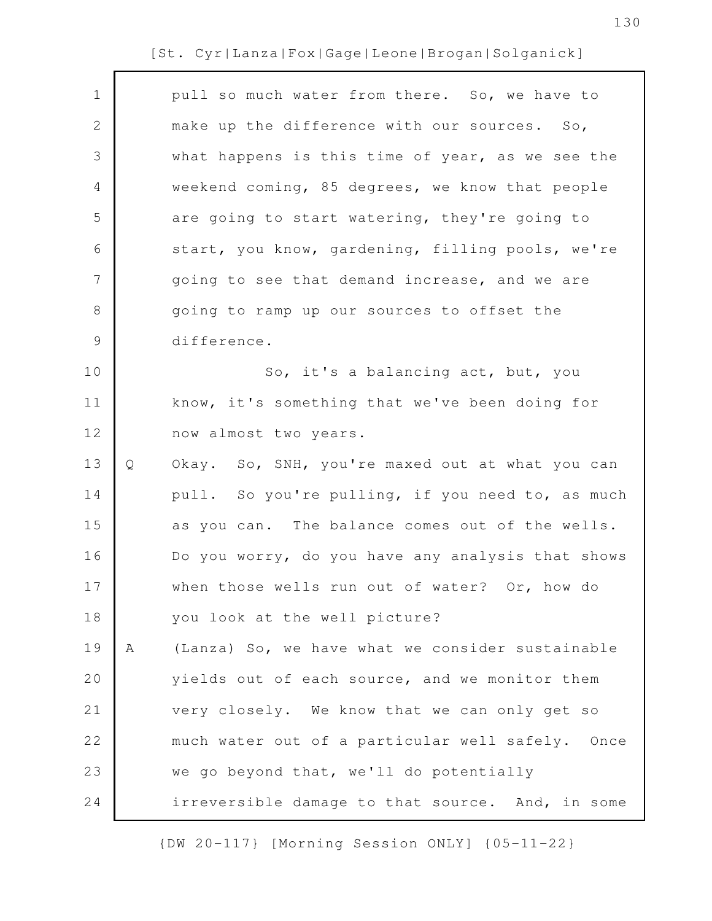pull so much water from there. So, we have to make up the difference with our sources. So, what happens is this time of year, as we see the weekend coming, 85 degrees, we know that people are going to start watering, they're going to start, you know, gardening, filling pools, we're going to see that demand increase, and we are going to ramp up our sources to offset the difference.

So, it's a balancing act, but, you know, it's something that we've been doing for now almost two years.

Q Okay. So, SNH, you're maxed out at what you can pull. So you're pulling, if you need to, as much as you can. The balance comes out of the wells. Do you worry, do you have any analysis that shows when those wells run out of water? Or, how do you look at the well picture?

A (Lanza) So, we have what we consider sustainable yields out of each source, and we monitor them very closely. We know that we can only get so much water out of a particular well safely. Once we go beyond that, we'll do potentially irreversible damage to that source. And, in some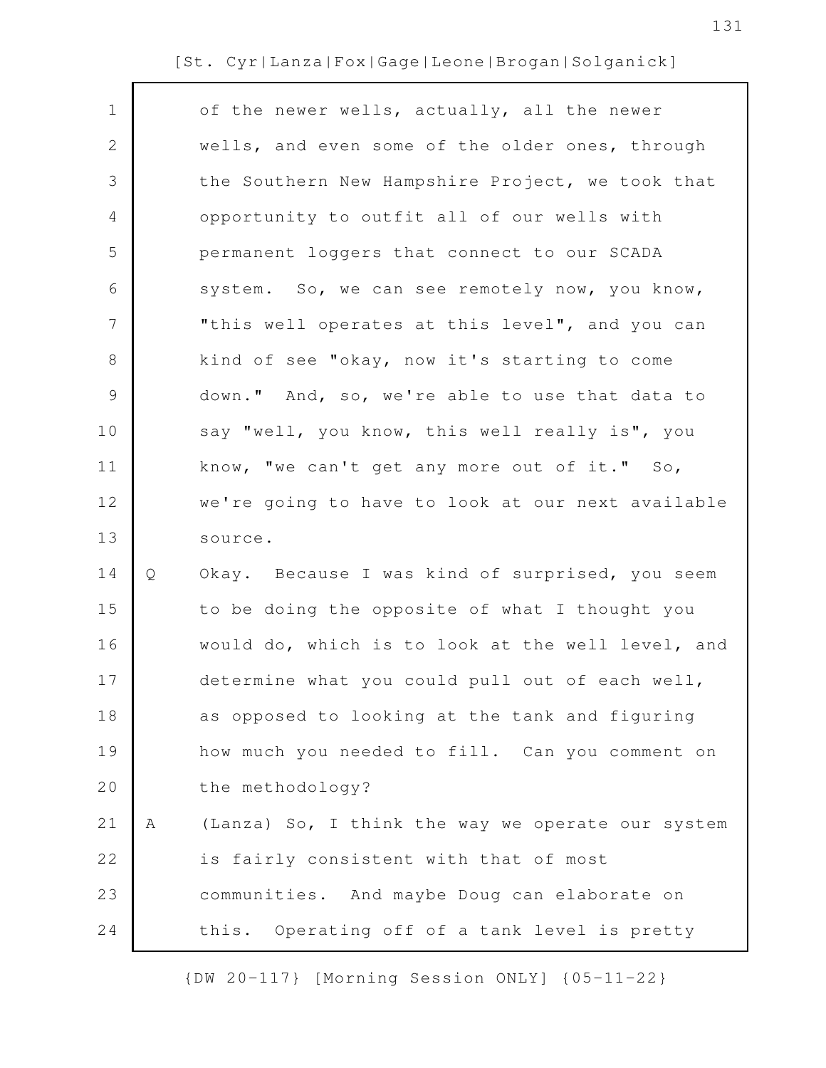of the newer wells, actually, all the newer wells, and even some of the older ones, through the Southern New Hampshire Project, we took that opportunity to outfit all of our wells with permanent loggers that connect to our SCADA system. So, we can see remotely now, you know, "this well operates at this level", and you can kind of see "okay, now it's starting to come down." And, so, we're able to use that data to say "well, you know, this well really is", you know, "we can't get any more out of it." So, we're going to have to look at our next available source.

Q Okay. Because I was kind of surprised, you seem to be doing the opposite of what I thought you would do, which is to look at the well level, and determine what you could pull out of each well, as opposed to looking at the tank and figuring how much you needed to fill. Can you comment on the methodology?

A (Lanza) So, I think the way we operate our system is fairly consistent with that of most communities. And maybe Doug can elaborate on this. Operating off of a tank level is pretty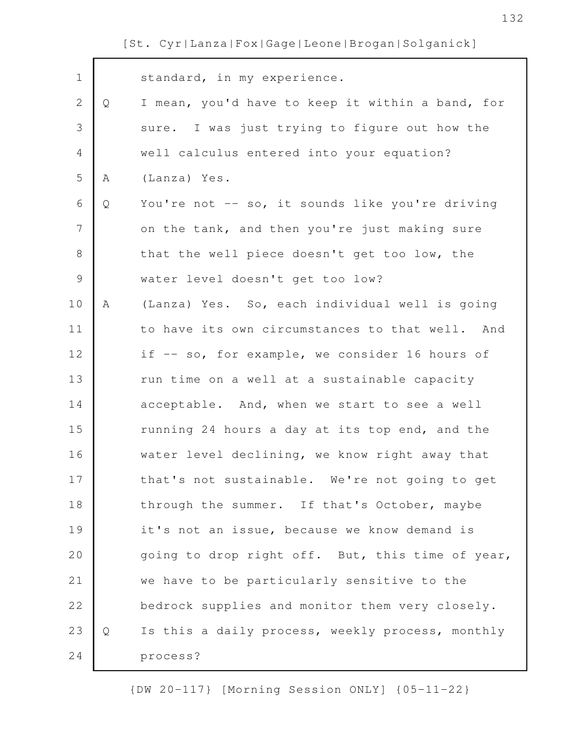standard, in my experience.

Q I mean, you'd have to keep it within a band, for sure. I was just trying to figure out how the well calculus entered into your equation?

A (Lanza) Yes.

Q You're not -- so, it sounds like you're driving on the tank, and then you're just making sure that the well piece doesn't get too low, the water level doesn't get too low?

A (Lanza) Yes. So, each individual well is going to have its own circumstances to that well. And if -- so, for example, we consider 16 hours of run time on a well at a sustainable capacity acceptable. And, when we start to see a well running 24 hours a day at its top end, and the water level declining, we know right away that that's not sustainable. We're not going to get through the summer. If that's October, maybe it's not an issue, because we know demand is going to drop right off. But, this time of year, we have to be particularly sensitive to the bedrock supplies and monitor them very closely.

Q Is this a daily process, weekly process, monthly process?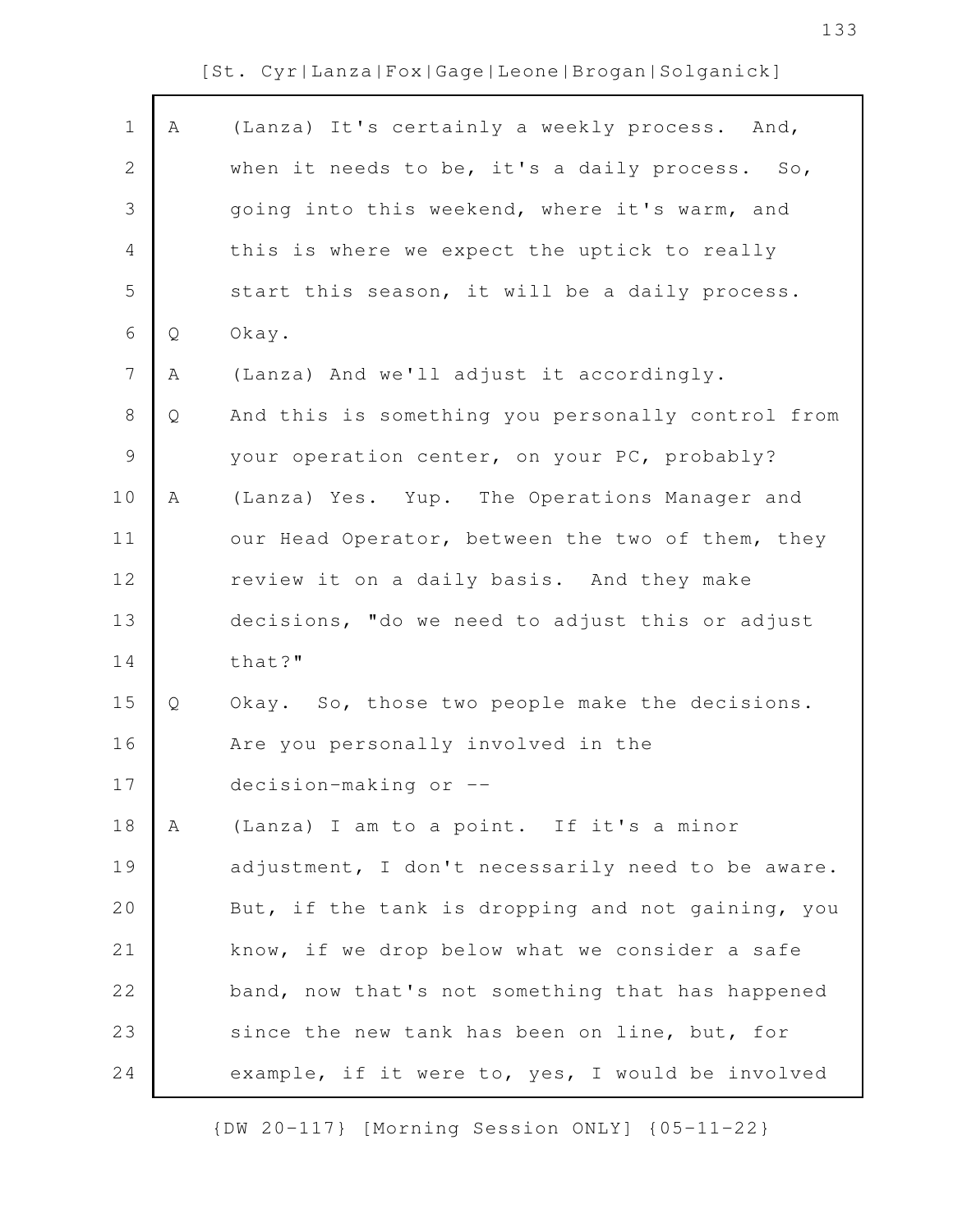A (Lanza) It's certainly a weekly process. And, when it needs to be, it's a daily process. So, going into this weekend, where it's warm, and this is where we expect the uptick to really start this season, it will be a daily process.

Q Okay.

A (Lanza) And we'll adjust it accordingly.

Q And this is something you personally control from your operation center, on your PC, probably?

A (Lanza) Yes. Yup. The Operations Manager and our Head Operator, between the two of them, they review it on a daily basis. And they make decisions, "do we need to adjust this or adjust that?"

Q Okay. So, those two people make the decisions. Are you personally involved in the decision-making or --

A (Lanza) I am to a point. If it's a minor adjustment, I don't necessarily need to be aware. But, if the tank is dropping and not gaining, you know, if we drop below what we consider a safe band, now that's not something that has happened since the new tank has been on line, but, for example, if it were to, yes, I would be involved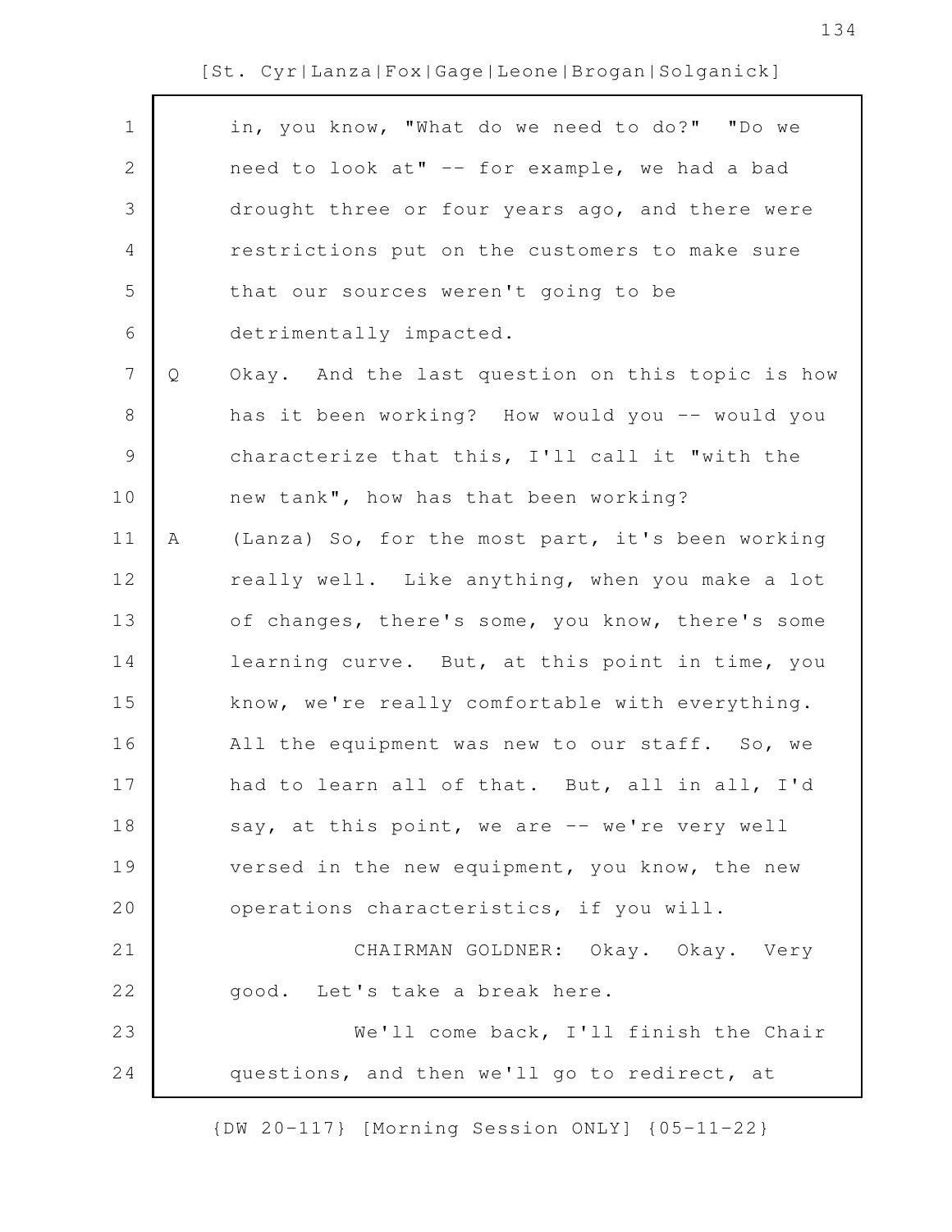in, you know, "What do we need to do?" "Do we need to look at" -- for example, we had a bad drought three or four years ago, and there were restrictions put on the customers to make sure that our sources weren't going to be detrimentally impacted.

Q Okay. And the last question on this topic is how has it been working? How would you -- would you characterize that this, I'll call it "with the new tank", how has that been working?

A (Lanza) So, for the most part, it's been working really well. Like anything, when you make a lot of changes, there's some, you know, there's some learning curve. But, at this point in time, you know, we're really comfortable with everything. All the equipment was new to our staff. So, we had to learn all of that. But, all in all, I'd say, at this point, we are -- we're very well versed in the new equipment, you know, the new operations characteristics, if you will.

CHAIRMAN GOLDNER: Okay. Okay. Very good. Let's take a break here.

We'll come back, I'll finish the Chair questions, and then we'll go to redirect, at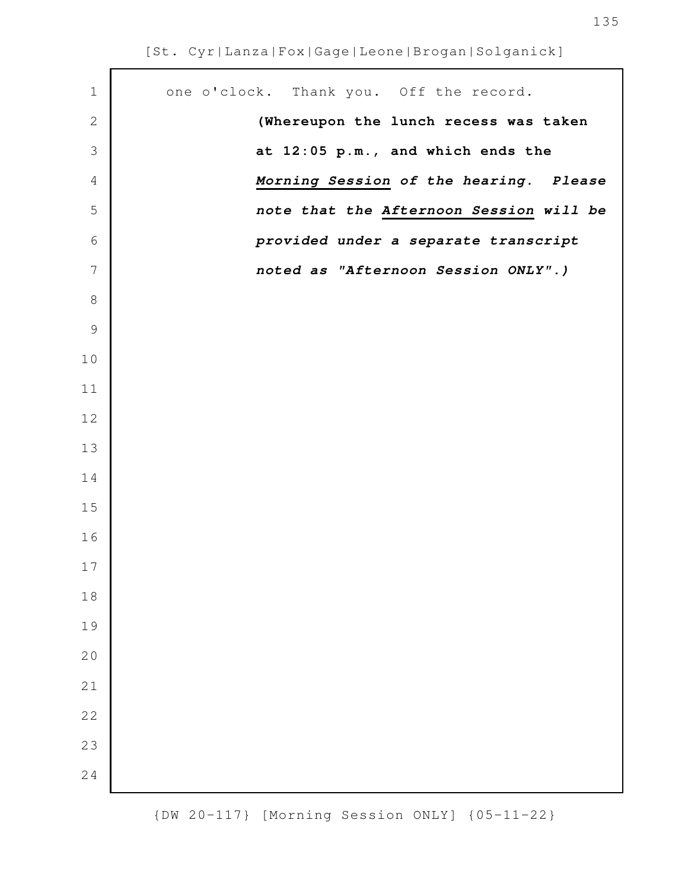one o'clock. Thank you. Off the record.

**(Whereupon the lunch recess was taken at 12:05 p.m., and which ends the *__Morning Session__* *of the hearing. Please note that the* *__Afternoon Session__* *will be provided under a separate transcript noted as "Afternoon Session ONLY".*)**